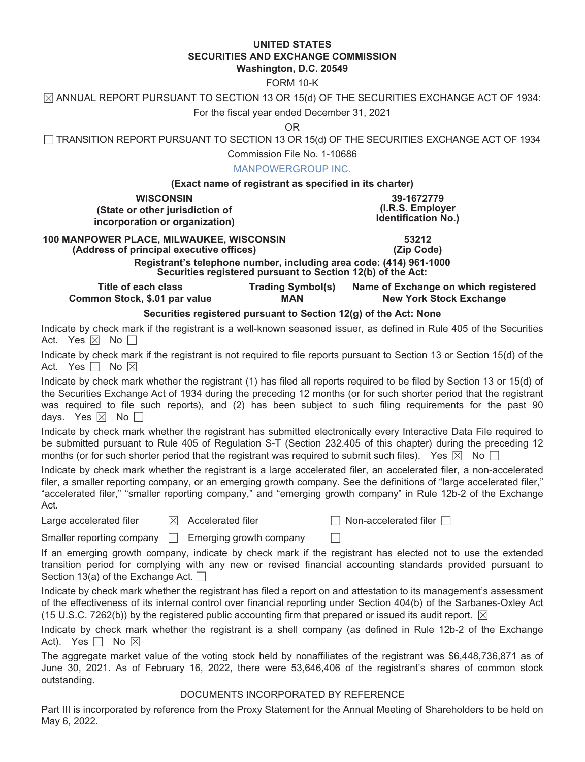**UNITED STATES**
**SECURITIES AND EXCHANGE COMMISSION**
**Washington, D.C. 20549**

FORM 10-K

☒ ANNUAL REPORT PURSUANT TO SECTION 13 OR 15(d) OF THE SECURITIES EXCHANGE ACT OF 1934:

For the fiscal year ended December 31, 2021

OR

☐ TRANSITION REPORT PURSUANT TO SECTION 13 OR 15(d) OF THE SECURITIES EXCHANGE ACT OF 1934

Commission File No. 1-10686

MANPOWERGROUP INC.

**(Exact name of registrant as specified in its charter)**

| **WISCONSIN** | **39-1672779** |
|---|---|
| **(State or other jurisdiction of incorporation or organization)** | **(I.R.S. Employer Identification No.)** |
| **100 MANPOWER PLACE, MILWAUKEE, WISCONSIN** | **53212** |
| **(Address of principal executive offices)** | **(Zip Code)** |

**Registrant's telephone number, including area code: (414) 961-1000**
**Securities registered pursuant to Section 12(b) of the Act:**

| Title of each class | Trading Symbol(s) | Name of Exchange on which registered |
|---|---|---|
| **Common Stock, $.01 par value** | **MAN** | **New York Stock Exchange** |

**Securities registered pursuant to Section 12(g) of the Act: None**

Indicate by check mark if the registrant is a well-known seasoned issuer, as defined in Rule 405 of the Securities Act. Yes ☒ No ☐

Indicate by check mark if the registrant is not required to file reports pursuant to Section 13 or Section 15(d) of the Act. Yes ☐ No ☒

Indicate by check mark whether the registrant (1) has filed all reports required to be filed by Section 13 or 15(d) of the Securities Exchange Act of 1934 during the preceding 12 months (or for such shorter period that the registrant was required to file such reports), and (2) has been subject to such filing requirements for the past 90 days. Yes ☒ No ☐

Indicate by check mark whether the registrant has submitted electronically every Interactive Data File required to be submitted pursuant to Rule 405 of Regulation S-T (Section 232.405 of this chapter) during the preceding 12 months (or for such shorter period that the registrant was required to submit such files). Yes ☒ No ☐

Indicate by check mark whether the registrant is a large accelerated filer, an accelerated filer, a non-accelerated filer, a smaller reporting company, or an emerging growth company. See the definitions of "large accelerated filer," "accelerated filer," "smaller reporting company," and "emerging growth company" in Rule 12b-2 of the Exchange Act.

Large accelerated filer ☒ Accelerated filer ☐ Non-accelerated filer ☐

Smaller reporting company ☐ Emerging growth company ☐

If an emerging growth company, indicate by check mark if the registrant has elected not to use the extended transition period for complying with any new or revised financial accounting standards provided pursuant to Section 13(a) of the Exchange Act. ☐

Indicate by check mark whether the registrant has filed a report on and attestation to its management's assessment of the effectiveness of its internal control over financial reporting under Section 404(b) of the Sarbanes-Oxley Act (15 U.S.C. 7262(b)) by the registered public accounting firm that prepared or issued its audit report. ☒

Indicate by check mark whether the registrant is a shell company (as defined in Rule 12b-2 of the Exchange Act). Yes ☐ No ☒

The aggregate market value of the voting stock held by nonaffiliates of the registrant was $6,448,736,871 as of June 30, 2021. As of February 16, 2022, there were 53,646,406 of the registrant's shares of common stock outstanding.

DOCUMENTS INCORPORATED BY REFERENCE

Part III is incorporated by reference from the Proxy Statement for the Annual Meeting of Shareholders to be held on May 6, 2022.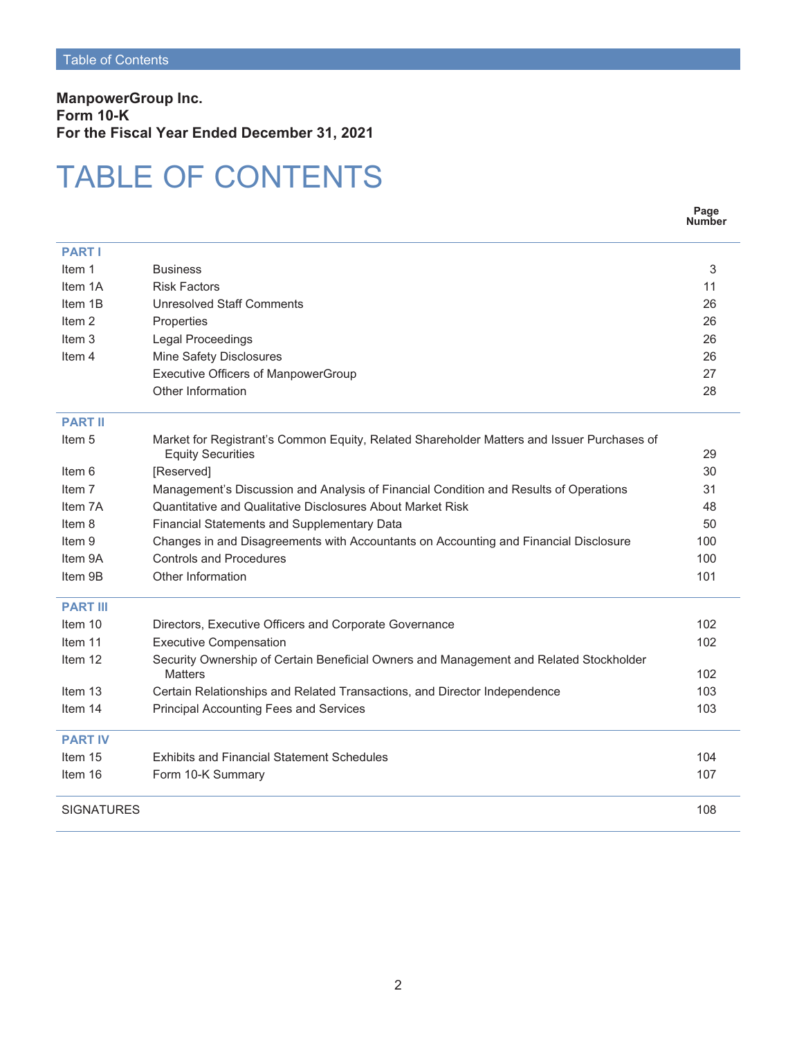**ManpowerGroup Inc.**
**Form 10-K**
**For the Fiscal Year Ended December 31, 2021**

# TABLE OF CONTENTS

| | | Page Number |
|---|---|---|
| **PART I** | | |
| Item 1 | Business | 3 |
| Item 1A | Risk Factors | 11 |
| Item 1B | Unresolved Staff Comments | 26 |
| Item 2 | Properties | 26 |
| Item 3 | Legal Proceedings | 26 |
| Item 4 | Mine Safety Disclosures | 26 |
| | Executive Officers of ManpowerGroup | 27 |
| | Other Information | 28 |
| **PART II** | | |
| Item 5 | Market for Registrant’s Common Equity, Related Shareholder Matters and Issuer Purchases of Equity Securities | 29 |
| Item 6 | [Reserved] | 30 |
| Item 7 | Management’s Discussion and Analysis of Financial Condition and Results of Operations | 31 |
| Item 7A | Quantitative and Qualitative Disclosures About Market Risk | 48 |
| Item 8 | Financial Statements and Supplementary Data | 50 |
| Item 9 | Changes in and Disagreements with Accountants on Accounting and Financial Disclosure | 100 |
| Item 9A | Controls and Procedures | 100 |
| Item 9B | Other Information | 101 |
| **PART III** | | |
| Item 10 | Directors, Executive Officers and Corporate Governance | 102 |
| Item 11 | Executive Compensation | 102 |
| Item 12 | Security Ownership of Certain Beneficial Owners and Management and Related Stockholder Matters | 102 |
| Item 13 | Certain Relationships and Related Transactions, and Director Independence | 103 |
| Item 14 | Principal Accounting Fees and Services | 103 |
| **PART IV** | | |
| Item 15 | Exhibits and Financial Statement Schedules | 104 |
| Item 16 | Form 10-K Summary | 107 |
| SIGNATURES | | 108 |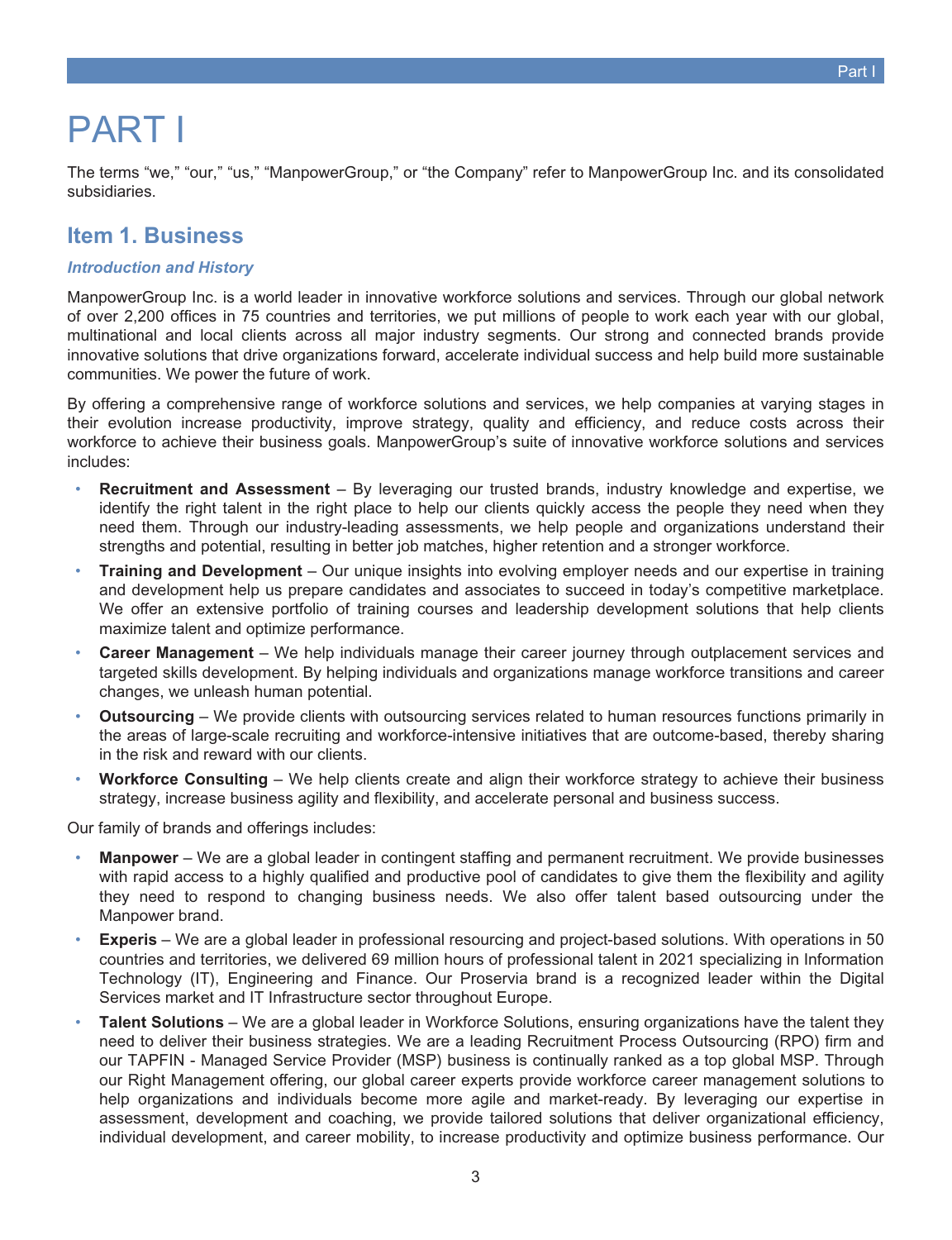# PART I

The terms “we,” “our,” “us,” “ManpowerGroup,” or “the Company” refer to ManpowerGroup Inc. and its consolidated subsidiaries.

## Item 1. Business

### *Introduction and History*

ManpowerGroup Inc. is a world leader in innovative workforce solutions and services. Through our global network of over 2,200 offices in 75 countries and territories, we put millions of people to work each year with our global, multinational and local clients across all major industry segments. Our strong and connected brands provide innovative solutions that drive organizations forward, accelerate individual success and help build more sustainable communities. We power the future of work.

By offering a comprehensive range of workforce solutions and services, we help companies at varying stages in their evolution increase productivity, improve strategy, quality and efficiency, and reduce costs across their workforce to achieve their business goals. ManpowerGroup’s suite of innovative workforce solutions and services includes:

- **Recruitment and Assessment** – By leveraging our trusted brands, industry knowledge and expertise, we identify the right talent in the right place to help our clients quickly access the people they need when they need them. Through our industry-leading assessments, we help people and organizations understand their strengths and potential, resulting in better job matches, higher retention and a stronger workforce.
- **Training and Development** – Our unique insights into evolving employer needs and our expertise in training and development help us prepare candidates and associates to succeed in today’s competitive marketplace. We offer an extensive portfolio of training courses and leadership development solutions that help clients maximize talent and optimize performance.
- **Career Management** – We help individuals manage their career journey through outplacement services and targeted skills development. By helping individuals and organizations manage workforce transitions and career changes, we unleash human potential.
- **Outsourcing** – We provide clients with outsourcing services related to human resources functions primarily in the areas of large-scale recruiting and workforce-intensive initiatives that are outcome-based, thereby sharing in the risk and reward with our clients.
- **Workforce Consulting** – We help clients create and align their workforce strategy to achieve their business strategy, increase business agility and flexibility, and accelerate personal and business success.

Our family of brands and offerings includes:

- **Manpower** – We are a global leader in contingent staffing and permanent recruitment. We provide businesses with rapid access to a highly qualified and productive pool of candidates to give them the flexibility and agility they need to respond to changing business needs. We also offer talent based outsourcing under the Manpower brand.
- **Experis** – We are a global leader in professional resourcing and project-based solutions. With operations in 50 countries and territories, we delivered 69 million hours of professional talent in 2021 specializing in Information Technology (IT), Engineering and Finance. Our Proservia brand is a recognized leader within the Digital Services market and IT Infrastructure sector throughout Europe.
- **Talent Solutions** – We are a global leader in Workforce Solutions, ensuring organizations have the talent they need to deliver their business strategies. We are a leading Recruitment Process Outsourcing (RPO) firm and our TAPFIN - Managed Service Provider (MSP) business is continually ranked as a top global MSP. Through our Right Management offering, our global career experts provide workforce career management solutions to help organizations and individuals become more agile and market-ready. By leveraging our expertise in assessment, development and coaching, we provide tailored solutions that deliver organizational efficiency, individual development, and career mobility, to increase productivity and optimize business performance. Our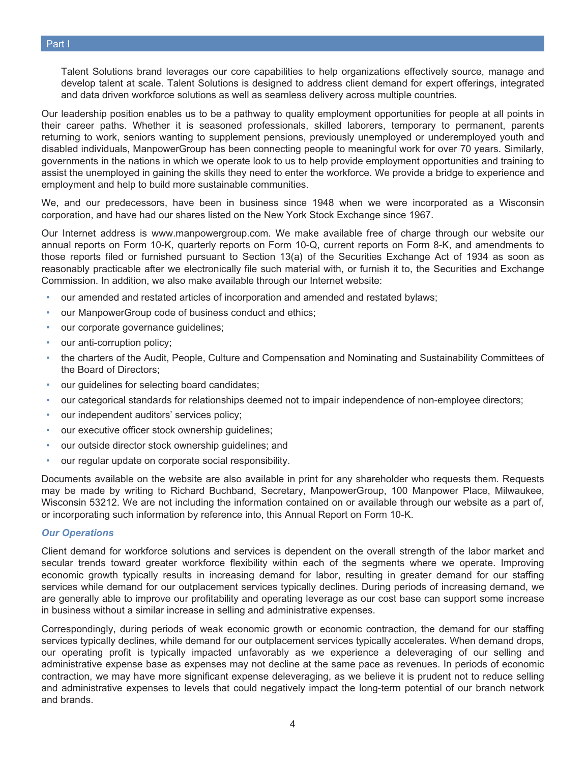Talent Solutions brand leverages our core capabilities to help organizations effectively source, manage and develop talent at scale. Talent Solutions is designed to address client demand for expert offerings, integrated and data driven workforce solutions as well as seamless delivery across multiple countries.

Our leadership position enables us to be a pathway to quality employment opportunities for people at all points in their career paths. Whether it is seasoned professionals, skilled laborers, temporary to permanent, parents returning to work, seniors wanting to supplement pensions, previously unemployed or underemployed youth and disabled individuals, ManpowerGroup has been connecting people to meaningful work for over 70 years. Similarly, governments in the nations in which we operate look to us to help provide employment opportunities and training to assist the unemployed in gaining the skills they need to enter the workforce. We provide a bridge to experience and employment and help to build more sustainable communities.

We, and our predecessors, have been in business since 1948 when we were incorporated as a Wisconsin corporation, and have had our shares listed on the New York Stock Exchange since 1967.

Our Internet address is www.manpowergroup.com. We make available free of charge through our website our annual reports on Form 10-K, quarterly reports on Form 10-Q, current reports on Form 8-K, and amendments to those reports filed or furnished pursuant to Section 13(a) of the Securities Exchange Act of 1934 as soon as reasonably practicable after we electronically file such material with, or furnish it to, the Securities and Exchange Commission. In addition, we also make available through our Internet website:

- our amended and restated articles of incorporation and amended and restated bylaws;
- our ManpowerGroup code of business conduct and ethics;
- our corporate governance guidelines;
- our anti-corruption policy;
- the charters of the Audit, People, Culture and Compensation and Nominating and Sustainability Committees of the Board of Directors;
- our guidelines for selecting board candidates;
- our categorical standards for relationships deemed not to impair independence of non-employee directors;
- our independent auditors' services policy;
- our executive officer stock ownership guidelines;
- our outside director stock ownership guidelines; and
- our regular update on corporate social responsibility.

Documents available on the website are also available in print for any shareholder who requests them. Requests may be made by writing to Richard Buchband, Secretary, ManpowerGroup, 100 Manpower Place, Milwaukee, Wisconsin 53212. We are not including the information contained on or available through our website as a part of, or incorporating such information by reference into, this Annual Report on Form 10-K.

### *Our Operations*

Client demand for workforce solutions and services is dependent on the overall strength of the labor market and secular trends toward greater workforce flexibility within each of the segments where we operate. Improving economic growth typically results in increasing demand for labor, resulting in greater demand for our staffing services while demand for our outplacement services typically declines. During periods of increasing demand, we are generally able to improve our profitability and operating leverage as our cost base can support some increase in business without a similar increase in selling and administrative expenses.

Correspondingly, during periods of weak economic growth or economic contraction, the demand for our staffing services typically declines, while demand for our outplacement services typically accelerates. When demand drops, our operating profit is typically impacted unfavorably as we experience a deleveraging of our selling and administrative expense base as expenses may not decline at the same pace as revenues. In periods of economic contraction, we may have more significant expense deleveraging, as we believe it is prudent not to reduce selling and administrative expenses to levels that could negatively impact the long-term potential of our branch network and brands.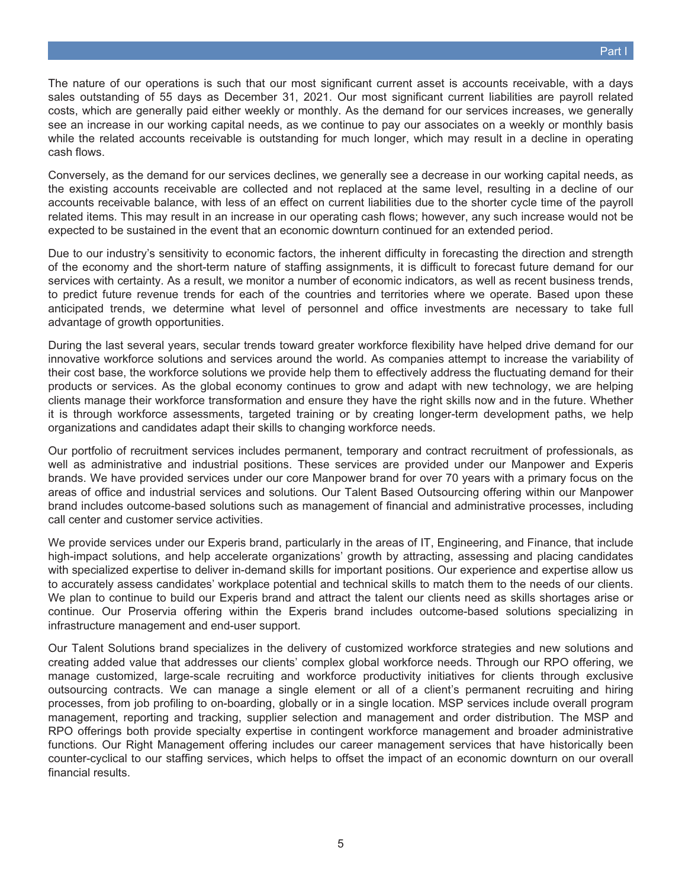The nature of our operations is such that our most significant current asset is accounts receivable, with a days sales outstanding of 55 days as December 31, 2021. Our most significant current liabilities are payroll related costs, which are generally paid either weekly or monthly. As the demand for our services increases, we generally see an increase in our working capital needs, as we continue to pay our associates on a weekly or monthly basis while the related accounts receivable is outstanding for much longer, which may result in a decline in operating cash flows.

Conversely, as the demand for our services declines, we generally see a decrease in our working capital needs, as the existing accounts receivable are collected and not replaced at the same level, resulting in a decline of our accounts receivable balance, with less of an effect on current liabilities due to the shorter cycle time of the payroll related items. This may result in an increase in our operating cash flows; however, any such increase would not be expected to be sustained in the event that an economic downturn continued for an extended period.

Due to our industry's sensitivity to economic factors, the inherent difficulty in forecasting the direction and strength of the economy and the short-term nature of staffing assignments, it is difficult to forecast future demand for our services with certainty. As a result, we monitor a number of economic indicators, as well as recent business trends, to predict future revenue trends for each of the countries and territories where we operate. Based upon these anticipated trends, we determine what level of personnel and office investments are necessary to take full advantage of growth opportunities.

During the last several years, secular trends toward greater workforce flexibility have helped drive demand for our innovative workforce solutions and services around the world. As companies attempt to increase the variability of their cost base, the workforce solutions we provide help them to effectively address the fluctuating demand for their products or services. As the global economy continues to grow and adapt with new technology, we are helping clients manage their workforce transformation and ensure they have the right skills now and in the future. Whether it is through workforce assessments, targeted training or by creating longer-term development paths, we help organizations and candidates adapt their skills to changing workforce needs.

Our portfolio of recruitment services includes permanent, temporary and contract recruitment of professionals, as well as administrative and industrial positions. These services are provided under our Manpower and Experis brands. We have provided services under our core Manpower brand for over 70 years with a primary focus on the areas of office and industrial services and solutions. Our Talent Based Outsourcing offering within our Manpower brand includes outcome-based solutions such as management of financial and administrative processes, including call center and customer service activities.

We provide services under our Experis brand, particularly in the areas of IT, Engineering, and Finance, that include high-impact solutions, and help accelerate organizations' growth by attracting, assessing and placing candidates with specialized expertise to deliver in-demand skills for important positions. Our experience and expertise allow us to accurately assess candidates' workplace potential and technical skills to match them to the needs of our clients. We plan to continue to build our Experis brand and attract the talent our clients need as skills shortages arise or continue. Our Proservia offering within the Experis brand includes outcome-based solutions specializing in infrastructure management and end-user support.

Our Talent Solutions brand specializes in the delivery of customized workforce strategies and new solutions and creating added value that addresses our clients' complex global workforce needs. Through our RPO offering, we manage customized, large-scale recruiting and workforce productivity initiatives for clients through exclusive outsourcing contracts. We can manage a single element or all of a client's permanent recruiting and hiring processes, from job profiling to on-boarding, globally or in a single location. MSP services include overall program management, reporting and tracking, supplier selection and management and order distribution. The MSP and RPO offerings both provide specialty expertise in contingent workforce management and broader administrative functions. Our Right Management offering includes our career management services that have historically been counter-cyclical to our staffing services, which helps to offset the impact of an economic downturn on our overall financial results.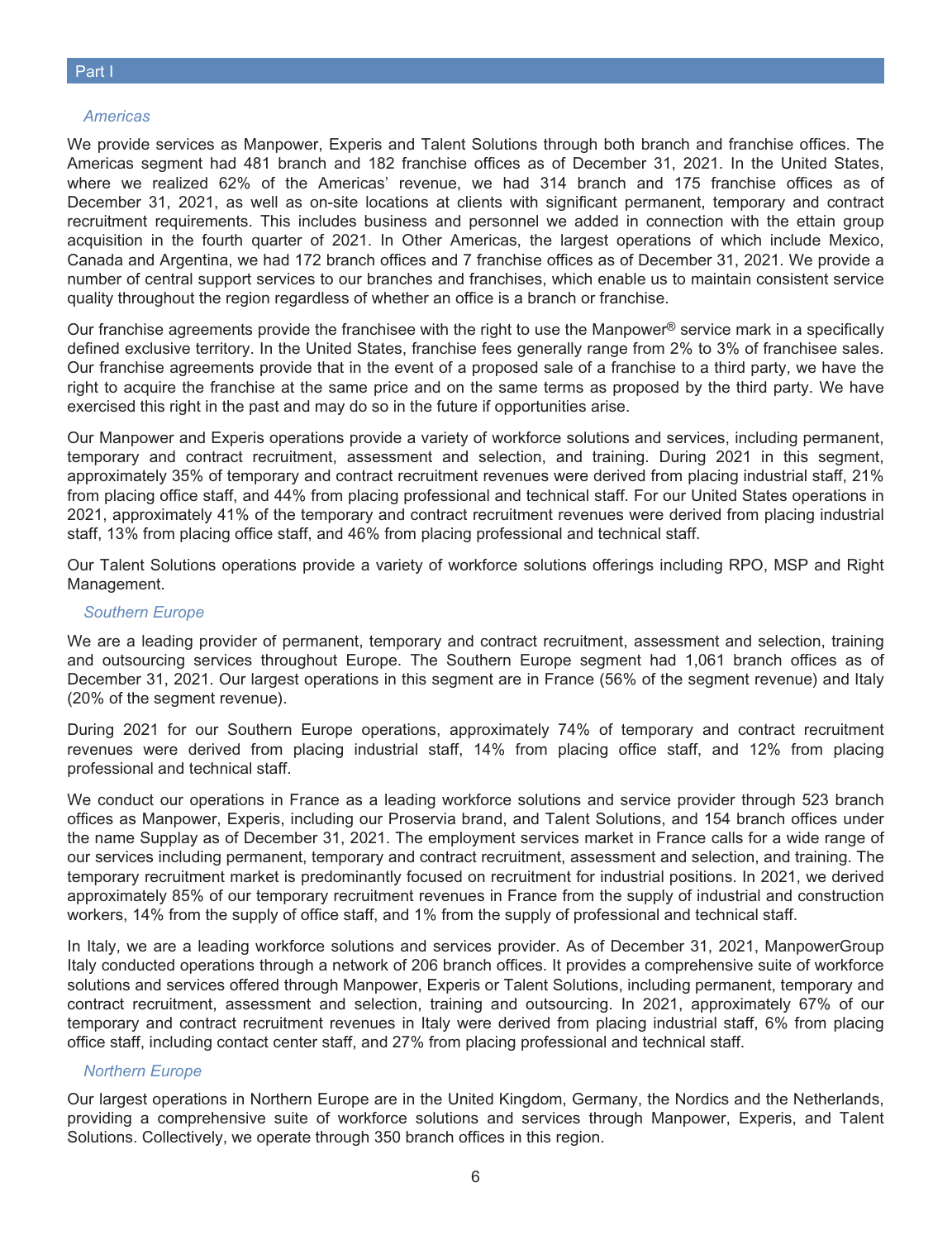*Americas*

We provide services as Manpower, Experis and Talent Solutions through both branch and franchise offices. The Americas segment had 481 branch and 182 franchise offices as of December 31, 2021. In the United States, where we realized 62% of the Americas' revenue, we had 314 branch and 175 franchise offices as of December 31, 2021, as well as on-site locations at clients with significant permanent, temporary and contract recruitment requirements. This includes business and personnel we added in connection with the ettain group acquisition in the fourth quarter of 2021. In Other Americas, the largest operations of which include Mexico, Canada and Argentina, we had 172 branch offices and 7 franchise offices as of December 31, 2021. We provide a number of central support services to our branches and franchises, which enable us to maintain consistent service quality throughout the region regardless of whether an office is a branch or franchise.

Our franchise agreements provide the franchisee with the right to use the Manpower® service mark in a specifically defined exclusive territory. In the United States, franchise fees generally range from 2% to 3% of franchisee sales. Our franchise agreements provide that in the event of a proposed sale of a franchise to a third party, we have the right to acquire the franchise at the same price and on the same terms as proposed by the third party. We have exercised this right in the past and may do so in the future if opportunities arise.

Our Manpower and Experis operations provide a variety of workforce solutions and services, including permanent, temporary and contract recruitment, assessment and selection, and training. During 2021 in this segment, approximately 35% of temporary and contract recruitment revenues were derived from placing industrial staff, 21% from placing office staff, and 44% from placing professional and technical staff. For our United States operations in 2021, approximately 41% of the temporary and contract recruitment revenues were derived from placing industrial staff, 13% from placing office staff, and 46% from placing professional and technical staff.

Our Talent Solutions operations provide a variety of workforce solutions offerings including RPO, MSP and Right Management.

*Southern Europe*

We are a leading provider of permanent, temporary and contract recruitment, assessment and selection, training and outsourcing services throughout Europe. The Southern Europe segment had 1,061 branch offices as of December 31, 2021. Our largest operations in this segment are in France (56% of the segment revenue) and Italy (20% of the segment revenue).

During 2021 for our Southern Europe operations, approximately 74% of temporary and contract recruitment revenues were derived from placing industrial staff, 14% from placing office staff, and 12% from placing professional and technical staff.

We conduct our operations in France as a leading workforce solutions and service provider through 523 branch offices as Manpower, Experis, including our Proservia brand, and Talent Solutions, and 154 branch offices under the name Supplay as of December 31, 2021. The employment services market in France calls for a wide range of our services including permanent, temporary and contract recruitment, assessment and selection, and training. The temporary recruitment market is predominantly focused on recruitment for industrial positions. In 2021, we derived approximately 85% of our temporary recruitment revenues in France from the supply of industrial and construction workers, 14% from the supply of office staff, and 1% from the supply of professional and technical staff.

In Italy, we are a leading workforce solutions and services provider. As of December 31, 2021, ManpowerGroup Italy conducted operations through a network of 206 branch offices. It provides a comprehensive suite of workforce solutions and services offered through Manpower, Experis or Talent Solutions, including permanent, temporary and contract recruitment, assessment and selection, training and outsourcing. In 2021, approximately 67% of our temporary and contract recruitment revenues in Italy were derived from placing industrial staff, 6% from placing office staff, including contact center staff, and 27% from placing professional and technical staff.

*Northern Europe*

Our largest operations in Northern Europe are in the United Kingdom, Germany, the Nordics and the Netherlands, providing a comprehensive suite of workforce solutions and services through Manpower, Experis, and Talent Solutions. Collectively, we operate through 350 branch offices in this region.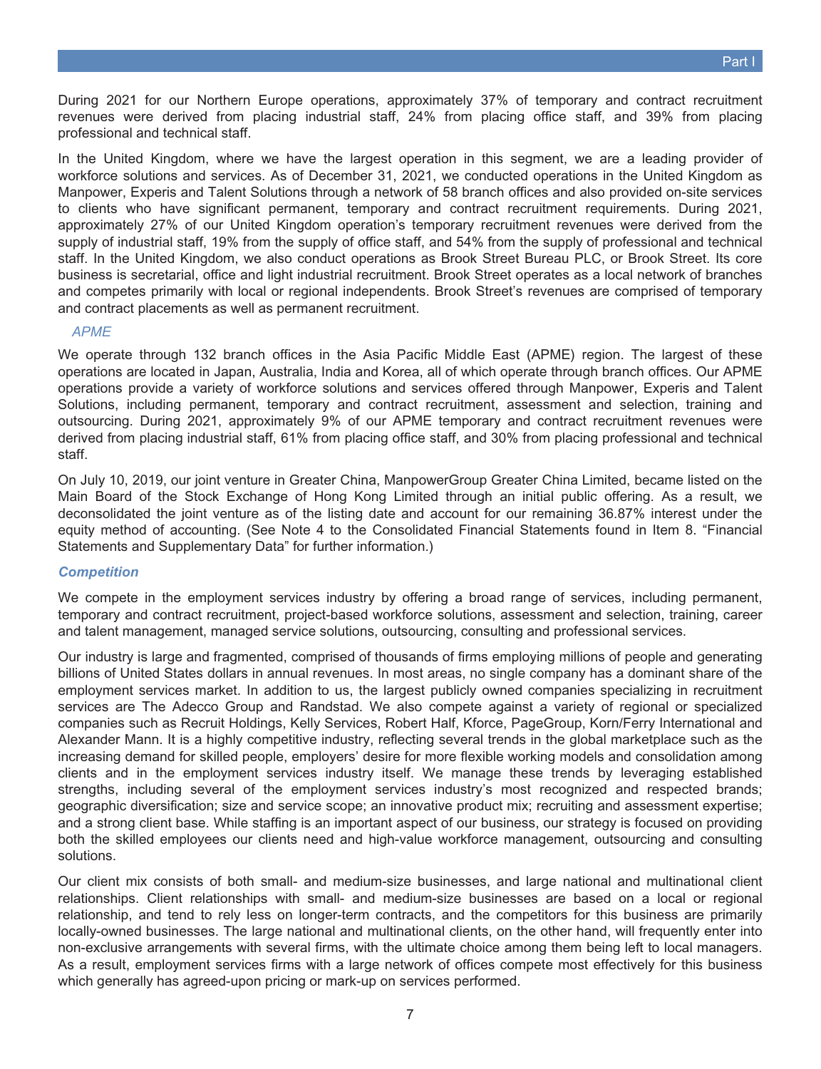During 2021 for our Northern Europe operations, approximately 37% of temporary and contract recruitment revenues were derived from placing industrial staff, 24% from placing office staff, and 39% from placing professional and technical staff.

In the United Kingdom, where we have the largest operation in this segment, we are a leading provider of workforce solutions and services. As of December 31, 2021, we conducted operations in the United Kingdom as Manpower, Experis and Talent Solutions through a network of 58 branch offices and also provided on-site services to clients who have significant permanent, temporary and contract recruitment requirements. During 2021, approximately 27% of our United Kingdom operation's temporary recruitment revenues were derived from the supply of industrial staff, 19% from the supply of office staff, and 54% from the supply of professional and technical staff. In the United Kingdom, we also conduct operations as Brook Street Bureau PLC, or Brook Street. Its core business is secretarial, office and light industrial recruitment. Brook Street operates as a local network of branches and competes primarily with local or regional independents. Brook Street's revenues are comprised of temporary and contract placements as well as permanent recruitment.

*APME*

We operate through 132 branch offices in the Asia Pacific Middle East (APME) region. The largest of these operations are located in Japan, Australia, India and Korea, all of which operate through branch offices. Our APME operations provide a variety of workforce solutions and services offered through Manpower, Experis and Talent Solutions, including permanent, temporary and contract recruitment, assessment and selection, training and outsourcing. During 2021, approximately 9% of our APME temporary and contract recruitment revenues were derived from placing industrial staff, 61% from placing office staff, and 30% from placing professional and technical staff.

On July 10, 2019, our joint venture in Greater China, ManpowerGroup Greater China Limited, became listed on the Main Board of the Stock Exchange of Hong Kong Limited through an initial public offering. As a result, we deconsolidated the joint venture as of the listing date and account for our remaining 36.87% interest under the equity method of accounting. (See Note 4 to the Consolidated Financial Statements found in Item 8. "Financial Statements and Supplementary Data" for further information.)

### *Competition*

We compete in the employment services industry by offering a broad range of services, including permanent, temporary and contract recruitment, project-based workforce solutions, assessment and selection, training, career and talent management, managed service solutions, outsourcing, consulting and professional services.

Our industry is large and fragmented, comprised of thousands of firms employing millions of people and generating billions of United States dollars in annual revenues. In most areas, no single company has a dominant share of the employment services market. In addition to us, the largest publicly owned companies specializing in recruitment services are The Adecco Group and Randstad. We also compete against a variety of regional or specialized companies such as Recruit Holdings, Kelly Services, Robert Half, Kforce, PageGroup, Korn/Ferry International and Alexander Mann. It is a highly competitive industry, reflecting several trends in the global marketplace such as the increasing demand for skilled people, employers' desire for more flexible working models and consolidation among clients and in the employment services industry itself. We manage these trends by leveraging established strengths, including several of the employment services industry's most recognized and respected brands; geographic diversification; size and service scope; an innovative product mix; recruiting and assessment expertise; and a strong client base. While staffing is an important aspect of our business, our strategy is focused on providing both the skilled employees our clients need and high-value workforce management, outsourcing and consulting solutions.

Our client mix consists of both small- and medium-size businesses, and large national and multinational client relationships. Client relationships with small- and medium-size businesses are based on a local or regional relationship, and tend to rely less on longer-term contracts, and the competitors for this business are primarily locally-owned businesses. The large national and multinational clients, on the other hand, will frequently enter into non-exclusive arrangements with several firms, with the ultimate choice among them being left to local managers. As a result, employment services firms with a large network of offices compete most effectively for this business which generally has agreed-upon pricing or mark-up on services performed.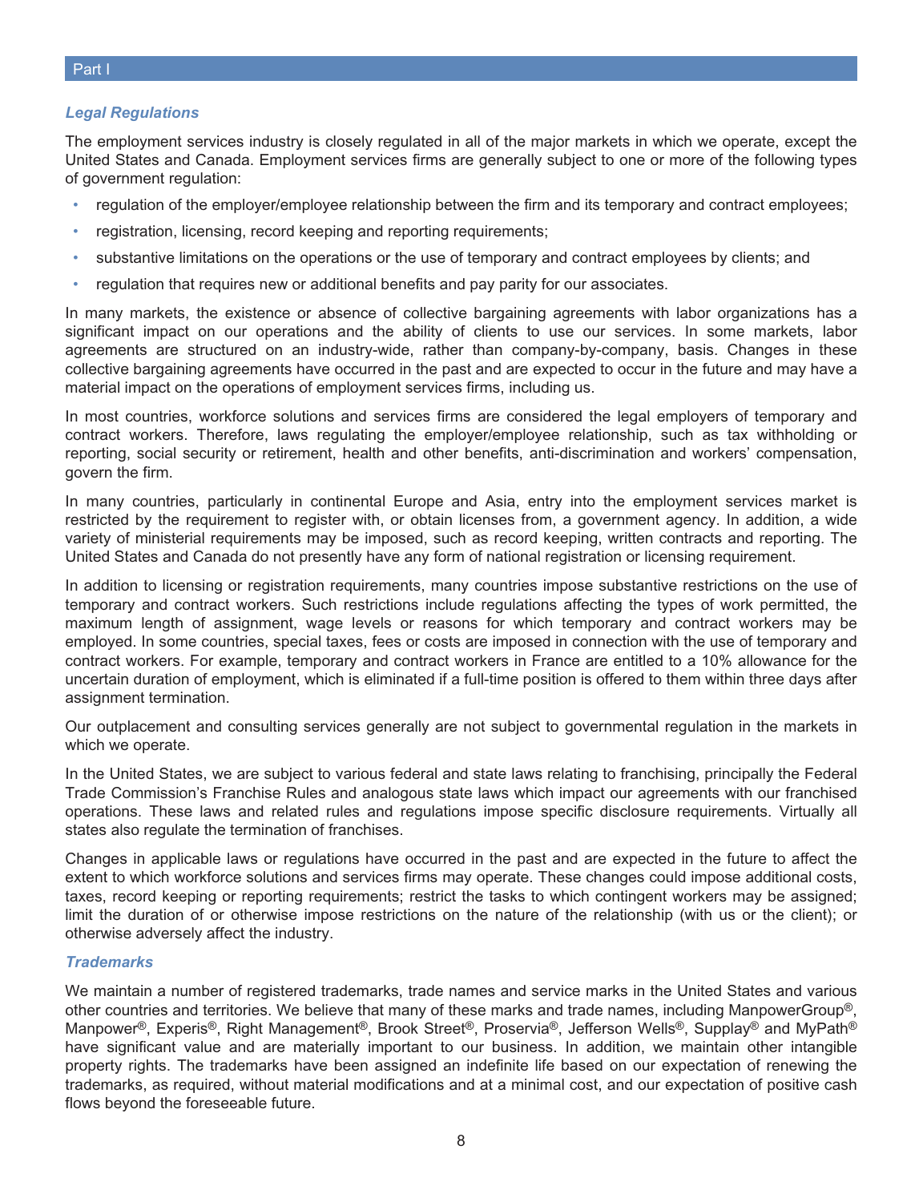### *Legal Regulations*

The employment services industry is closely regulated in all of the major markets in which we operate, except the United States and Canada. Employment services firms are generally subject to one or more of the following types of government regulation:

- regulation of the employer/employee relationship between the firm and its temporary and contract employees;
- registration, licensing, record keeping and reporting requirements;
- substantive limitations on the operations or the use of temporary and contract employees by clients; and
- regulation that requires new or additional benefits and pay parity for our associates.

In many markets, the existence or absence of collective bargaining agreements with labor organizations has a significant impact on our operations and the ability of clients to use our services. In some markets, labor agreements are structured on an industry-wide, rather than company-by-company, basis. Changes in these collective bargaining agreements have occurred in the past and are expected to occur in the future and may have a material impact on the operations of employment services firms, including us.

In most countries, workforce solutions and services firms are considered the legal employers of temporary and contract workers. Therefore, laws regulating the employer/employee relationship, such as tax withholding or reporting, social security or retirement, health and other benefits, anti-discrimination and workers' compensation, govern the firm.

In many countries, particularly in continental Europe and Asia, entry into the employment services market is restricted by the requirement to register with, or obtain licenses from, a government agency. In addition, a wide variety of ministerial requirements may be imposed, such as record keeping, written contracts and reporting. The United States and Canada do not presently have any form of national registration or licensing requirement.

In addition to licensing or registration requirements, many countries impose substantive restrictions on the use of temporary and contract workers. Such restrictions include regulations affecting the types of work permitted, the maximum length of assignment, wage levels or reasons for which temporary and contract workers may be employed. In some countries, special taxes, fees or costs are imposed in connection with the use of temporary and contract workers. For example, temporary and contract workers in France are entitled to a 10% allowance for the uncertain duration of employment, which is eliminated if a full-time position is offered to them within three days after assignment termination.

Our outplacement and consulting services generally are not subject to governmental regulation in the markets in which we operate.

In the United States, we are subject to various federal and state laws relating to franchising, principally the Federal Trade Commission's Franchise Rules and analogous state laws which impact our agreements with our franchised operations. These laws and related rules and regulations impose specific disclosure requirements. Virtually all states also regulate the termination of franchises.

Changes in applicable laws or regulations have occurred in the past and are expected in the future to affect the extent to which workforce solutions and services firms may operate. These changes could impose additional costs, taxes, record keeping or reporting requirements; restrict the tasks to which contingent workers may be assigned; limit the duration of or otherwise impose restrictions on the nature of the relationship (with us or the client); or otherwise adversely affect the industry.

### *Trademarks*

We maintain a number of registered trademarks, trade names and service marks in the United States and various other countries and territories. We believe that many of these marks and trade names, including ManpowerGroup®, Manpower®, Experis®, Right Management®, Brook Street®, Proservia®, Jefferson Wells®, Supplay® and MyPath® have significant value and are materially important to our business. In addition, we maintain other intangible property rights. The trademarks have been assigned an indefinite life based on our expectation of renewing the trademarks, as required, without material modifications and at a minimal cost, and our expectation of positive cash flows beyond the foreseeable future.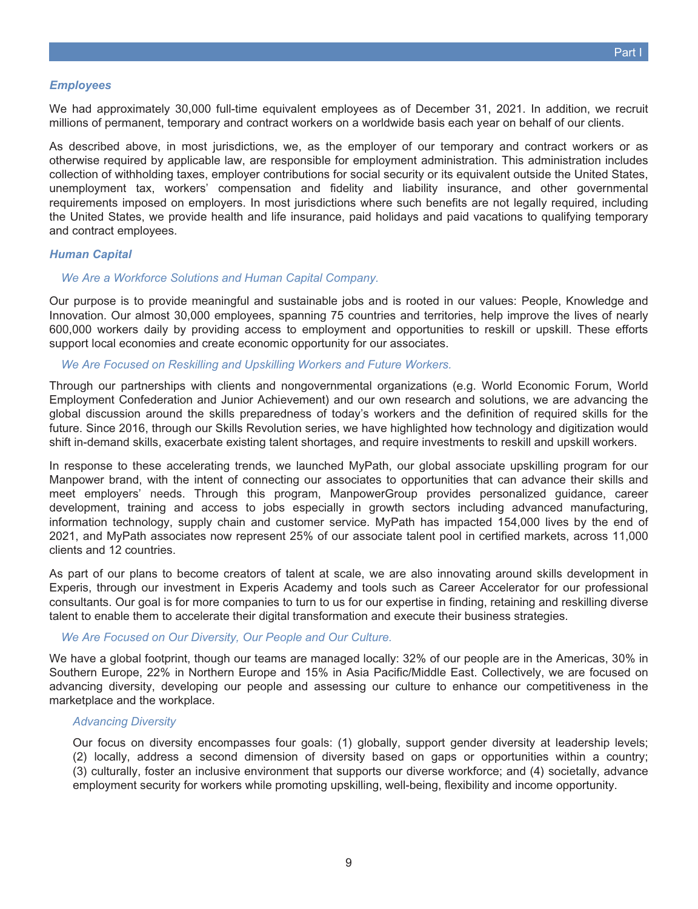### *Employees*

We had approximately 30,000 full-time equivalent employees as of December 31, 2021. In addition, we recruit millions of permanent, temporary and contract workers on a worldwide basis each year on behalf of our clients.

As described above, in most jurisdictions, we, as the employer of our temporary and contract workers or as otherwise required by applicable law, are responsible for employment administration. This administration includes collection of withholding taxes, employer contributions for social security or its equivalent outside the United States, unemployment tax, workers' compensation and fidelity and liability insurance, and other governmental requirements imposed on employers. In most jurisdictions where such benefits are not legally required, including the United States, we provide health and life insurance, paid holidays and paid vacations to qualifying temporary and contract employees.

### *Human Capital*

#### *We Are a Workforce Solutions and Human Capital Company.*

Our purpose is to provide meaningful and sustainable jobs and is rooted in our values: People, Knowledge and Innovation. Our almost 30,000 employees, spanning 75 countries and territories, help improve the lives of nearly 600,000 workers daily by providing access to employment and opportunities to reskill or upskill. These efforts support local economies and create economic opportunity for our associates.

#### *We Are Focused on Reskilling and Upskilling Workers and Future Workers.*

Through our partnerships with clients and nongovernmental organizations (e.g. World Economic Forum, World Employment Confederation and Junior Achievement) and our own research and solutions, we are advancing the global discussion around the skills preparedness of today's workers and the definition of required skills for the future. Since 2016, through our Skills Revolution series, we have highlighted how technology and digitization would shift in-demand skills, exacerbate existing talent shortages, and require investments to reskill and upskill workers.

In response to these accelerating trends, we launched MyPath, our global associate upskilling program for our Manpower brand, with the intent of connecting our associates to opportunities that can advance their skills and meet employers' needs. Through this program, ManpowerGroup provides personalized guidance, career development, training and access to jobs especially in growth sectors including advanced manufacturing, information technology, supply chain and customer service. MyPath has impacted 154,000 lives by the end of 2021, and MyPath associates now represent 25% of our associate talent pool in certified markets, across 11,000 clients and 12 countries.

As part of our plans to become creators of talent at scale, we are also innovating around skills development in Experis, through our investment in Experis Academy and tools such as Career Accelerator for our professional consultants. Our goal is for more companies to turn to us for our expertise in finding, retaining and reskilling diverse talent to enable them to accelerate their digital transformation and execute their business strategies.

#### *We Are Focused on Our Diversity, Our People and Our Culture.*

We have a global footprint, though our teams are managed locally: 32% of our people are in the Americas, 30% in Southern Europe, 22% in Northern Europe and 15% in Asia Pacific/Middle East. Collectively, we are focused on advancing diversity, developing our people and assessing our culture to enhance our competitiveness in the marketplace and the workplace.

##### *Advancing Diversity*

Our focus on diversity encompasses four goals: (1) globally, support gender diversity at leadership levels; (2) locally, address a second dimension of diversity based on gaps or opportunities within a country; (3) culturally, foster an inclusive environment that supports our diverse workforce; and (4) societally, advance employment security for workers while promoting upskilling, well-being, flexibility and income opportunity.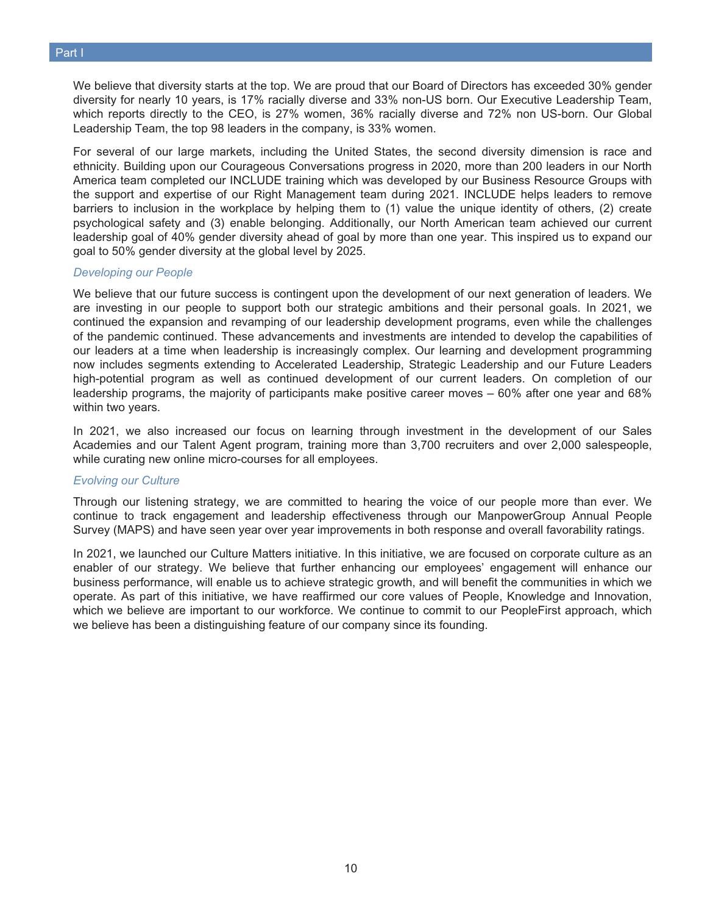We believe that diversity starts at the top. We are proud that our Board of Directors has exceeded 30% gender diversity for nearly 10 years, is 17% racially diverse and 33% non-US born. Our Executive Leadership Team, which reports directly to the CEO, is 27% women, 36% racially diverse and 72% non US-born. Our Global Leadership Team, the top 98 leaders in the company, is 33% women.

For several of our large markets, including the United States, the second diversity dimension is race and ethnicity. Building upon our Courageous Conversations progress in 2020, more than 200 leaders in our North America team completed our INCLUDE training which was developed by our Business Resource Groups with the support and expertise of our Right Management team during 2021. INCLUDE helps leaders to remove barriers to inclusion in the workplace by helping them to (1) value the unique identity of others, (2) create psychological safety and (3) enable belonging. Additionally, our North American team achieved our current leadership goal of 40% gender diversity ahead of goal by more than one year. This inspired us to expand our goal to 50% gender diversity at the global level by 2025.

*Developing our People*

We believe that our future success is contingent upon the development of our next generation of leaders. We are investing in our people to support both our strategic ambitions and their personal goals. In 2021, we continued the expansion and revamping of our leadership development programs, even while the challenges of the pandemic continued. These advancements and investments are intended to develop the capabilities of our leaders at a time when leadership is increasingly complex. Our learning and development programming now includes segments extending to Accelerated Leadership, Strategic Leadership and our Future Leaders high-potential program as well as continued development of our current leaders. On completion of our leadership programs, the majority of participants make positive career moves – 60% after one year and 68% within two years.

In 2021, we also increased our focus on learning through investment in the development of our Sales Academies and our Talent Agent program, training more than 3,700 recruiters and over 2,000 salespeople, while curating new online micro-courses for all employees.

*Evolving our Culture*

Through our listening strategy, we are committed to hearing the voice of our people more than ever. We continue to track engagement and leadership effectiveness through our ManpowerGroup Annual People Survey (MAPS) and have seen year over year improvements in both response and overall favorability ratings.

In 2021, we launched our Culture Matters initiative. In this initiative, we are focused on corporate culture as an enabler of our strategy. We believe that further enhancing our employees' engagement will enhance our business performance, will enable us to achieve strategic growth, and will benefit the communities in which we operate. As part of this initiative, we have reaffirmed our core values of People, Knowledge and Innovation, which we believe are important to our workforce. We continue to commit to our PeopleFirst approach, which we believe has been a distinguishing feature of our company since its founding.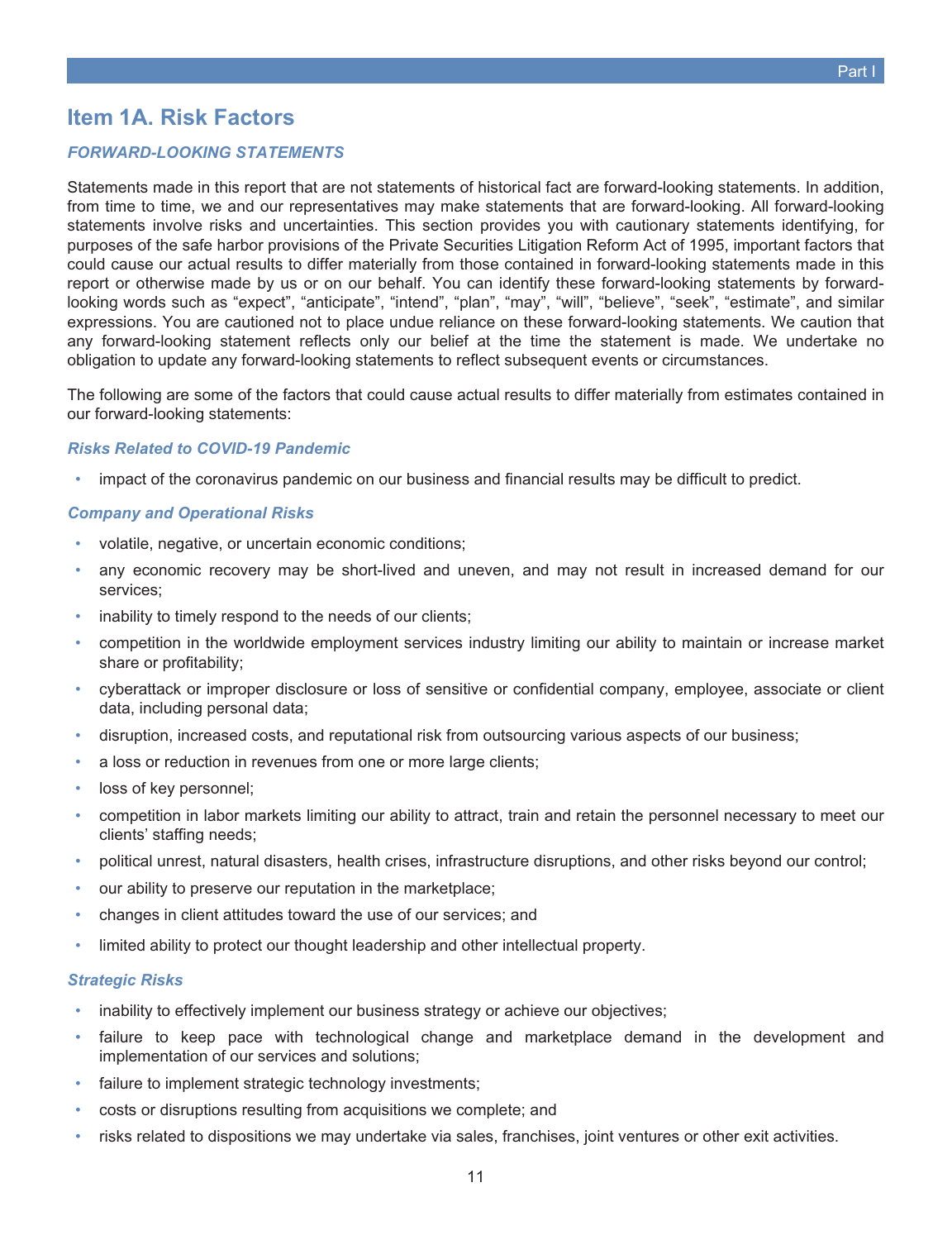## Item 1A. Risk Factors

### *FORWARD-LOOKING STATEMENTS*

Statements made in this report that are not statements of historical fact are forward-looking statements. In addition, from time to time, we and our representatives may make statements that are forward-looking. All forward-looking statements involve risks and uncertainties. This section provides you with cautionary statements identifying, for purposes of the safe harbor provisions of the Private Securities Litigation Reform Act of 1995, important factors that could cause our actual results to differ materially from those contained in forward-looking statements made in this report or otherwise made by us or on our behalf. You can identify these forward-looking statements by forward-looking words such as “expect”, “anticipate”, “intend”, “plan”, “may”, “will”, “believe”, “seek”, “estimate”, and similar expressions. You are cautioned not to place undue reliance on these forward-looking statements. We caution that any forward-looking statement reflects only our belief at the time the statement is made. We undertake no obligation to update any forward-looking statements to reflect subsequent events or circumstances.

The following are some of the factors that could cause actual results to differ materially from estimates contained in our forward-looking statements:

#### *Risks Related to COVID-19 Pandemic*

- impact of the coronavirus pandemic on our business and financial results may be difficult to predict.

#### *Company and Operational Risks*

- volatile, negative, or uncertain economic conditions;
- any economic recovery may be short-lived and uneven, and may not result in increased demand for our services;
- inability to timely respond to the needs of our clients;
- competition in the worldwide employment services industry limiting our ability to maintain or increase market share or profitability;
- cyberattack or improper disclosure or loss of sensitive or confidential company, employee, associate or client data, including personal data;
- disruption, increased costs, and reputational risk from outsourcing various aspects of our business;
- a loss or reduction in revenues from one or more large clients;
- loss of key personnel;
- competition in labor markets limiting our ability to attract, train and retain the personnel necessary to meet our clients’ staffing needs;
- political unrest, natural disasters, health crises, infrastructure disruptions, and other risks beyond our control;
- our ability to preserve our reputation in the marketplace;
- changes in client attitudes toward the use of our services; and
- limited ability to protect our thought leadership and other intellectual property.

#### *Strategic Risks*

- inability to effectively implement our business strategy or achieve our objectives;
- failure to keep pace with technological change and marketplace demand in the development and implementation of our services and solutions;
- failure to implement strategic technology investments;
- costs or disruptions resulting from acquisitions we complete; and
- risks related to dispositions we may undertake via sales, franchises, joint ventures or other exit activities.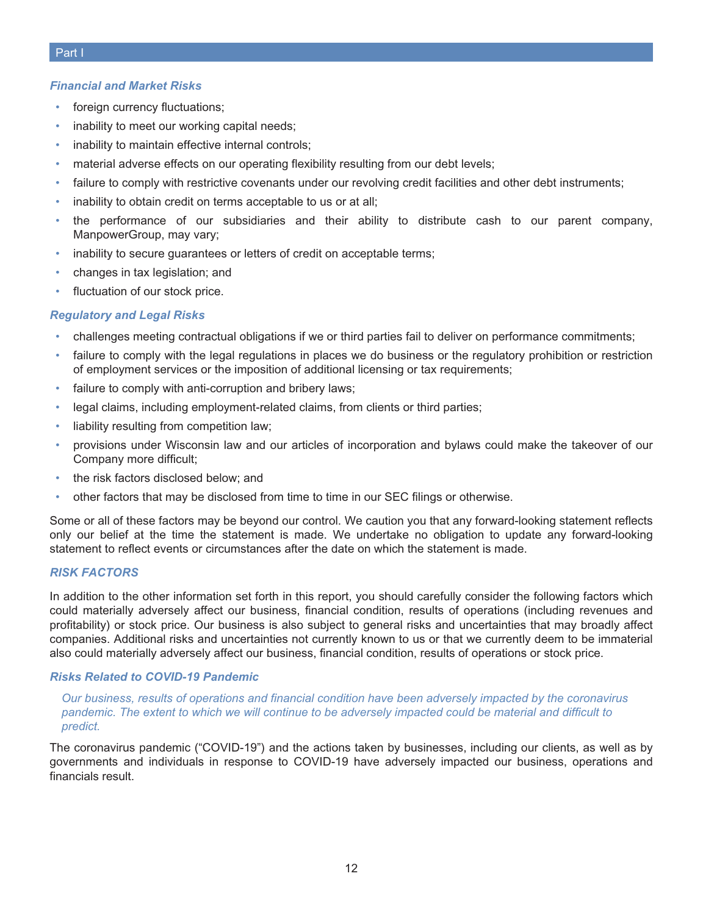*Financial and Market Risks*

- foreign currency fluctuations;
- inability to meet our working capital needs;
- inability to maintain effective internal controls;
- material adverse effects on our operating flexibility resulting from our debt levels;
- failure to comply with restrictive covenants under our revolving credit facilities and other debt instruments;
- inability to obtain credit on terms acceptable to us or at all;
- the performance of our subsidiaries and their ability to distribute cash to our parent company, ManpowerGroup, may vary;
- inability to secure guarantees or letters of credit on acceptable terms;
- changes in tax legislation; and
- fluctuation of our stock price.

*Regulatory and Legal Risks*

- challenges meeting contractual obligations if we or third parties fail to deliver on performance commitments;
- failure to comply with the legal regulations in places we do business or the regulatory prohibition or restriction of employment services or the imposition of additional licensing or tax requirements;
- failure to comply with anti-corruption and bribery laws;
- legal claims, including employment-related claims, from clients or third parties;
- liability resulting from competition law;
- provisions under Wisconsin law and our articles of incorporation and bylaws could make the takeover of our Company more difficult;
- the risk factors disclosed below; and
- other factors that may be disclosed from time to time in our SEC filings or otherwise.

Some or all of these factors may be beyond our control. We caution you that any forward-looking statement reflects only our belief at the time the statement is made. We undertake no obligation to update any forward-looking statement to reflect events or circumstances after the date on which the statement is made.

## RISK FACTORS

In addition to the other information set forth in this report, you should carefully consider the following factors which could materially adversely affect our business, financial condition, results of operations (including revenues and profitability) or stock price. Our business is also subject to general risks and uncertainties that may broadly affect companies. Additional risks and uncertainties not currently known to us or that we currently deem to be immaterial also could materially adversely affect our business, financial condition, results of operations or stock price.

### Risks Related to COVID-19 Pandemic

*Our business, results of operations and financial condition have been adversely impacted by the coronavirus pandemic. The extent to which we will continue to be adversely impacted could be material and difficult to predict.*

The coronavirus pandemic ("COVID-19") and the actions taken by businesses, including our clients, as well as by governments and individuals in response to COVID-19 have adversely impacted our business, operations and financials result.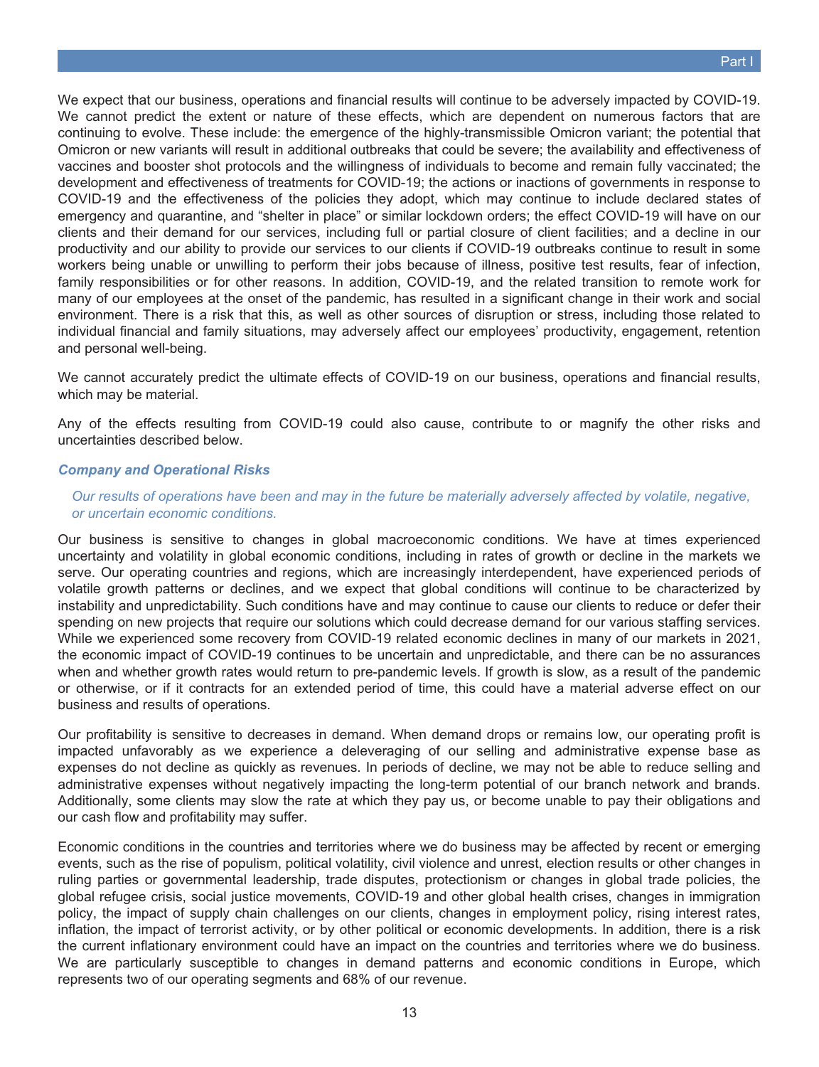We expect that our business, operations and financial results will continue to be adversely impacted by COVID-19. We cannot predict the extent or nature of these effects, which are dependent on numerous factors that are continuing to evolve. These include: the emergence of the highly-transmissible Omicron variant; the potential that Omicron or new variants will result in additional outbreaks that could be severe; the availability and effectiveness of vaccines and booster shot protocols and the willingness of individuals to become and remain fully vaccinated; the development and effectiveness of treatments for COVID-19; the actions or inactions of governments in response to COVID-19 and the effectiveness of the policies they adopt, which may continue to include declared states of emergency and quarantine, and "shelter in place" or similar lockdown orders; the effect COVID-19 will have on our clients and their demand for our services, including full or partial closure of client facilities; and a decline in our productivity and our ability to provide our services to our clients if COVID-19 outbreaks continue to result in some workers being unable or unwilling to perform their jobs because of illness, positive test results, fear of infection, family responsibilities or for other reasons. In addition, COVID-19, and the related transition to remote work for many of our employees at the onset of the pandemic, has resulted in a significant change in their work and social environment. There is a risk that this, as well as other sources of disruption or stress, including those related to individual financial and family situations, may adversely affect our employees' productivity, engagement, retention and personal well-being.

We cannot accurately predict the ultimate effects of COVID-19 on our business, operations and financial results, which may be material.

Any of the effects resulting from COVID-19 could also cause, contribute to or magnify the other risks and uncertainties described below.

### *Company and Operational Risks*

*Our results of operations have been and may in the future be materially adversely affected by volatile, negative, or uncertain economic conditions.*

Our business is sensitive to changes in global macroeconomic conditions. We have at times experienced uncertainty and volatility in global economic conditions, including in rates of growth or decline in the markets we serve. Our operating countries and regions, which are increasingly interdependent, have experienced periods of volatile growth patterns or declines, and we expect that global conditions will continue to be characterized by instability and unpredictability. Such conditions have and may continue to cause our clients to reduce or defer their spending on new projects that require our solutions which could decrease demand for our various staffing services. While we experienced some recovery from COVID-19 related economic declines in many of our markets in 2021, the economic impact of COVID-19 continues to be uncertain and unpredictable, and there can be no assurances when and whether growth rates would return to pre-pandemic levels. If growth is slow, as a result of the pandemic or otherwise, or if it contracts for an extended period of time, this could have a material adverse effect on our business and results of operations.

Our profitability is sensitive to decreases in demand. When demand drops or remains low, our operating profit is impacted unfavorably as we experience a deleveraging of our selling and administrative expense base as expenses do not decline as quickly as revenues. In periods of decline, we may not be able to reduce selling and administrative expenses without negatively impacting the long-term potential of our branch network and brands. Additionally, some clients may slow the rate at which they pay us, or become unable to pay their obligations and our cash flow and profitability may suffer.

Economic conditions in the countries and territories where we do business may be affected by recent or emerging events, such as the rise of populism, political volatility, civil violence and unrest, election results or other changes in ruling parties or governmental leadership, trade disputes, protectionism or changes in global trade policies, the global refugee crisis, social justice movements, COVID-19 and other global health crises, changes in immigration policy, the impact of supply chain challenges on our clients, changes in employment policy, rising interest rates, inflation, the impact of terrorist activity, or by other political or economic developments. In addition, there is a risk the current inflationary environment could have an impact on the countries and territories where we do business. We are particularly susceptible to changes in demand patterns and economic conditions in Europe, which represents two of our operating segments and 68% of our revenue.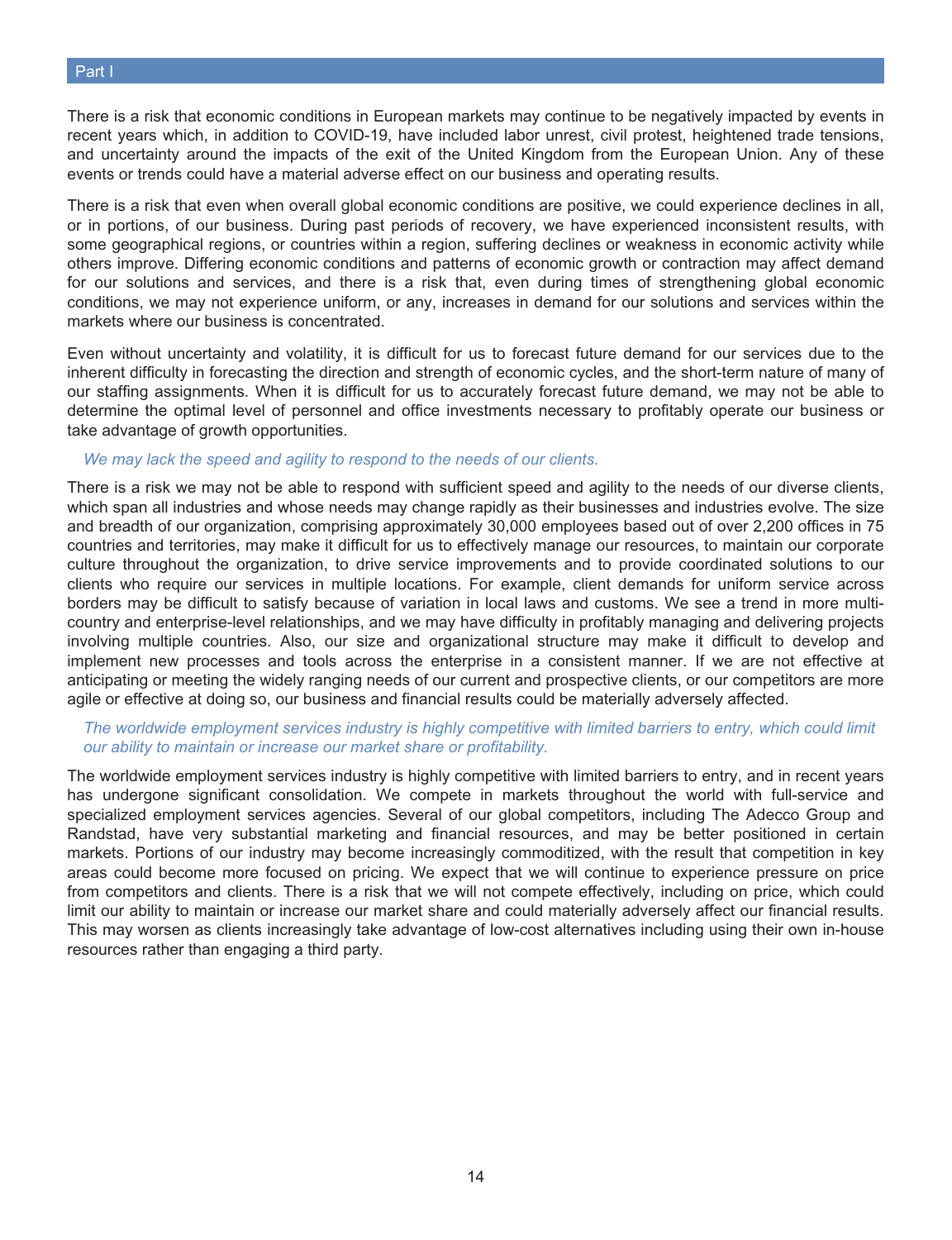There is a risk that economic conditions in European markets may continue to be negatively impacted by events in recent years which, in addition to COVID-19, have included labor unrest, civil protest, heightened trade tensions, and uncertainty around the impacts of the exit of the United Kingdom from the European Union. Any of these events or trends could have a material adverse effect on our business and operating results.

There is a risk that even when overall global economic conditions are positive, we could experience declines in all, or in portions, of our business. During past periods of recovery, we have experienced inconsistent results, with some geographical regions, or countries within a region, suffering declines or weakness in economic activity while others improve. Differing economic conditions and patterns of economic growth or contraction may affect demand for our solutions and services, and there is a risk that, even during times of strengthening global economic conditions, we may not experience uniform, or any, increases in demand for our solutions and services within the markets where our business is concentrated.

Even without uncertainty and volatility, it is difficult for us to forecast future demand for our services due to the inherent difficulty in forecasting the direction and strength of economic cycles, and the short-term nature of many of our staffing assignments. When it is difficult for us to accurately forecast future demand, we may not be able to determine the optimal level of personnel and office investments necessary to profitably operate our business or take advantage of growth opportunities.

*We may lack the speed and agility to respond to the needs of our clients.*

There is a risk we may not be able to respond with sufficient speed and agility to the needs of our diverse clients, which span all industries and whose needs may change rapidly as their businesses and industries evolve. The size and breadth of our organization, comprising approximately 30,000 employees based out of over 2,200 offices in 75 countries and territories, may make it difficult for us to effectively manage our resources, to maintain our corporate culture throughout the organization, to drive service improvements and to provide coordinated solutions to our clients who require our services in multiple locations. For example, client demands for uniform service across borders may be difficult to satisfy because of variation in local laws and customs. We see a trend in more multi-country and enterprise-level relationships, and we may have difficulty in profitably managing and delivering projects involving multiple countries. Also, our size and organizational structure may make it difficult to develop and implement new processes and tools across the enterprise in a consistent manner. If we are not effective at anticipating or meeting the widely ranging needs of our current and prospective clients, or our competitors are more agile or effective at doing so, our business and financial results could be materially adversely affected.

*The worldwide employment services industry is highly competitive with limited barriers to entry, which could limit our ability to maintain or increase our market share or profitability.*

The worldwide employment services industry is highly competitive with limited barriers to entry, and in recent years has undergone significant consolidation. We compete in markets throughout the world with full-service and specialized employment services agencies. Several of our global competitors, including The Adecco Group and Randstad, have very substantial marketing and financial resources, and may be better positioned in certain markets. Portions of our industry may become increasingly commoditized, with the result that competition in key areas could become more focused on pricing. We expect that we will continue to experience pressure on price from competitors and clients. There is a risk that we will not compete effectively, including on price, which could limit our ability to maintain or increase our market share and could materially adversely affect our financial results. This may worsen as clients increasingly take advantage of low-cost alternatives including using their own in-house resources rather than engaging a third party.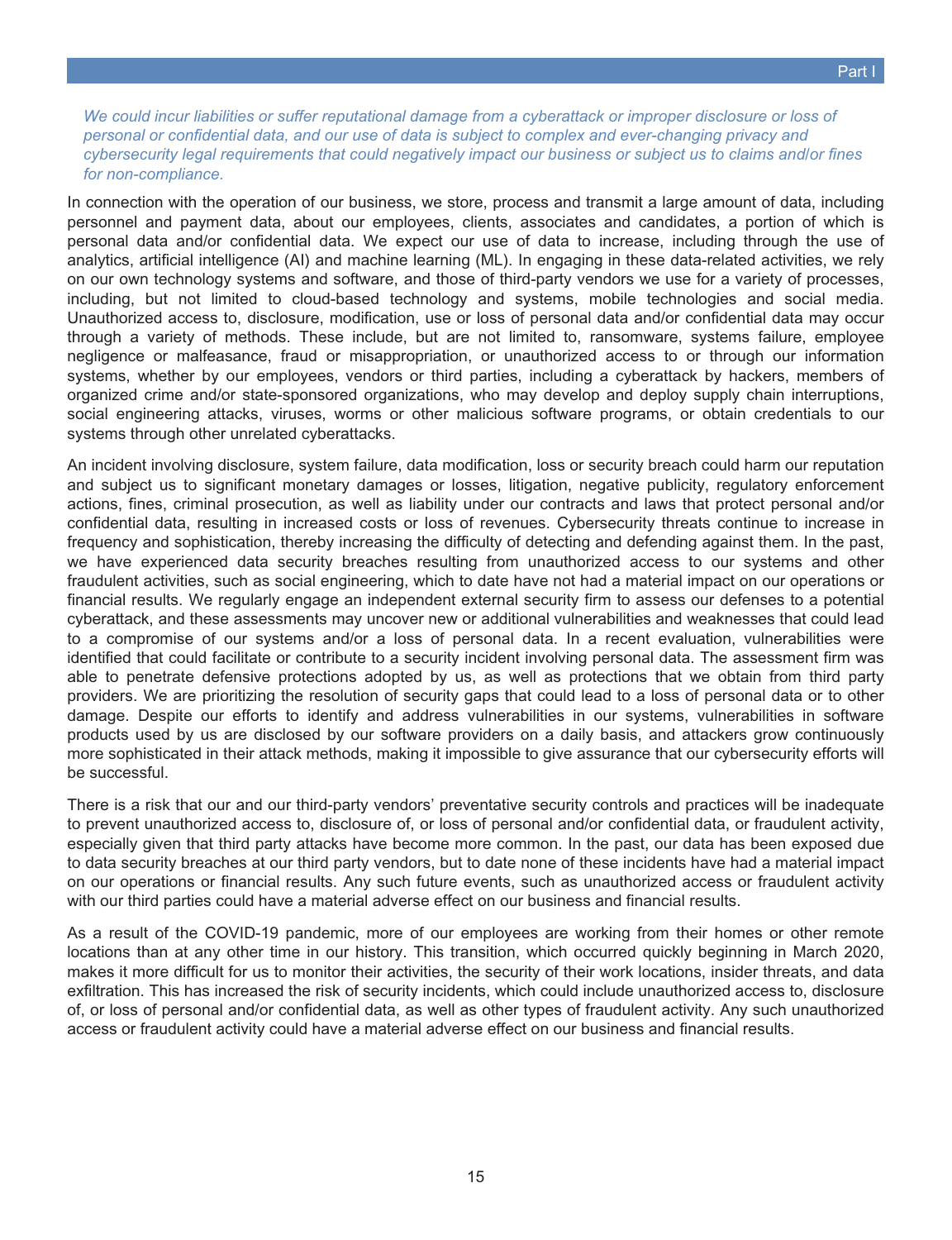*We could incur liabilities or suffer reputational damage from a cyberattack or improper disclosure or loss of personal or confidential data, and our use of data is subject to complex and ever-changing privacy and cybersecurity legal requirements that could negatively impact our business or subject us to claims and/or fines for non-compliance.*

In connection with the operation of our business, we store, process and transmit a large amount of data, including personnel and payment data, about our employees, clients, associates and candidates, a portion of which is personal data and/or confidential data. We expect our use of data to increase, including through the use of analytics, artificial intelligence (AI) and machine learning (ML). In engaging in these data-related activities, we rely on our own technology systems and software, and those of third-party vendors we use for a variety of processes, including, but not limited to cloud-based technology and systems, mobile technologies and social media. Unauthorized access to, disclosure, modification, use or loss of personal data and/or confidential data may occur through a variety of methods. These include, but are not limited to, ransomware, systems failure, employee negligence or malfeasance, fraud or misappropriation, or unauthorized access to or through our information systems, whether by our employees, vendors or third parties, including a cyberattack by hackers, members of organized crime and/or state-sponsored organizations, who may develop and deploy supply chain interruptions, social engineering attacks, viruses, worms or other malicious software programs, or obtain credentials to our systems through other unrelated cyberattacks.

An incident involving disclosure, system failure, data modification, loss or security breach could harm our reputation and subject us to significant monetary damages or losses, litigation, negative publicity, regulatory enforcement actions, fines, criminal prosecution, as well as liability under our contracts and laws that protect personal and/or confidential data, resulting in increased costs or loss of revenues. Cybersecurity threats continue to increase in frequency and sophistication, thereby increasing the difficulty of detecting and defending against them. In the past, we have experienced data security breaches resulting from unauthorized access to our systems and other fraudulent activities, such as social engineering, which to date have not had a material impact on our operations or financial results. We regularly engage an independent external security firm to assess our defenses to a potential cyberattack, and these assessments may uncover new or additional vulnerabilities and weaknesses that could lead to a compromise of our systems and/or a loss of personal data. In a recent evaluation, vulnerabilities were identified that could facilitate or contribute to a security incident involving personal data. The assessment firm was able to penetrate defensive protections adopted by us, as well as protections that we obtain from third party providers. We are prioritizing the resolution of security gaps that could lead to a loss of personal data or to other damage. Despite our efforts to identify and address vulnerabilities in our systems, vulnerabilities in software products used by us are disclosed by our software providers on a daily basis, and attackers grow continuously more sophisticated in their attack methods, making it impossible to give assurance that our cybersecurity efforts will be successful.

There is a risk that our and our third-party vendors' preventative security controls and practices will be inadequate to prevent unauthorized access to, disclosure of, or loss of personal and/or confidential data, or fraudulent activity, especially given that third party attacks have become more common. In the past, our data has been exposed due to data security breaches at our third party vendors, but to date none of these incidents have had a material impact on our operations or financial results. Any such future events, such as unauthorized access or fraudulent activity with our third parties could have a material adverse effect on our business and financial results.

As a result of the COVID-19 pandemic, more of our employees are working from their homes or other remote locations than at any other time in our history. This transition, which occurred quickly beginning in March 2020, makes it more difficult for us to monitor their activities, the security of their work locations, insider threats, and data exfiltration. This has increased the risk of security incidents, which could include unauthorized access to, disclosure of, or loss of personal and/or confidential data, as well as other types of fraudulent activity. Any such unauthorized access or fraudulent activity could have a material adverse effect on our business and financial results.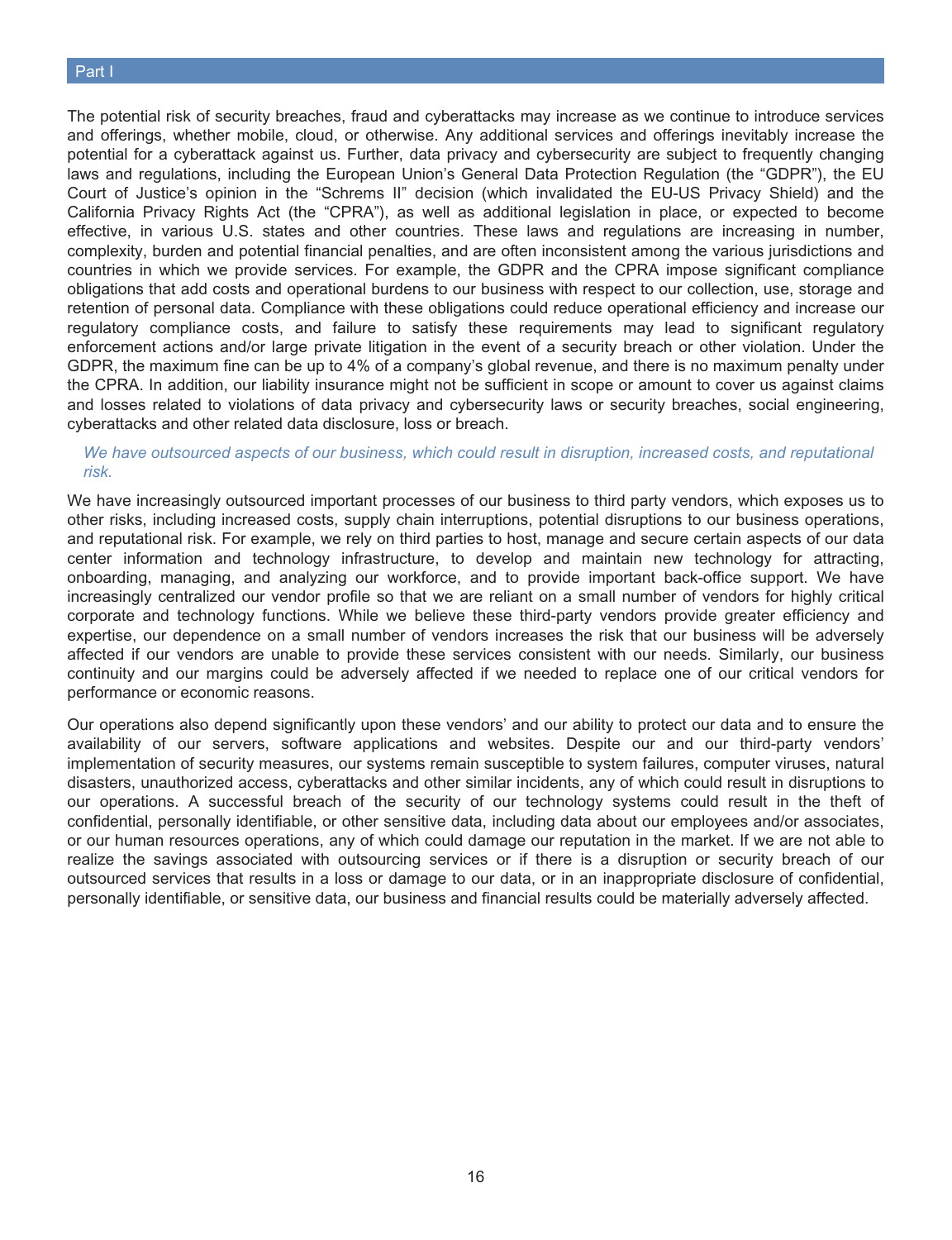The potential risk of security breaches, fraud and cyberattacks may increase as we continue to introduce services and offerings, whether mobile, cloud, or otherwise. Any additional services and offerings inevitably increase the potential for a cyberattack against us. Further, data privacy and cybersecurity are subject to frequently changing laws and regulations, including the European Union's General Data Protection Regulation (the "GDPR"), the EU Court of Justice's opinion in the "Schrems II" decision (which invalidated the EU-US Privacy Shield) and the California Privacy Rights Act (the "CPRA"), as well as additional legislation in place, or expected to become effective, in various U.S. states and other countries. These laws and regulations are increasing in number, complexity, burden and potential financial penalties, and are often inconsistent among the various jurisdictions and countries in which we provide services. For example, the GDPR and the CPRA impose significant compliance obligations that add costs and operational burdens to our business with respect to our collection, use, storage and retention of personal data. Compliance with these obligations could reduce operational efficiency and increase our regulatory compliance costs, and failure to satisfy these requirements may lead to significant regulatory enforcement actions and/or large private litigation in the event of a security breach or other violation. Under the GDPR, the maximum fine can be up to 4% of a company's global revenue, and there is no maximum penalty under the CPRA. In addition, our liability insurance might not be sufficient in scope or amount to cover us against claims and losses related to violations of data privacy and cybersecurity laws or security breaches, social engineering, cyberattacks and other related data disclosure, loss or breach.

*We have outsourced aspects of our business, which could result in disruption, increased costs, and reputational risk.*

We have increasingly outsourced important processes of our business to third party vendors, which exposes us to other risks, including increased costs, supply chain interruptions, potential disruptions to our business operations, and reputational risk. For example, we rely on third parties to host, manage and secure certain aspects of our data center information and technology infrastructure, to develop and maintain new technology for attracting, onboarding, managing, and analyzing our workforce, and to provide important back-office support. We have increasingly centralized our vendor profile so that we are reliant on a small number of vendors for highly critical corporate and technology functions. While we believe these third-party vendors provide greater efficiency and expertise, our dependence on a small number of vendors increases the risk that our business will be adversely affected if our vendors are unable to provide these services consistent with our needs. Similarly, our business continuity and our margins could be adversely affected if we needed to replace one of our critical vendors for performance or economic reasons.

Our operations also depend significantly upon these vendors' and our ability to protect our data and to ensure the availability of our servers, software applications and websites. Despite our and our third-party vendors' implementation of security measures, our systems remain susceptible to system failures, computer viruses, natural disasters, unauthorized access, cyberattacks and other similar incidents, any of which could result in disruptions to our operations. A successful breach of the security of our technology systems could result in the theft of confidential, personally identifiable, or other sensitive data, including data about our employees and/or associates, or our human resources operations, any of which could damage our reputation in the market. If we are not able to realize the savings associated with outsourcing services or if there is a disruption or security breach of our outsourced services that results in a loss or damage to our data, or in an inappropriate disclosure of confidential, personally identifiable, or sensitive data, our business and financial results could be materially adversely affected.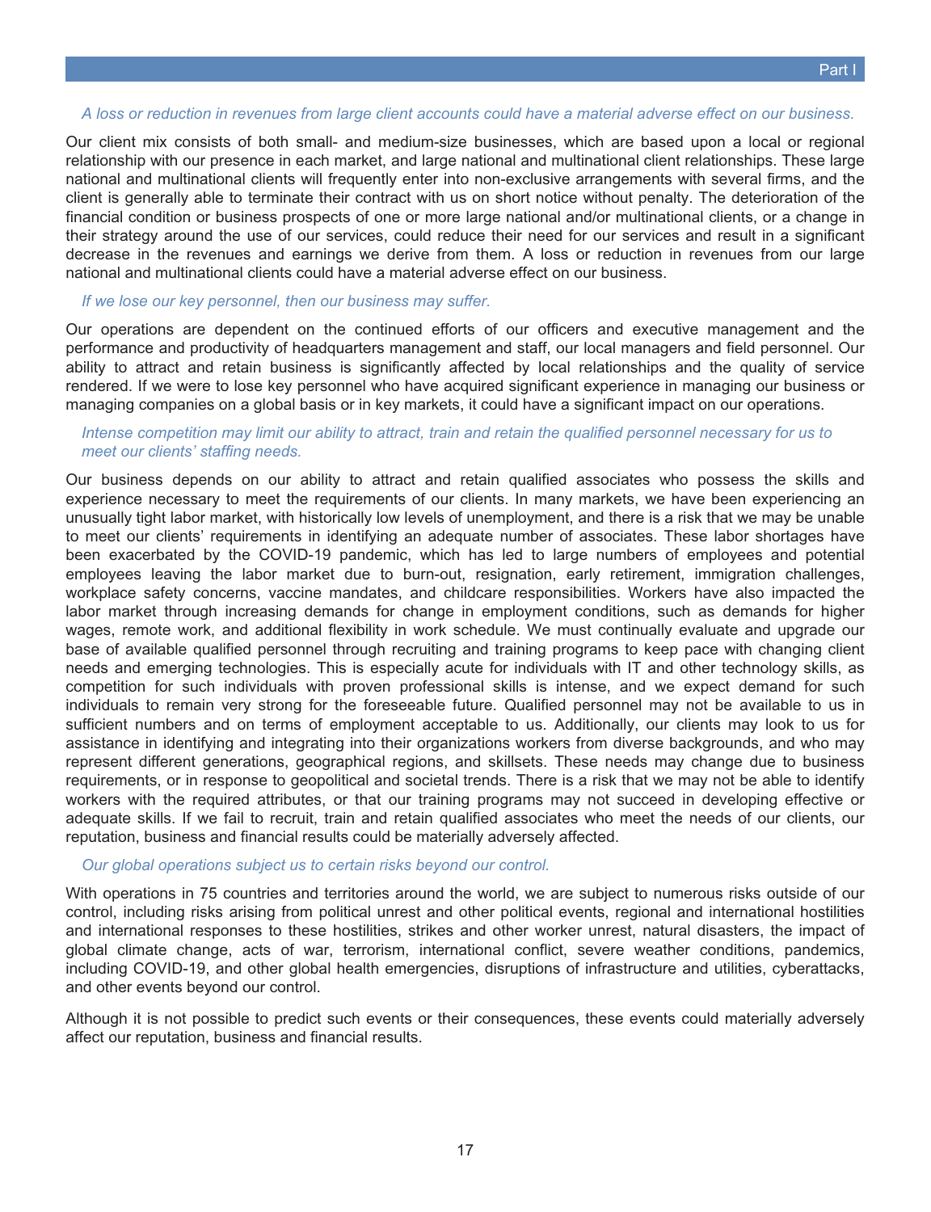*A loss or reduction in revenues from large client accounts could have a material adverse effect on our business.*

Our client mix consists of both small- and medium-size businesses, which are based upon a local or regional relationship with our presence in each market, and large national and multinational client relationships. These large national and multinational clients will frequently enter into non-exclusive arrangements with several firms, and the client is generally able to terminate their contract with us on short notice without penalty. The deterioration of the financial condition or business prospects of one or more large national and/or multinational clients, or a change in their strategy around the use of our services, could reduce their need for our services and result in a significant decrease in the revenues and earnings we derive from them. A loss or reduction in revenues from our large national and multinational clients could have a material adverse effect on our business.

*If we lose our key personnel, then our business may suffer.*

Our operations are dependent on the continued efforts of our officers and executive management and the performance and productivity of headquarters management and staff, our local managers and field personnel. Our ability to attract and retain business is significantly affected by local relationships and the quality of service rendered. If we were to lose key personnel who have acquired significant experience in managing our business or managing companies on a global basis or in key markets, it could have a significant impact on our operations.

*Intense competition may limit our ability to attract, train and retain the qualified personnel necessary for us to meet our clients' staffing needs.*

Our business depends on our ability to attract and retain qualified associates who possess the skills and experience necessary to meet the requirements of our clients. In many markets, we have been experiencing an unusually tight labor market, with historically low levels of unemployment, and there is a risk that we may be unable to meet our clients' requirements in identifying an adequate number of associates. These labor shortages have been exacerbated by the COVID-19 pandemic, which has led to large numbers of employees and potential employees leaving the labor market due to burn-out, resignation, early retirement, immigration challenges, workplace safety concerns, vaccine mandates, and childcare responsibilities. Workers have also impacted the labor market through increasing demands for change in employment conditions, such as demands for higher wages, remote work, and additional flexibility in work schedule. We must continually evaluate and upgrade our base of available qualified personnel through recruiting and training programs to keep pace with changing client needs and emerging technologies. This is especially acute for individuals with IT and other technology skills, as competition for such individuals with proven professional skills is intense, and we expect demand for such individuals to remain very strong for the foreseeable future. Qualified personnel may not be available to us in sufficient numbers and on terms of employment acceptable to us. Additionally, our clients may look to us for assistance in identifying and integrating into their organizations workers from diverse backgrounds, and who may represent different generations, geographical regions, and skillsets. These needs may change due to business requirements, or in response to geopolitical and societal trends. There is a risk that we may not be able to identify workers with the required attributes, or that our training programs may not succeed in developing effective or adequate skills. If we fail to recruit, train and retain qualified associates who meet the needs of our clients, our reputation, business and financial results could be materially adversely affected.

*Our global operations subject us to certain risks beyond our control.*

With operations in 75 countries and territories around the world, we are subject to numerous risks outside of our control, including risks arising from political unrest and other political events, regional and international hostilities and international responses to these hostilities, strikes and other worker unrest, natural disasters, the impact of global climate change, acts of war, terrorism, international conflict, severe weather conditions, pandemics, including COVID-19, and other global health emergencies, disruptions of infrastructure and utilities, cyberattacks, and other events beyond our control.

Although it is not possible to predict such events or their consequences, these events could materially adversely affect our reputation, business and financial results.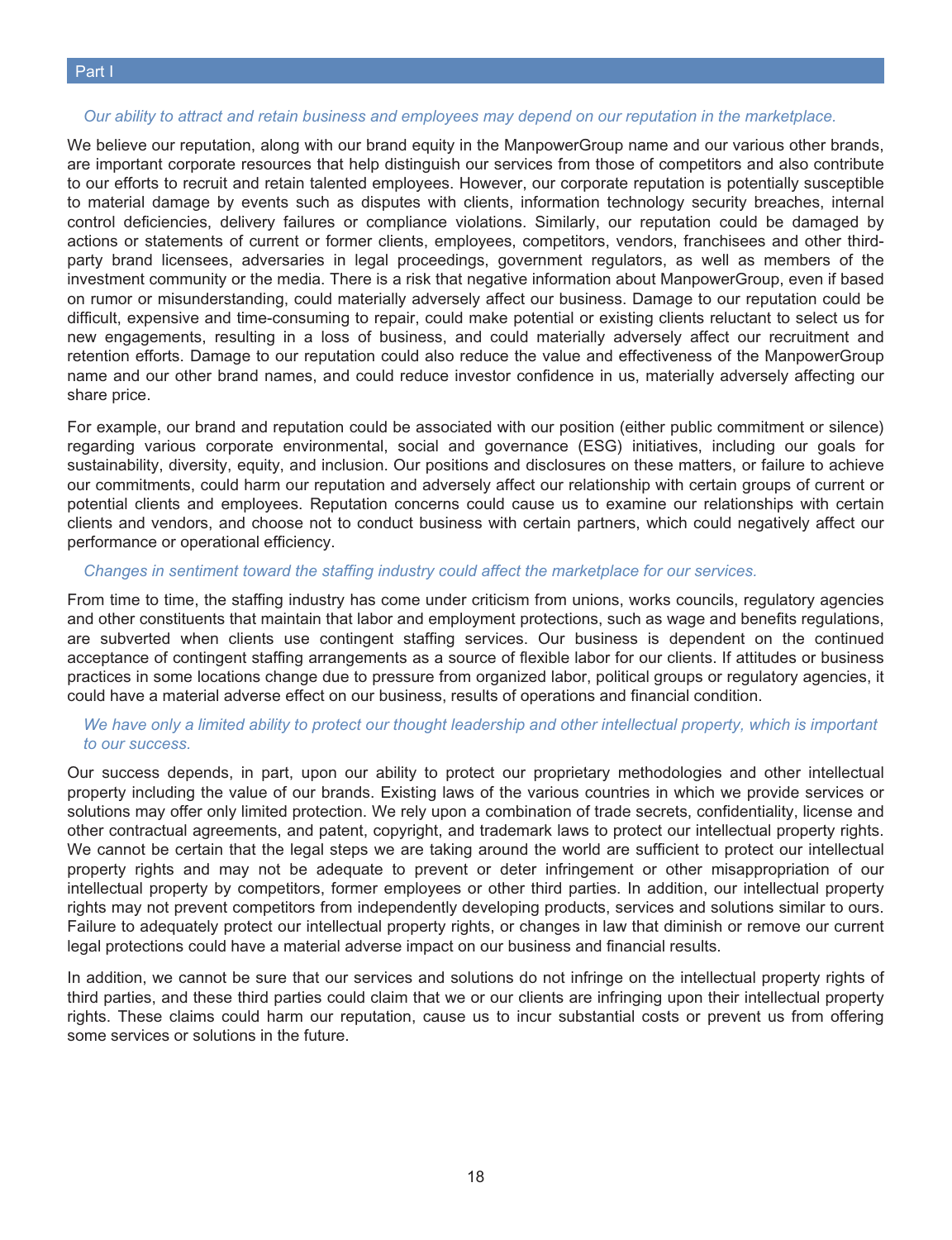*Our ability to attract and retain business and employees may depend on our reputation in the marketplace.*

We believe our reputation, along with our brand equity in the ManpowerGroup name and our various other brands, are important corporate resources that help distinguish our services from those of competitors and also contribute to our efforts to recruit and retain talented employees. However, our corporate reputation is potentially susceptible to material damage by events such as disputes with clients, information technology security breaches, internal control deficiencies, delivery failures or compliance violations. Similarly, our reputation could be damaged by actions or statements of current or former clients, employees, competitors, vendors, franchisees and other third-party brand licensees, adversaries in legal proceedings, government regulators, as well as members of the investment community or the media. There is a risk that negative information about ManpowerGroup, even if based on rumor or misunderstanding, could materially adversely affect our business. Damage to our reputation could be difficult, expensive and time-consuming to repair, could make potential or existing clients reluctant to select us for new engagements, resulting in a loss of business, and could materially adversely affect our recruitment and retention efforts. Damage to our reputation could also reduce the value and effectiveness of the ManpowerGroup name and our other brand names, and could reduce investor confidence in us, materially adversely affecting our share price.

For example, our brand and reputation could be associated with our position (either public commitment or silence) regarding various corporate environmental, social and governance (ESG) initiatives, including our goals for sustainability, diversity, equity, and inclusion. Our positions and disclosures on these matters, or failure to achieve our commitments, could harm our reputation and adversely affect our relationship with certain groups of current or potential clients and employees. Reputation concerns could cause us to examine our relationships with certain clients and vendors, and choose not to conduct business with certain partners, which could negatively affect our performance or operational efficiency.

*Changes in sentiment toward the staffing industry could affect the marketplace for our services.*

From time to time, the staffing industry has come under criticism from unions, works councils, regulatory agencies and other constituents that maintain that labor and employment protections, such as wage and benefits regulations, are subverted when clients use contingent staffing services. Our business is dependent on the continued acceptance of contingent staffing arrangements as a source of flexible labor for our clients. If attitudes or business practices in some locations change due to pressure from organized labor, political groups or regulatory agencies, it could have a material adverse effect on our business, results of operations and financial condition.

*We have only a limited ability to protect our thought leadership and other intellectual property, which is important to our success.*

Our success depends, in part, upon our ability to protect our proprietary methodologies and other intellectual property including the value of our brands. Existing laws of the various countries in which we provide services or solutions may offer only limited protection. We rely upon a combination of trade secrets, confidentiality, license and other contractual agreements, and patent, copyright, and trademark laws to protect our intellectual property rights. We cannot be certain that the legal steps we are taking around the world are sufficient to protect our intellectual property rights and may not be adequate to prevent or deter infringement or other misappropriation of our intellectual property by competitors, former employees or other third parties. In addition, our intellectual property rights may not prevent competitors from independently developing products, services and solutions similar to ours. Failure to adequately protect our intellectual property rights, or changes in law that diminish or remove our current legal protections could have a material adverse impact on our business and financial results.

In addition, we cannot be sure that our services and solutions do not infringe on the intellectual property rights of third parties, and these third parties could claim that we or our clients are infringing upon their intellectual property rights. These claims could harm our reputation, cause us to incur substantial costs or prevent us from offering some services or solutions in the future.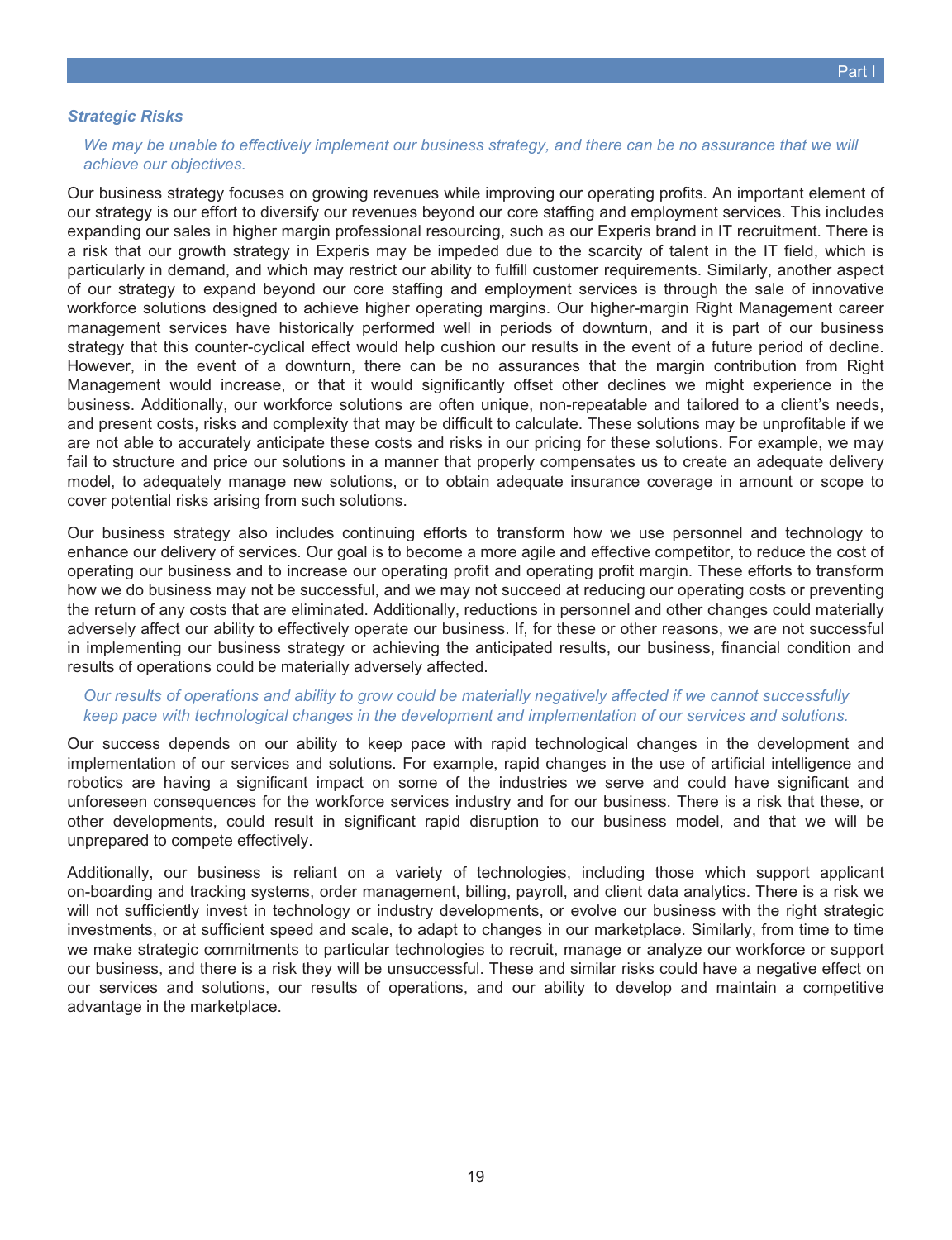### *Strategic Risks*

*We may be unable to effectively implement our business strategy, and there can be no assurance that we will achieve our objectives.*

Our business strategy focuses on growing revenues while improving our operating profits. An important element of our strategy is our effort to diversify our revenues beyond our core staffing and employment services. This includes expanding our sales in higher margin professional resourcing, such as our Experis brand in IT recruitment. There is a risk that our growth strategy in Experis may be impeded due to the scarcity of talent in the IT field, which is particularly in demand, and which may restrict our ability to fulfill customer requirements. Similarly, another aspect of our strategy to expand beyond our core staffing and employment services is through the sale of innovative workforce solutions designed to achieve higher operating margins. Our higher-margin Right Management career management services have historically performed well in periods of downturn, and it is part of our business strategy that this counter-cyclical effect would help cushion our results in the event of a future period of decline. However, in the event of a downturn, there can be no assurances that the margin contribution from Right Management would increase, or that it would significantly offset other declines we might experience in the business. Additionally, our workforce solutions are often unique, non-repeatable and tailored to a client's needs, and present costs, risks and complexity that may be difficult to calculate. These solutions may be unprofitable if we are not able to accurately anticipate these costs and risks in our pricing for these solutions. For example, we may fail to structure and price our solutions in a manner that properly compensates us to create an adequate delivery model, to adequately manage new solutions, or to obtain adequate insurance coverage in amount or scope to cover potential risks arising from such solutions.

Our business strategy also includes continuing efforts to transform how we use personnel and technology to enhance our delivery of services. Our goal is to become a more agile and effective competitor, to reduce the cost of operating our business and to increase our operating profit and operating profit margin. These efforts to transform how we do business may not be successful, and we may not succeed at reducing our operating costs or preventing the return of any costs that are eliminated. Additionally, reductions in personnel and other changes could materially adversely affect our ability to effectively operate our business. If, for these or other reasons, we are not successful in implementing our business strategy or achieving the anticipated results, our business, financial condition and results of operations could be materially adversely affected.

*Our results of operations and ability to grow could be materially negatively affected if we cannot successfully keep pace with technological changes in the development and implementation of our services and solutions.*

Our success depends on our ability to keep pace with rapid technological changes in the development and implementation of our services and solutions. For example, rapid changes in the use of artificial intelligence and robotics are having a significant impact on some of the industries we serve and could have significant and unforeseen consequences for the workforce services industry and for our business. There is a risk that these, or other developments, could result in significant rapid disruption to our business model, and that we will be unprepared to compete effectively.

Additionally, our business is reliant on a variety of technologies, including those which support applicant on-boarding and tracking systems, order management, billing, payroll, and client data analytics. There is a risk we will not sufficiently invest in technology or industry developments, or evolve our business with the right strategic investments, or at sufficient speed and scale, to adapt to changes in our marketplace. Similarly, from time to time we make strategic commitments to particular technologies to recruit, manage or analyze our workforce or support our business, and there is a risk they will be unsuccessful. These and similar risks could have a negative effect on our services and solutions, our results of operations, and our ability to develop and maintain a competitive advantage in the marketplace.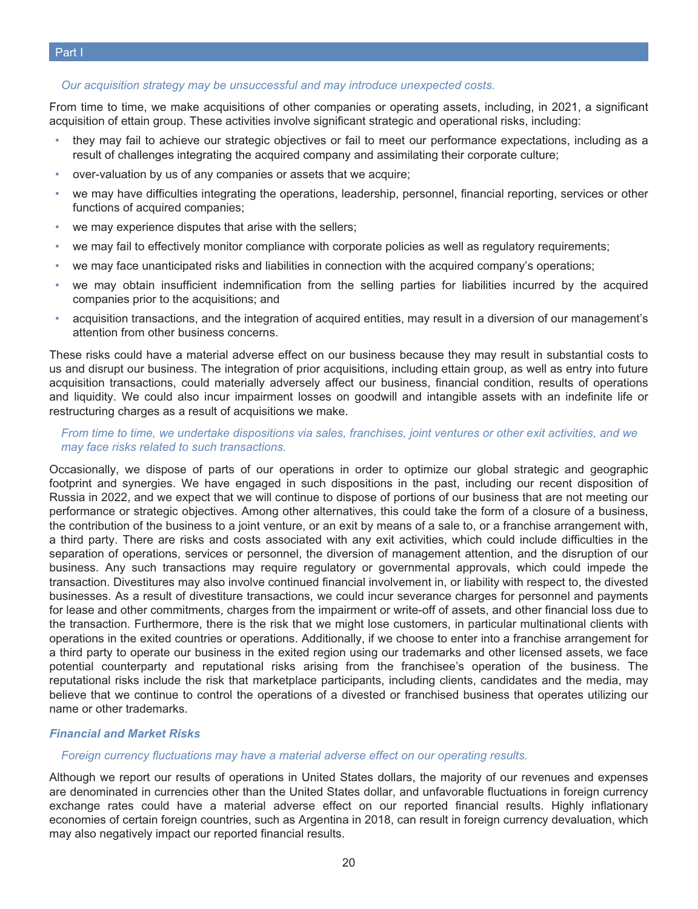*Our acquisition strategy may be unsuccessful and may introduce unexpected costs.*

From time to time, we make acquisitions of other companies or operating assets, including, in 2021, a significant acquisition of ettain group. These activities involve significant strategic and operational risks, including:

- they may fail to achieve our strategic objectives or fail to meet our performance expectations, including as a result of challenges integrating the acquired company and assimilating their corporate culture;
- over-valuation by us of any companies or assets that we acquire;
- we may have difficulties integrating the operations, leadership, personnel, financial reporting, services or other functions of acquired companies;
- we may experience disputes that arise with the sellers;
- we may fail to effectively monitor compliance with corporate policies as well as regulatory requirements;
- we may face unanticipated risks and liabilities in connection with the acquired company's operations;
- we may obtain insufficient indemnification from the selling parties for liabilities incurred by the acquired companies prior to the acquisitions; and
- acquisition transactions, and the integration of acquired entities, may result in a diversion of our management's attention from other business concerns.

These risks could have a material adverse effect on our business because they may result in substantial costs to us and disrupt our business. The integration of prior acquisitions, including ettain group, as well as entry into future acquisition transactions, could materially adversely affect our business, financial condition, results of operations and liquidity. We could also incur impairment losses on goodwill and intangible assets with an indefinite life or restructuring charges as a result of acquisitions we make.

*From time to time, we undertake dispositions via sales, franchises, joint ventures or other exit activities, and we may face risks related to such transactions.*

Occasionally, we dispose of parts of our operations in order to optimize our global strategic and geographic footprint and synergies. We have engaged in such dispositions in the past, including our recent disposition of Russia in 2022, and we expect that we will continue to dispose of portions of our business that are not meeting our performance or strategic objectives. Among other alternatives, this could take the form of a closure of a business, the contribution of the business to a joint venture, or an exit by means of a sale to, or a franchise arrangement with, a third party. There are risks and costs associated with any exit activities, which could include difficulties in the separation of operations, services or personnel, the diversion of management attention, and the disruption of our business. Any such transactions may require regulatory or governmental approvals, which could impede the transaction. Divestitures may also involve continued financial involvement in, or liability with respect to, the divested businesses. As a result of divestiture transactions, we could incur severance charges for personnel and payments for lease and other commitments, charges from the impairment or write-off of assets, and other financial loss due to the transaction. Furthermore, there is the risk that we might lose customers, in particular multinational clients with operations in the exited countries or operations. Additionally, if we choose to enter into a franchise arrangement for a third party to operate our business in the exited region using our trademarks and other licensed assets, we face potential counterparty and reputational risks arising from the franchisee's operation of the business. The reputational risks include the risk that marketplace participants, including clients, candidates and the media, may believe that we continue to control the operations of a divested or franchised business that operates utilizing our name or other trademarks.

### *Financial and Market Risks*

*Foreign currency fluctuations may have a material adverse effect on our operating results.*

Although we report our results of operations in United States dollars, the majority of our revenues and expenses are denominated in currencies other than the United States dollar, and unfavorable fluctuations in foreign currency exchange rates could have a material adverse effect on our reported financial results. Highly inflationary economies of certain foreign countries, such as Argentina in 2018, can result in foreign currency devaluation, which may also negatively impact our reported financial results.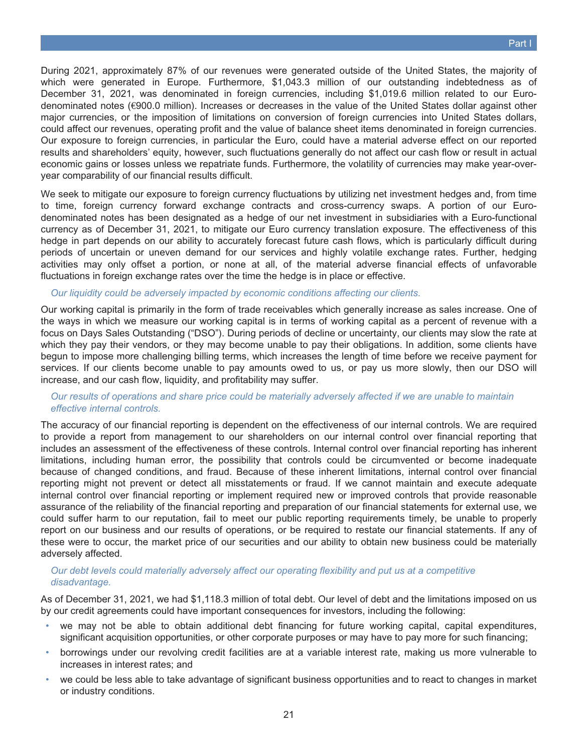During 2021, approximately 87% of our revenues were generated outside of the United States, the majority of which were generated in Europe. Furthermore, $1,043.3 million of our outstanding indebtedness as of December 31, 2021, was denominated in foreign currencies, including $1,019.6 million related to our Euro-denominated notes (€900.0 million). Increases or decreases in the value of the United States dollar against other major currencies, or the imposition of limitations on conversion of foreign currencies into United States dollars, could affect our revenues, operating profit and the value of balance sheet items denominated in foreign currencies. Our exposure to foreign currencies, in particular the Euro, could have a material adverse effect on our reported results and shareholders' equity, however, such fluctuations generally do not affect our cash flow or result in actual economic gains or losses unless we repatriate funds. Furthermore, the volatility of currencies may make year-over-year comparability of our financial results difficult.

We seek to mitigate our exposure to foreign currency fluctuations by utilizing net investment hedges and, from time to time, foreign currency forward exchange contracts and cross-currency swaps. A portion of our Euro-denominated notes has been designated as a hedge of our net investment in subsidiaries with a Euro-functional currency as of December 31, 2021, to mitigate our Euro currency translation exposure. The effectiveness of this hedge in part depends on our ability to accurately forecast future cash flows, which is particularly difficult during periods of uncertain or uneven demand for our services and highly volatile exchange rates. Further, hedging activities may only offset a portion, or none at all, of the material adverse financial effects of unfavorable fluctuations in foreign exchange rates over the time the hedge is in place or effective.

*Our liquidity could be adversely impacted by economic conditions affecting our clients.*

Our working capital is primarily in the form of trade receivables which generally increase as sales increase. One of the ways in which we measure our working capital is in terms of working capital as a percent of revenue with a focus on Days Sales Outstanding ("DSO"). During periods of decline or uncertainty, our clients may slow the rate at which they pay their vendors, or they may become unable to pay their obligations. In addition, some clients have begun to impose more challenging billing terms, which increases the length of time before we receive payment for services. If our clients become unable to pay amounts owed to us, or pay us more slowly, then our DSO will increase, and our cash flow, liquidity, and profitability may suffer.

*Our results of operations and share price could be materially adversely affected if we are unable to maintain effective internal controls.*

The accuracy of our financial reporting is dependent on the effectiveness of our internal controls. We are required to provide a report from management to our shareholders on our internal control over financial reporting that includes an assessment of the effectiveness of these controls. Internal control over financial reporting has inherent limitations, including human error, the possibility that controls could be circumvented or become inadequate because of changed conditions, and fraud. Because of these inherent limitations, internal control over financial reporting might not prevent or detect all misstatements or fraud. If we cannot maintain and execute adequate internal control over financial reporting or implement required new or improved controls that provide reasonable assurance of the reliability of the financial reporting and preparation of our financial statements for external use, we could suffer harm to our reputation, fail to meet our public reporting requirements timely, be unable to properly report on our business and our results of operations, or be required to restate our financial statements. If any of these were to occur, the market price of our securities and our ability to obtain new business could be materially adversely affected.

*Our debt levels could materially adversely affect our operating flexibility and put us at a competitive disadvantage.*

As of December 31, 2021, we had $1,118.3 million of total debt. Our level of debt and the limitations imposed on us by our credit agreements could have important consequences for investors, including the following:

- we may not be able to obtain additional debt financing for future working capital, capital expenditures, significant acquisition opportunities, or other corporate purposes or may have to pay more for such financing;
- borrowings under our revolving credit facilities are at a variable interest rate, making us more vulnerable to increases in interest rates; and
- we could be less able to take advantage of significant business opportunities and to react to changes in market or industry conditions.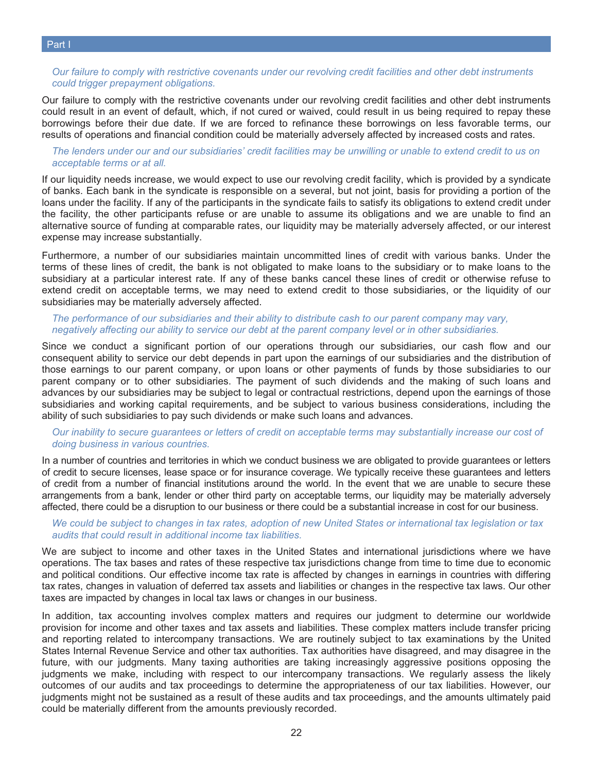*Our failure to comply with restrictive covenants under our revolving credit facilities and other debt instruments could trigger prepayment obligations.*

Our failure to comply with the restrictive covenants under our revolving credit facilities and other debt instruments could result in an event of default, which, if not cured or waived, could result in us being required to repay these borrowings before their due date. If we are forced to refinance these borrowings on less favorable terms, our results of operations and financial condition could be materially adversely affected by increased costs and rates.

*The lenders under our and our subsidiaries' credit facilities may be unwilling or unable to extend credit to us on acceptable terms or at all.*

If our liquidity needs increase, we would expect to use our revolving credit facility, which is provided by a syndicate of banks. Each bank in the syndicate is responsible on a several, but not joint, basis for providing a portion of the loans under the facility. If any of the participants in the syndicate fails to satisfy its obligations to extend credit under the facility, the other participants refuse or are unable to assume its obligations and we are unable to find an alternative source of funding at comparable rates, our liquidity may be materially adversely affected, or our interest expense may increase substantially.

Furthermore, a number of our subsidiaries maintain uncommitted lines of credit with various banks. Under the terms of these lines of credit, the bank is not obligated to make loans to the subsidiary or to make loans to the subsidiary at a particular interest rate. If any of these banks cancel these lines of credit or otherwise refuse to extend credit on acceptable terms, we may need to extend credit to those subsidiaries, or the liquidity of our subsidiaries may be materially adversely affected.

*The performance of our subsidiaries and their ability to distribute cash to our parent company may vary, negatively affecting our ability to service our debt at the parent company level or in other subsidiaries.*

Since we conduct a significant portion of our operations through our subsidiaries, our cash flow and our consequent ability to service our debt depends in part upon the earnings of our subsidiaries and the distribution of those earnings to our parent company, or upon loans or other payments of funds by those subsidiaries to our parent company or to other subsidiaries. The payment of such dividends and the making of such loans and advances by our subsidiaries may be subject to legal or contractual restrictions, depend upon the earnings of those subsidiaries and working capital requirements, and be subject to various business considerations, including the ability of such subsidiaries to pay such dividends or make such loans and advances.

*Our inability to secure guarantees or letters of credit on acceptable terms may substantially increase our cost of doing business in various countries.*

In a number of countries and territories in which we conduct business we are obligated to provide guarantees or letters of credit to secure licenses, lease space or for insurance coverage. We typically receive these guarantees and letters of credit from a number of financial institutions around the world. In the event that we are unable to secure these arrangements from a bank, lender or other third party on acceptable terms, our liquidity may be materially adversely affected, there could be a disruption to our business or there could be a substantial increase in cost for our business.

*We could be subject to changes in tax rates, adoption of new United States or international tax legislation or tax audits that could result in additional income tax liabilities.*

We are subject to income and other taxes in the United States and international jurisdictions where we have operations. The tax bases and rates of these respective tax jurisdictions change from time to time due to economic and political conditions. Our effective income tax rate is affected by changes in earnings in countries with differing tax rates, changes in valuation of deferred tax assets and liabilities or changes in the respective tax laws. Our other taxes are impacted by changes in local tax laws or changes in our business.

In addition, tax accounting involves complex matters and requires our judgment to determine our worldwide provision for income and other taxes and tax assets and liabilities. These complex matters include transfer pricing and reporting related to intercompany transactions. We are routinely subject to tax examinations by the United States Internal Revenue Service and other tax authorities. Tax authorities have disagreed, and may disagree in the future, with our judgments. Many taxing authorities are taking increasingly aggressive positions opposing the judgments we make, including with respect to our intercompany transactions. We regularly assess the likely outcomes of our audits and tax proceedings to determine the appropriateness of our tax liabilities. However, our judgments might not be sustained as a result of these audits and tax proceedings, and the amounts ultimately paid could be materially different from the amounts previously recorded.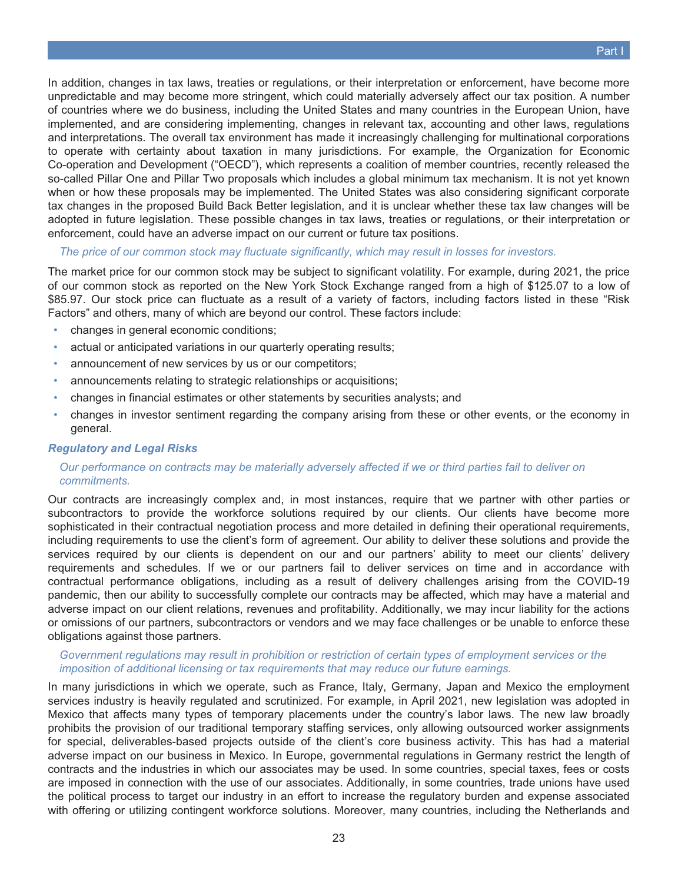In addition, changes in tax laws, treaties or regulations, or their interpretation or enforcement, have become more unpredictable and may become more stringent, which could materially adversely affect our tax position. A number of countries where we do business, including the United States and many countries in the European Union, have implemented, and are considering implementing, changes in relevant tax, accounting and other laws, regulations and interpretations. The overall tax environment has made it increasingly challenging for multinational corporations to operate with certainty about taxation in many jurisdictions. For example, the Organization for Economic Co-operation and Development ("OECD"), which represents a coalition of member countries, recently released the so-called Pillar One and Pillar Two proposals which includes a global minimum tax mechanism. It is not yet known when or how these proposals may be implemented. The United States was also considering significant corporate tax changes in the proposed Build Back Better legislation, and it is unclear whether these tax law changes will be adopted in future legislation. These possible changes in tax laws, treaties or regulations, or their interpretation or enforcement, could have an adverse impact on our current or future tax positions.

*The price of our common stock may fluctuate significantly, which may result in losses for investors.*

The market price for our common stock may be subject to significant volatility. For example, during 2021, the price of our common stock as reported on the New York Stock Exchange ranged from a high of $125.07 to a low of $85.97. Our stock price can fluctuate as a result of a variety of factors, including factors listed in these "Risk Factors" and others, many of which are beyond our control. These factors include:

- changes in general economic conditions;
- actual or anticipated variations in our quarterly operating results;
- announcement of new services by us or our competitors;
- announcements relating to strategic relationships or acquisitions;
- changes in financial estimates or other statements by securities analysts; and
- changes in investor sentiment regarding the company arising from these or other events, or the economy in general.

***Regulatory and Legal Risks***

*Our performance on contracts may be materially adversely affected if we or third parties fail to deliver on commitments.*

Our contracts are increasingly complex and, in most instances, require that we partner with other parties or subcontractors to provide the workforce solutions required by our clients. Our clients have become more sophisticated in their contractual negotiation process and more detailed in defining their operational requirements, including requirements to use the client's form of agreement. Our ability to deliver these solutions and provide the services required by our clients is dependent on our and our partners' ability to meet our clients' delivery requirements and schedules. If we or our partners fail to deliver services on time and in accordance with contractual performance obligations, including as a result of delivery challenges arising from the COVID-19 pandemic, then our ability to successfully complete our contracts may be affected, which may have a material and adverse impact on our client relations, revenues and profitability. Additionally, we may incur liability for the actions or omissions of our partners, subcontractors or vendors and we may face challenges or be unable to enforce these obligations against those partners.

*Government regulations may result in prohibition or restriction of certain types of employment services or the imposition of additional licensing or tax requirements that may reduce our future earnings.*

In many jurisdictions in which we operate, such as France, Italy, Germany, Japan and Mexico the employment services industry is heavily regulated and scrutinized. For example, in April 2021, new legislation was adopted in Mexico that affects many types of temporary placements under the country's labor laws. The new law broadly prohibits the provision of our traditional temporary staffing services, only allowing outsourced worker assignments for special, deliverables-based projects outside of the client's core business activity. This has had a material adverse impact on our business in Mexico. In Europe, governmental regulations in Germany restrict the length of contracts and the industries in which our associates may be used. In some countries, special taxes, fees or costs are imposed in connection with the use of our associates. Additionally, in some countries, trade unions have used the political process to target our industry in an effort to increase the regulatory burden and expense associated with offering or utilizing contingent workforce solutions. Moreover, many countries, including the Netherlands and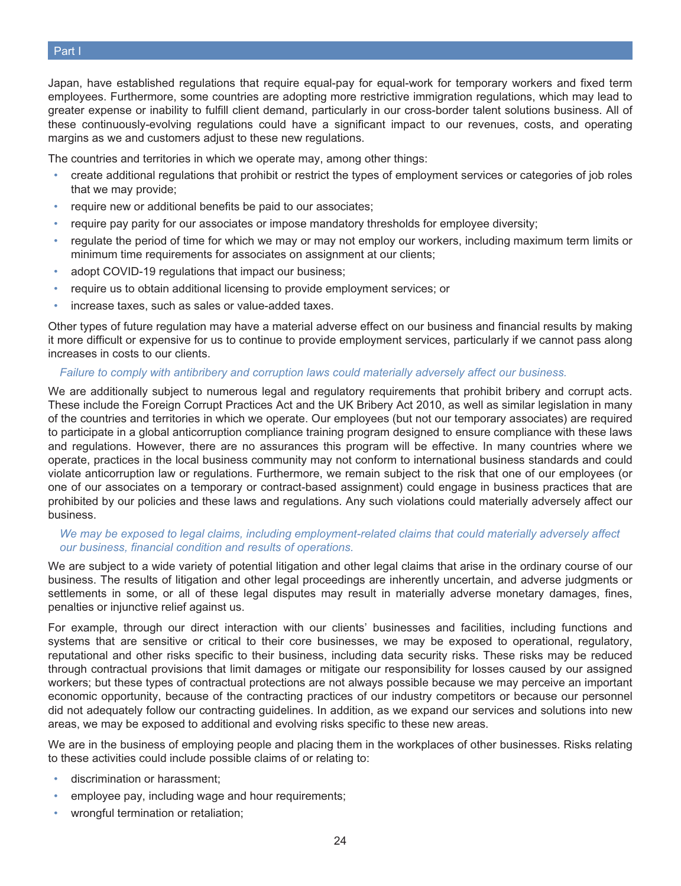Japan, have established regulations that require equal-pay for equal-work for temporary workers and fixed term employees. Furthermore, some countries are adopting more restrictive immigration regulations, which may lead to greater expense or inability to fulfill client demand, particularly in our cross-border talent solutions business. All of these continuously-evolving regulations could have a significant impact to our revenues, costs, and operating margins as we and customers adjust to these new regulations.

The countries and territories in which we operate may, among other things:

- create additional regulations that prohibit or restrict the types of employment services or categories of job roles that we may provide;
- require new or additional benefits be paid to our associates;
- require pay parity for our associates or impose mandatory thresholds for employee diversity;
- regulate the period of time for which we may or may not employ our workers, including maximum term limits or minimum time requirements for associates on assignment at our clients;
- adopt COVID-19 regulations that impact our business;
- require us to obtain additional licensing to provide employment services; or
- increase taxes, such as sales or value-added taxes.

Other types of future regulation may have a material adverse effect on our business and financial results by making it more difficult or expensive for us to continue to provide employment services, particularly if we cannot pass along increases in costs to our clients.

*Failure to comply with antibribery and corruption laws could materially adversely affect our business.*

We are additionally subject to numerous legal and regulatory requirements that prohibit bribery and corrupt acts. These include the Foreign Corrupt Practices Act and the UK Bribery Act 2010, as well as similar legislation in many of the countries and territories in which we operate. Our employees (but not our temporary associates) are required to participate in a global anticorruption compliance training program designed to ensure compliance with these laws and regulations. However, there are no assurances this program will be effective. In many countries where we operate, practices in the local business community may not conform to international business standards and could violate anticorruption law or regulations. Furthermore, we remain subject to the risk that one of our employees (or one of our associates on a temporary or contract-based assignment) could engage in business practices that are prohibited by our policies and these laws and regulations. Any such violations could materially adversely affect our business.

*We may be exposed to legal claims, including employment-related claims that could materially adversely affect our business, financial condition and results of operations.*

We are subject to a wide variety of potential litigation and other legal claims that arise in the ordinary course of our business. The results of litigation and other legal proceedings are inherently uncertain, and adverse judgments or settlements in some, or all of these legal disputes may result in materially adverse monetary damages, fines, penalties or injunctive relief against us.

For example, through our direct interaction with our clients' businesses and facilities, including functions and systems that are sensitive or critical to their core businesses, we may be exposed to operational, regulatory, reputational and other risks specific to their business, including data security risks. These risks may be reduced through contractual provisions that limit damages or mitigate our responsibility for losses caused by our assigned workers; but these types of contractual protections are not always possible because we may perceive an important economic opportunity, because of the contracting practices of our industry competitors or because our personnel did not adequately follow our contracting guidelines. In addition, as we expand our services and solutions into new areas, we may be exposed to additional and evolving risks specific to these new areas.

We are in the business of employing people and placing them in the workplaces of other businesses. Risks relating to these activities could include possible claims of or relating to:

- discrimination or harassment;
- employee pay, including wage and hour requirements;
- wrongful termination or retaliation;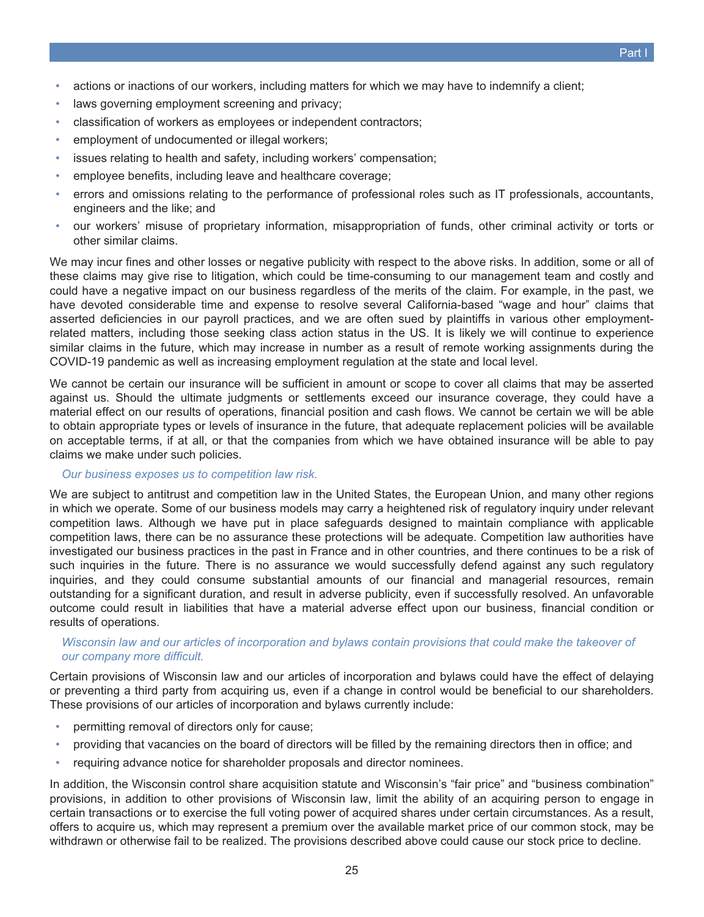- actions or inactions of our workers, including matters for which we may have to indemnify a client;
- laws governing employment screening and privacy;
- classification of workers as employees or independent contractors;
- employment of undocumented or illegal workers;
- issues relating to health and safety, including workers' compensation;
- employee benefits, including leave and healthcare coverage;
- errors and omissions relating to the performance of professional roles such as IT professionals, accountants, engineers and the like; and
- our workers' misuse of proprietary information, misappropriation of funds, other criminal activity or torts or other similar claims.

We may incur fines and other losses or negative publicity with respect to the above risks. In addition, some or all of these claims may give rise to litigation, which could be time-consuming to our management team and costly and could have a negative impact on our business regardless of the merits of the claim. For example, in the past, we have devoted considerable time and expense to resolve several California-based "wage and hour" claims that asserted deficiencies in our payroll practices, and we are often sued by plaintiffs in various other employment-related matters, including those seeking class action status in the US. It is likely we will continue to experience similar claims in the future, which may increase in number as a result of remote working assignments during the COVID-19 pandemic as well as increasing employment regulation at the state and local level.

We cannot be certain our insurance will be sufficient in amount or scope to cover all claims that may be asserted against us. Should the ultimate judgments or settlements exceed our insurance coverage, they could have a material effect on our results of operations, financial position and cash flows. We cannot be certain we will be able to obtain appropriate types or levels of insurance in the future, that adequate replacement policies will be available on acceptable terms, if at all, or that the companies from which we have obtained insurance will be able to pay claims we make under such policies.

*Our business exposes us to competition law risk.*

We are subject to antitrust and competition law in the United States, the European Union, and many other regions in which we operate. Some of our business models may carry a heightened risk of regulatory inquiry under relevant competition laws. Although we have put in place safeguards designed to maintain compliance with applicable competition laws, there can be no assurance these protections will be adequate. Competition law authorities have investigated our business practices in the past in France and in other countries, and there continues to be a risk of such inquiries in the future. There is no assurance we would successfully defend against any such regulatory inquiries, and they could consume substantial amounts of our financial and managerial resources, remain outstanding for a significant duration, and result in adverse publicity, even if successfully resolved. An unfavorable outcome could result in liabilities that have a material adverse effect upon our business, financial condition or results of operations.

*Wisconsin law and our articles of incorporation and bylaws contain provisions that could make the takeover of our company more difficult.*

Certain provisions of Wisconsin law and our articles of incorporation and bylaws could have the effect of delaying or preventing a third party from acquiring us, even if a change in control would be beneficial to our shareholders. These provisions of our articles of incorporation and bylaws currently include:

- permitting removal of directors only for cause;
- providing that vacancies on the board of directors will be filled by the remaining directors then in office; and
- requiring advance notice for shareholder proposals and director nominees.

In addition, the Wisconsin control share acquisition statute and Wisconsin's "fair price" and "business combination" provisions, in addition to other provisions of Wisconsin law, limit the ability of an acquiring person to engage in certain transactions or to exercise the full voting power of acquired shares under certain circumstances. As a result, offers to acquire us, which may represent a premium over the available market price of our common stock, may be withdrawn or otherwise fail to be realized. The provisions described above could cause our stock price to decline.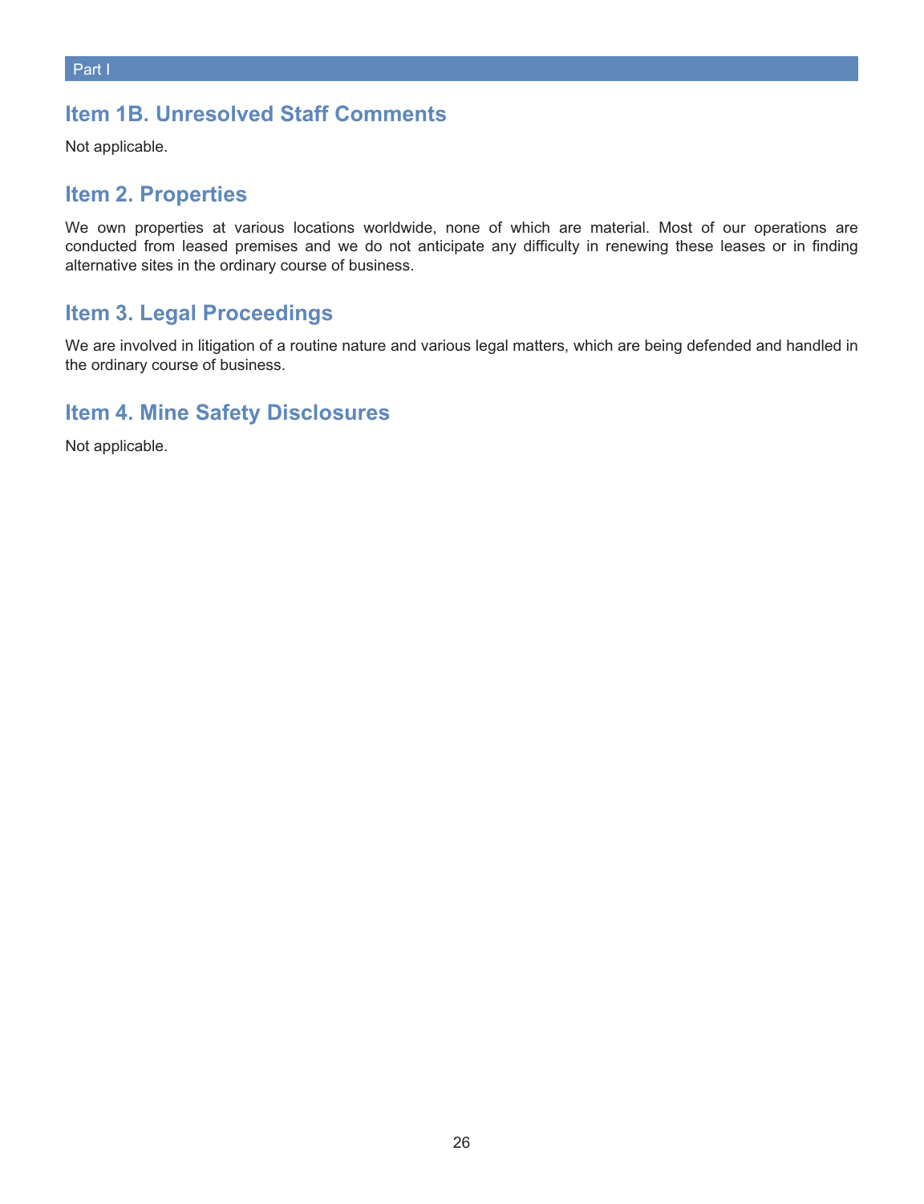## Item 1B. Unresolved Staff Comments

Not applicable.

## Item 2. Properties

We own properties at various locations worldwide, none of which are material. Most of our operations are conducted from leased premises and we do not anticipate any difficulty in renewing these leases or in finding alternative sites in the ordinary course of business.

## Item 3. Legal Proceedings

We are involved in litigation of a routine nature and various legal matters, which are being defended and handled in the ordinary course of business.

## Item 4. Mine Safety Disclosures

Not applicable.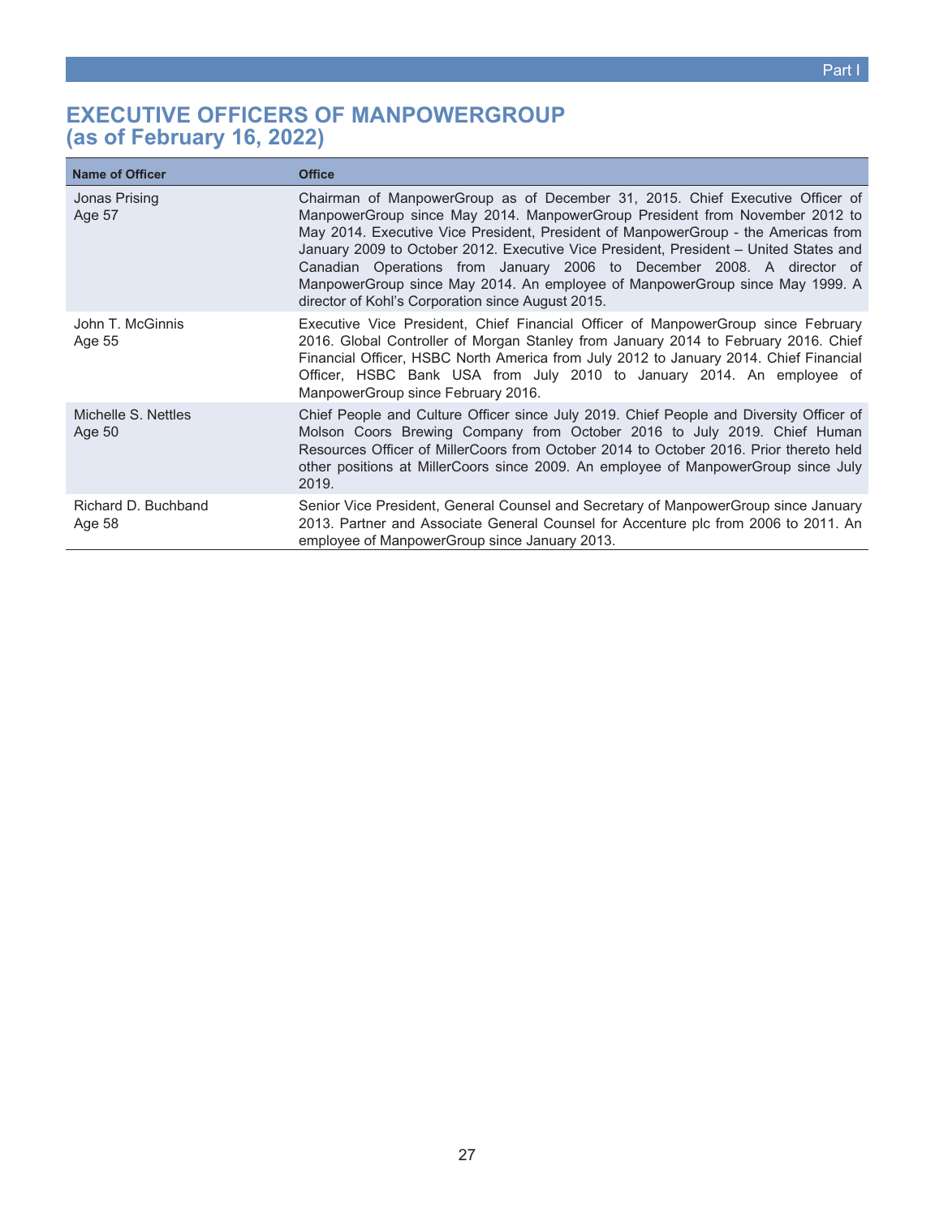# EXECUTIVE OFFICERS OF MANPOWERGROUP (as of February 16, 2022)

| Name of Officer | Office |
|---|---|
| Jonas Prising<br>Age 57 | Chairman of ManpowerGroup as of December 31, 2015. Chief Executive Officer of ManpowerGroup since May 2014. ManpowerGroup President from November 2012 to May 2014. Executive Vice President, President of ManpowerGroup - the Americas from January 2009 to October 2012. Executive Vice President, President – United States and Canadian Operations from January 2006 to December 2008. A director of ManpowerGroup since May 2014. An employee of ManpowerGroup since May 1999. A director of Kohl's Corporation since August 2015. |
| John T. McGinnis<br>Age 55 | Executive Vice President, Chief Financial Officer of ManpowerGroup since February 2016. Global Controller of Morgan Stanley from January 2014 to February 2016. Chief Financial Officer, HSBC North America from July 2012 to January 2014. Chief Financial Officer, HSBC Bank USA from July 2010 to January 2014. An employee of ManpowerGroup since February 2016. |
| Michelle S. Nettles<br>Age 50 | Chief People and Culture Officer since July 2019. Chief People and Diversity Officer of Molson Coors Brewing Company from October 2016 to July 2019. Chief Human Resources Officer of MillerCoors from October 2014 to October 2016. Prior thereto held other positions at MillerCoors since 2009. An employee of ManpowerGroup since July 2019. |
| Richard D. Buchband<br>Age 58 | Senior Vice President, General Counsel and Secretary of ManpowerGroup since January 2013. Partner and Associate General Counsel for Accenture plc from 2006 to 2011. An employee of ManpowerGroup since January 2013. |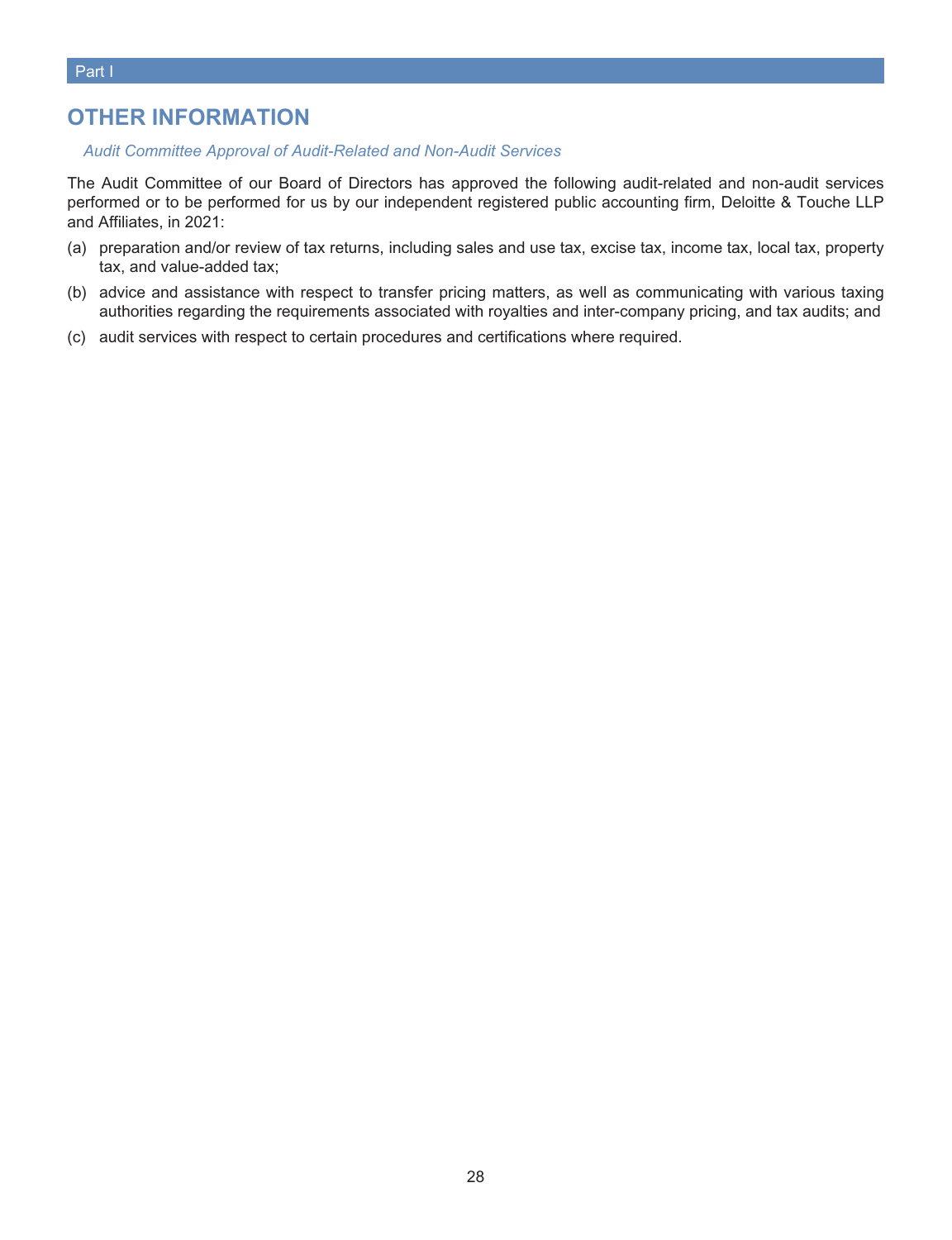## OTHER INFORMATION

*Audit Committee Approval of Audit-Related and Non-Audit Services*

The Audit Committee of our Board of Directors has approved the following audit-related and non-audit services performed or to be performed for us by our independent registered public accounting firm, Deloitte & Touche LLP and Affiliates, in 2021:

(a) preparation and/or review of tax returns, including sales and use tax, excise tax, income tax, local tax, property tax, and value-added tax;

(b) advice and assistance with respect to transfer pricing matters, as well as communicating with various taxing authorities regarding the requirements associated with royalties and inter-company pricing, and tax audits; and

(c) audit services with respect to certain procedures and certifications where required.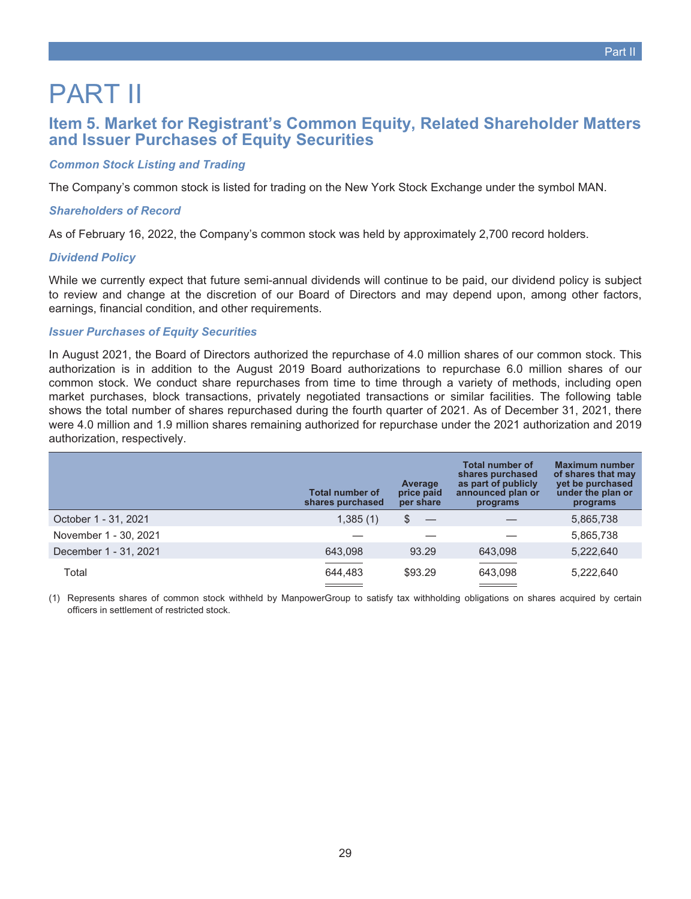# PART II

## Item 5. Market for Registrant's Common Equity, Related Shareholder Matters and Issuer Purchases of Equity Securities

### *Common Stock Listing and Trading*

The Company's common stock is listed for trading on the New York Stock Exchange under the symbol MAN.

### *Shareholders of Record*

As of February 16, 2022, the Company's common stock was held by approximately 2,700 record holders.

### *Dividend Policy*

While we currently expect that future semi-annual dividends will continue to be paid, our dividend policy is subject to review and change at the discretion of our Board of Directors and may depend upon, among other factors, earnings, financial condition, and other requirements.

### *Issuer Purchases of Equity Securities*

In August 2021, the Board of Directors authorized the repurchase of 4.0 million shares of our common stock. This authorization is in addition to the August 2019 Board authorizations to repurchase 6.0 million shares of our common stock. We conduct share repurchases from time to time through a variety of methods, including open market purchases, block transactions, privately negotiated transactions or similar facilities. The following table shows the total number of shares repurchased during the fourth quarter of 2021. As of December 31, 2021, there were 4.0 million and 1.9 million shares remaining authorized for repurchase under the 2021 authorization and 2019 authorization, respectively.

| | Total number of shares purchased | Average price paid per share | Total number of shares purchased as part of publicly announced plan or programs | Maximum number of shares that may yet be purchased under the plan or programs |
|---|---|---|---|---|
| October 1 - 31, 2021 | 1,385 (1) | $ — | — | 5,865,738 |
| November 1 - 30, 2021 | — | — | — | 5,865,738 |
| December 1 - 31, 2021 | 643,098 | 93.29 | 643,098 | 5,222,640 |
| Total | 644,483 | $93.29 | 643,098 | 5,222,640 |

(1) Represents shares of common stock withheld by ManpowerGroup to satisfy tax withholding obligations on shares acquired by certain officers in settlement of restricted stock.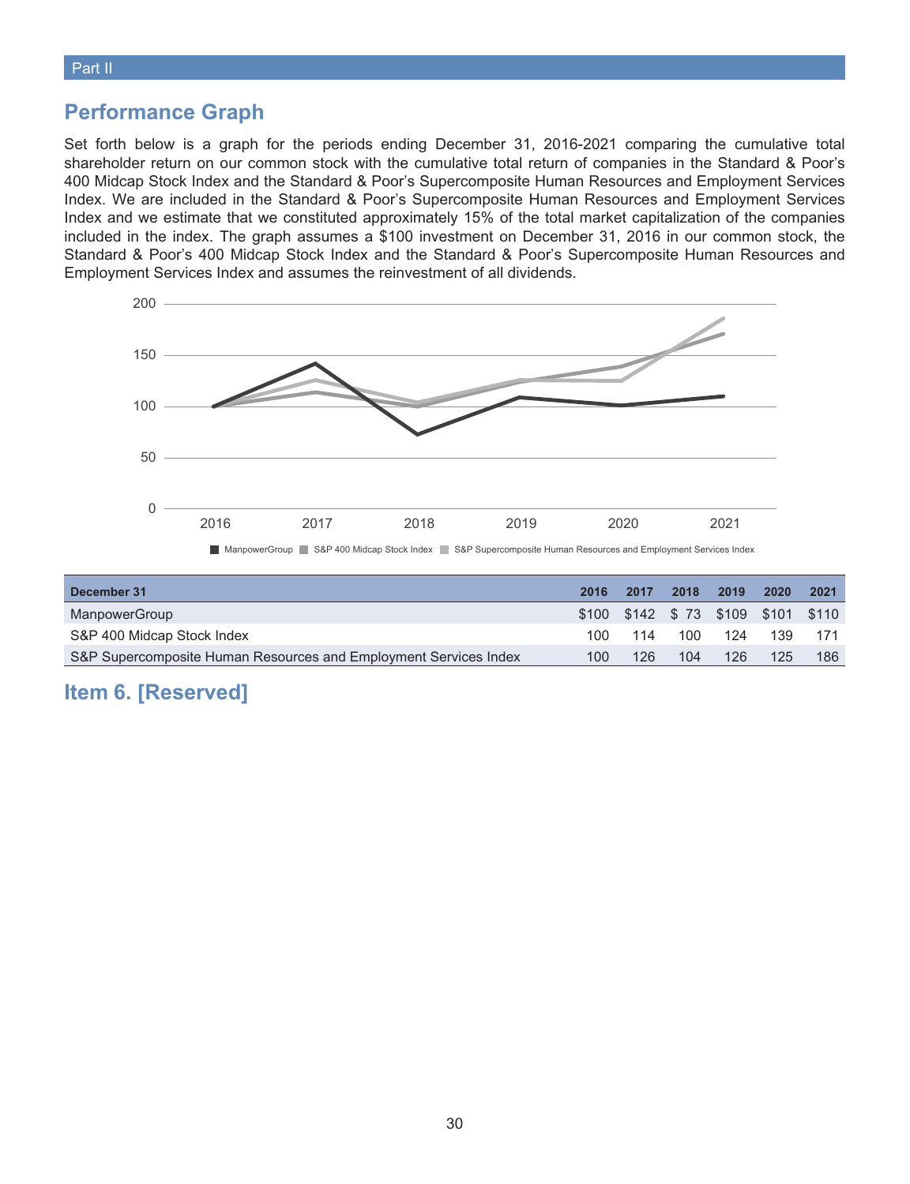Part II

## Performance Graph

Set forth below is a graph for the periods ending December 31, 2016-2021 comparing the cumulative total shareholder return on our common stock with the cumulative total return of companies in the Standard & Poor's 400 Midcap Stock Index and the Standard & Poor's Supercomposite Human Resources and Employment Services Index. We are included in the Standard & Poor's Supercomposite Human Resources and Employment Services Index and we estimate that we constituted approximately 15% of the total market capitalization of the companies included in the index. The graph assumes a $100 investment on December 31, 2016 in our common stock, the Standard & Poor's 400 Midcap Stock Index and the Standard & Poor's Supercomposite Human Resources and Employment Services Index and assumes the reinvestment of all dividends.

| December 31 | 2016 | 2017 | 2018 | 2019 | 2020 | 2021 |
|---|---|---|---|---|---|---|
| ManpowerGroup | $100 | $142 | $ 73 | $109 | $101 | $110 |
| S&P 400 Midcap Stock Index | 100 | 114 | 100 | 124 | 139 | 171 |
| S&P Supercomposite Human Resources and Employment Services Index | 100 | 126 | 104 | 126 | 125 | 186 |

## Item 6. [Reserved]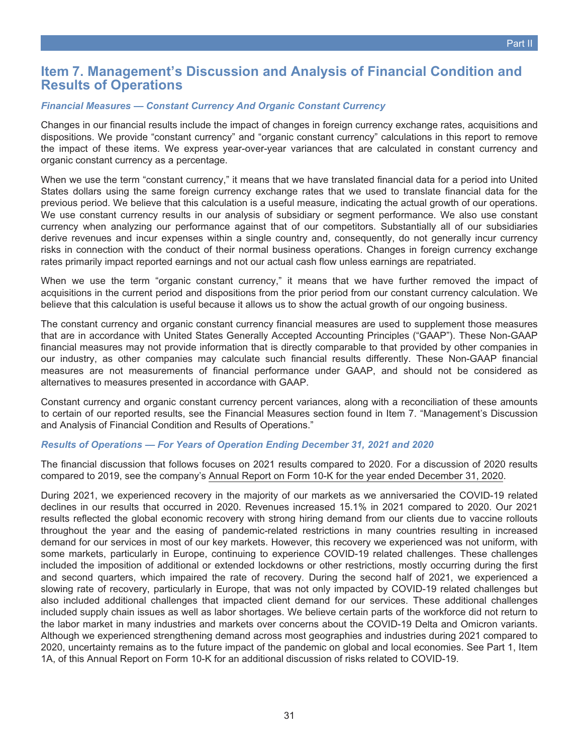# Item 7. Management's Discussion and Analysis of Financial Condition and Results of Operations

### *Financial Measures — Constant Currency And Organic Constant Currency*

Changes in our financial results include the impact of changes in foreign currency exchange rates, acquisitions and dispositions. We provide "constant currency" and "organic constant currency" calculations in this report to remove the impact of these items. We express year-over-year variances that are calculated in constant currency and organic constant currency as a percentage.

When we use the term "constant currency," it means that we have translated financial data for a period into United States dollars using the same foreign currency exchange rates that we used to translate financial data for the previous period. We believe that this calculation is a useful measure, indicating the actual growth of our operations. We use constant currency results in our analysis of subsidiary or segment performance. We also use constant currency when analyzing our performance against that of our competitors. Substantially all of our subsidiaries derive revenues and incur expenses within a single country and, consequently, do not generally incur currency risks in connection with the conduct of their normal business operations. Changes in foreign currency exchange rates primarily impact reported earnings and not our actual cash flow unless earnings are repatriated.

When we use the term "organic constant currency," it means that we have further removed the impact of acquisitions in the current period and dispositions from the prior period from our constant currency calculation. We believe that this calculation is useful because it allows us to show the actual growth of our ongoing business.

The constant currency and organic constant currency financial measures are used to supplement those measures that are in accordance with United States Generally Accepted Accounting Principles ("GAAP"). These Non-GAAP financial measures may not provide information that is directly comparable to that provided by other companies in our industry, as other companies may calculate such financial results differently. These Non-GAAP financial measures are not measurements of financial performance under GAAP, and should not be considered as alternatives to measures presented in accordance with GAAP.

Constant currency and organic constant currency percent variances, along with a reconciliation of these amounts to certain of our reported results, see the Financial Measures section found in Item 7. "Management's Discussion and Analysis of Financial Condition and Results of Operations."

### *Results of Operations — For Years of Operation Ending December 31, 2021 and 2020*

The financial discussion that follows focuses on 2021 results compared to 2020. For a discussion of 2020 results compared to 2019, see the company's Annual Report on Form 10-K for the year ended December 31, 2020.

During 2021, we experienced recovery in the majority of our markets as we anniversaried the COVID-19 related declines in our results that occurred in 2020. Revenues increased 15.1% in 2021 compared to 2020. Our 2021 results reflected the global economic recovery with strong hiring demand from our clients due to vaccine rollouts throughout the year and the easing of pandemic-related restrictions in many countries resulting in increased demand for our services in most of our key markets. However, this recovery we experienced was not uniform, with some markets, particularly in Europe, continuing to experience COVID-19 related challenges. These challenges included the imposition of additional or extended lockdowns or other restrictions, mostly occurring during the first and second quarters, which impaired the rate of recovery. During the second half of 2021, we experienced a slowing rate of recovery, particularly in Europe, that was not only impacted by COVID-19 related challenges but also included additional challenges that impacted client demand for our services. These additional challenges included supply chain issues as well as labor shortages. We believe certain parts of the workforce did not return to the labor market in many industries and markets over concerns about the COVID-19 Delta and Omicron variants. Although we experienced strengthening demand across most geographies and industries during 2021 compared to 2020, uncertainty remains as to the future impact of the pandemic on global and local economies. See Part 1, Item 1A, of this Annual Report on Form 10-K for an additional discussion of risks related to COVID-19.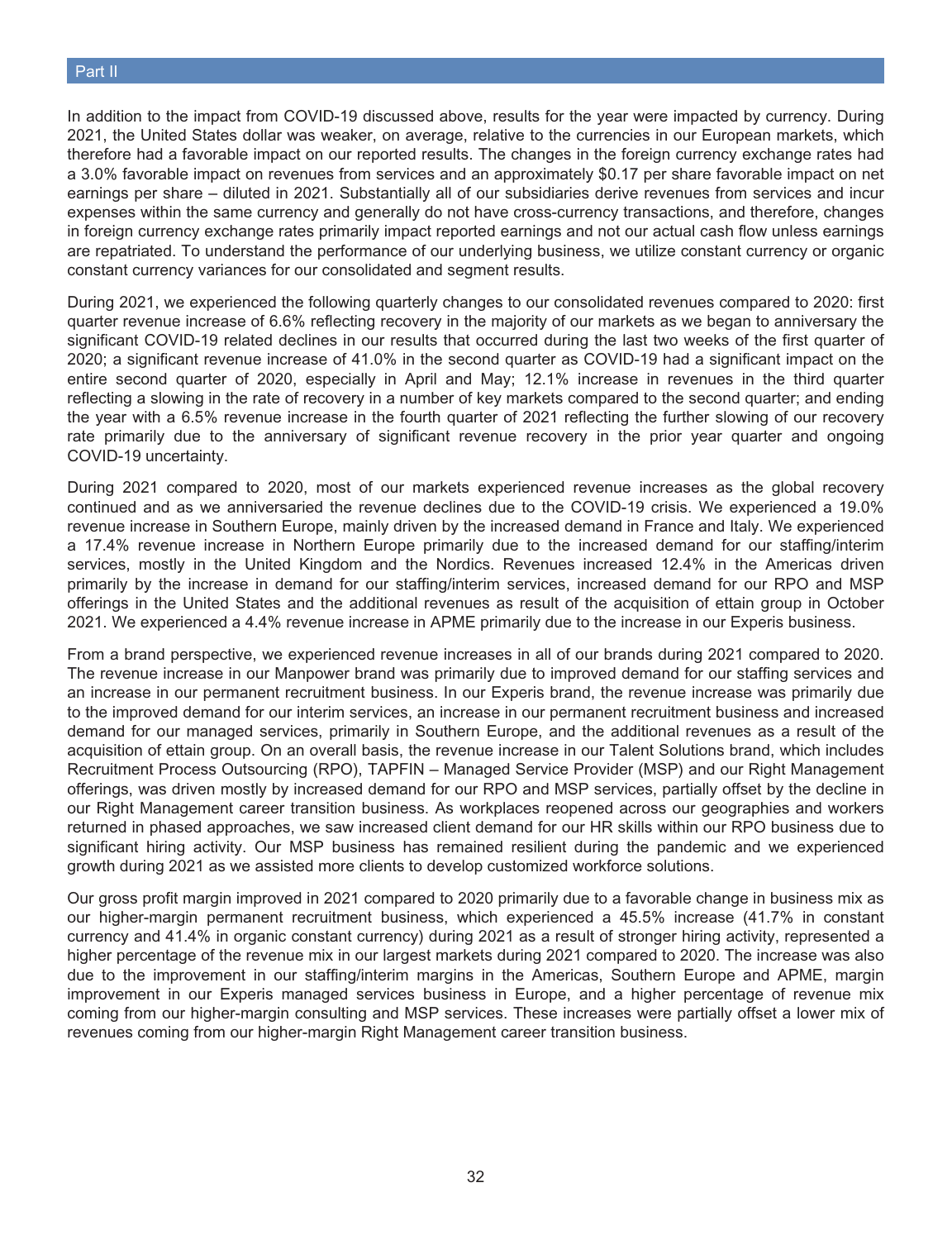In addition to the impact from COVID-19 discussed above, results for the year were impacted by currency. During 2021, the United States dollar was weaker, on average, relative to the currencies in our European markets, which therefore had a favorable impact on our reported results. The changes in the foreign currency exchange rates had a 3.0% favorable impact on revenues from services and an approximately $0.17 per share favorable impact on net earnings per share – diluted in 2021. Substantially all of our subsidiaries derive revenues from services and incur expenses within the same currency and generally do not have cross-currency transactions, and therefore, changes in foreign currency exchange rates primarily impact reported earnings and not our actual cash flow unless earnings are repatriated. To understand the performance of our underlying business, we utilize constant currency or organic constant currency variances for our consolidated and segment results.

During 2021, we experienced the following quarterly changes to our consolidated revenues compared to 2020: first quarter revenue increase of 6.6% reflecting recovery in the majority of our markets as we began to anniversary the significant COVID-19 related declines in our results that occurred during the last two weeks of the first quarter of 2020; a significant revenue increase of 41.0% in the second quarter as COVID-19 had a significant impact on the entire second quarter of 2020, especially in April and May; 12.1% increase in revenues in the third quarter reflecting a slowing in the rate of recovery in a number of key markets compared to the second quarter; and ending the year with a 6.5% revenue increase in the fourth quarter of 2021 reflecting the further slowing of our recovery rate primarily due to the anniversary of significant revenue recovery in the prior year quarter and ongoing COVID-19 uncertainty.

During 2021 compared to 2020, most of our markets experienced revenue increases as the global recovery continued and as we anniversaried the revenue declines due to the COVID-19 crisis. We experienced a 19.0% revenue increase in Southern Europe, mainly driven by the increased demand in France and Italy. We experienced a 17.4% revenue increase in Northern Europe primarily due to the increased demand for our staffing/interim services, mostly in the United Kingdom and the Nordics. Revenues increased 12.4% in the Americas driven primarily by the increase in demand for our staffing/interim services, increased demand for our RPO and MSP offerings in the United States and the additional revenues as result of the acquisition of ettain group in October 2021. We experienced a 4.4% revenue increase in APME primarily due to the increase in our Experis business.

From a brand perspective, we experienced revenue increases in all of our brands during 2021 compared to 2020. The revenue increase in our Manpower brand was primarily due to improved demand for our staffing services and an increase in our permanent recruitment business. In our Experis brand, the revenue increase was primarily due to the improved demand for our interim services, an increase in our permanent recruitment business and increased demand for our managed services, primarily in Southern Europe, and the additional revenues as a result of the acquisition of ettain group. On an overall basis, the revenue increase in our Talent Solutions brand, which includes Recruitment Process Outsourcing (RPO), TAPFIN – Managed Service Provider (MSP) and our Right Management offerings, was driven mostly by increased demand for our RPO and MSP services, partially offset by the decline in our Right Management career transition business. As workplaces reopened across our geographies and workers returned in phased approaches, we saw increased client demand for our HR skills within our RPO business due to significant hiring activity. Our MSP business has remained resilient during the pandemic and we experienced growth during 2021 as we assisted more clients to develop customized workforce solutions.

Our gross profit margin improved in 2021 compared to 2020 primarily due to a favorable change in business mix as our higher-margin permanent recruitment business, which experienced a 45.5% increase (41.7% in constant currency and 41.4% in organic constant currency) during 2021 as a result of stronger hiring activity, represented a higher percentage of the revenue mix in our largest markets during 2021 compared to 2020. The increase was also due to the improvement in our staffing/interim margins in the Americas, Southern Europe and APME, margin improvement in our Experis managed services business in Europe, and a higher percentage of revenue mix coming from our higher-margin consulting and MSP services. These increases were partially offset a lower mix of revenues coming from our higher-margin Right Management career transition business.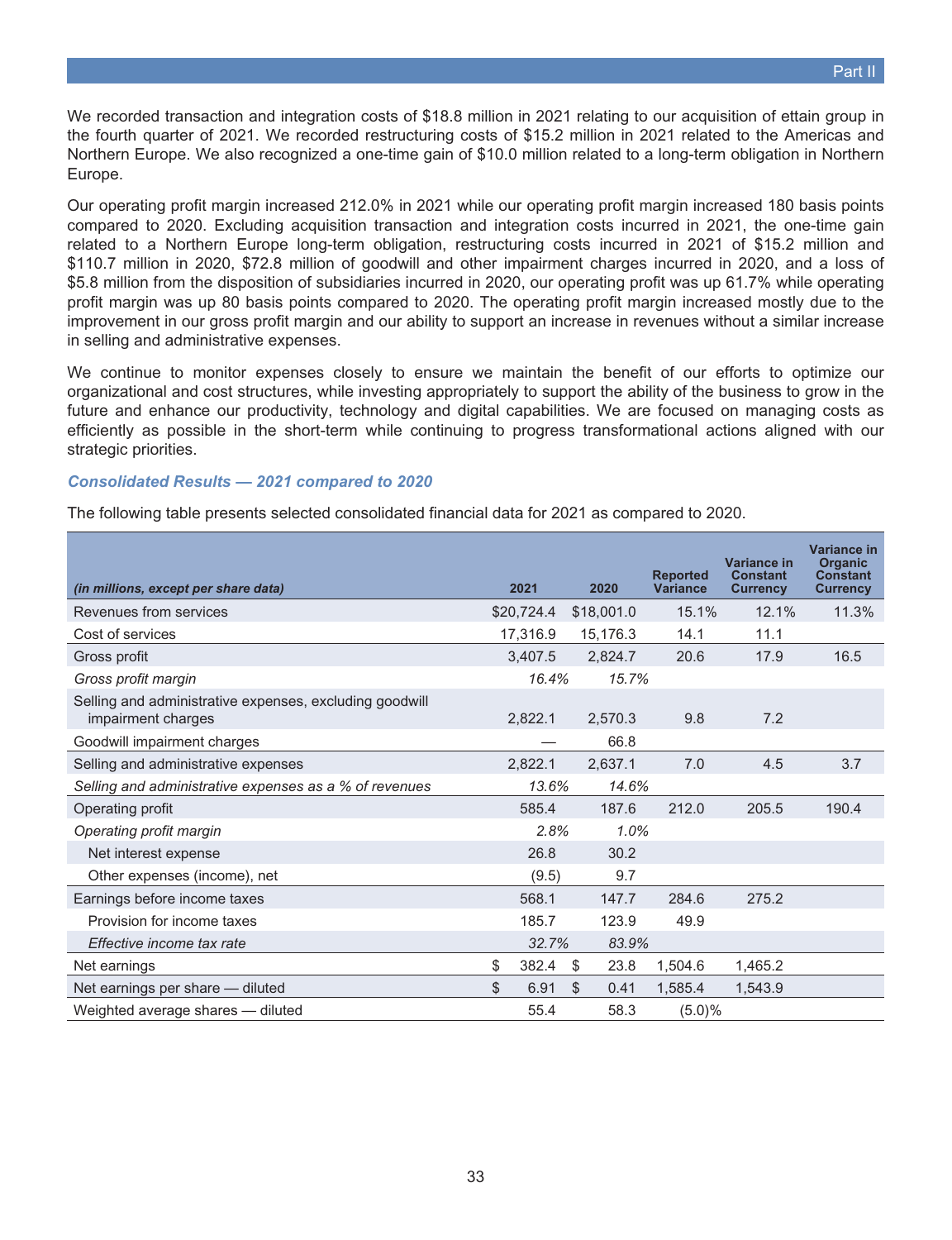We recorded transaction and integration costs of $18.8 million in 2021 relating to our acquisition of ettain group in the fourth quarter of 2021. We recorded restructuring costs of $15.2 million in 2021 related to the Americas and Northern Europe. We also recognized a one-time gain of $10.0 million related to a long-term obligation in Northern Europe.

Our operating profit margin increased 212.0% in 2021 while our operating profit margin increased 180 basis points compared to 2020. Excluding acquisition transaction and integration costs incurred in 2021, the one-time gain related to a Northern Europe long-term obligation, restructuring costs incurred in 2021 of $15.2 million and $110.7 million in 2020, $72.8 million of goodwill and other impairment charges incurred in 2020, and a loss of $5.8 million from the disposition of subsidiaries incurred in 2020, our operating profit was up 61.7% while operating profit margin was up 80 basis points compared to 2020. The operating profit margin increased mostly due to the improvement in our gross profit margin and our ability to support an increase in revenues without a similar increase in selling and administrative expenses.

We continue to monitor expenses closely to ensure we maintain the benefit of our efforts to optimize our organizational and cost structures, while investing appropriately to support the ability of the business to grow in the future and enhance our productivity, technology and digital capabilities. We are focused on managing costs as efficiently as possible in the short-term while continuing to progress transformational actions aligned with our strategic priorities.

### *Consolidated Results — 2021 compared to 2020*

The following table presents selected consolidated financial data for 2021 as compared to 2020.

| *(in millions, except per share data)* | 2021 | 2020 | Reported Variance | Variance in Constant Currency | Variance in Organic Constant Currency |
|---|---|---|---|---|---|
| Revenues from services | $20,724.4 | $18,001.0 | 15.1% | 12.1% | 11.3% |
| Cost of services | 17,316.9 | 15,176.3 | 14.1 | 11.1 | |
| Gross profit | 3,407.5 | 2,824.7 | 20.6 | 17.9 | 16.5 |
| *Gross profit margin* | *16.4%* | *15.7%* | | | |
| Selling and administrative expenses, excluding goodwill impairment charges | 2,822.1 | 2,570.3 | 9.8 | 7.2 | |
| Goodwill impairment charges | — | 66.8 | | | |
| Selling and administrative expenses | 2,822.1 | 2,637.1 | 7.0 | 4.5 | 3.7 |
| *Selling and administrative expenses as a % of revenues* | *13.6%* | *14.6%* | | | |
| Operating profit | 585.4 | 187.6 | 212.0 | 205.5 | 190.4 |
| *Operating profit margin* | *2.8%* | *1.0%* | | | |
| Net interest expense | 26.8 | 30.2 | | | |
| Other expenses (income), net | (9.5) | 9.7 | | | |
| Earnings before income taxes | 568.1 | 147.7 | 284.6 | 275.2 | |
| Provision for income taxes | 185.7 | 123.9 | 49.9 | | |
| *Effective income tax rate* | *32.7%* | *83.9%* | | | |
| Net earnings | $ 382.4 | $ 23.8 | 1,504.6 | 1,465.2 | |
| Net earnings per share — diluted | $ 6.91 | $ 0.41 | 1,585.4 | 1,543.9 | |
| Weighted average shares — diluted | 55.4 | 58.3 | (5.0)% | | |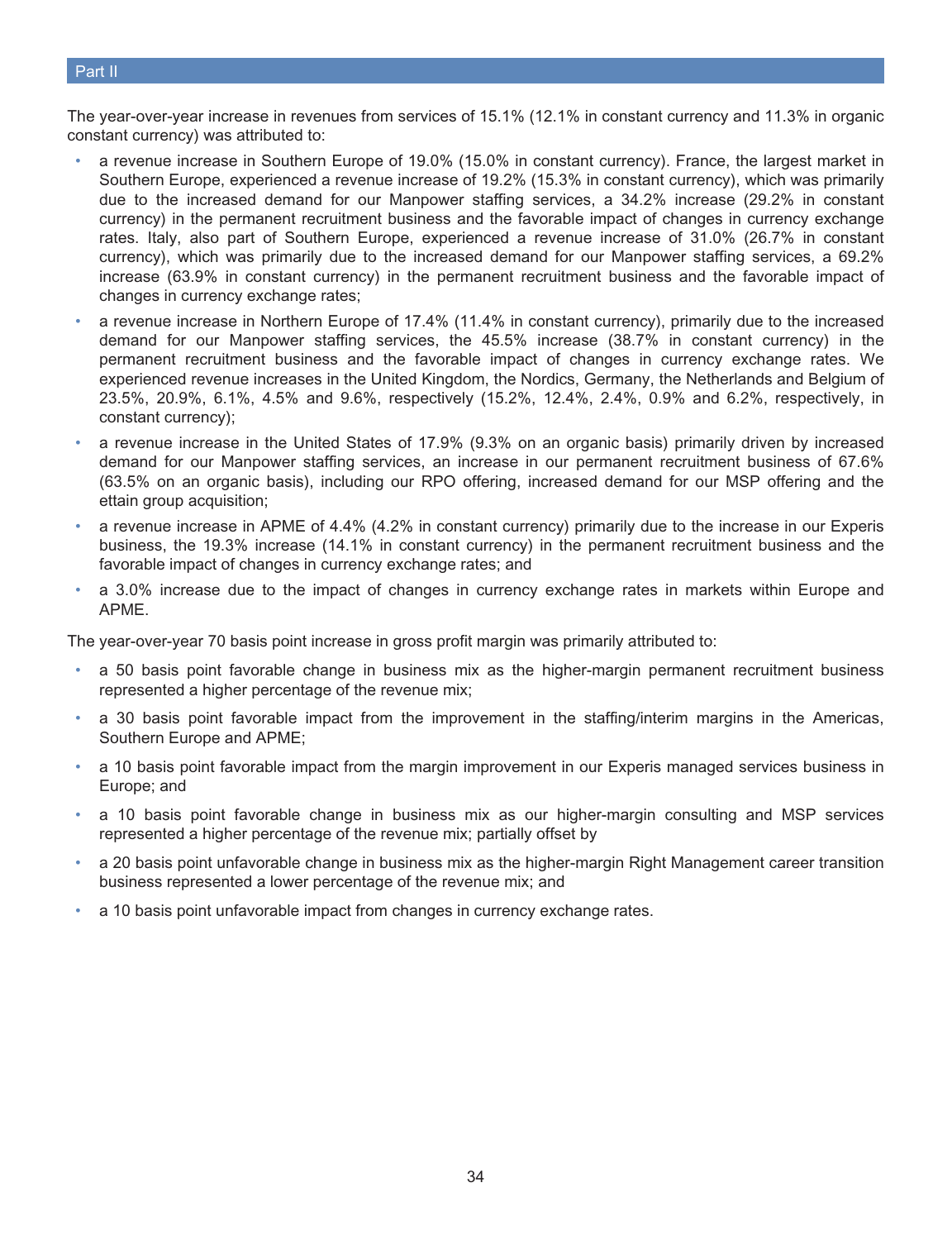The year-over-year increase in revenues from services of 15.1% (12.1% in constant currency and 11.3% in organic constant currency) was attributed to:

- a revenue increase in Southern Europe of 19.0% (15.0% in constant currency). France, the largest market in Southern Europe, experienced a revenue increase of 19.2% (15.3% in constant currency), which was primarily due to the increased demand for our Manpower staffing services, a 34.2% increase (29.2% in constant currency) in the permanent recruitment business and the favorable impact of changes in currency exchange rates. Italy, also part of Southern Europe, experienced a revenue increase of 31.0% (26.7% in constant currency), which was primarily due to the increased demand for our Manpower staffing services, a 69.2% increase (63.9% in constant currency) in the permanent recruitment business and the favorable impact of changes in currency exchange rates;
- a revenue increase in Northern Europe of 17.4% (11.4% in constant currency), primarily due to the increased demand for our Manpower staffing services, the 45.5% increase (38.7% in constant currency) in the permanent recruitment business and the favorable impact of changes in currency exchange rates. We experienced revenue increases in the United Kingdom, the Nordics, Germany, the Netherlands and Belgium of 23.5%, 20.9%, 6.1%, 4.5% and 9.6%, respectively (15.2%, 12.4%, 2.4%, 0.9% and 6.2%, respectively, in constant currency);
- a revenue increase in the United States of 17.9% (9.3% on an organic basis) primarily driven by increased demand for our Manpower staffing services, an increase in our permanent recruitment business of 67.6% (63.5% on an organic basis), including our RPO offering, increased demand for our MSP offering and the ettain group acquisition;
- a revenue increase in APME of 4.4% (4.2% in constant currency) primarily due to the increase in our Experis business, the 19.3% increase (14.1% in constant currency) in the permanent recruitment business and the favorable impact of changes in currency exchange rates; and
- a 3.0% increase due to the impact of changes in currency exchange rates in markets within Europe and APME.

The year-over-year 70 basis point increase in gross profit margin was primarily attributed to:

- a 50 basis point favorable change in business mix as the higher-margin permanent recruitment business represented a higher percentage of the revenue mix;
- a 30 basis point favorable impact from the improvement in the staffing/interim margins in the Americas, Southern Europe and APME;
- a 10 basis point favorable impact from the margin improvement in our Experis managed services business in Europe; and
- a 10 basis point favorable change in business mix as our higher-margin consulting and MSP services represented a higher percentage of the revenue mix; partially offset by
- a 20 basis point unfavorable change in business mix as the higher-margin Right Management career transition business represented a lower percentage of the revenue mix; and
- a 10 basis point unfavorable impact from changes in currency exchange rates.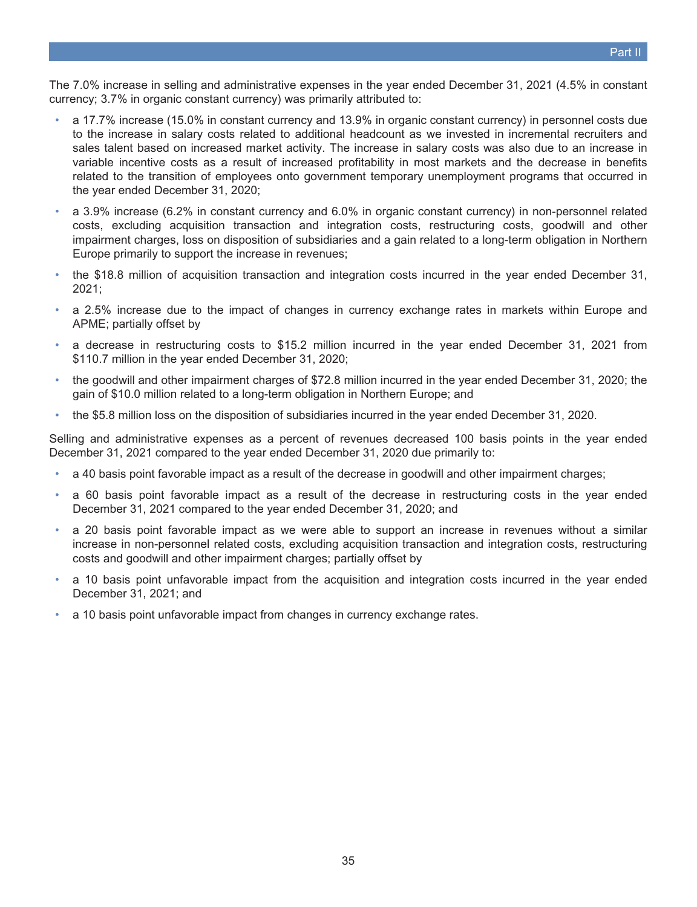The 7.0% increase in selling and administrative expenses in the year ended December 31, 2021 (4.5% in constant currency; 3.7% in organic constant currency) was primarily attributed to:

- a 17.7% increase (15.0% in constant currency and 13.9% in organic constant currency) in personnel costs due to the increase in salary costs related to additional headcount as we invested in incremental recruiters and sales talent based on increased market activity. The increase in salary costs was also due to an increase in variable incentive costs as a result of increased profitability in most markets and the decrease in benefits related to the transition of employees onto government temporary unemployment programs that occurred in the year ended December 31, 2020;
- a 3.9% increase (6.2% in constant currency and 6.0% in organic constant currency) in non-personnel related costs, excluding acquisition transaction and integration costs, restructuring costs, goodwill and other impairment charges, loss on disposition of subsidiaries and a gain related to a long-term obligation in Northern Europe primarily to support the increase in revenues;
- the $18.8 million of acquisition transaction and integration costs incurred in the year ended December 31, 2021;
- a 2.5% increase due to the impact of changes in currency exchange rates in markets within Europe and APME; partially offset by
- a decrease in restructuring costs to $15.2 million incurred in the year ended December 31, 2021 from $110.7 million in the year ended December 31, 2020;
- the goodwill and other impairment charges of $72.8 million incurred in the year ended December 31, 2020; the gain of $10.0 million related to a long-term obligation in Northern Europe; and
- the $5.8 million loss on the disposition of subsidiaries incurred in the year ended December 31, 2020.

Selling and administrative expenses as a percent of revenues decreased 100 basis points in the year ended December 31, 2021 compared to the year ended December 31, 2020 due primarily to:

- a 40 basis point favorable impact as a result of the decrease in goodwill and other impairment charges;
- a 60 basis point favorable impact as a result of the decrease in restructuring costs in the year ended December 31, 2021 compared to the year ended December 31, 2020; and
- a 20 basis point favorable impact as we were able to support an increase in revenues without a similar increase in non-personnel related costs, excluding acquisition transaction and integration costs, restructuring costs and goodwill and other impairment charges; partially offset by
- a 10 basis point unfavorable impact from the acquisition and integration costs incurred in the year ended December 31, 2021; and
- a 10 basis point unfavorable impact from changes in currency exchange rates.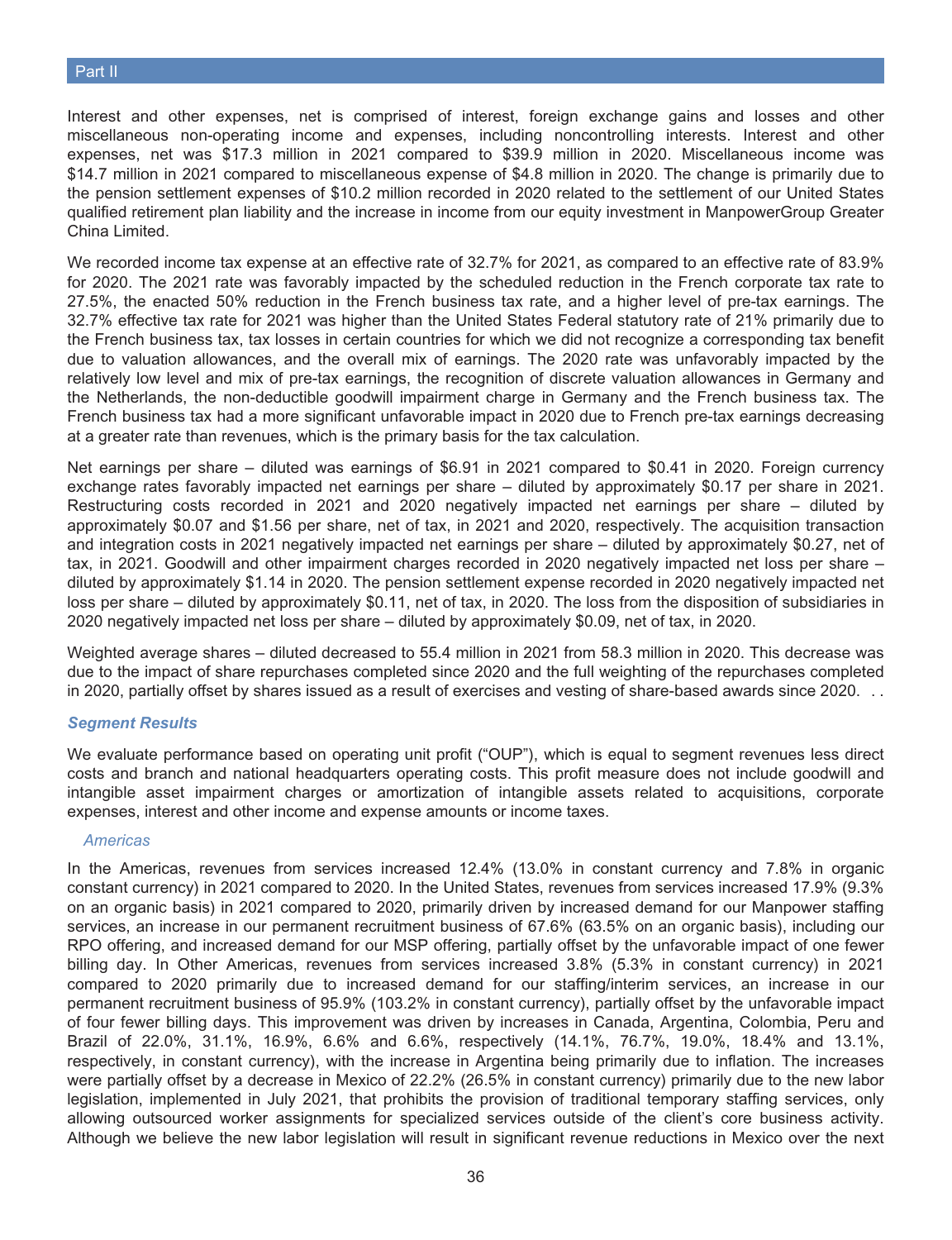Interest and other expenses, net is comprised of interest, foreign exchange gains and losses and other miscellaneous non-operating income and expenses, including noncontrolling interests. Interest and other expenses, net was $17.3 million in 2021 compared to $39.9 million in 2020. Miscellaneous income was $14.7 million in 2021 compared to miscellaneous expense of $4.8 million in 2020. The change is primarily due to the pension settlement expenses of $10.2 million recorded in 2020 related to the settlement of our United States qualified retirement plan liability and the increase in income from our equity investment in ManpowerGroup Greater China Limited.

We recorded income tax expense at an effective rate of 32.7% for 2021, as compared to an effective rate of 83.9% for 2020. The 2021 rate was favorably impacted by the scheduled reduction in the French corporate tax rate to 27.5%, the enacted 50% reduction in the French business tax rate, and a higher level of pre-tax earnings. The 32.7% effective tax rate for 2021 was higher than the United States Federal statutory rate of 21% primarily due to the French business tax, tax losses in certain countries for which we did not recognize a corresponding tax benefit due to valuation allowances, and the overall mix of earnings. The 2020 rate was unfavorably impacted by the relatively low level and mix of pre-tax earnings, the recognition of discrete valuation allowances in Germany and the Netherlands, the non-deductible goodwill impairment charge in Germany and the French business tax. The French business tax had a more significant unfavorable impact in 2020 due to French pre-tax earnings decreasing at a greater rate than revenues, which is the primary basis for the tax calculation.

Net earnings per share – diluted was earnings of $6.91 in 2021 compared to $0.41 in 2020. Foreign currency exchange rates favorably impacted net earnings per share – diluted by approximately $0.17 per share in 2021. Restructuring costs recorded in 2021 and 2020 negatively impacted net earnings per share – diluted by approximately $0.07 and $1.56 per share, net of tax, in 2021 and 2020, respectively. The acquisition transaction and integration costs in 2021 negatively impacted net earnings per share – diluted by approximately $0.27, net of tax, in 2021. Goodwill and other impairment charges recorded in 2020 negatively impacted net loss per share – diluted by approximately $1.14 in 2020. The pension settlement expense recorded in 2020 negatively impacted net loss per share – diluted by approximately $0.11, net of tax, in 2020. The loss from the disposition of subsidiaries in 2020 negatively impacted net loss per share – diluted by approximately $0.09, net of tax, in 2020.

Weighted average shares – diluted decreased to 55.4 million in 2021 from 58.3 million in 2020. This decrease was due to the impact of share repurchases completed since 2020 and the full weighting of the repurchases completed in 2020, partially offset by shares issued as a result of exercises and vesting of share-based awards since 2020. . .

### *Segment Results*

We evaluate performance based on operating unit profit ("OUP"), which is equal to segment revenues less direct costs and branch and national headquarters operating costs. This profit measure does not include goodwill and intangible asset impairment charges or amortization of intangible assets related to acquisitions, corporate expenses, interest and other income and expense amounts or income taxes.

#### *Americas*

In the Americas, revenues from services increased 12.4% (13.0% in constant currency and 7.8% in organic constant currency) in 2021 compared to 2020. In the United States, revenues from services increased 17.9% (9.3% on an organic basis) in 2021 compared to 2020, primarily driven by increased demand for our Manpower staffing services, an increase in our permanent recruitment business of 67.6% (63.5% on an organic basis), including our RPO offering, and increased demand for our MSP offering, partially offset by the unfavorable impact of one fewer billing day. In Other Americas, revenues from services increased 3.8% (5.3% in constant currency) in 2021 compared to 2020 primarily due to increased demand for our staffing/interim services, an increase in our permanent recruitment business of 95.9% (103.2% in constant currency), partially offset by the unfavorable impact of four fewer billing days. This improvement was driven by increases in Canada, Argentina, Colombia, Peru and Brazil of 22.0%, 31.1%, 16.9%, 6.6% and 6.6%, respectively (14.1%, 76.7%, 19.0%, 18.4% and 13.1%, respectively, in constant currency), with the increase in Argentina being primarily due to inflation. The increases were partially offset by a decrease in Mexico of 22.2% (26.5% in constant currency) primarily due to the new labor legislation, implemented in July 2021, that prohibits the provision of traditional temporary staffing services, only allowing outsourced worker assignments for specialized services outside of the client's core business activity. Although we believe the new labor legislation will result in significant revenue reductions in Mexico over the next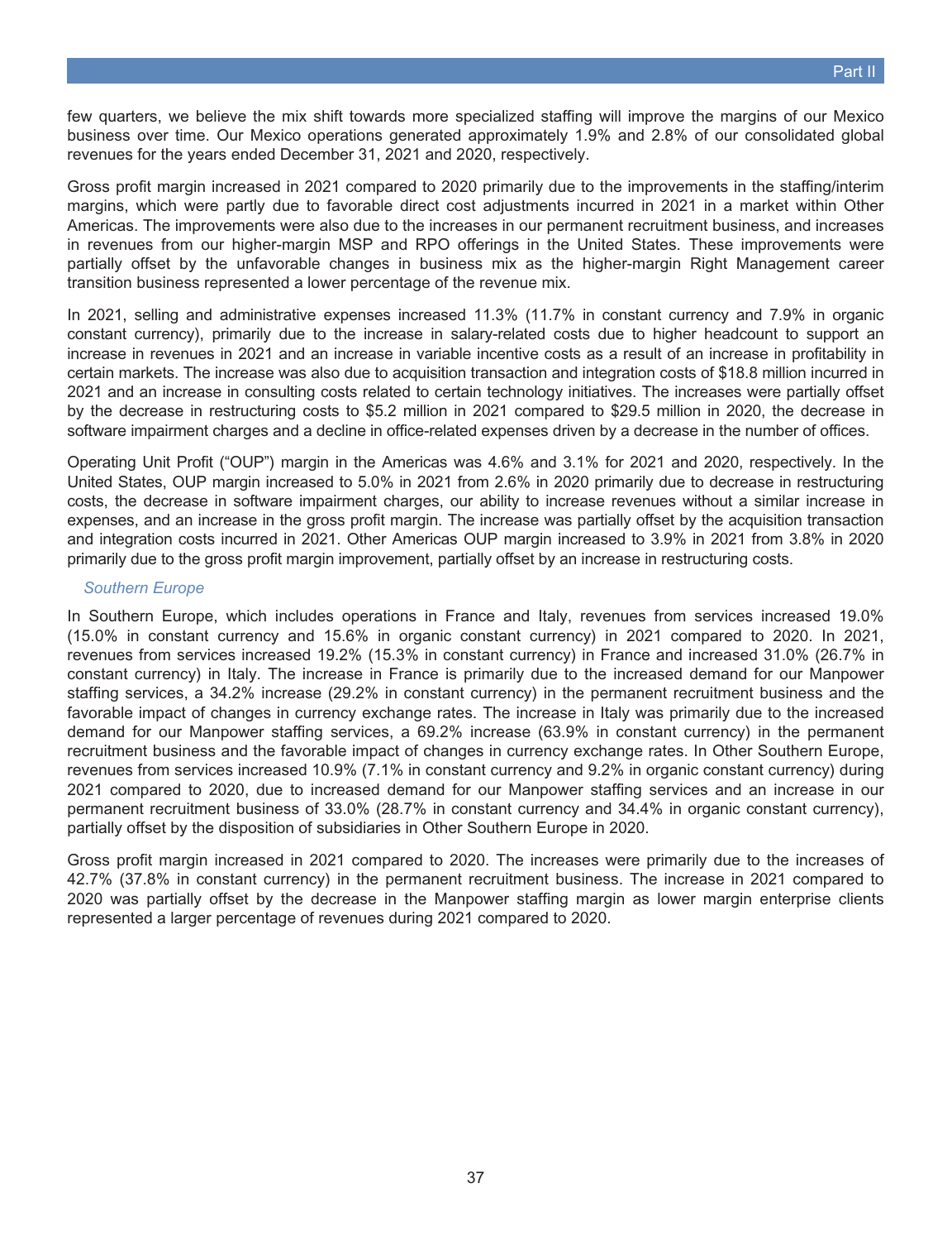few quarters, we believe the mix shift towards more specialized staffing will improve the margins of our Mexico business over time. Our Mexico operations generated approximately 1.9% and 2.8% of our consolidated global revenues for the years ended December 31, 2021 and 2020, respectively.

Gross profit margin increased in 2021 compared to 2020 primarily due to the improvements in the staffing/interim margins, which were partly due to favorable direct cost adjustments incurred in 2021 in a market within Other Americas. The improvements were also due to the increases in our permanent recruitment business, and increases in revenues from our higher-margin MSP and RPO offerings in the United States. These improvements were partially offset by the unfavorable changes in business mix as the higher-margin Right Management career transition business represented a lower percentage of the revenue mix.

In 2021, selling and administrative expenses increased 11.3% (11.7% in constant currency and 7.9% in organic constant currency), primarily due to the increase in salary-related costs due to higher headcount to support an increase in revenues in 2021 and an increase in variable incentive costs as a result of an increase in profitability in certain markets. The increase was also due to acquisition transaction and integration costs of $18.8 million incurred in 2021 and an increase in consulting costs related to certain technology initiatives. The increases were partially offset by the decrease in restructuring costs to $5.2 million in 2021 compared to $29.5 million in 2020, the decrease in software impairment charges and a decline in office-related expenses driven by a decrease in the number of offices.

Operating Unit Profit ("OUP") margin in the Americas was 4.6% and 3.1% for 2021 and 2020, respectively. In the United States, OUP margin increased to 5.0% in 2021 from 2.6% in 2020 primarily due to decrease in restructuring costs, the decrease in software impairment charges, our ability to increase revenues without a similar increase in expenses, and an increase in the gross profit margin. The increase was partially offset by the acquisition transaction and integration costs incurred in 2021. Other Americas OUP margin increased to 3.9% in 2021 from 3.8% in 2020 primarily due to the gross profit margin improvement, partially offset by an increase in restructuring costs.

### *Southern Europe*

In Southern Europe, which includes operations in France and Italy, revenues from services increased 19.0% (15.0% in constant currency and 15.6% in organic constant currency) in 2021 compared to 2020. In 2021, revenues from services increased 19.2% (15.3% in constant currency) in France and increased 31.0% (26.7% in constant currency) in Italy. The increase in France is primarily due to the increased demand for our Manpower staffing services, a 34.2% increase (29.2% in constant currency) in the permanent recruitment business and the favorable impact of changes in currency exchange rates. The increase in Italy was primarily due to the increased demand for our Manpower staffing services, a 69.2% increase (63.9% in constant currency) in the permanent recruitment business and the favorable impact of changes in currency exchange rates. In Other Southern Europe, revenues from services increased 10.9% (7.1% in constant currency and 9.2% in organic constant currency) during 2021 compared to 2020, due to increased demand for our Manpower staffing services and an increase in our permanent recruitment business of 33.0% (28.7% in constant currency and 34.4% in organic constant currency), partially offset by the disposition of subsidiaries in Other Southern Europe in 2020.

Gross profit margin increased in 2021 compared to 2020. The increases were primarily due to the increases of 42.7% (37.8% in constant currency) in the permanent recruitment business. The increase in 2021 compared to 2020 was partially offset by the decrease in the Manpower staffing margin as lower margin enterprise clients represented a larger percentage of revenues during 2021 compared to 2020.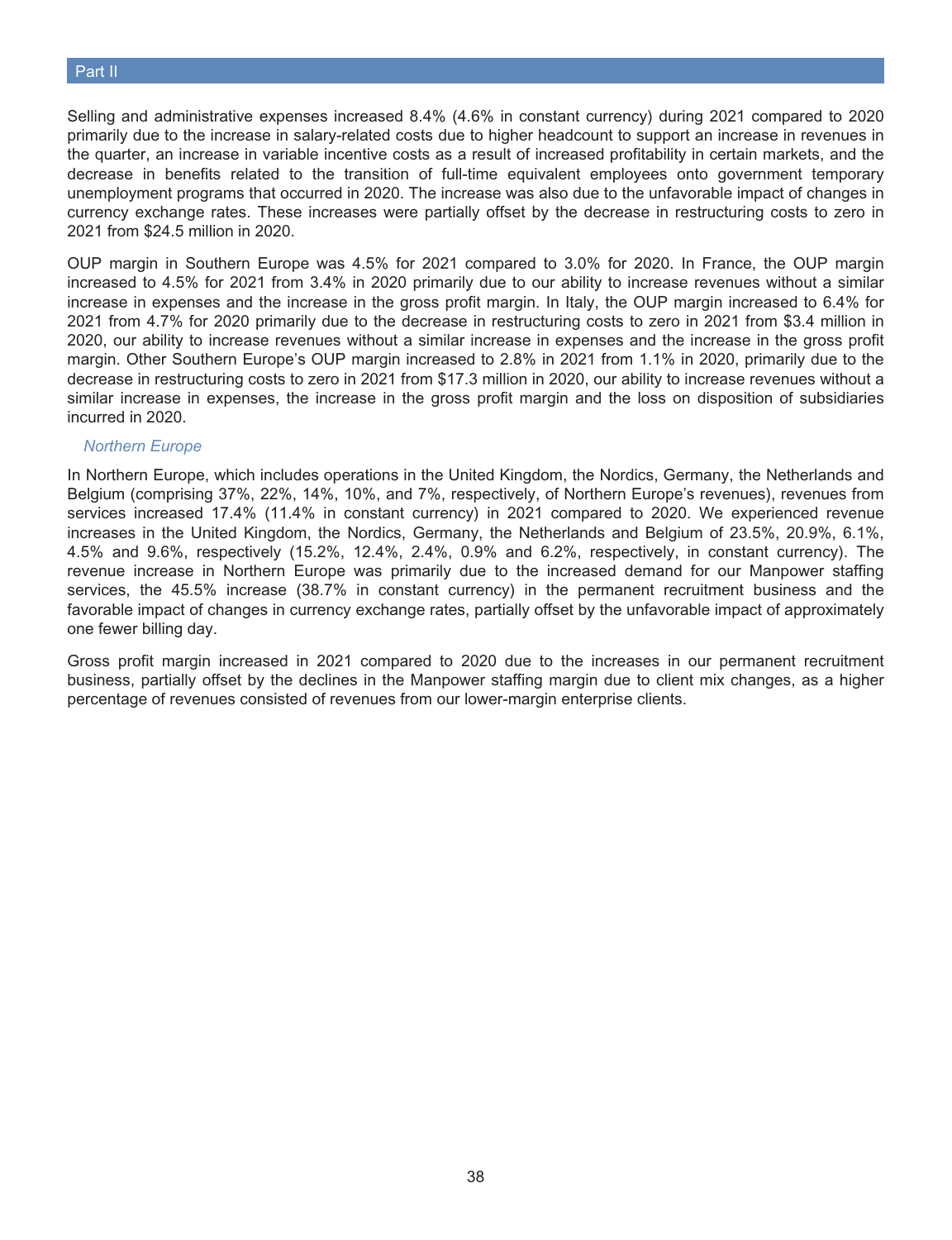Selling and administrative expenses increased 8.4% (4.6% in constant currency) during 2021 compared to 2020 primarily due to the increase in salary-related costs due to higher headcount to support an increase in revenues in the quarter, an increase in variable incentive costs as a result of increased profitability in certain markets, and the decrease in benefits related to the transition of full-time equivalent employees onto government temporary unemployment programs that occurred in 2020. The increase was also due to the unfavorable impact of changes in currency exchange rates. These increases were partially offset by the decrease in restructuring costs to zero in 2021 from $24.5 million in 2020.

OUP margin in Southern Europe was 4.5% for 2021 compared to 3.0% for 2020. In France, the OUP margin increased to 4.5% for 2021 from 3.4% in 2020 primarily due to our ability to increase revenues without a similar increase in expenses and the increase in the gross profit margin. In Italy, the OUP margin increased to 6.4% for 2021 from 4.7% for 2020 primarily due to the decrease in restructuring costs to zero in 2021 from $3.4 million in 2020, our ability to increase revenues without a similar increase in expenses and the increase in the gross profit margin. Other Southern Europe's OUP margin increased to 2.8% in 2021 from 1.1% in 2020, primarily due to the decrease in restructuring costs to zero in 2021 from $17.3 million in 2020, our ability to increase revenues without a similar increase in expenses, the increase in the gross profit margin and the loss on disposition of subsidiaries incurred in 2020.

### *Northern Europe*

In Northern Europe, which includes operations in the United Kingdom, the Nordics, Germany, the Netherlands and Belgium (comprising 37%, 22%, 14%, 10%, and 7%, respectively, of Northern Europe's revenues), revenues from services increased 17.4% (11.4% in constant currency) in 2021 compared to 2020. We experienced revenue increases in the United Kingdom, the Nordics, Germany, the Netherlands and Belgium of 23.5%, 20.9%, 6.1%, 4.5% and 9.6%, respectively (15.2%, 12.4%, 2.4%, 0.9% and 6.2%, respectively, in constant currency). The revenue increase in Northern Europe was primarily due to the increased demand for our Manpower staffing services, the 45.5% increase (38.7% in constant currency) in the permanent recruitment business and the favorable impact of changes in currency exchange rates, partially offset by the unfavorable impact of approximately one fewer billing day.

Gross profit margin increased in 2021 compared to 2020 due to the increases in our permanent recruitment business, partially offset by the declines in the Manpower staffing margin due to client mix changes, as a higher percentage of revenues consisted of revenues from our lower-margin enterprise clients.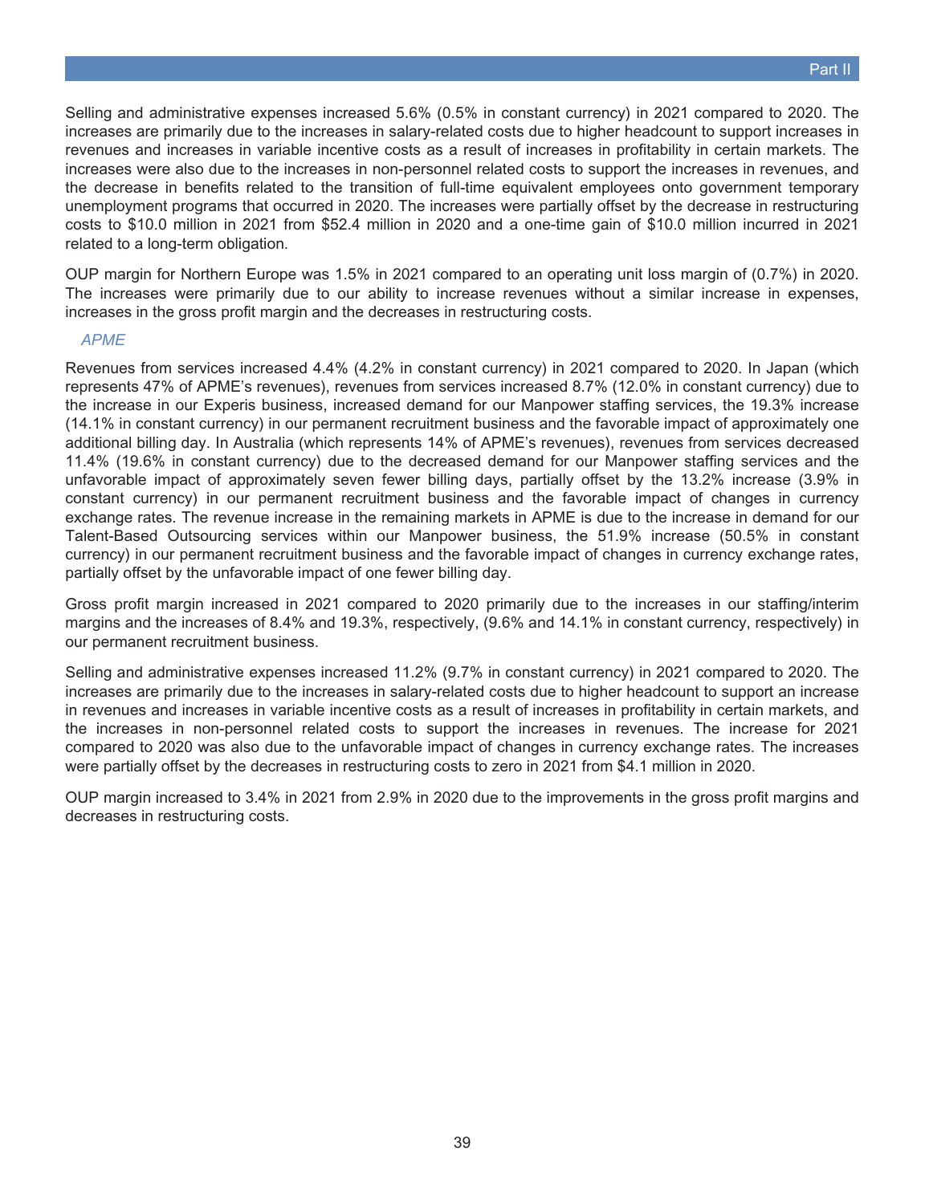Selling and administrative expenses increased 5.6% (0.5% in constant currency) in 2021 compared to 2020. The increases are primarily due to the increases in salary-related costs due to higher headcount to support increases in revenues and increases in variable incentive costs as a result of increases in profitability in certain markets. The increases were also due to the increases in non-personnel related costs to support the increases in revenues, and the decrease in benefits related to the transition of full-time equivalent employees onto government temporary unemployment programs that occurred in 2020. The increases were partially offset by the decrease in restructuring costs to $10.0 million in 2021 from $52.4 million in 2020 and a one-time gain of $10.0 million incurred in 2021 related to a long-term obligation.

OUP margin for Northern Europe was 1.5% in 2021 compared to an operating unit loss margin of (0.7%) in 2020. The increases were primarily due to our ability to increase revenues without a similar increase in expenses, increases in the gross profit margin and the decreases in restructuring costs.

*APME*

Revenues from services increased 4.4% (4.2% in constant currency) in 2021 compared to 2020. In Japan (which represents 47% of APME's revenues), revenues from services increased 8.7% (12.0% in constant currency) due to the increase in our Experis business, increased demand for our Manpower staffing services, the 19.3% increase (14.1% in constant currency) in our permanent recruitment business and the favorable impact of approximately one additional billing day. In Australia (which represents 14% of APME's revenues), revenues from services decreased 11.4% (19.6% in constant currency) due to the decreased demand for our Manpower staffing services and the unfavorable impact of approximately seven fewer billing days, partially offset by the 13.2% increase (3.9% in constant currency) in our permanent recruitment business and the favorable impact of changes in currency exchange rates. The revenue increase in the remaining markets in APME is due to the increase in demand for our Talent-Based Outsourcing services within our Manpower business, the 51.9% increase (50.5% in constant currency) in our permanent recruitment business and the favorable impact of changes in currency exchange rates, partially offset by the unfavorable impact of one fewer billing day.

Gross profit margin increased in 2021 compared to 2020 primarily due to the increases in our staffing/interim margins and the increases of 8.4% and 19.3%, respectively, (9.6% and 14.1% in constant currency, respectively) in our permanent recruitment business.

Selling and administrative expenses increased 11.2% (9.7% in constant currency) in 2021 compared to 2020. The increases are primarily due to the increases in salary-related costs due to higher headcount to support an increase in revenues and increases in variable incentive costs as a result of increases in profitability in certain markets, and the increases in non-personnel related costs to support the increases in revenues. The increase for 2021 compared to 2020 was also due to the unfavorable impact of changes in currency exchange rates. The increases were partially offset by the decreases in restructuring costs to zero in 2021 from $4.1 million in 2020.

OUP margin increased to 3.4% in 2021 from 2.9% in 2020 due to the improvements in the gross profit margins and decreases in restructuring costs.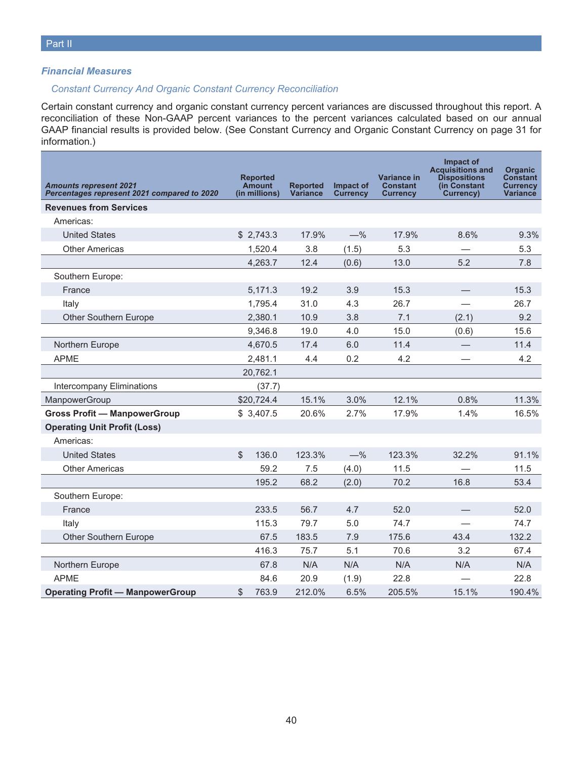Part II

### *Financial Measures*

*Constant Currency And Organic Constant Currency Reconciliation*

Certain constant currency and organic constant currency percent variances are discussed throughout this report. A reconciliation of these Non-GAAP percent variances to the percent variances calculated based on our annual GAAP financial results is provided below. (See Constant Currency and Organic Constant Currency on page 31 for information.)

| *Amounts represent 2021*<br>*Percentages represent 2021 compared to 2020* | Reported Amount (in millions) | Reported Variance | Impact of Currency | Variance in Constant Currency | Impact of Acquisitions and Dispositions (in Constant Currency) | Organic Constant Currency Variance |
|---|---|---|---|---|---|---|
| **Revenues from Services** | | | | | | |
| Americas: | | | | | | |
| United States | $ 2,743.3 | 17.9% | —% | 17.9% | 8.6% | 9.3% |
| Other Americas | 1,520.4 | 3.8 | (1.5) | 5.3 | — | 5.3 |
| | 4,263.7 | 12.4 | (0.6) | 13.0 | 5.2 | 7.8 |
| Southern Europe: | | | | | | |
| France | 5,171.3 | 19.2 | 3.9 | 15.3 | — | 15.3 |
| Italy | 1,795.4 | 31.0 | 4.3 | 26.7 | — | 26.7 |
| Other Southern Europe | 2,380.1 | 10.9 | 3.8 | 7.1 | (2.1) | 9.2 |
| | 9,346.8 | 19.0 | 4.0 | 15.0 | (0.6) | 15.6 |
| Northern Europe | 4,670.5 | 17.4 | 6.0 | 11.4 | — | 11.4 |
| APME | 2,481.1 | 4.4 | 0.2 | 4.2 | — | 4.2 |
| | 20,762.1 | | | | | |
| Intercompany Eliminations | (37.7) | | | | | |
| ManpowerGroup | $20,724.4 | 15.1% | 3.0% | 12.1% | 0.8% | 11.3% |
| **Gross Profit — ManpowerGroup** | $ 3,407.5 | 20.6% | 2.7% | 17.9% | 1.4% | 16.5% |
| **Operating Unit Profit (Loss)** | | | | | | |
| Americas: | | | | | | |
| United States | $ 136.0 | 123.3% | —% | 123.3% | 32.2% | 91.1% |
| Other Americas | 59.2 | 7.5 | (4.0) | 11.5 | — | 11.5 |
| | 195.2 | 68.2 | (2.0) | 70.2 | 16.8 | 53.4 |
| Southern Europe: | | | | | | |
| France | 233.5 | 56.7 | 4.7 | 52.0 | — | 52.0 |
| Italy | 115.3 | 79.7 | 5.0 | 74.7 | — | 74.7 |
| Other Southern Europe | 67.5 | 183.5 | 7.9 | 175.6 | 43.4 | 132.2 |
| | 416.3 | 75.7 | 5.1 | 70.6 | 3.2 | 67.4 |
| Northern Europe | 67.8 | N/A | N/A | N/A | N/A | N/A |
| APME | 84.6 | 20.9 | (1.9) | 22.8 | — | 22.8 |
| **Operating Profit — ManpowerGroup** | $ 763.9 | 212.0% | 6.5% | 205.5% | 15.1% | 190.4% |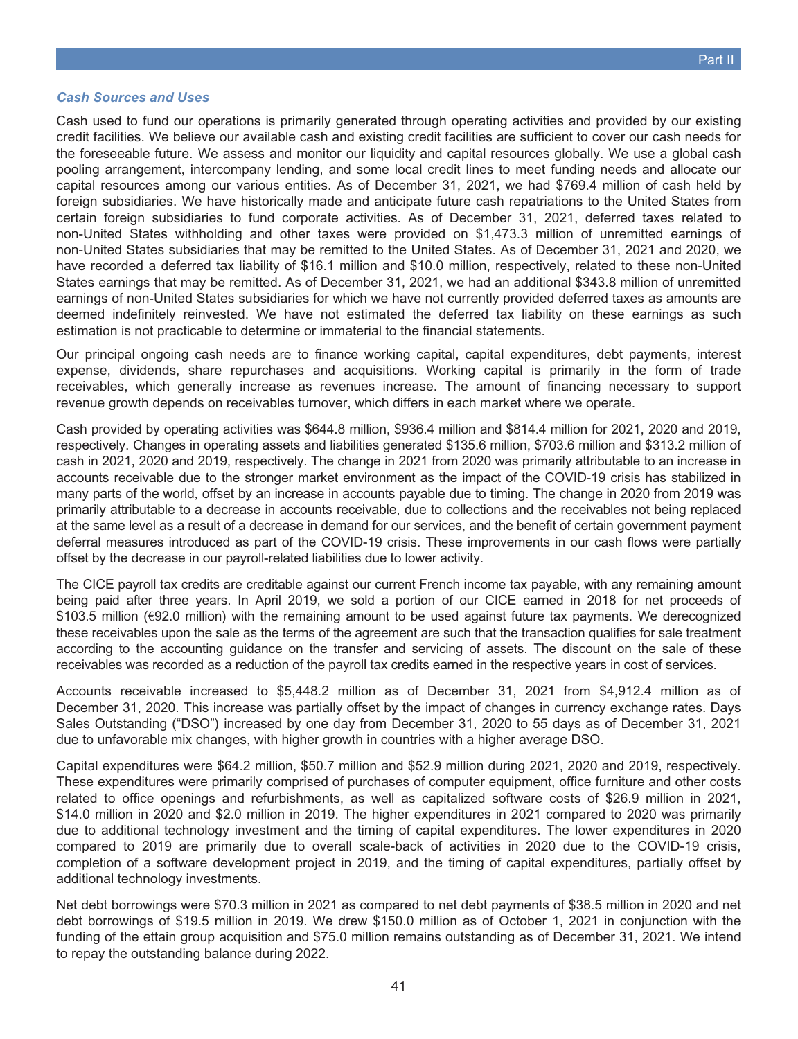### *Cash Sources and Uses*

Cash used to fund our operations is primarily generated through operating activities and provided by our existing credit facilities. We believe our available cash and existing credit facilities are sufficient to cover our cash needs for the foreseeable future. We assess and monitor our liquidity and capital resources globally. We use a global cash pooling arrangement, intercompany lending, and some local credit lines to meet funding needs and allocate our capital resources among our various entities. As of December 31, 2021, we had $769.4 million of cash held by foreign subsidiaries. We have historically made and anticipate future cash repatriations to the United States from certain foreign subsidiaries to fund corporate activities. As of December 31, 2021, deferred taxes related to non-United States withholding and other taxes were provided on $1,473.3 million of unremitted earnings of non-United States subsidiaries that may be remitted to the United States. As of December 31, 2021 and 2020, we have recorded a deferred tax liability of $16.1 million and $10.0 million, respectively, related to these non-United States earnings that may be remitted. As of December 31, 2021, we had an additional $343.8 million of unremitted earnings of non-United States subsidiaries for which we have not currently provided deferred taxes as amounts are deemed indefinitely reinvested. We have not estimated the deferred tax liability on these earnings as such estimation is not practicable to determine or immaterial to the financial statements.

Our principal ongoing cash needs are to finance working capital, capital expenditures, debt payments, interest expense, dividends, share repurchases and acquisitions. Working capital is primarily in the form of trade receivables, which generally increase as revenues increase. The amount of financing necessary to support revenue growth depends on receivables turnover, which differs in each market where we operate.

Cash provided by operating activities was $644.8 million, $936.4 million and $814.4 million for 2021, 2020 and 2019, respectively. Changes in operating assets and liabilities generated $135.6 million, $703.6 million and $313.2 million of cash in 2021, 2020 and 2019, respectively. The change in 2021 from 2020 was primarily attributable to an increase in accounts receivable due to the stronger market environment as the impact of the COVID-19 crisis has stabilized in many parts of the world, offset by an increase in accounts payable due to timing. The change in 2020 from 2019 was primarily attributable to a decrease in accounts receivable, due to collections and the receivables not being replaced at the same level as a result of a decrease in demand for our services, and the benefit of certain government payment deferral measures introduced as part of the COVID-19 crisis. These improvements in our cash flows were partially offset by the decrease in our payroll-related liabilities due to lower activity.

The CICE payroll tax credits are creditable against our current French income tax payable, with any remaining amount being paid after three years. In April 2019, we sold a portion of our CICE earned in 2018 for net proceeds of $103.5 million (€92.0 million) with the remaining amount to be used against future tax payments. We derecognized these receivables upon the sale as the terms of the agreement are such that the transaction qualifies for sale treatment according to the accounting guidance on the transfer and servicing of assets. The discount on the sale of these receivables was recorded as a reduction of the payroll tax credits earned in the respective years in cost of services.

Accounts receivable increased to $5,448.2 million as of December 31, 2021 from $4,912.4 million as of December 31, 2020. This increase was partially offset by the impact of changes in currency exchange rates. Days Sales Outstanding ("DSO") increased by one day from December 31, 2020 to 55 days as of December 31, 2021 due to unfavorable mix changes, with higher growth in countries with a higher average DSO.

Capital expenditures were $64.2 million, $50.7 million and $52.9 million during 2021, 2020 and 2019, respectively. These expenditures were primarily comprised of purchases of computer equipment, office furniture and other costs related to office openings and refurbishments, as well as capitalized software costs of $26.9 million in 2021, $14.0 million in 2020 and $2.0 million in 2019. The higher expenditures in 2021 compared to 2020 was primarily due to additional technology investment and the timing of capital expenditures. The lower expenditures in 2020 compared to 2019 are primarily due to overall scale-back of activities in 2020 due to the COVID-19 crisis, completion of a software development project in 2019, and the timing of capital expenditures, partially offset by additional technology investments.

Net debt borrowings were $70.3 million in 2021 as compared to net debt payments of $38.5 million in 2020 and net debt borrowings of $19.5 million in 2019. We drew $150.0 million as of October 1, 2021 in conjunction with the funding of the ettain group acquisition and $75.0 million remains outstanding as of December 31, 2021. We intend to repay the outstanding balance during 2022.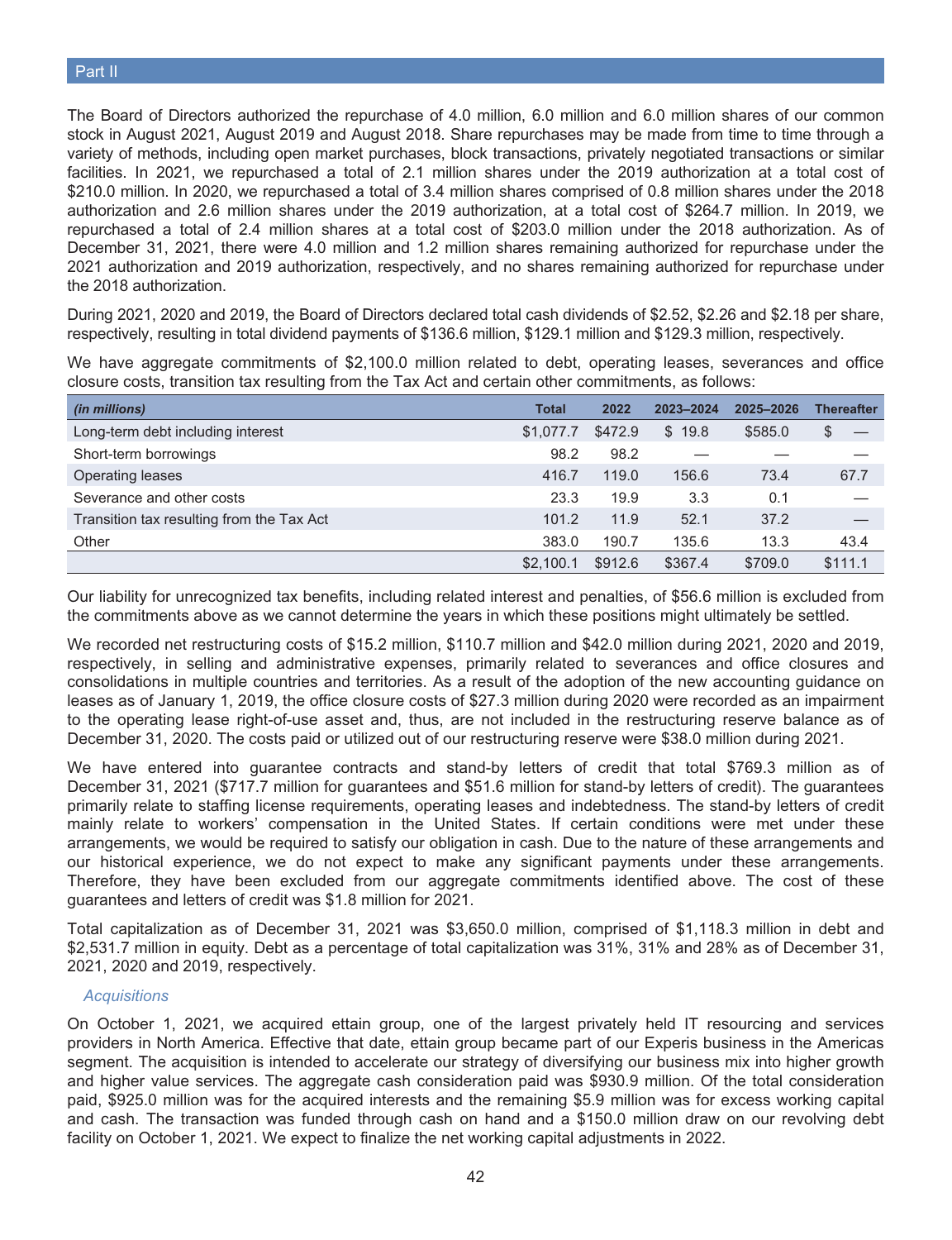The Board of Directors authorized the repurchase of 4.0 million, 6.0 million and 6.0 million shares of our common stock in August 2021, August 2019 and August 2018. Share repurchases may be made from time to time through a variety of methods, including open market purchases, block transactions, privately negotiated transactions or similar facilities. In 2021, we repurchased a total of 2.1 million shares under the 2019 authorization at a total cost of $210.0 million. In 2020, we repurchased a total of 3.4 million shares comprised of 0.8 million shares under the 2018 authorization and 2.6 million shares under the 2019 authorization, at a total cost of $264.7 million. In 2019, we repurchased a total of 2.4 million shares at a total cost of $203.0 million under the 2018 authorization. As of December 31, 2021, there were 4.0 million and 1.2 million shares remaining authorized for repurchase under the 2021 authorization and 2019 authorization, respectively, and no shares remaining authorized for repurchase under the 2018 authorization.

During 2021, 2020 and 2019, the Board of Directors declared total cash dividends of $2.52, $2.26 and $2.18 per share, respectively, resulting in total dividend payments of $136.6 million, $129.1 million and $129.3 million, respectively.

We have aggregate commitments of $2,100.0 million related to debt, operating leases, severances and office closure costs, transition tax resulting from the Tax Act and certain other commitments, as follows:

| *(in millions)* | Total | 2022 | 2023–2024 | 2025–2026 | Thereafter |
|---|---|---|---|---|---|
| Long-term debt including interest | $1,077.7 | $472.9 | $ 19.8 | $585.0 | $ — |
| Short-term borrowings | 98.2 | 98.2 | — | — | — |
| Operating leases | 416.7 | 119.0 | 156.6 | 73.4 | 67.7 |
| Severance and other costs | 23.3 | 19.9 | 3.3 | 0.1 | — |
| Transition tax resulting from the Tax Act | 101.2 | 11.9 | 52.1 | 37.2 | — |
| Other | 383.0 | 190.7 | 135.6 | 13.3 | 43.4 |
| | $2,100.1 | $912.6 | $367.4 | $709.0 | $111.1 |

Our liability for unrecognized tax benefits, including related interest and penalties, of $56.6 million is excluded from the commitments above as we cannot determine the years in which these positions might ultimately be settled.

We recorded net restructuring costs of $15.2 million, $110.7 million and $42.0 million during 2021, 2020 and 2019, respectively, in selling and administrative expenses, primarily related to severances and office closures and consolidations in multiple countries and territories. As a result of the adoption of the new accounting guidance on leases as of January 1, 2019, the office closure costs of $27.3 million during 2020 were recorded as an impairment to the operating lease right-of-use asset and, thus, are not included in the restructuring reserve balance as of December 31, 2020. The costs paid or utilized out of our restructuring reserve were $38.0 million during 2021.

We have entered into guarantee contracts and stand-by letters of credit that total $769.3 million as of December 31, 2021 ($717.7 million for guarantees and $51.6 million for stand-by letters of credit). The guarantees primarily relate to staffing license requirements, operating leases and indebtedness. The stand-by letters of credit mainly relate to workers' compensation in the United States. If certain conditions were met under these arrangements, we would be required to satisfy our obligation in cash. Due to the nature of these arrangements and our historical experience, we do not expect to make any significant payments under these arrangements. Therefore, they have been excluded from our aggregate commitments identified above. The cost of these guarantees and letters of credit was $1.8 million for 2021.

Total capitalization as of December 31, 2021 was $3,650.0 million, comprised of $1,118.3 million in debt and $2,531.7 million in equity. Debt as a percentage of total capitalization was 31%, 31% and 28% as of December 31, 2021, 2020 and 2019, respectively.

### *Acquisitions*

On October 1, 2021, we acquired ettain group, one of the largest privately held IT resourcing and services providers in North America. Effective that date, ettain group became part of our Experis business in the Americas segment. The acquisition is intended to accelerate our strategy of diversifying our business mix into higher growth and higher value services. The aggregate cash consideration paid was $930.9 million. Of the total consideration paid, $925.0 million was for the acquired interests and the remaining $5.9 million was for excess working capital and cash. The transaction was funded through cash on hand and a $150.0 million draw on our revolving debt facility on October 1, 2021. We expect to finalize the net working capital adjustments in 2022.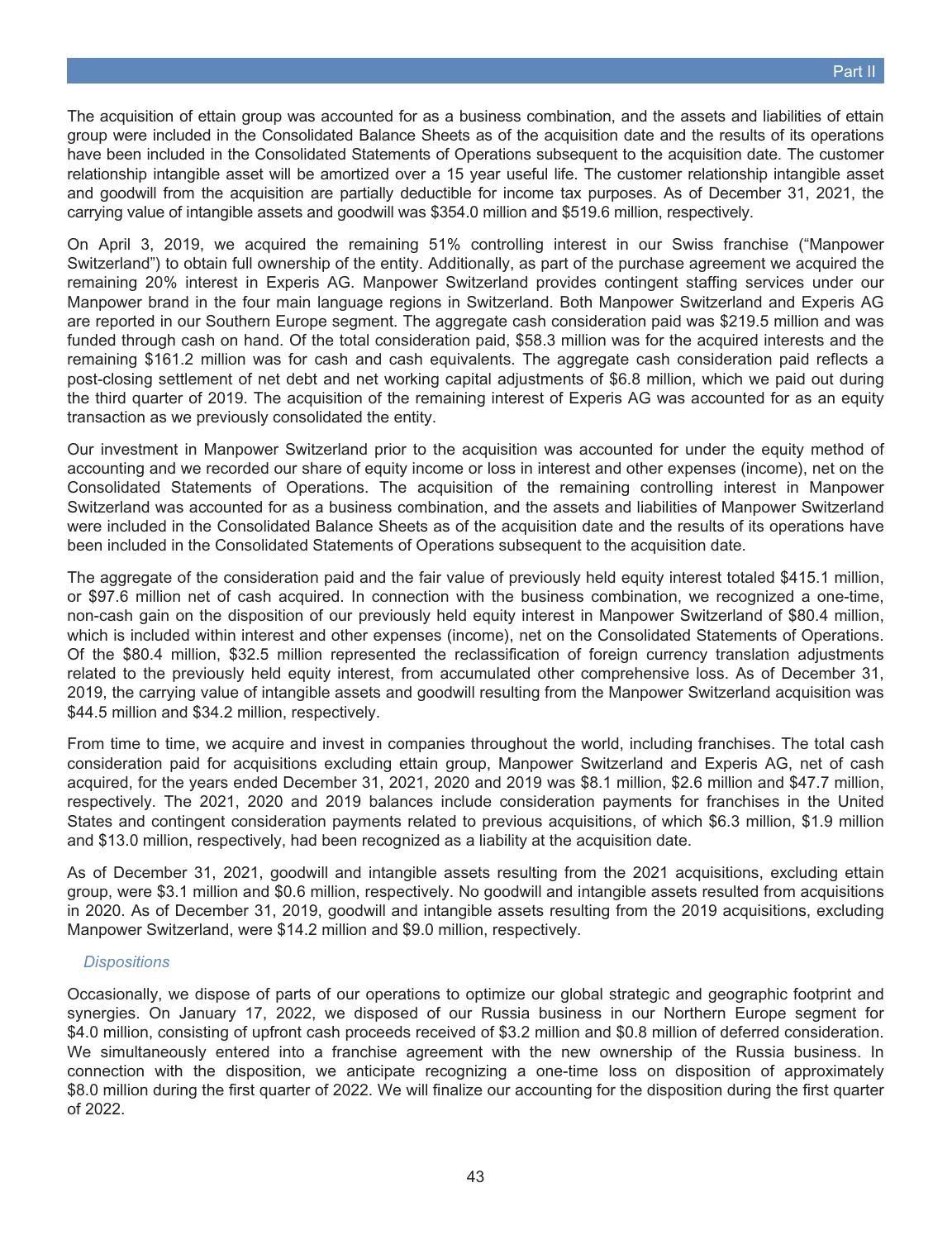The acquisition of ettain group was accounted for as a business combination, and the assets and liabilities of ettain group were included in the Consolidated Balance Sheets as of the acquisition date and the results of its operations have been included in the Consolidated Statements of Operations subsequent to the acquisition date. The customer relationship intangible asset will be amortized over a 15 year useful life. The customer relationship intangible asset and goodwill from the acquisition are partially deductible for income tax purposes. As of December 31, 2021, the carrying value of intangible assets and goodwill was $354.0 million and $519.6 million, respectively.

On April 3, 2019, we acquired the remaining 51% controlling interest in our Swiss franchise ("Manpower Switzerland") to obtain full ownership of the entity. Additionally, as part of the purchase agreement we acquired the remaining 20% interest in Experis AG. Manpower Switzerland provides contingent staffing services under our Manpower brand in the four main language regions in Switzerland. Both Manpower Switzerland and Experis AG are reported in our Southern Europe segment. The aggregate cash consideration paid was $219.5 million and was funded through cash on hand. Of the total consideration paid, $58.3 million was for the acquired interests and the remaining $161.2 million was for cash and cash equivalents. The aggregate cash consideration paid reflects a post-closing settlement of net debt and net working capital adjustments of $6.8 million, which we paid out during the third quarter of 2019. The acquisition of the remaining interest of Experis AG was accounted for as an equity transaction as we previously consolidated the entity.

Our investment in Manpower Switzerland prior to the acquisition was accounted for under the equity method of accounting and we recorded our share of equity income or loss in interest and other expenses (income), net on the Consolidated Statements of Operations. The acquisition of the remaining controlling interest in Manpower Switzerland was accounted for as a business combination, and the assets and liabilities of Manpower Switzerland were included in the Consolidated Balance Sheets as of the acquisition date and the results of its operations have been included in the Consolidated Statements of Operations subsequent to the acquisition date.

The aggregate of the consideration paid and the fair value of previously held equity interest totaled $415.1 million, or $97.6 million net of cash acquired. In connection with the business combination, we recognized a one-time, non-cash gain on the disposition of our previously held equity interest in Manpower Switzerland of $80.4 million, which is included within interest and other expenses (income), net on the Consolidated Statements of Operations. Of the $80.4 million, $32.5 million represented the reclassification of foreign currency translation adjustments related to the previously held equity interest, from accumulated other comprehensive loss. As of December 31, 2019, the carrying value of intangible assets and goodwill resulting from the Manpower Switzerland acquisition was $44.5 million and $34.2 million, respectively.

From time to time, we acquire and invest in companies throughout the world, including franchises. The total cash consideration paid for acquisitions excluding ettain group, Manpower Switzerland and Experis AG, net of cash acquired, for the years ended December 31, 2021, 2020 and 2019 was $8.1 million, $2.6 million and $47.7 million, respectively. The 2021, 2020 and 2019 balances include consideration payments for franchises in the United States and contingent consideration payments related to previous acquisitions, of which $6.3 million, $1.9 million and $13.0 million, respectively, had been recognized as a liability at the acquisition date.

As of December 31, 2021, goodwill and intangible assets resulting from the 2021 acquisitions, excluding ettain group, were $3.1 million and $0.6 million, respectively. No goodwill and intangible assets resulted from acquisitions in 2020. As of December 31, 2019, goodwill and intangible assets resulting from the 2019 acquisitions, excluding Manpower Switzerland, were $14.2 million and $9.0 million, respectively.

*Dispositions*

Occasionally, we dispose of parts of our operations to optimize our global strategic and geographic footprint and synergies. On January 17, 2022, we disposed of our Russia business in our Northern Europe segment for $4.0 million, consisting of upfront cash proceeds received of $3.2 million and $0.8 million of deferred consideration. We simultaneously entered into a franchise agreement with the new ownership of the Russia business. In connection with the disposition, we anticipate recognizing a one-time loss on disposition of approximately $8.0 million during the first quarter of 2022. We will finalize our accounting for the disposition during the first quarter of 2022.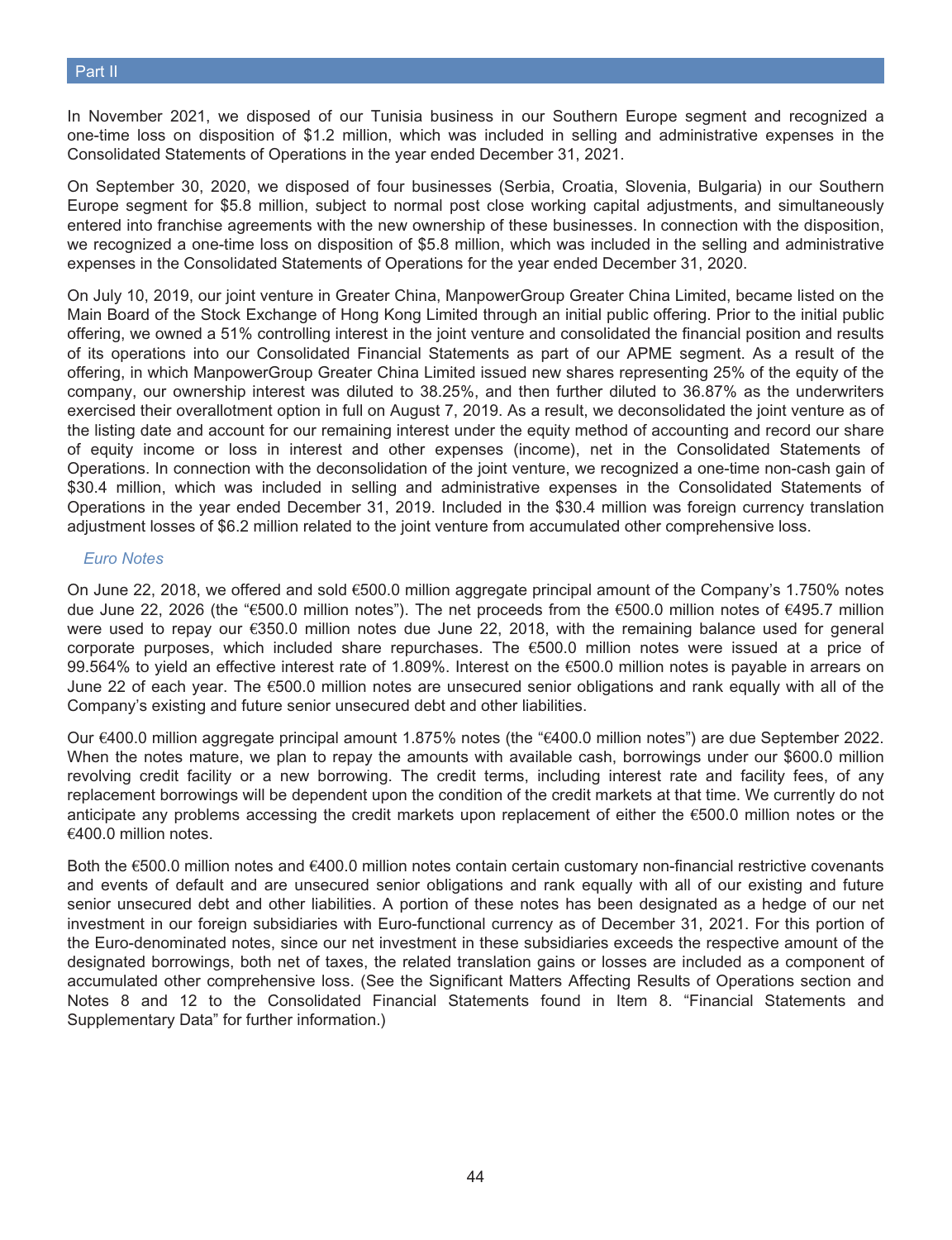In November 2021, we disposed of our Tunisia business in our Southern Europe segment and recognized a one-time loss on disposition of $1.2 million, which was included in selling and administrative expenses in the Consolidated Statements of Operations in the year ended December 31, 2021.

On September 30, 2020, we disposed of four businesses (Serbia, Croatia, Slovenia, Bulgaria) in our Southern Europe segment for $5.8 million, subject to normal post close working capital adjustments, and simultaneously entered into franchise agreements with the new ownership of these businesses. In connection with the disposition, we recognized a one-time loss on disposition of $5.8 million, which was included in the selling and administrative expenses in the Consolidated Statements of Operations for the year ended December 31, 2020.

On July 10, 2019, our joint venture in Greater China, ManpowerGroup Greater China Limited, became listed on the Main Board of the Stock Exchange of Hong Kong Limited through an initial public offering. Prior to the initial public offering, we owned a 51% controlling interest in the joint venture and consolidated the financial position and results of its operations into our Consolidated Financial Statements as part of our APME segment. As a result of the offering, in which ManpowerGroup Greater China Limited issued new shares representing 25% of the equity of the company, our ownership interest was diluted to 38.25%, and then further diluted to 36.87% as the underwriters exercised their overallotment option in full on August 7, 2019. As a result, we deconsolidated the joint venture as of the listing date and account for our remaining interest under the equity method of accounting and record our share of equity income or loss in interest and other expenses (income), net in the Consolidated Statements of Operations. In connection with the deconsolidation of the joint venture, we recognized a one-time non-cash gain of $30.4 million, which was included in selling and administrative expenses in the Consolidated Statements of Operations in the year ended December 31, 2019. Included in the $30.4 million was foreign currency translation adjustment losses of $6.2 million related to the joint venture from accumulated other comprehensive loss.

*Euro Notes*

On June 22, 2018, we offered and sold €500.0 million aggregate principal amount of the Company's 1.750% notes due June 22, 2026 (the "€500.0 million notes"). The net proceeds from the €500.0 million notes of €495.7 million were used to repay our €350.0 million notes due June 22, 2018, with the remaining balance used for general corporate purposes, which included share repurchases. The €500.0 million notes were issued at a price of 99.564% to yield an effective interest rate of 1.809%. Interest on the €500.0 million notes is payable in arrears on June 22 of each year. The €500.0 million notes are unsecured senior obligations and rank equally with all of the Company's existing and future senior unsecured debt and other liabilities.

Our €400.0 million aggregate principal amount 1.875% notes (the "€400.0 million notes") are due September 2022. When the notes mature, we plan to repay the amounts with available cash, borrowings under our $600.0 million revolving credit facility or a new borrowing. The credit terms, including interest rate and facility fees, of any replacement borrowings will be dependent upon the condition of the credit markets at that time. We currently do not anticipate any problems accessing the credit markets upon replacement of either the €500.0 million notes or the €400.0 million notes.

Both the €500.0 million notes and €400.0 million notes contain certain customary non-financial restrictive covenants and events of default and are unsecured senior obligations and rank equally with all of our existing and future senior unsecured debt and other liabilities. A portion of these notes has been designated as a hedge of our net investment in our foreign subsidiaries with Euro-functional currency as of December 31, 2021. For this portion of the Euro-denominated notes, since our net investment in these subsidiaries exceeds the respective amount of the designated borrowings, both net of taxes, the related translation gains or losses are included as a component of accumulated other comprehensive loss. (See the Significant Matters Affecting Results of Operations section and Notes 8 and 12 to the Consolidated Financial Statements found in Item 8. "Financial Statements and Supplementary Data" for further information.)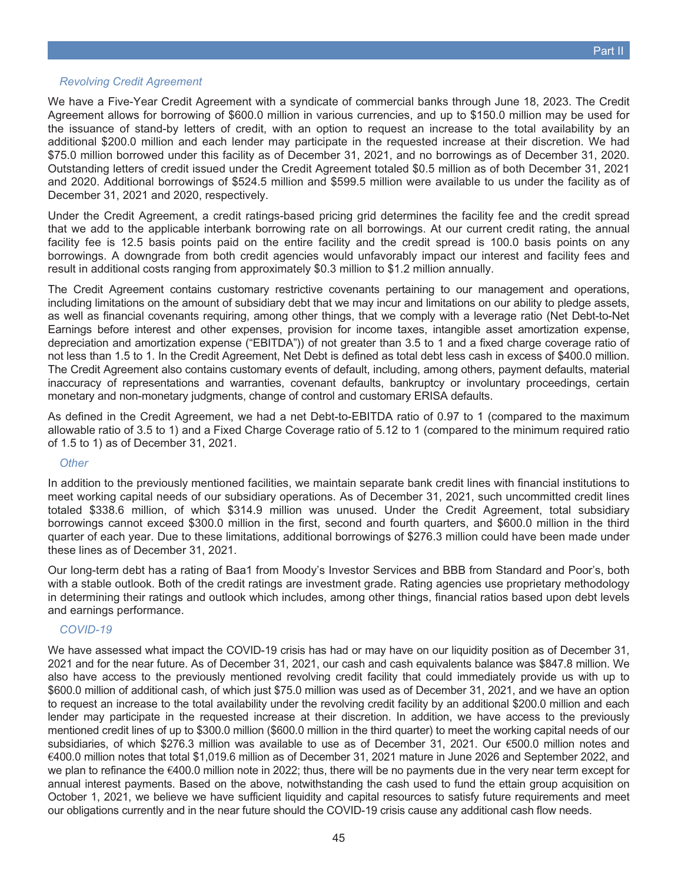### *Revolving Credit Agreement*

We have a Five-Year Credit Agreement with a syndicate of commercial banks through June 18, 2023. The Credit Agreement allows for borrowing of $600.0 million in various currencies, and up to $150.0 million may be used for the issuance of stand-by letters of credit, with an option to request an increase to the total availability by an additional $200.0 million and each lender may participate in the requested increase at their discretion. We had $75.0 million borrowed under this facility as of December 31, 2021, and no borrowings as of December 31, 2020. Outstanding letters of credit issued under the Credit Agreement totaled $0.5 million as of both December 31, 2021 and 2020. Additional borrowings of $524.5 million and $599.5 million were available to us under the facility as of December 31, 2021 and 2020, respectively.

Under the Credit Agreement, a credit ratings-based pricing grid determines the facility fee and the credit spread that we add to the applicable interbank borrowing rate on all borrowings. At our current credit rating, the annual facility fee is 12.5 basis points paid on the entire facility and the credit spread is 100.0 basis points on any borrowings. A downgrade from both credit agencies would unfavorably impact our interest and facility fees and result in additional costs ranging from approximately $0.3 million to $1.2 million annually.

The Credit Agreement contains customary restrictive covenants pertaining to our management and operations, including limitations on the amount of subsidiary debt that we may incur and limitations on our ability to pledge assets, as well as financial covenants requiring, among other things, that we comply with a leverage ratio (Net Debt-to-Net Earnings before interest and other expenses, provision for income taxes, intangible asset amortization expense, depreciation and amortization expense ("EBITDA")) of not greater than 3.5 to 1 and a fixed charge coverage ratio of not less than 1.5 to 1. In the Credit Agreement, Net Debt is defined as total debt less cash in excess of $400.0 million. The Credit Agreement also contains customary events of default, including, among others, payment defaults, material inaccuracy of representations and warranties, covenant defaults, bankruptcy or involuntary proceedings, certain monetary and non-monetary judgments, change of control and customary ERISA defaults.

As defined in the Credit Agreement, we had a net Debt-to-EBITDA ratio of 0.97 to 1 (compared to the maximum allowable ratio of 3.5 to 1) and a Fixed Charge Coverage ratio of 5.12 to 1 (compared to the minimum required ratio of 1.5 to 1) as of December 31, 2021.

### *Other*

In addition to the previously mentioned facilities, we maintain separate bank credit lines with financial institutions to meet working capital needs of our subsidiary operations. As of December 31, 2021, such uncommitted credit lines totaled $338.6 million, of which $314.9 million was unused. Under the Credit Agreement, total subsidiary borrowings cannot exceed $300.0 million in the first, second and fourth quarters, and $600.0 million in the third quarter of each year. Due to these limitations, additional borrowings of $276.3 million could have been made under these lines as of December 31, 2021.

Our long-term debt has a rating of Baa1 from Moody's Investor Services and BBB from Standard and Poor's, both with a stable outlook. Both of the credit ratings are investment grade. Rating agencies use proprietary methodology in determining their ratings and outlook which includes, among other things, financial ratios based upon debt levels and earnings performance.

### *COVID-19*

We have assessed what impact the COVID-19 crisis has had or may have on our liquidity position as of December 31, 2021 and for the near future. As of December 31, 2021, our cash and cash equivalents balance was $847.8 million. We also have access to the previously mentioned revolving credit facility that could immediately provide us with up to $600.0 million of additional cash, of which just $75.0 million was used as of December 31, 2021, and we have an option to request an increase to the total availability under the revolving credit facility by an additional $200.0 million and each lender may participate in the requested increase at their discretion. In addition, we have access to the previously mentioned credit lines of up to $300.0 million ($600.0 million in the third quarter) to meet the working capital needs of our subsidiaries, of which $276.3 million was available to use as of December 31, 2021. Our €500.0 million notes and €400.0 million notes that total $1,019.6 million as of December 31, 2021 mature in June 2026 and September 2022, and we plan to refinance the €400.0 million note in 2022; thus, there will be no payments due in the very near term except for annual interest payments. Based on the above, notwithstanding the cash used to fund the ettain group acquisition on October 1, 2021, we believe we have sufficient liquidity and capital resources to satisfy future requirements and meet our obligations currently and in the near future should the COVID-19 crisis cause any additional cash flow needs.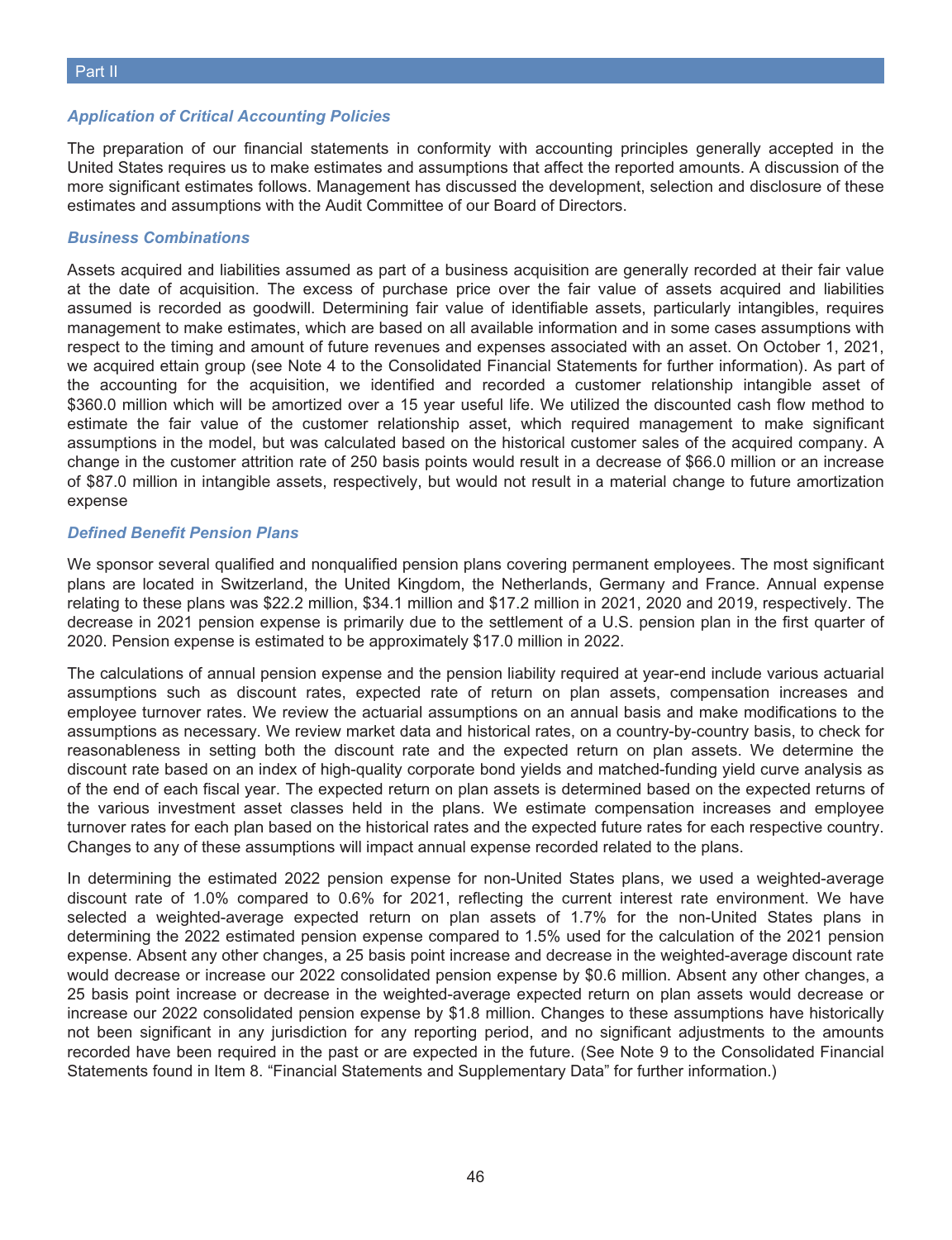## Application of Critical Accounting Policies

The preparation of our financial statements in conformity with accounting principles generally accepted in the United States requires us to make estimates and assumptions that affect the reported amounts. A discussion of the more significant estimates follows. Management has discussed the development, selection and disclosure of these estimates and assumptions with the Audit Committee of our Board of Directors.

### *Business Combinations*

Assets acquired and liabilities assumed as part of a business acquisition are generally recorded at their fair value at the date of acquisition. The excess of purchase price over the fair value of assets acquired and liabilities assumed is recorded as goodwill. Determining fair value of identifiable assets, particularly intangibles, requires management to make estimates, which are based on all available information and in some cases assumptions with respect to the timing and amount of future revenues and expenses associated with an asset. On October 1, 2021, we acquired ettain group (see Note 4 to the Consolidated Financial Statements for further information). As part of the accounting for the acquisition, we identified and recorded a customer relationship intangible asset of $360.0 million which will be amortized over a 15 year useful life. We utilized the discounted cash flow method to estimate the fair value of the customer relationship asset, which required management to make significant assumptions in the model, but was calculated based on the historical customer sales of the acquired company. A change in the customer attrition rate of 250 basis points would result in a decrease of $66.0 million or an increase of $87.0 million in intangible assets, respectively, but would not result in a material change to future amortization expense

### *Defined Benefit Pension Plans*

We sponsor several qualified and nonqualified pension plans covering permanent employees. The most significant plans are located in Switzerland, the United Kingdom, the Netherlands, Germany and France. Annual expense relating to these plans was $22.2 million, $34.1 million and $17.2 million in 2021, 2020 and 2019, respectively. The decrease in 2021 pension expense is primarily due to the settlement of a U.S. pension plan in the first quarter of 2020. Pension expense is estimated to be approximately $17.0 million in 2022.

The calculations of annual pension expense and the pension liability required at year-end include various actuarial assumptions such as discount rates, expected rate of return on plan assets, compensation increases and employee turnover rates. We review the actuarial assumptions on an annual basis and make modifications to the assumptions as necessary. We review market data and historical rates, on a country-by-country basis, to check for reasonableness in setting both the discount rate and the expected return on plan assets. We determine the discount rate based on an index of high-quality corporate bond yields and matched-funding yield curve analysis as of the end of each fiscal year. The expected return on plan assets is determined based on the expected returns of the various investment asset classes held in the plans. We estimate compensation increases and employee turnover rates for each plan based on the historical rates and the expected future rates for each respective country. Changes to any of these assumptions will impact annual expense recorded related to the plans.

In determining the estimated 2022 pension expense for non-United States plans, we used a weighted-average discount rate of 1.0% compared to 0.6% for 2021, reflecting the current interest rate environment. We have selected a weighted-average expected return on plan assets of 1.7% for the non-United States plans in determining the 2022 estimated pension expense compared to 1.5% used for the calculation of the 2021 pension expense. Absent any other changes, a 25 basis point increase and decrease in the weighted-average discount rate would decrease or increase our 2022 consolidated pension expense by $0.6 million. Absent any other changes, a 25 basis point increase or decrease in the weighted-average expected return on plan assets would decrease or increase our 2022 consolidated pension expense by $1.8 million. Changes to these assumptions have historically not been significant in any jurisdiction for any reporting period, and no significant adjustments to the amounts recorded have been required in the past or are expected in the future. (See Note 9 to the Consolidated Financial Statements found in Item 8. "Financial Statements and Supplementary Data" for further information.)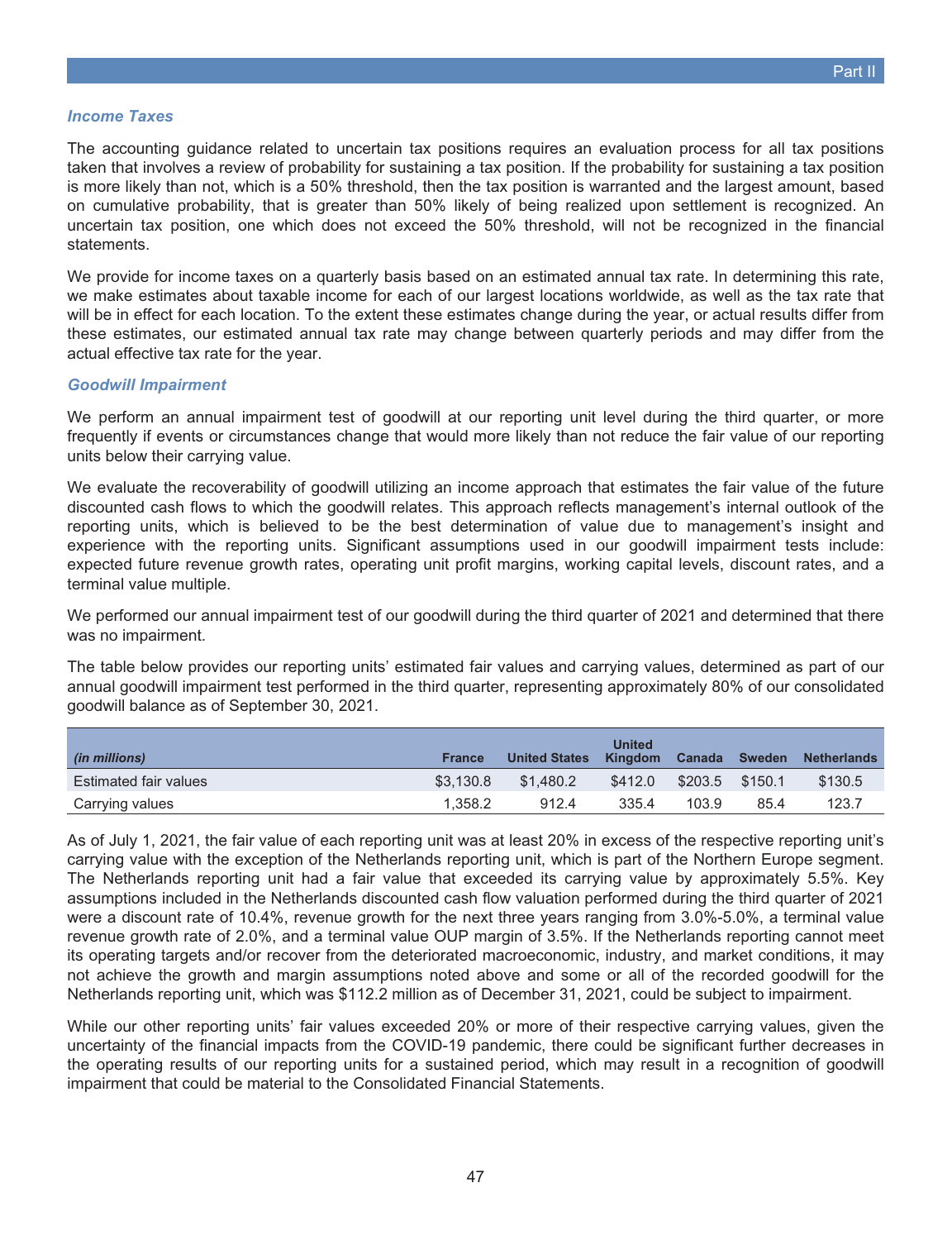### *Income Taxes*

The accounting guidance related to uncertain tax positions requires an evaluation process for all tax positions taken that involves a review of probability for sustaining a tax position. If the probability for sustaining a tax position is more likely than not, which is a 50% threshold, then the tax position is warranted and the largest amount, based on cumulative probability, that is greater than 50% likely of being realized upon settlement is recognized. An uncertain tax position, one which does not exceed the 50% threshold, will not be recognized in the financial statements.

We provide for income taxes on a quarterly basis based on an estimated annual tax rate. In determining this rate, we make estimates about taxable income for each of our largest locations worldwide, as well as the tax rate that will be in effect for each location. To the extent these estimates change during the year, or actual results differ from these estimates, our estimated annual tax rate may change between quarterly periods and may differ from the actual effective tax rate for the year.

### *Goodwill Impairment*

We perform an annual impairment test of goodwill at our reporting unit level during the third quarter, or more frequently if events or circumstances change that would more likely than not reduce the fair value of our reporting units below their carrying value.

We evaluate the recoverability of goodwill utilizing an income approach that estimates the fair value of the future discounted cash flows to which the goodwill relates. This approach reflects management's internal outlook of the reporting units, which is believed to be the best determination of value due to management's insight and experience with the reporting units. Significant assumptions used in our goodwill impairment tests include: expected future revenue growth rates, operating unit profit margins, working capital levels, discount rates, and a terminal value multiple.

We performed our annual impairment test of our goodwill during the third quarter of 2021 and determined that there was no impairment.

The table below provides our reporting units' estimated fair values and carrying values, determined as part of our annual goodwill impairment test performed in the third quarter, representing approximately 80% of our consolidated goodwill balance as of September 30, 2021.

| *(in millions)* | France | United States | United Kingdom | Canada | Sweden | Netherlands |
|---|---|---|---|---|---|---|
| Estimated fair values | $3,130.8 | $1,480.2 | $412.0 | $203.5 | $150.1 | $130.5 |
| Carrying values | 1,358.2 | 912.4 | 335.4 | 103.9 | 85.4 | 123.7 |

As of July 1, 2021, the fair value of each reporting unit was at least 20% in excess of the respective reporting unit's carrying value with the exception of the Netherlands reporting unit, which is part of the Northern Europe segment. The Netherlands reporting unit had a fair value that exceeded its carrying value by approximately 5.5%. Key assumptions included in the Netherlands discounted cash flow valuation performed during the third quarter of 2021 were a discount rate of 10.4%, revenue growth for the next three years ranging from 3.0%-5.0%, a terminal value revenue growth rate of 2.0%, and a terminal value OUP margin of 3.5%. If the Netherlands reporting cannot meet its operating targets and/or recover from the deteriorated macroeconomic, industry, and market conditions, it may not achieve the growth and margin assumptions noted above and some or all of the recorded goodwill for the Netherlands reporting unit, which was $112.2 million as of December 31, 2021, could be subject to impairment.

While our other reporting units' fair values exceeded 20% or more of their respective carrying values, given the uncertainty of the financial impacts from the COVID-19 pandemic, there could be significant further decreases in the operating results of our reporting units for a sustained period, which may result in a recognition of goodwill impairment that could be material to the Consolidated Financial Statements.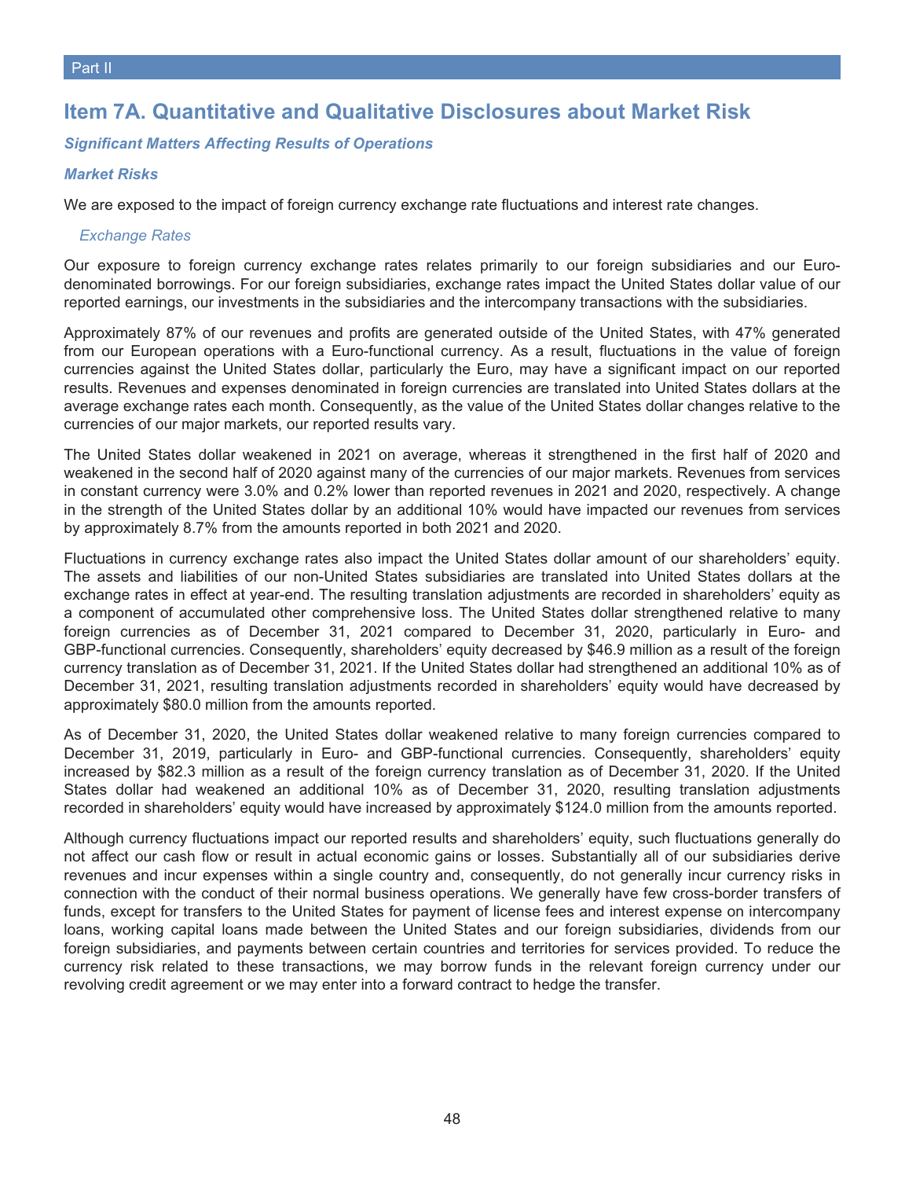# Item 7A. Quantitative and Qualitative Disclosures about Market Risk

### *Significant Matters Affecting Results of Operations*

### *Market Risks*

We are exposed to the impact of foreign currency exchange rate fluctuations and interest rate changes.

#### *Exchange Rates*

Our exposure to foreign currency exchange rates relates primarily to our foreign subsidiaries and our Euro-denominated borrowings. For our foreign subsidiaries, exchange rates impact the United States dollar value of our reported earnings, our investments in the subsidiaries and the intercompany transactions with the subsidiaries.

Approximately 87% of our revenues and profits are generated outside of the United States, with 47% generated from our European operations with a Euro-functional currency. As a result, fluctuations in the value of foreign currencies against the United States dollar, particularly the Euro, may have a significant impact on our reported results. Revenues and expenses denominated in foreign currencies are translated into United States dollars at the average exchange rates each month. Consequently, as the value of the United States dollar changes relative to the currencies of our major markets, our reported results vary.

The United States dollar weakened in 2021 on average, whereas it strengthened in the first half of 2020 and weakened in the second half of 2020 against many of the currencies of our major markets. Revenues from services in constant currency were 3.0% and 0.2% lower than reported revenues in 2021 and 2020, respectively. A change in the strength of the United States dollar by an additional 10% would have impacted our revenues from services by approximately 8.7% from the amounts reported in both 2021 and 2020.

Fluctuations in currency exchange rates also impact the United States dollar amount of our shareholders' equity. The assets and liabilities of our non-United States subsidiaries are translated into United States dollars at the exchange rates in effect at year-end. The resulting translation adjustments are recorded in shareholders' equity as a component of accumulated other comprehensive loss. The United States dollar strengthened relative to many foreign currencies as of December 31, 2021 compared to December 31, 2020, particularly in Euro- and GBP-functional currencies. Consequently, shareholders' equity decreased by $46.9 million as a result of the foreign currency translation as of December 31, 2021. If the United States dollar had strengthened an additional 10% as of December 31, 2021, resulting translation adjustments recorded in shareholders' equity would have decreased by approximately $80.0 million from the amounts reported.

As of December 31, 2020, the United States dollar weakened relative to many foreign currencies compared to December 31, 2019, particularly in Euro- and GBP-functional currencies. Consequently, shareholders' equity increased by $82.3 million as a result of the foreign currency translation as of December 31, 2020. If the United States dollar had weakened an additional 10% as of December 31, 2020, resulting translation adjustments recorded in shareholders' equity would have increased by approximately $124.0 million from the amounts reported.

Although currency fluctuations impact our reported results and shareholders' equity, such fluctuations generally do not affect our cash flow or result in actual economic gains or losses. Substantially all of our subsidiaries derive revenues and incur expenses within a single country and, consequently, do not generally incur currency risks in connection with the conduct of their normal business operations. We generally have few cross-border transfers of funds, except for transfers to the United States for payment of license fees and interest expense on intercompany loans, working capital loans made between the United States and our foreign subsidiaries, dividends from our foreign subsidiaries, and payments between certain countries and territories for services provided. To reduce the currency risk related to these transactions, we may borrow funds in the relevant foreign currency under our revolving credit agreement or we may enter into a forward contract to hedge the transfer.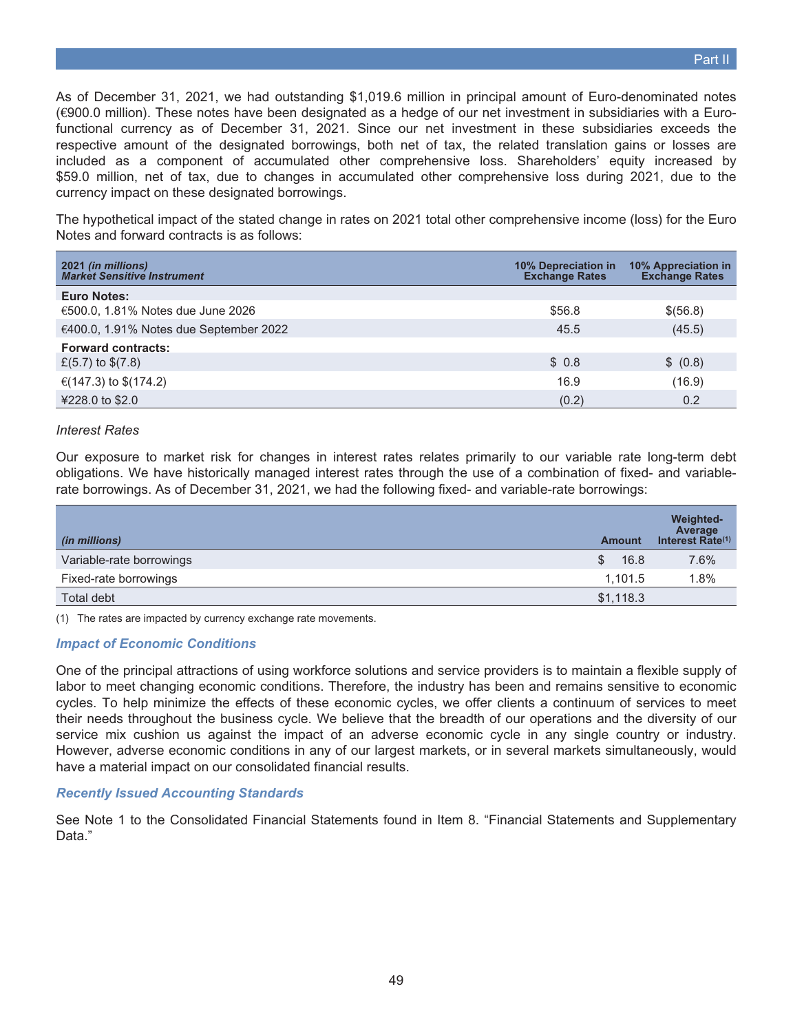As of December 31, 2021, we had outstanding $1,019.6 million in principal amount of Euro-denominated notes (€900.0 million). These notes have been designated as a hedge of our net investment in subsidiaries with a Euro-functional currency as of December 31, 2021. Since our net investment in these subsidiaries exceeds the respective amount of the designated borrowings, both net of tax, the related translation gains or losses are included as a component of accumulated other comprehensive loss. Shareholders' equity increased by $59.0 million, net of tax, due to changes in accumulated other comprehensive loss during 2021, due to the currency impact on these designated borrowings.

The hypothetical impact of the stated change in rates on 2021 total other comprehensive income (loss) for the Euro Notes and forward contracts is as follows:

| 2021 *(in millions)* *Market Sensitive Instrument* | 10% Depreciation in Exchange Rates | 10% Appreciation in Exchange Rates |
|---|---|---|
| **Euro Notes:** | | |
| €500.0, 1.81% Notes due June 2026 | $56.8 | $(56.8) |
| €400.0, 1.91% Notes due September 2022 | 45.5 | (45.5) |
| **Forward contracts:** | | |
| £(5.7) to $(7.8) | $ 0.8 | $ (0.8) |
| €(147.3) to $(174.2) | 16.9 | (16.9) |
| ¥228.0 to $2.0 | (0.2) | 0.2 |

*Interest Rates*

Our exposure to market risk for changes in interest rates relates primarily to our variable rate long-term debt obligations. We have historically managed interest rates through the use of a combination of fixed- and variable-rate borrowings. As of December 31, 2021, we had the following fixed- and variable-rate borrowings:

| *(in millions)* | Amount | Weighted-Average Interest Rate(1) |
|---|---|---|
| Variable-rate borrowings | $ 16.8 | 7.6% |
| Fixed-rate borrowings | 1,101.5 | 1.8% |
| Total debt | $1,118.3 | |

(1) The rates are impacted by currency exchange rate movements.

### *Impact of Economic Conditions*

One of the principal attractions of using workforce solutions and service providers is to maintain a flexible supply of labor to meet changing economic conditions. Therefore, the industry has been and remains sensitive to economic cycles. To help minimize the effects of these economic cycles, we offer clients a continuum of services to meet their needs throughout the business cycle. We believe that the breadth of our operations and the diversity of our service mix cushion us against the impact of an adverse economic cycle in any single country or industry. However, adverse economic conditions in any of our largest markets, or in several markets simultaneously, would have a material impact on our consolidated financial results.

### *Recently Issued Accounting Standards*

See Note 1 to the Consolidated Financial Statements found in Item 8. "Financial Statements and Supplementary Data."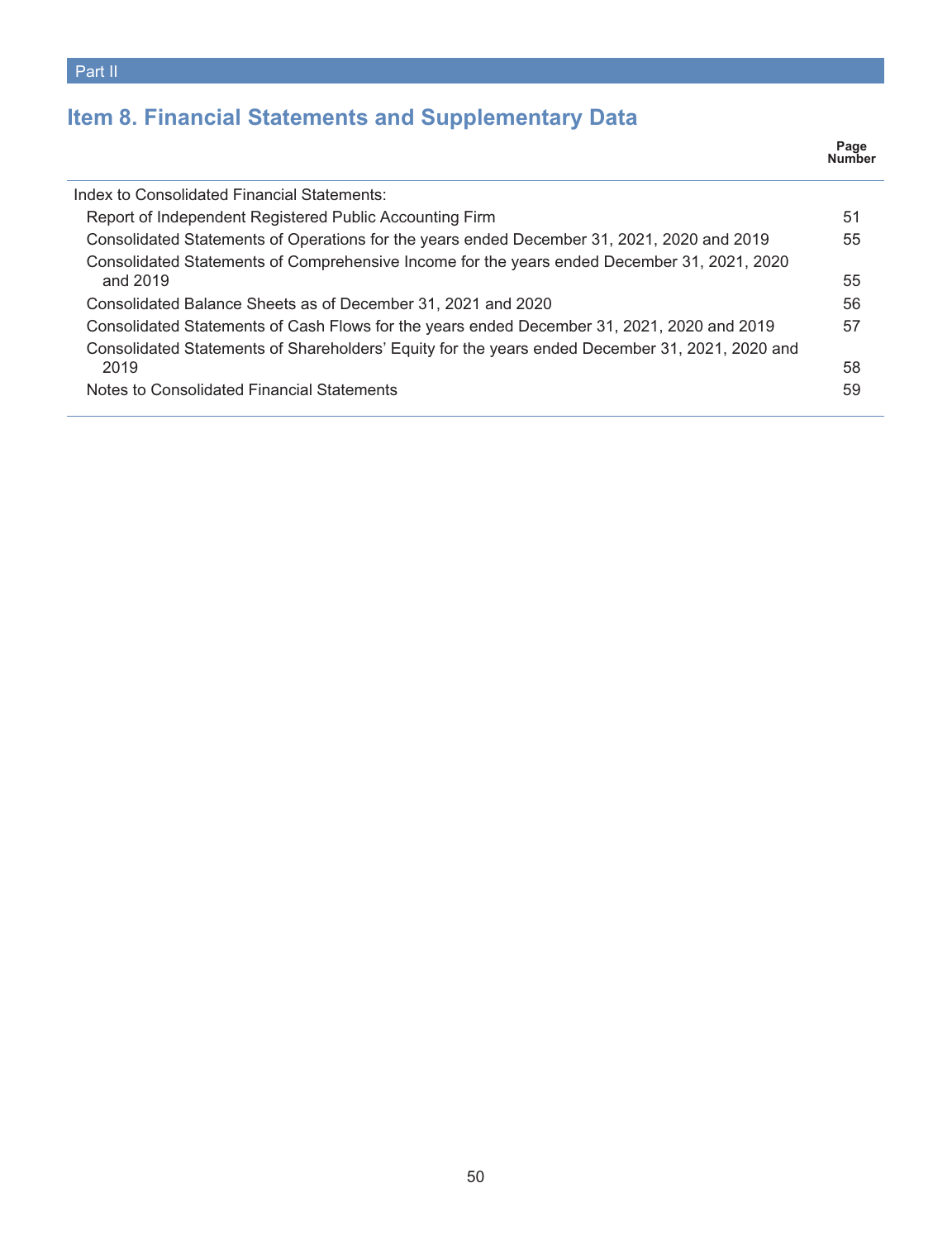Part II

## Item 8. Financial Statements and Supplementary Data

| | Page Number |
|---|---|
| Index to Consolidated Financial Statements: | |
| Report of Independent Registered Public Accounting Firm | 51 |
| Consolidated Statements of Operations for the years ended December 31, 2021, 2020 and 2019 | 55 |
| Consolidated Statements of Comprehensive Income for the years ended December 31, 2021, 2020 and 2019 | 55 |
| Consolidated Balance Sheets as of December 31, 2021 and 2020 | 56 |
| Consolidated Statements of Cash Flows for the years ended December 31, 2021, 2020 and 2019 | 57 |
| Consolidated Statements of Shareholders' Equity for the years ended December 31, 2021, 2020 and 2019 | 58 |
| Notes to Consolidated Financial Statements | 59 |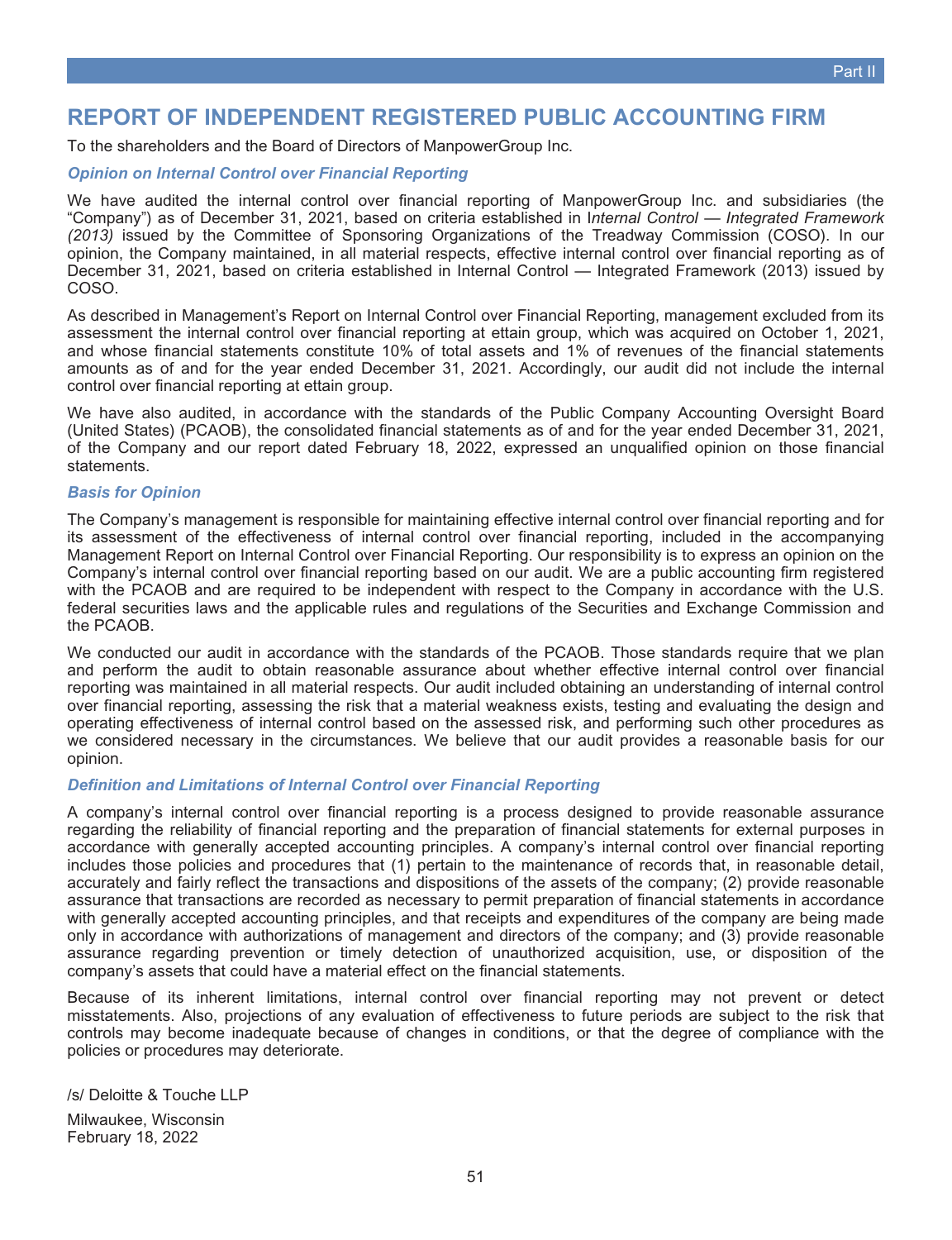# REPORT OF INDEPENDENT REGISTERED PUBLIC ACCOUNTING FIRM

To the shareholders and the Board of Directors of ManpowerGroup Inc.

### *Opinion on Internal Control over Financial Reporting*

We have audited the internal control over financial reporting of ManpowerGroup Inc. and subsidiaries (the "Company") as of December 31, 2021, based on criteria established in *Internal Control — Integrated Framework (2013)* issued by the Committee of Sponsoring Organizations of the Treadway Commission (COSO). In our opinion, the Company maintained, in all material respects, effective internal control over financial reporting as of December 31, 2021, based on criteria established in Internal Control — Integrated Framework (2013) issued by COSO.

As described in Management's Report on Internal Control over Financial Reporting, management excluded from its assessment the internal control over financial reporting at ettain group, which was acquired on October 1, 2021, and whose financial statements constitute 10% of total assets and 1% of revenues of the financial statements amounts as of and for the year ended December 31, 2021. Accordingly, our audit did not include the internal control over financial reporting at ettain group.

We have also audited, in accordance with the standards of the Public Company Accounting Oversight Board (United States) (PCAOB), the consolidated financial statements as of and for the year ended December 31, 2021, of the Company and our report dated February 18, 2022, expressed an unqualified opinion on those financial statements.

### *Basis for Opinion*

The Company's management is responsible for maintaining effective internal control over financial reporting and for its assessment of the effectiveness of internal control over financial reporting, included in the accompanying Management Report on Internal Control over Financial Reporting. Our responsibility is to express an opinion on the Company's internal control over financial reporting based on our audit. We are a public accounting firm registered with the PCAOB and are required to be independent with respect to the Company in accordance with the U.S. federal securities laws and the applicable rules and regulations of the Securities and Exchange Commission and the PCAOB.

We conducted our audit in accordance with the standards of the PCAOB. Those standards require that we plan and perform the audit to obtain reasonable assurance about whether effective internal control over financial reporting was maintained in all material respects. Our audit included obtaining an understanding of internal control over financial reporting, assessing the risk that a material weakness exists, testing and evaluating the design and operating effectiveness of internal control based on the assessed risk, and performing such other procedures as we considered necessary in the circumstances. We believe that our audit provides a reasonable basis for our opinion.

### *Definition and Limitations of Internal Control over Financial Reporting*

A company's internal control over financial reporting is a process designed to provide reasonable assurance regarding the reliability of financial reporting and the preparation of financial statements for external purposes in accordance with generally accepted accounting principles. A company's internal control over financial reporting includes those policies and procedures that (1) pertain to the maintenance of records that, in reasonable detail, accurately and fairly reflect the transactions and dispositions of the assets of the company; (2) provide reasonable assurance that transactions are recorded as necessary to permit preparation of financial statements in accordance with generally accepted accounting principles, and that receipts and expenditures of the company are being made only in accordance with authorizations of management and directors of the company; and (3) provide reasonable assurance regarding prevention or timely detection of unauthorized acquisition, use, or disposition of the company's assets that could have a material effect on the financial statements.

Because of its inherent limitations, internal control over financial reporting may not prevent or detect misstatements. Also, projections of any evaluation of effectiveness to future periods are subject to the risk that controls may become inadequate because of changes in conditions, or that the degree of compliance with the policies or procedures may deteriorate.

/s/ Deloitte & Touche LLP

Milwaukee, Wisconsin
February 18, 2022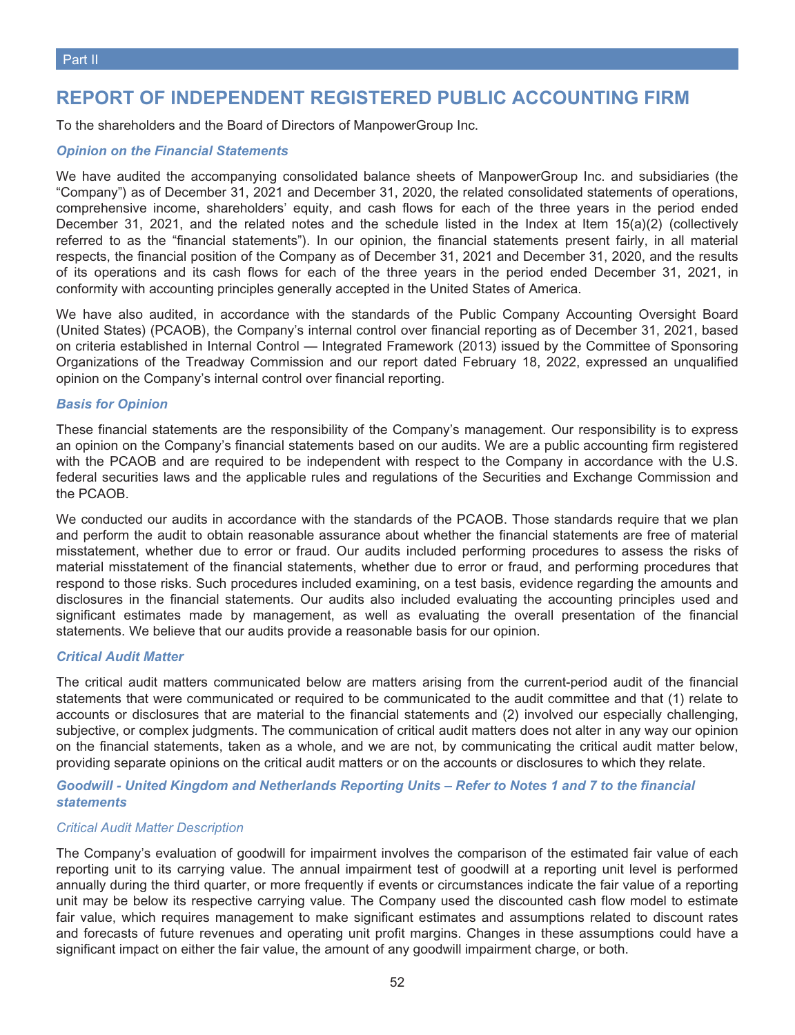# REPORT OF INDEPENDENT REGISTERED PUBLIC ACCOUNTING FIRM

To the shareholders and the Board of Directors of ManpowerGroup Inc.

### *Opinion on the Financial Statements*

We have audited the accompanying consolidated balance sheets of ManpowerGroup Inc. and subsidiaries (the "Company") as of December 31, 2021 and December 31, 2020, the related consolidated statements of operations, comprehensive income, shareholders' equity, and cash flows for each of the three years in the period ended December 31, 2021, and the related notes and the schedule listed in the Index at Item 15(a)(2) (collectively referred to as the "financial statements"). In our opinion, the financial statements present fairly, in all material respects, the financial position of the Company as of December 31, 2021 and December 31, 2020, and the results of its operations and its cash flows for each of the three years in the period ended December 31, 2021, in conformity with accounting principles generally accepted in the United States of America.

We have also audited, in accordance with the standards of the Public Company Accounting Oversight Board (United States) (PCAOB), the Company's internal control over financial reporting as of December 31, 2021, based on criteria established in Internal Control — Integrated Framework (2013) issued by the Committee of Sponsoring Organizations of the Treadway Commission and our report dated February 18, 2022, expressed an unqualified opinion on the Company's internal control over financial reporting.

### *Basis for Opinion*

These financial statements are the responsibility of the Company's management. Our responsibility is to express an opinion on the Company's financial statements based on our audits. We are a public accounting firm registered with the PCAOB and are required to be independent with respect to the Company in accordance with the U.S. federal securities laws and the applicable rules and regulations of the Securities and Exchange Commission and the PCAOB.

We conducted our audits in accordance with the standards of the PCAOB. Those standards require that we plan and perform the audit to obtain reasonable assurance about whether the financial statements are free of material misstatement, whether due to error or fraud. Our audits included performing procedures to assess the risks of material misstatement of the financial statements, whether due to error or fraud, and performing procedures that respond to those risks. Such procedures included examining, on a test basis, evidence regarding the amounts and disclosures in the financial statements. Our audits also included evaluating the accounting principles used and significant estimates made by management, as well as evaluating the overall presentation of the financial statements. We believe that our audits provide a reasonable basis for our opinion.

### *Critical Audit Matter*

The critical audit matters communicated below are matters arising from the current-period audit of the financial statements that were communicated or required to be communicated to the audit committee and that (1) relate to accounts or disclosures that are material to the financial statements and (2) involved our especially challenging, subjective, or complex judgments. The communication of critical audit matters does not alter in any way our opinion on the financial statements, taken as a whole, and we are not, by communicating the critical audit matter below, providing separate opinions on the critical audit matters or on the accounts or disclosures to which they relate.

### *Goodwill - United Kingdom and Netherlands Reporting Units – Refer to Notes 1 and 7 to the financial statements*

*Critical Audit Matter Description*

The Company's evaluation of goodwill for impairment involves the comparison of the estimated fair value of each reporting unit to its carrying value. The annual impairment test of goodwill at a reporting unit level is performed annually during the third quarter, or more frequently if events or circumstances indicate the fair value of a reporting unit may be below its respective carrying value. The Company used the discounted cash flow model to estimate fair value, which requires management to make significant estimates and assumptions related to discount rates and forecasts of future revenues and operating unit profit margins. Changes in these assumptions could have a significant impact on either the fair value, the amount of any goodwill impairment charge, or both.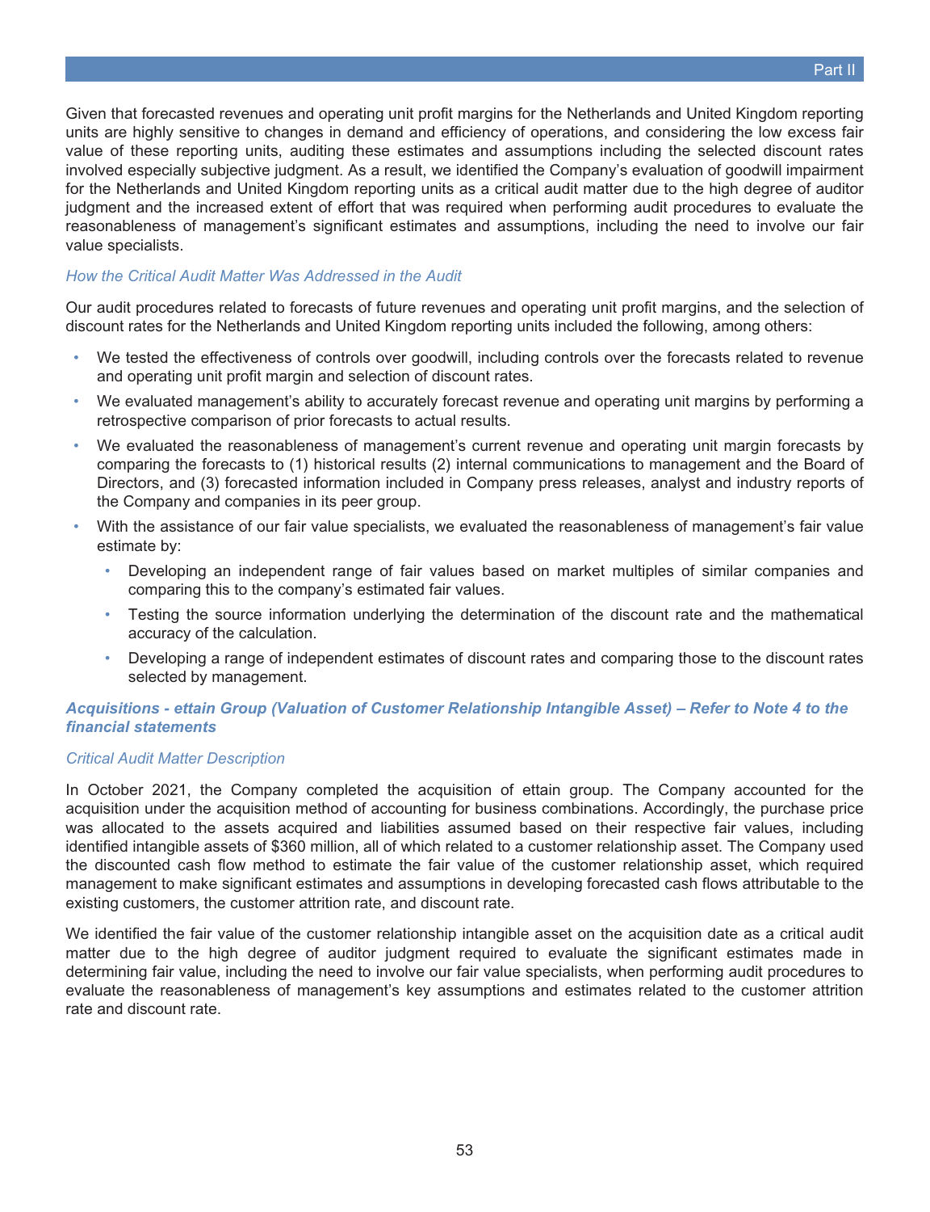Given that forecasted revenues and operating unit profit margins for the Netherlands and United Kingdom reporting units are highly sensitive to changes in demand and efficiency of operations, and considering the low excess fair value of these reporting units, auditing these estimates and assumptions including the selected discount rates involved especially subjective judgment. As a result, we identified the Company's evaluation of goodwill impairment for the Netherlands and United Kingdom reporting units as a critical audit matter due to the high degree of auditor judgment and the increased extent of effort that was required when performing audit procedures to evaluate the reasonableness of management's significant estimates and assumptions, including the need to involve our fair value specialists.

*How the Critical Audit Matter Was Addressed in the Audit*

Our audit procedures related to forecasts of future revenues and operating unit profit margins, and the selection of discount rates for the Netherlands and United Kingdom reporting units included the following, among others:

- We tested the effectiveness of controls over goodwill, including controls over the forecasts related to revenue and operating unit profit margin and selection of discount rates.
- We evaluated management's ability to accurately forecast revenue and operating unit margins by performing a retrospective comparison of prior forecasts to actual results.
- We evaluated the reasonableness of management's current revenue and operating unit margin forecasts by comparing the forecasts to (1) historical results (2) internal communications to management and the Board of Directors, and (3) forecasted information included in Company press releases, analyst and industry reports of the Company and companies in its peer group.
- With the assistance of our fair value specialists, we evaluated the reasonableness of management's fair value estimate by:
    - Developing an independent range of fair values based on market multiples of similar companies and comparing this to the company's estimated fair values.
    - Testing the source information underlying the determination of the discount rate and the mathematical accuracy of the calculation.
    - Developing a range of independent estimates of discount rates and comparing those to the discount rates selected by management.

***Acquisitions - ettain Group (Valuation of Customer Relationship Intangible Asset) – Refer to Note 4 to the financial statements***

*Critical Audit Matter Description*

In October 2021, the Company completed the acquisition of ettain group. The Company accounted for the acquisition under the acquisition method of accounting for business combinations. Accordingly, the purchase price was allocated to the assets acquired and liabilities assumed based on their respective fair values, including identified intangible assets of $360 million, all of which related to a customer relationship asset. The Company used the discounted cash flow method to estimate the fair value of the customer relationship asset, which required management to make significant estimates and assumptions in developing forecasted cash flows attributable to the existing customers, the customer attrition rate, and discount rate.

We identified the fair value of the customer relationship intangible asset on the acquisition date as a critical audit matter due to the high degree of auditor judgment required to evaluate the significant estimates made in determining fair value, including the need to involve our fair value specialists, when performing audit procedures to evaluate the reasonableness of management's key assumptions and estimates related to the customer attrition rate and discount rate.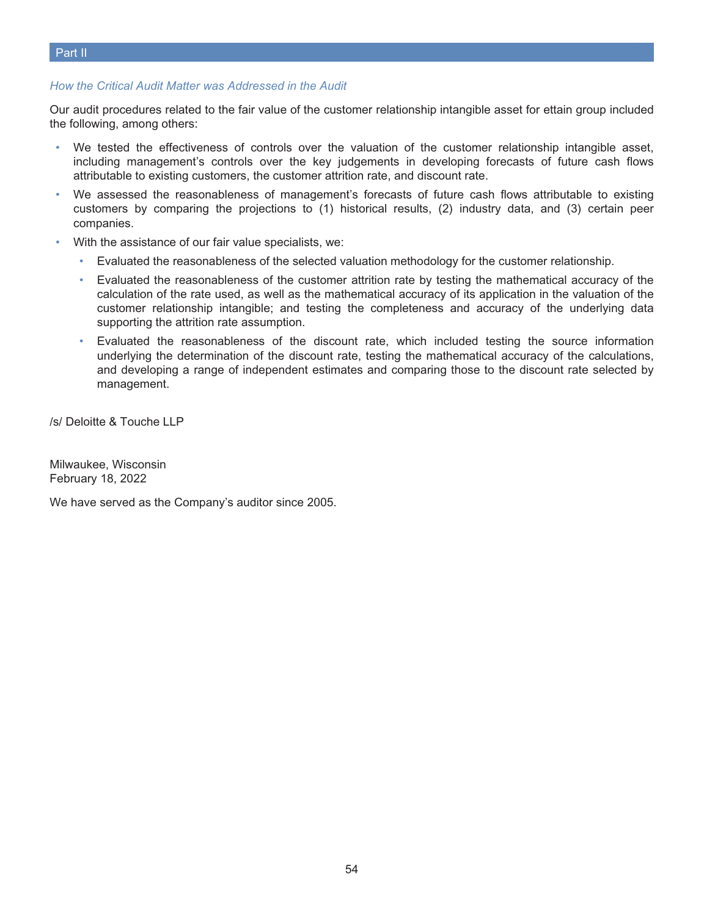*How the Critical Audit Matter was Addressed in the Audit*

Our audit procedures related to the fair value of the customer relationship intangible asset for ettain group included the following, among others:

- We tested the effectiveness of controls over the valuation of the customer relationship intangible asset, including management's controls over the key judgements in developing forecasts of future cash flows attributable to existing customers, the customer attrition rate, and discount rate.
- We assessed the reasonableness of management's forecasts of future cash flows attributable to existing customers by comparing the projections to (1) historical results, (2) industry data, and (3) certain peer companies.
- With the assistance of our fair value specialists, we:
  - Evaluated the reasonableness of the selected valuation methodology for the customer relationship.
  - Evaluated the reasonableness of the customer attrition rate by testing the mathematical accuracy of the calculation of the rate used, as well as the mathematical accuracy of its application in the valuation of the customer relationship intangible; and testing the completeness and accuracy of the underlying data supporting the attrition rate assumption.
  - Evaluated the reasonableness of the discount rate, which included testing the source information underlying the determination of the discount rate, testing the mathematical accuracy of the calculations, and developing a range of independent estimates and comparing those to the discount rate selected by management.

/s/ Deloitte & Touche LLP

Milwaukee, Wisconsin
February 18, 2022

We have served as the Company's auditor since 2005.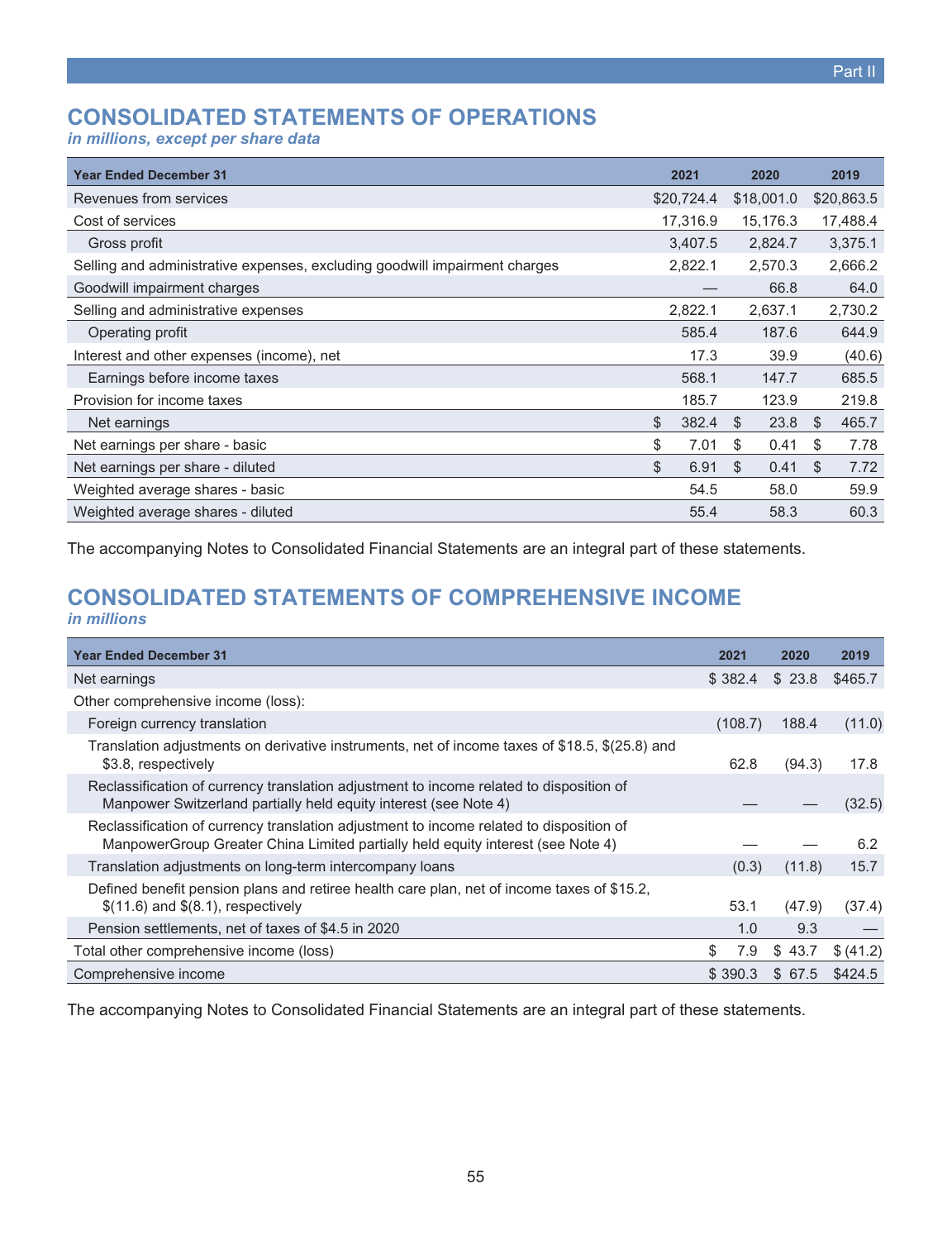# CONSOLIDATED STATEMENTS OF OPERATIONS

*in millions, except per share data*

| Year Ended December 31 | 2021 | 2020 | 2019 |
|---|---|---|---|
| Revenues from services | $20,724.4 | $18,001.0 | $20,863.5 |
| Cost of services | 17,316.9 | 15,176.3 | 17,488.4 |
| Gross profit | 3,407.5 | 2,824.7 | 3,375.1 |
| Selling and administrative expenses, excluding goodwill impairment charges | 2,822.1 | 2,570.3 | 2,666.2 |
| Goodwill impairment charges | — | 66.8 | 64.0 |
| Selling and administrative expenses | 2,822.1 | 2,637.1 | 2,730.2 |
| Operating profit | 585.4 | 187.6 | 644.9 |
| Interest and other expenses (income), net | 17.3 | 39.9 | (40.6) |
| Earnings before income taxes | 568.1 | 147.7 | 685.5 |
| Provision for income taxes | 185.7 | 123.9 | 219.8 |
| Net earnings | $ 382.4 | $ 23.8 | $ 465.7 |
| Net earnings per share - basic | $ 7.01 | $ 0.41 | $ 7.78 |
| Net earnings per share - diluted | $ 6.91 | $ 0.41 | $ 7.72 |
| Weighted average shares - basic | 54.5 | 58.0 | 59.9 |
| Weighted average shares - diluted | 55.4 | 58.3 | 60.3 |

The accompanying Notes to Consolidated Financial Statements are an integral part of these statements.

# CONSOLIDATED STATEMENTS OF COMPREHENSIVE INCOME

*in millions*

| Year Ended December 31 | 2021 | 2020 | 2019 |
|---|---|---|---|
| Net earnings | $ 382.4 | $ 23.8 | $465.7 |
| Other comprehensive income (loss): | | | |
| Foreign currency translation | (108.7) | 188.4 | (11.0) |
| Translation adjustments on derivative instruments, net of income taxes of $18.5, $(25.8) and $3.8, respectively | 62.8 | (94.3) | 17.8 |
| Reclassification of currency translation adjustment to income related to disposition of Manpower Switzerland partially held equity interest (see Note 4) | — | — | (32.5) |
| Reclassification of currency translation adjustment to income related to disposition of ManpowerGroup Greater China Limited partially held equity interest (see Note 4) | — | — | 6.2 |
| Translation adjustments on long-term intercompany loans | (0.3) | (11.8) | 15.7 |
| Defined benefit pension plans and retiree health care plan, net of income taxes of $15.2, $(11.6) and $(8.1), respectively | 53.1 | (47.9) | (37.4) |
| Pension settlements, net of taxes of $4.5 in 2020 | 1.0 | 9.3 | — |
| Total other comprehensive income (loss) | $ 7.9 | $ 43.7 | $ (41.2) |
| Comprehensive income | $ 390.3 | $ 67.5 | $424.5 |

The accompanying Notes to Consolidated Financial Statements are an integral part of these statements.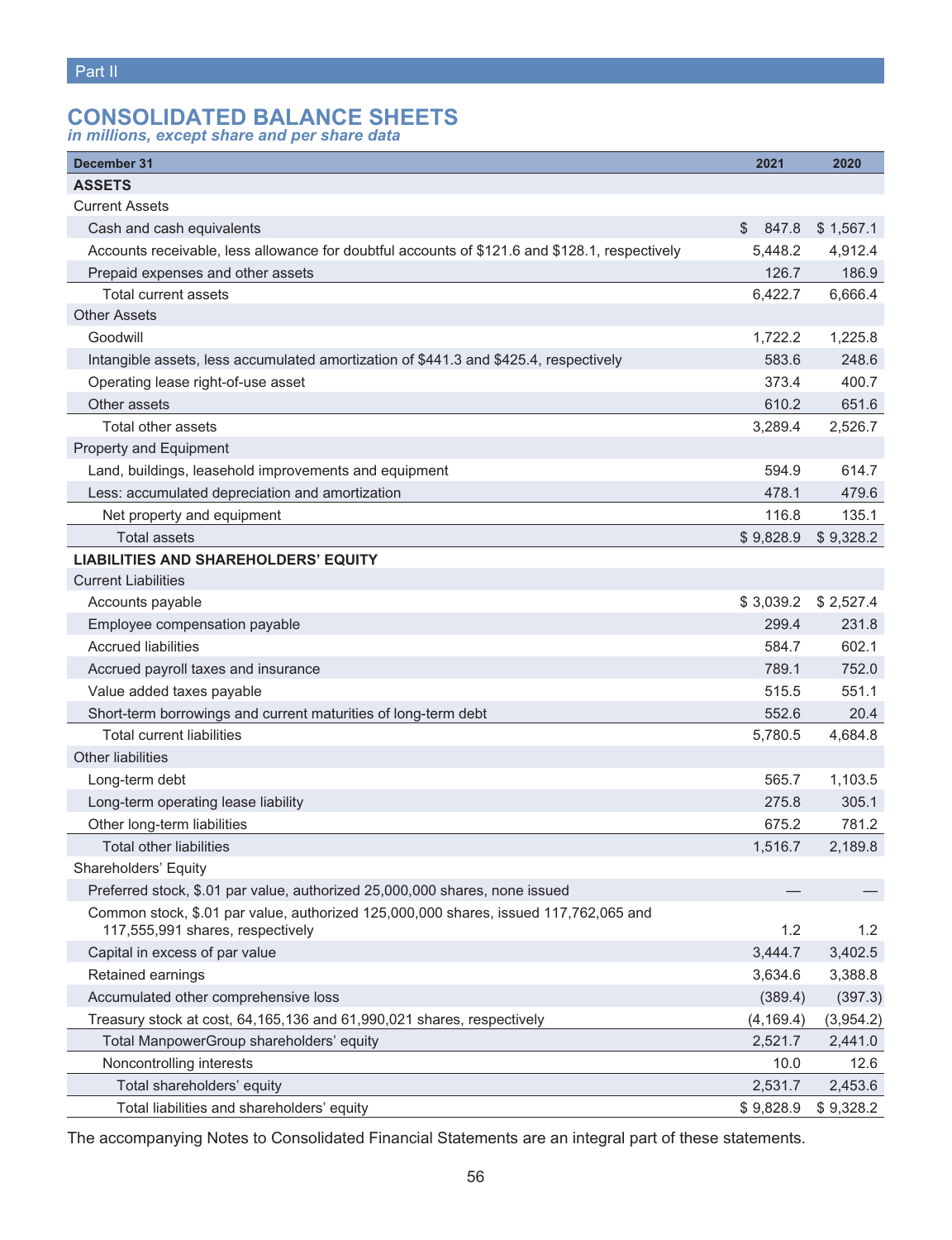Part II

# CONSOLIDATED BALANCE SHEETS

*in millions, except share and per share data*

| December 31 | 2021 | 2020 |
|---|---|---|
| **ASSETS** | | |
| Current Assets | | |
| Cash and cash equivalents | $ 847.8 | $ 1,567.1 |
| Accounts receivable, less allowance for doubtful accounts of $121.6 and $128.1, respectively | 5,448.2 | 4,912.4 |
| Prepaid expenses and other assets | 126.7 | 186.9 |
| Total current assets | 6,422.7 | 6,666.4 |
| Other Assets | | |
| Goodwill | 1,722.2 | 1,225.8 |
| Intangible assets, less accumulated amortization of $441.3 and $425.4, respectively | 583.6 | 248.6 |
| Operating lease right-of-use asset | 373.4 | 400.7 |
| Other assets | 610.2 | 651.6 |
| Total other assets | 3,289.4 | 2,526.7 |
| Property and Equipment | | |
| Land, buildings, leasehold improvements and equipment | 594.9 | 614.7 |
| Less: accumulated depreciation and amortization | 478.1 | 479.6 |
| Net property and equipment | 116.8 | 135.1 |
| Total assets | $ 9,828.9 | $ 9,328.2 |
| **LIABILITIES AND SHAREHOLDERS' EQUITY** | | |
| Current Liabilities | | |
| Accounts payable | $ 3,039.2 | $ 2,527.4 |
| Employee compensation payable | 299.4 | 231.8 |
| Accrued liabilities | 584.7 | 602.1 |
| Accrued payroll taxes and insurance | 789.1 | 752.0 |
| Value added taxes payable | 515.5 | 551.1 |
| Short-term borrowings and current maturities of long-term debt | 552.6 | 20.4 |
| Total current liabilities | 5,780.5 | 4,684.8 |
| Other liabilities | | |
| Long-term debt | 565.7 | 1,103.5 |
| Long-term operating lease liability | 275.8 | 305.1 |
| Other long-term liabilities | 675.2 | 781.2 |
| Total other liabilities | 1,516.7 | 2,189.8 |
| Shareholders' Equity | | |
| Preferred stock, $.01 par value, authorized 25,000,000 shares, none issued | — | — |
| Common stock, $.01 par value, authorized 125,000,000 shares, issued 117,762,065 and 117,555,991 shares, respectively | 1.2 | 1.2 |
| Capital in excess of par value | 3,444.7 | 3,402.5 |
| Retained earnings | 3,634.6 | 3,388.8 |
| Accumulated other comprehensive loss | (389.4) | (397.3) |
| Treasury stock at cost, 64,165,136 and 61,990,021 shares, respectively | (4,169.4) | (3,954.2) |
| Total ManpowerGroup shareholders' equity | 2,521.7 | 2,441.0 |
| Noncontrolling interests | 10.0 | 12.6 |
| Total shareholders' equity | 2,531.7 | 2,453.6 |
| Total liabilities and shareholders' equity | $ 9,828.9 | $ 9,328.2 |

The accompanying Notes to Consolidated Financial Statements are an integral part of these statements.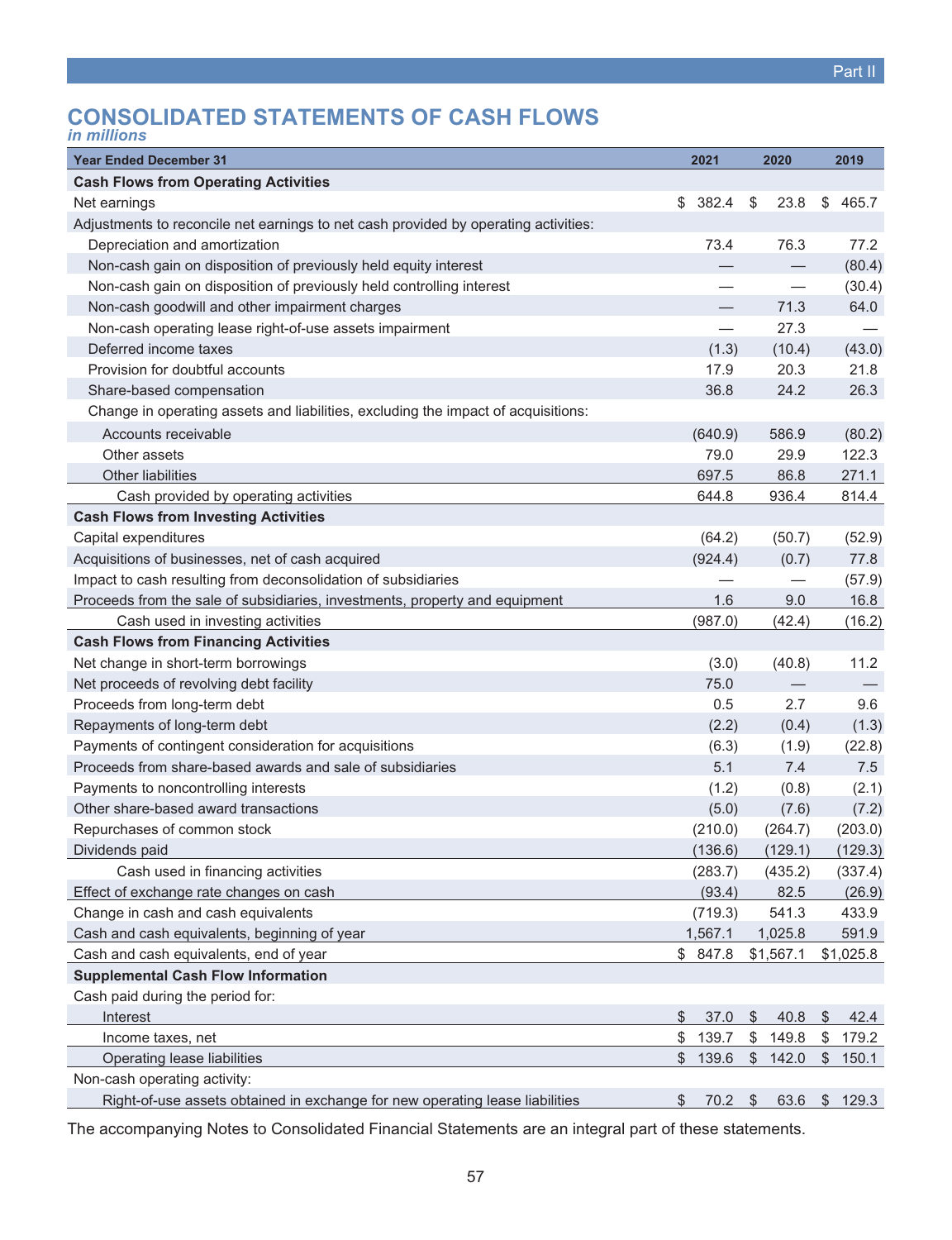# CONSOLIDATED STATEMENTS OF CASH FLOWS

*in millions*

| Year Ended December 31 | 2021 | 2020 | 2019 |
|---|---|---|---|
| **Cash Flows from Operating Activities** | | | |
| Net earnings | $ 382.4 | $ 23.8 | $ 465.7 |
| Adjustments to reconcile net earnings to net cash provided by operating activities: | | | |
| Depreciation and amortization | 73.4 | 76.3 | 77.2 |
| Non-cash gain on disposition of previously held equity interest | — | — | (80.4) |
| Non-cash gain on disposition of previously held controlling interest | — | — | (30.4) |
| Non-cash goodwill and other impairment charges | — | 71.3 | 64.0 |
| Non-cash operating lease right-of-use assets impairment | — | 27.3 | — |
| Deferred income taxes | (1.3) | (10.4) | (43.0) |
| Provision for doubtful accounts | 17.9 | 20.3 | 21.8 |
| Share-based compensation | 36.8 | 24.2 | 26.3 |
| Change in operating assets and liabilities, excluding the impact of acquisitions: | | | |
| Accounts receivable | (640.9) | 586.9 | (80.2) |
| Other assets | 79.0 | 29.9 | 122.3 |
| Other liabilities | 697.5 | 86.8 | 271.1 |
| Cash provided by operating activities | 644.8 | 936.4 | 814.4 |
| **Cash Flows from Investing Activities** | | | |
| Capital expenditures | (64.2) | (50.7) | (52.9) |
| Acquisitions of businesses, net of cash acquired | (924.4) | (0.7) | 77.8 |
| Impact to cash resulting from deconsolidation of subsidiaries | — | — | (57.9) |
| Proceeds from the sale of subsidiaries, investments, property and equipment | 1.6 | 9.0 | 16.8 |
| Cash used in investing activities | (987.0) | (42.4) | (16.2) |
| **Cash Flows from Financing Activities** | | | |
| Net change in short-term borrowings | (3.0) | (40.8) | 11.2 |
| Net proceeds of revolving debt facility | 75.0 | — | — |
| Proceeds from long-term debt | 0.5 | 2.7 | 9.6 |
| Repayments of long-term debt | (2.2) | (0.4) | (1.3) |
| Payments of contingent consideration for acquisitions | (6.3) | (1.9) | (22.8) |
| Proceeds from share-based awards and sale of subsidiaries | 5.1 | 7.4 | 7.5 |
| Payments to noncontrolling interests | (1.2) | (0.8) | (2.1) |
| Other share-based award transactions | (5.0) | (7.6) | (7.2) |
| Repurchases of common stock | (210.0) | (264.7) | (203.0) |
| Dividends paid | (136.6) | (129.1) | (129.3) |
| Cash used in financing activities | (283.7) | (435.2) | (337.4) |
| Effect of exchange rate changes on cash | (93.4) | 82.5 | (26.9) |
| Change in cash and cash equivalents | (719.3) | 541.3 | 433.9 |
| Cash and cash equivalents, beginning of year | 1,567.1 | 1,025.8 | 591.9 |
| Cash and cash equivalents, end of year | $ 847.8 | $1,567.1 | $1,025.8 |
| **Supplemental Cash Flow Information** | | | |
| Cash paid during the period for: | | | |
| Interest | $ 37.0 | $ 40.8 | $ 42.4 |
| Income taxes, net | $ 139.7 | $ 149.8 | $ 179.2 |
| Operating lease liabilities | $ 139.6 | $ 142.0 | $ 150.1 |
| Non-cash operating activity: | | | |
| Right-of-use assets obtained in exchange for new operating lease liabilities | $ 70.2 | $ 63.6 | $ 129.3 |

The accompanying Notes to Consolidated Financial Statements are an integral part of these statements.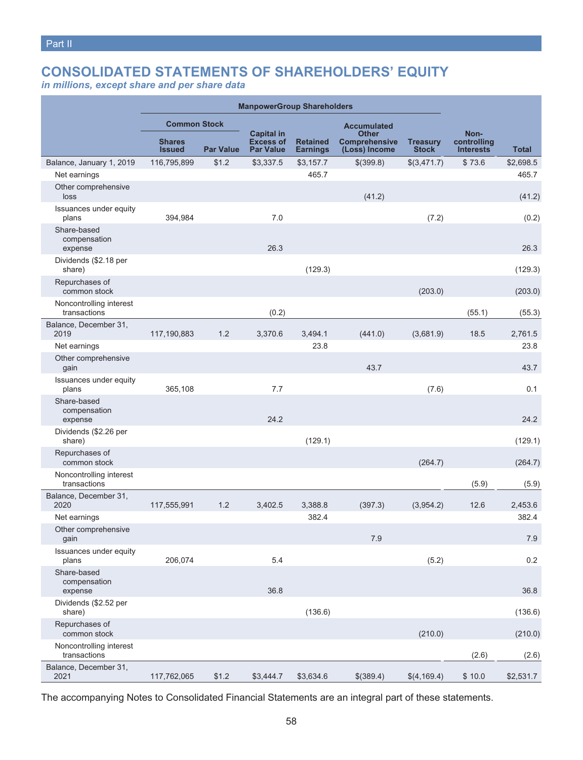Part II

# CONSOLIDATED STATEMENTS OF SHAREHOLDERS' EQUITY

*in millions, except share and per share data*

| | ManpowerGroup Shareholders | | | | | | | |
|---|---|---|---|---|---|---|---|---|
| | Common Stock | | | | | | | |
| | Shares Issued | Par Value | Capital in Excess of Par Value | Retained Earnings | Accumulated Other Comprehensive (Loss) Income | Treasury Stock | Non-controlling Interests | Total |
| Balance, January 1, 2019 | 116,795,899 | $1.2 | $3,337.5 | $3,157.7 | $(399.8) | $(3,471.7) | $ 73.6 | $2,698.5 |
| Net earnings | | | | 465.7 | | | | 465.7 |
| Other comprehensive loss | | | | | (41.2) | | | (41.2) |
| Issuances under equity plans | 394,984 | | 7.0 | | | (7.2) | | (0.2) |
| Share-based compensation expense | | | 26.3 | | | | | 26.3 |
| Dividends ($2.18 per share) | | | | (129.3) | | | | (129.3) |
| Repurchases of common stock | | | | | | (203.0) | | (203.0) |
| Noncontrolling interest transactions | | | (0.2) | | | | (55.1) | (55.3) |
| Balance, December 31, 2019 | 117,190,883 | 1.2 | 3,370.6 | 3,494.1 | (441.0) | (3,681.9) | 18.5 | 2,761.5 |
| Net earnings | | | | 23.8 | | | | 23.8 |
| Other comprehensive gain | | | | | 43.7 | | | 43.7 |
| Issuances under equity plans | 365,108 | | 7.7 | | | (7.6) | | 0.1 |
| Share-based compensation expense | | | 24.2 | | | | | 24.2 |
| Dividends ($2.26 per share) | | | | (129.1) | | | | (129.1) |
| Repurchases of common stock | | | | | | (264.7) | | (264.7) |
| Noncontrolling interest transactions | | | | | | | (5.9) | (5.9) |
| Balance, December 31, 2020 | 117,555,991 | 1.2 | 3,402.5 | 3,388.8 | (397.3) | (3,954.2) | 12.6 | 2,453.6 |
| Net earnings | | | | 382.4 | | | | 382.4 |
| Other comprehensive gain | | | | | 7.9 | | | 7.9 |
| Issuances under equity plans | 206,074 | | 5.4 | | | (5.2) | | 0.2 |
| Share-based compensation expense | | | 36.8 | | | | | 36.8 |
| Dividends ($2.52 per share) | | | | (136.6) | | | | (136.6) |
| Repurchases of common stock | | | | | | (210.0) | | (210.0) |
| Noncontrolling interest transactions | | | | | | | (2.6) | (2.6) |
| Balance, December 31, 2021 | 117,762,065 | $1.2 | $3,444.7 | $3,634.6 | $(389.4) | $(4,169.4) | $ 10.0 | $2,531.7 |

The accompanying Notes to Consolidated Financial Statements are an integral part of these statements.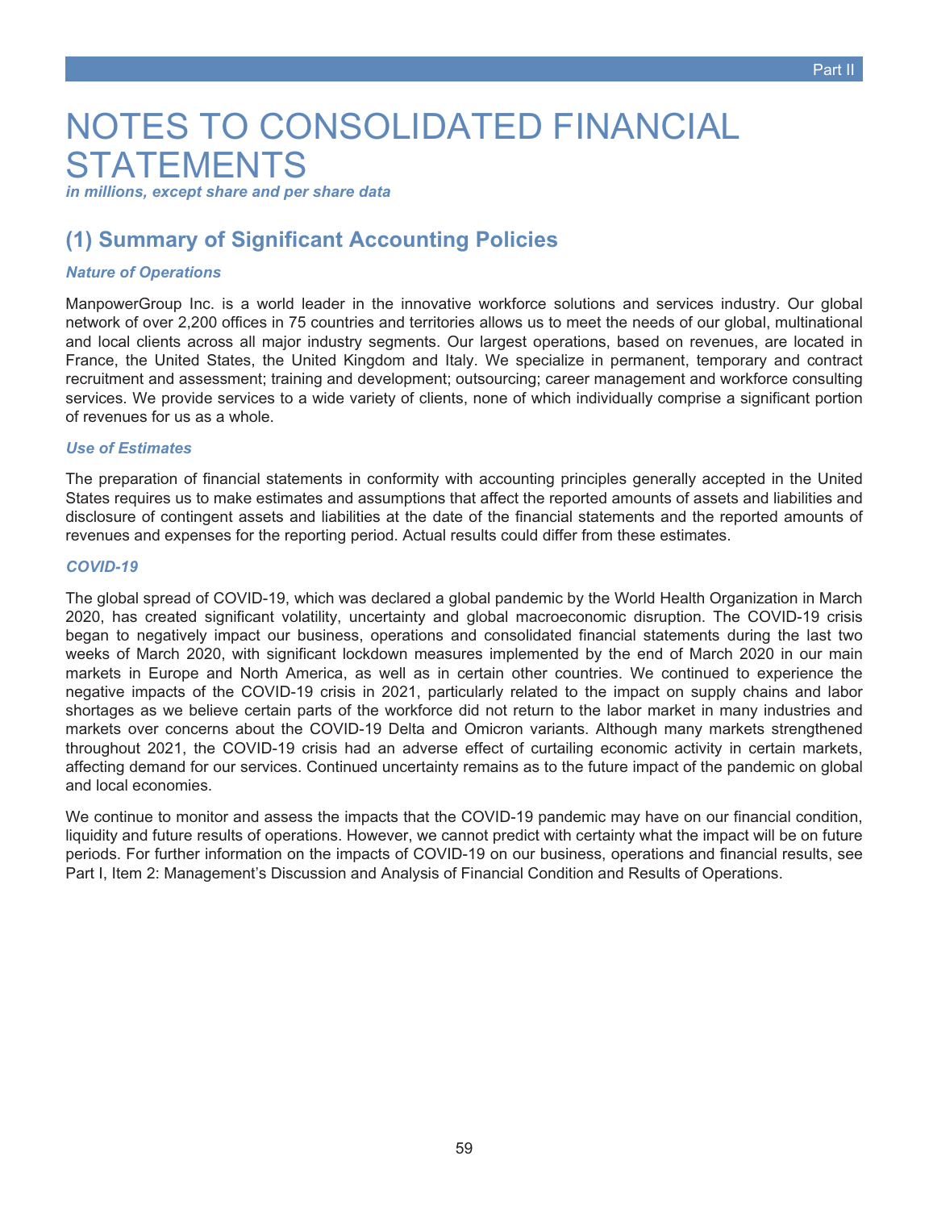# NOTES TO CONSOLIDATED FINANCIAL STATEMENTS

*in millions, except share and per share data*

## (1) Summary of Significant Accounting Policies

### *Nature of Operations*

ManpowerGroup Inc. is a world leader in the innovative workforce solutions and services industry. Our global network of over 2,200 offices in 75 countries and territories allows us to meet the needs of our global, multinational and local clients across all major industry segments. Our largest operations, based on revenues, are located in France, the United States, the United Kingdom and Italy. We specialize in permanent, temporary and contract recruitment and assessment; training and development; outsourcing; career management and workforce consulting services. We provide services to a wide variety of clients, none of which individually comprise a significant portion of revenues for us as a whole.

### *Use of Estimates*

The preparation of financial statements in conformity with accounting principles generally accepted in the United States requires us to make estimates and assumptions that affect the reported amounts of assets and liabilities and disclosure of contingent assets and liabilities at the date of the financial statements and the reported amounts of revenues and expenses for the reporting period. Actual results could differ from these estimates.

### *COVID-19*

The global spread of COVID-19, which was declared a global pandemic by the World Health Organization in March 2020, has created significant volatility, uncertainty and global macroeconomic disruption. The COVID-19 crisis began to negatively impact our business, operations and consolidated financial statements during the last two weeks of March 2020, with significant lockdown measures implemented by the end of March 2020 in our main markets in Europe and North America, as well as in certain other countries. We continued to experience the negative impacts of the COVID-19 crisis in 2021, particularly related to the impact on supply chains and labor shortages as we believe certain parts of the workforce did not return to the labor market in many industries and markets over concerns about the COVID-19 Delta and Omicron variants. Although many markets strengthened throughout 2021, the COVID-19 crisis had an adverse effect of curtailing economic activity in certain markets, affecting demand for our services. Continued uncertainty remains as to the future impact of the pandemic on global and local economies.

We continue to monitor and assess the impacts that the COVID-19 pandemic may have on our financial condition, liquidity and future results of operations. However, we cannot predict with certainty what the impact will be on future periods. For further information on the impacts of COVID-19 on our business, operations and financial results, see Part I, Item 2: Management's Discussion and Analysis of Financial Condition and Results of Operations.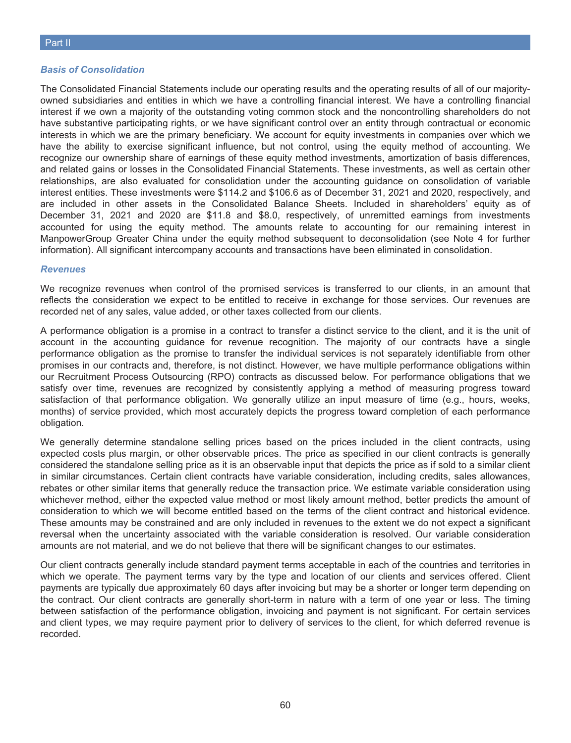### *Basis of Consolidation*

The Consolidated Financial Statements include our operating results and the operating results of all of our majority-owned subsidiaries and entities in which we have a controlling financial interest. We have a controlling financial interest if we own a majority of the outstanding voting common stock and the noncontrolling shareholders do not have substantive participating rights, or we have significant control over an entity through contractual or economic interests in which we are the primary beneficiary. We account for equity investments in companies over which we have the ability to exercise significant influence, but not control, using the equity method of accounting. We recognize our ownership share of earnings of these equity method investments, amortization of basis differences, and related gains or losses in the Consolidated Financial Statements. These investments, as well as certain other relationships, are also evaluated for consolidation under the accounting guidance on consolidation of variable interest entities. These investments were $114.2 and $106.6 as of December 31, 2021 and 2020, respectively, and are included in other assets in the Consolidated Balance Sheets. Included in shareholders' equity as of December 31, 2021 and 2020 are $11.8 and $8.0, respectively, of unremitted earnings from investments accounted for using the equity method. The amounts relate to accounting for our remaining interest in ManpowerGroup Greater China under the equity method subsequent to deconsolidation (see Note 4 for further information). All significant intercompany accounts and transactions have been eliminated in consolidation.

### *Revenues*

We recognize revenues when control of the promised services is transferred to our clients, in an amount that reflects the consideration we expect to be entitled to receive in exchange for those services. Our revenues are recorded net of any sales, value added, or other taxes collected from our clients.

A performance obligation is a promise in a contract to transfer a distinct service to the client, and it is the unit of account in the accounting guidance for revenue recognition. The majority of our contracts have a single performance obligation as the promise to transfer the individual services is not separately identifiable from other promises in our contracts and, therefore, is not distinct. However, we have multiple performance obligations within our Recruitment Process Outsourcing (RPO) contracts as discussed below. For performance obligations that we satisfy over time, revenues are recognized by consistently applying a method of measuring progress toward satisfaction of that performance obligation. We generally utilize an input measure of time (e.g., hours, weeks, months) of service provided, which most accurately depicts the progress toward completion of each performance obligation.

We generally determine standalone selling prices based on the prices included in the client contracts, using expected costs plus margin, or other observable prices. The price as specified in our client contracts is generally considered the standalone selling price as it is an observable input that depicts the price as if sold to a similar client in similar circumstances. Certain client contracts have variable consideration, including credits, sales allowances, rebates or other similar items that generally reduce the transaction price. We estimate variable consideration using whichever method, either the expected value method or most likely amount method, better predicts the amount of consideration to which we will become entitled based on the terms of the client contract and historical evidence. These amounts may be constrained and are only included in revenues to the extent we do not expect a significant reversal when the uncertainty associated with the variable consideration is resolved. Our variable consideration amounts are not material, and we do not believe that there will be significant changes to our estimates.

Our client contracts generally include standard payment terms acceptable in each of the countries and territories in which we operate. The payment terms vary by the type and location of our clients and services offered. Client payments are typically due approximately 60 days after invoicing but may be a shorter or longer term depending on the contract. Our client contracts are generally short-term in nature with a term of one year or less. The timing between satisfaction of the performance obligation, invoicing and payment is not significant. For certain services and client types, we may require payment prior to delivery of services to the client, for which deferred revenue is recorded.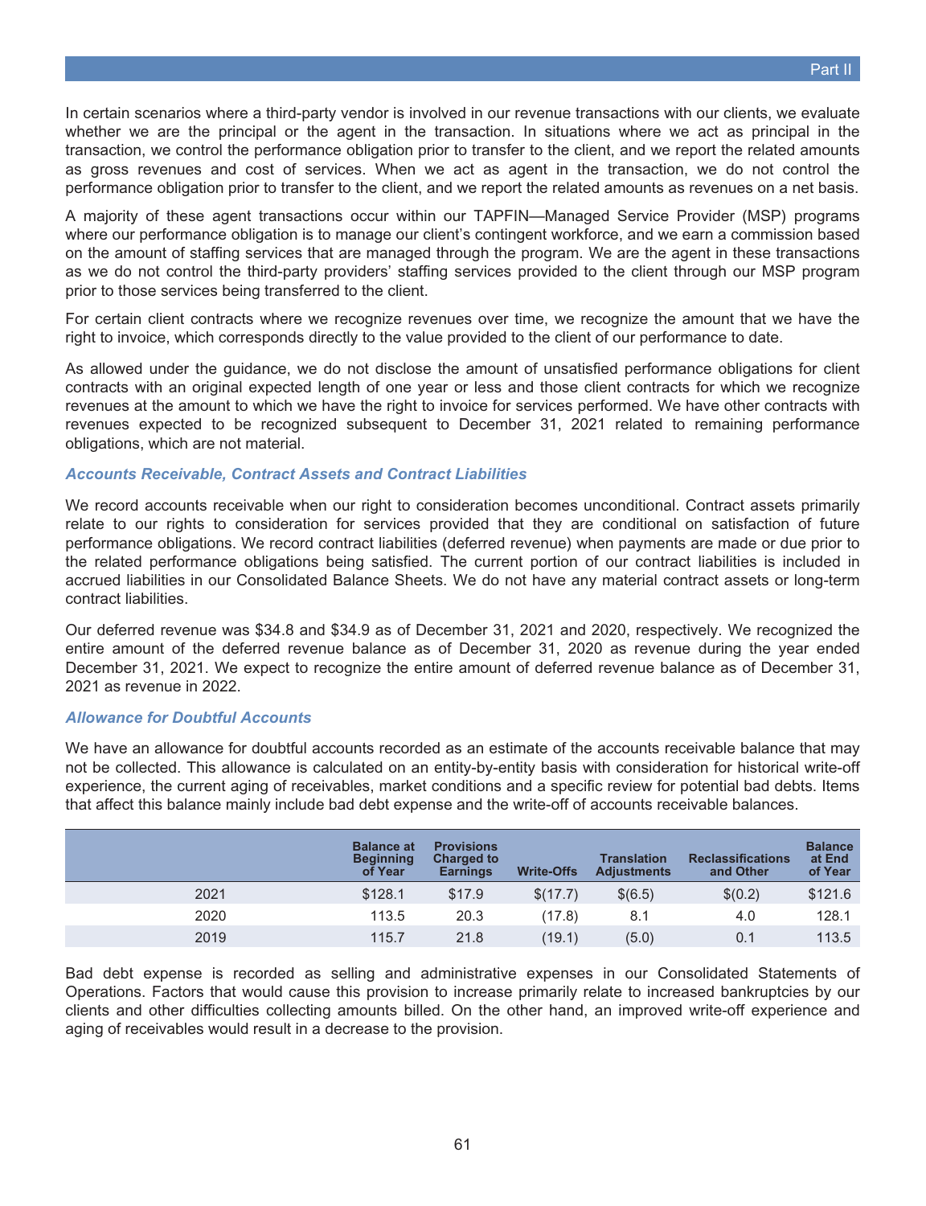In certain scenarios where a third-party vendor is involved in our revenue transactions with our clients, we evaluate whether we are the principal or the agent in the transaction. In situations where we act as principal in the transaction, we control the performance obligation prior to transfer to the client, and we report the related amounts as gross revenues and cost of services. When we act as agent in the transaction, we do not control the performance obligation prior to transfer to the client, and we report the related amounts as revenues on a net basis.

A majority of these agent transactions occur within our TAPFIN—Managed Service Provider (MSP) programs where our performance obligation is to manage our client's contingent workforce, and we earn a commission based on the amount of staffing services that are managed through the program. We are the agent in these transactions as we do not control the third-party providers' staffing services provided to the client through our MSP program prior to those services being transferred to the client.

For certain client contracts where we recognize revenues over time, we recognize the amount that we have the right to invoice, which corresponds directly to the value provided to the client of our performance to date.

As allowed under the guidance, we do not disclose the amount of unsatisfied performance obligations for client contracts with an original expected length of one year or less and those client contracts for which we recognize revenues at the amount to which we have the right to invoice for services performed. We have other contracts with revenues expected to be recognized subsequent to December 31, 2021 related to remaining performance obligations, which are not material.

### *Accounts Receivable, Contract Assets and Contract Liabilities*

We record accounts receivable when our right to consideration becomes unconditional. Contract assets primarily relate to our rights to consideration for services provided that they are conditional on satisfaction of future performance obligations. We record contract liabilities (deferred revenue) when payments are made or due prior to the related performance obligations being satisfied. The current portion of our contract liabilities is included in accrued liabilities in our Consolidated Balance Sheets. We do not have any material contract assets or long-term contract liabilities.

Our deferred revenue was $34.8 and $34.9 as of December 31, 2021 and 2020, respectively. We recognized the entire amount of the deferred revenue balance as of December 31, 2020 as revenue during the year ended December 31, 2021. We expect to recognize the entire amount of deferred revenue balance as of December 31, 2021 as revenue in 2022.

### *Allowance for Doubtful Accounts*

We have an allowance for doubtful accounts recorded as an estimate of the accounts receivable balance that may not be collected. This allowance is calculated on an entity-by-entity basis with consideration for historical write-off experience, the current aging of receivables, market conditions and a specific review for potential bad debts. Items that affect this balance mainly include bad debt expense and the write-off of accounts receivable balances.

| | Balance at Beginning of Year | Provisions Charged to Earnings | Write-Offs | Translation Adjustments | Reclassifications and Other | Balance at End of Year |
|---|---|---|---|---|---|---|
| 2021 | $128.1 | $17.9 | $(17.7) | $(6.5) | $(0.2) | $121.6 |
| 2020 | 113.5 | 20.3 | (17.8) | 8.1 | 4.0 | 128.1 |
| 2019 | 115.7 | 21.8 | (19.1) | (5.0) | 0.1 | 113.5 |

Bad debt expense is recorded as selling and administrative expenses in our Consolidated Statements of Operations. Factors that would cause this provision to increase primarily relate to increased bankruptcies by our clients and other difficulties collecting amounts billed. On the other hand, an improved write-off experience and aging of receivables would result in a decrease to the provision.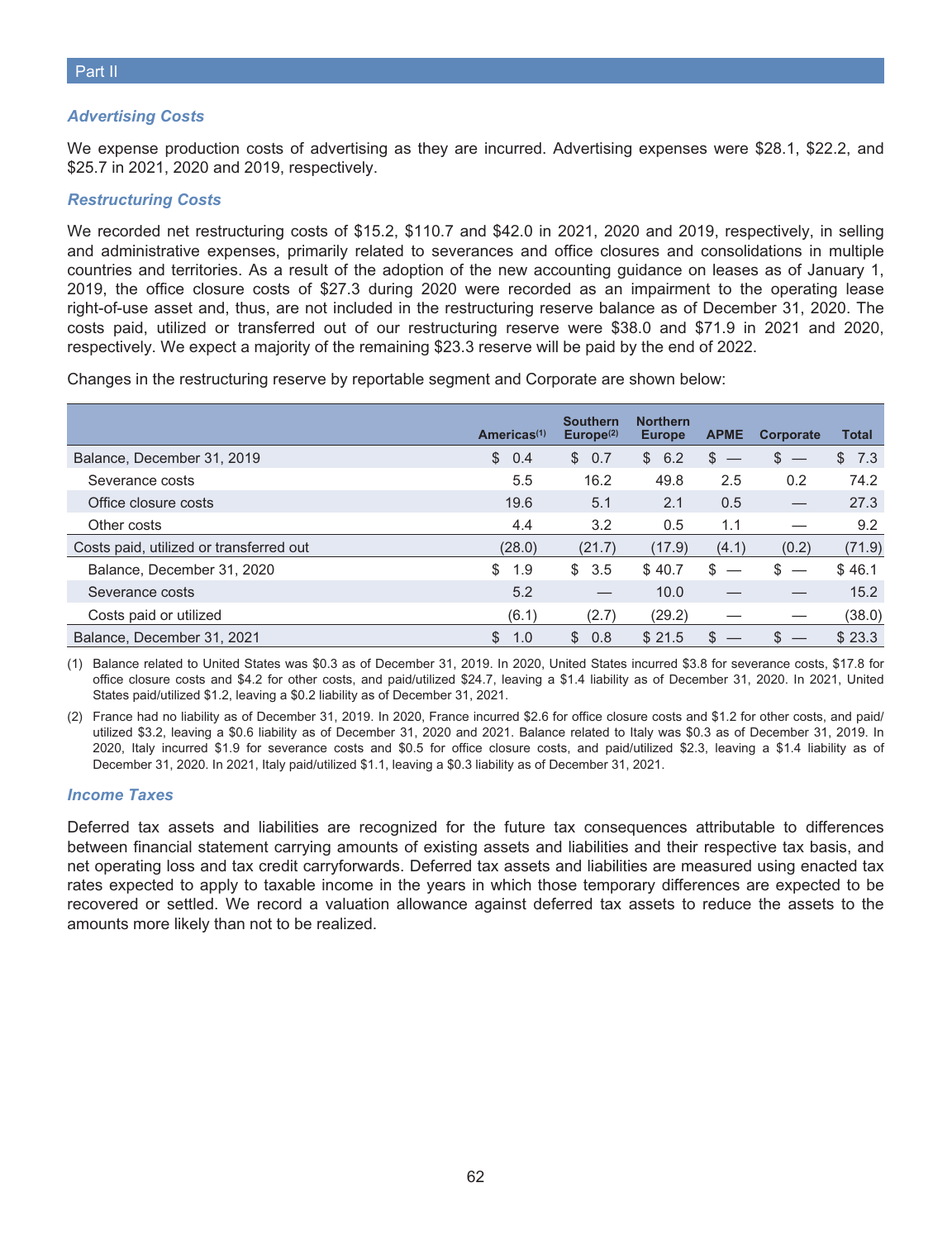Part II

### *Advertising Costs*

We expense production costs of advertising as they are incurred. Advertising expenses were $28.1, $22.2, and $25.7 in 2021, 2020 and 2019, respectively.

### *Restructuring Costs*

We recorded net restructuring costs of $15.2, $110.7 and $42.0 in 2021, 2020 and 2019, respectively, in selling and administrative expenses, primarily related to severances and office closures and consolidations in multiple countries and territories. As a result of the adoption of the new accounting guidance on leases as of January 1, 2019, the office closure costs of $27.3 during 2020 were recorded as an impairment to the operating lease right-of-use asset and, thus, are not included in the restructuring reserve balance as of December 31, 2020. The costs paid, utilized or transferred out of our restructuring reserve were $38.0 and $71.9 in 2021 and 2020, respectively. We expect a majority of the remaining $23.3 reserve will be paid by the end of 2022.

Changes in the restructuring reserve by reportable segment and Corporate are shown below:

| | Americas[1] | Southern Europe[2] | Northern Europe | APME | Corporate | Total |
|---|---|---|---|---|---|---|
| Balance, December 31, 2019 | $ 0.4 | $ 0.7 | $ 6.2 | $ — | $ — | $ 7.3 |
| Severance costs | 5.5 | 16.2 | 49.8 | 2.5 | 0.2 | 74.2 |
| Office closure costs | 19.6 | 5.1 | 2.1 | 0.5 | — | 27.3 |
| Other costs | 4.4 | 3.2 | 0.5 | 1.1 | — | 9.2 |
| Costs paid, utilized or transferred out | (28.0) | (21.7) | (17.9) | (4.1) | (0.2) | (71.9) |
| Balance, December 31, 2020 | $ 1.9 | $ 3.5 | $ 40.7 | $ — | $ — | $ 46.1 |
| Severance costs | 5.2 | — | 10.0 | — | — | 15.2 |
| Costs paid or utilized | (6.1) | (2.7) | (29.2) | — | — | (38.0) |
| Balance, December 31, 2021 | $ 1.0 | $ 0.8 | $ 21.5 | $ — | $ — | $ 23.3 |

(1) Balance related to United States was $0.3 as of December 31, 2019. In 2020, United States incurred $3.8 for severance costs, $17.8 for office closure costs and $4.2 for other costs, and paid/utilized $24.7, leaving a $1.4 liability as of December 31, 2020. In 2021, United States paid/utilized $1.2, leaving a $0.2 liability as of December 31, 2021.

(2) France had no liability as of December 31, 2019. In 2020, France incurred $2.6 for office closure costs and $1.2 for other costs, and paid/utilized $3.2, leaving a $0.6 liability as of December 31, 2020 and 2021. Balance related to Italy was $0.3 as of December 31, 2019. In 2020, Italy incurred $1.9 for severance costs and $0.5 for office closure costs, and paid/utilized $2.3, leaving a $1.4 liability as of December 31, 2020. In 2021, Italy paid/utilized $1.1, leaving a $0.3 liability as of December 31, 2021.

### *Income Taxes*

Deferred tax assets and liabilities are recognized for the future tax consequences attributable to differences between financial statement carrying amounts of existing assets and liabilities and their respective tax basis, and net operating loss and tax credit carryforwards. Deferred tax assets and liabilities are measured using enacted tax rates expected to apply to taxable income in the years in which those temporary differences are expected to be recovered or settled. We record a valuation allowance against deferred tax assets to reduce the assets to the amounts more likely than not to be realized.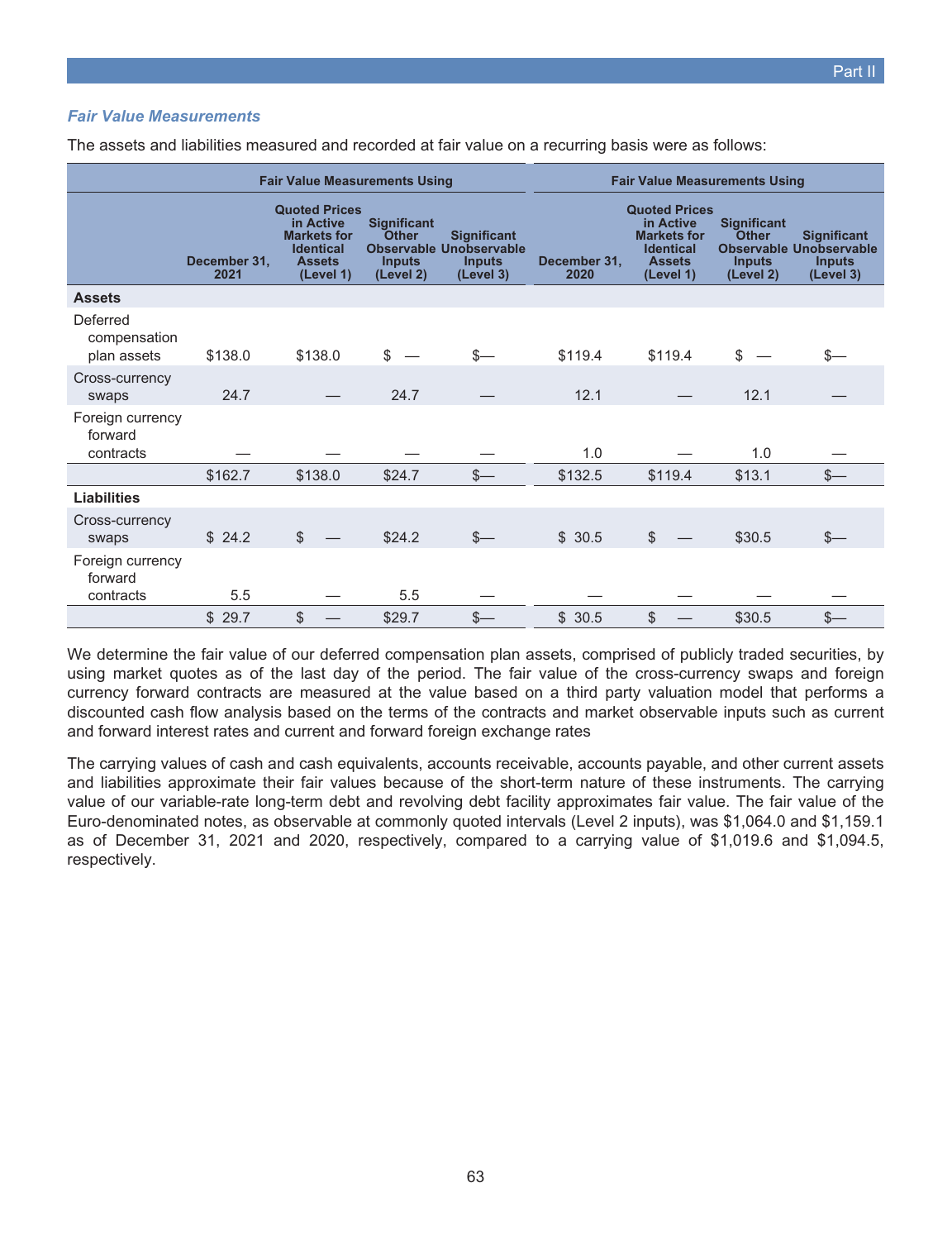### *Fair Value Measurements*

The assets and liabilities measured and recorded at fair value on a recurring basis were as follows:

| | Fair Value Measurements Using | | | | Fair Value Measurements Using | | | |
|---|---|---|---|---|---|---|---|---|
| | December 31, 2021 | Quoted Prices in Active Markets for Identical Assets (Level 1) | Significant Other Observable Inputs (Level 2) | Significant Unobservable Inputs (Level 3) | December 31, 2020 | Quoted Prices in Active Markets for Identical Assets (Level 1) | Significant Other Observable Inputs (Level 2) | Significant Unobservable Inputs (Level 3) |
| **Assets** | | | | | | | | |
| Deferred compensation plan assets | $138.0 | $138.0 | $ — | $— | $119.4 | $119.4 | $ — | $— |
| Cross-currency swaps | 24.7 | — | 24.7 | — | 12.1 | — | 12.1 | — |
| Foreign currency forward contracts | — | — | — | — | 1.0 | — | 1.0 | — |
| | $162.7 | $138.0 | $24.7 | $— | $132.5 | $119.4 | $13.1 | $— |
| **Liabilities** | | | | | | | | |
| Cross-currency swaps | $ 24.2 | $ — | $24.2 | $— | $ 30.5 | $ — | $30.5 | $— |
| Foreign currency forward contracts | 5.5 | — | 5.5 | — | — | — | — | — |
| | $ 29.7 | $ — | $29.7 | $— | $ 30.5 | $ — | $30.5 | $— |

We determine the fair value of our deferred compensation plan assets, comprised of publicly traded securities, by using market quotes as of the last day of the period. The fair value of the cross-currency swaps and foreign currency forward contracts are measured at the value based on a third party valuation model that performs a discounted cash flow analysis based on the terms of the contracts and market observable inputs such as current and forward interest rates and current and forward foreign exchange rates

The carrying values of cash and cash equivalents, accounts receivable, accounts payable, and other current assets and liabilities approximate their fair values because of the short-term nature of these instruments. The carrying value of our variable-rate long-term debt and revolving debt facility approximates fair value. The fair value of the Euro-denominated notes, as observable at commonly quoted intervals (Level 2 inputs), was $1,064.0 and $1,159.1 as of December 31, 2021 and 2020, respectively, compared to a carrying value of $1,019.6 and $1,094.5, respectively.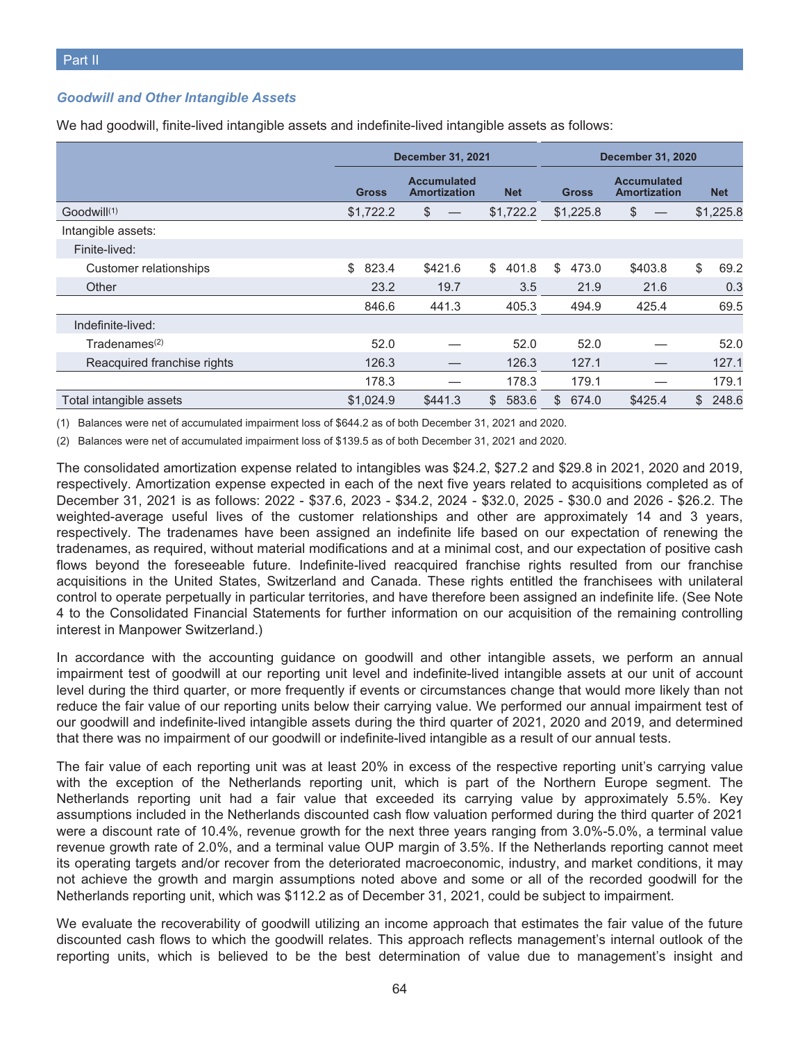### *Goodwill and Other Intangible Assets*

We had goodwill, finite-lived intangible assets and indefinite-lived intangible assets as follows:

| | December 31, 2021 | | | December 31, 2020 | | |
|---|---|---|---|---|---|---|
| | Gross | Accumulated Amortization | Net | Gross | Accumulated Amortization | Net |
| Goodwill(1) | $1,722.2 | $ — | $1,722.2 | $1,225.8 | $ — | $1,225.8 |
| Intangible assets: | | | | | | |
| Finite-lived: | | | | | | |
| Customer relationships | $ 823.4 | $421.6 | $ 401.8 | $ 473.0 | $403.8 | $ 69.2 |
| Other | 23.2 | 19.7 | 3.5 | 21.9 | 21.6 | 0.3 |
| | 846.6 | 441.3 | 405.3 | 494.9 | 425.4 | 69.5 |
| Indefinite-lived: | | | | | | |
| Tradenames(2) | 52.0 | — | 52.0 | 52.0 | — | 52.0 |
| Reacquired franchise rights | 126.3 | — | 126.3 | 127.1 | — | 127.1 |
| | 178.3 | — | 178.3 | 179.1 | — | 179.1 |
| Total intangible assets | $1,024.9 | $441.3 | $ 583.6 | $ 674.0 | $425.4 | $ 248.6 |

(1) Balances were net of accumulated impairment loss of $644.2 as of both December 31, 2021 and 2020.

(2) Balances were net of accumulated impairment loss of $139.5 as of both December 31, 2021 and 2020.

The consolidated amortization expense related to intangibles was $24.2, $27.2 and $29.8 in 2021, 2020 and 2019, respectively. Amortization expense expected in each of the next five years related to acquisitions completed as of December 31, 2021 is as follows: 2022 - $37.6, 2023 - $34.2, 2024 - $32.0, 2025 - $30.0 and 2026 - $26.2. The weighted-average useful lives of the customer relationships and other are approximately 14 and 3 years, respectively. The tradenames have been assigned an indefinite life based on our expectation of renewing the tradenames, as required, without material modifications and at a minimal cost, and our expectation of positive cash flows beyond the foreseeable future. Indefinite-lived reacquired franchise rights resulted from our franchise acquisitions in the United States, Switzerland and Canada. These rights entitled the franchisees with unilateral control to operate perpetually in particular territories, and have therefore been assigned an indefinite life. (See Note 4 to the Consolidated Financial Statements for further information on our acquisition of the remaining controlling interest in Manpower Switzerland.)

In accordance with the accounting guidance on goodwill and other intangible assets, we perform an annual impairment test of goodwill at our reporting unit level and indefinite-lived intangible assets at our unit of account level during the third quarter, or more frequently if events or circumstances change that would more likely than not reduce the fair value of our reporting units below their carrying value. We performed our annual impairment test of our goodwill and indefinite-lived intangible assets during the third quarter of 2021, 2020 and 2019, and determined that there was no impairment of our goodwill or indefinite-lived intangible as a result of our annual tests.

The fair value of each reporting unit was at least 20% in excess of the respective reporting unit's carrying value with the exception of the Netherlands reporting unit, which is part of the Northern Europe segment. The Netherlands reporting unit had a fair value that exceeded its carrying value by approximately 5.5%. Key assumptions included in the Netherlands discounted cash flow valuation performed during the third quarter of 2021 were a discount rate of 10.4%, revenue growth for the next three years ranging from 3.0%-5.0%, a terminal value revenue growth rate of 2.0%, and a terminal value OUP margin of 3.5%. If the Netherlands reporting cannot meet its operating targets and/or recover from the deteriorated macroeconomic, industry, and market conditions, it may not achieve the growth and margin assumptions noted above and some or all of the recorded goodwill for the Netherlands reporting unit, which was $112.2 as of December 31, 2021, could be subject to impairment.

We evaluate the recoverability of goodwill utilizing an income approach that estimates the fair value of the future discounted cash flows to which the goodwill relates. This approach reflects management's internal outlook of the reporting units, which is believed to be the best determination of value due to management's insight and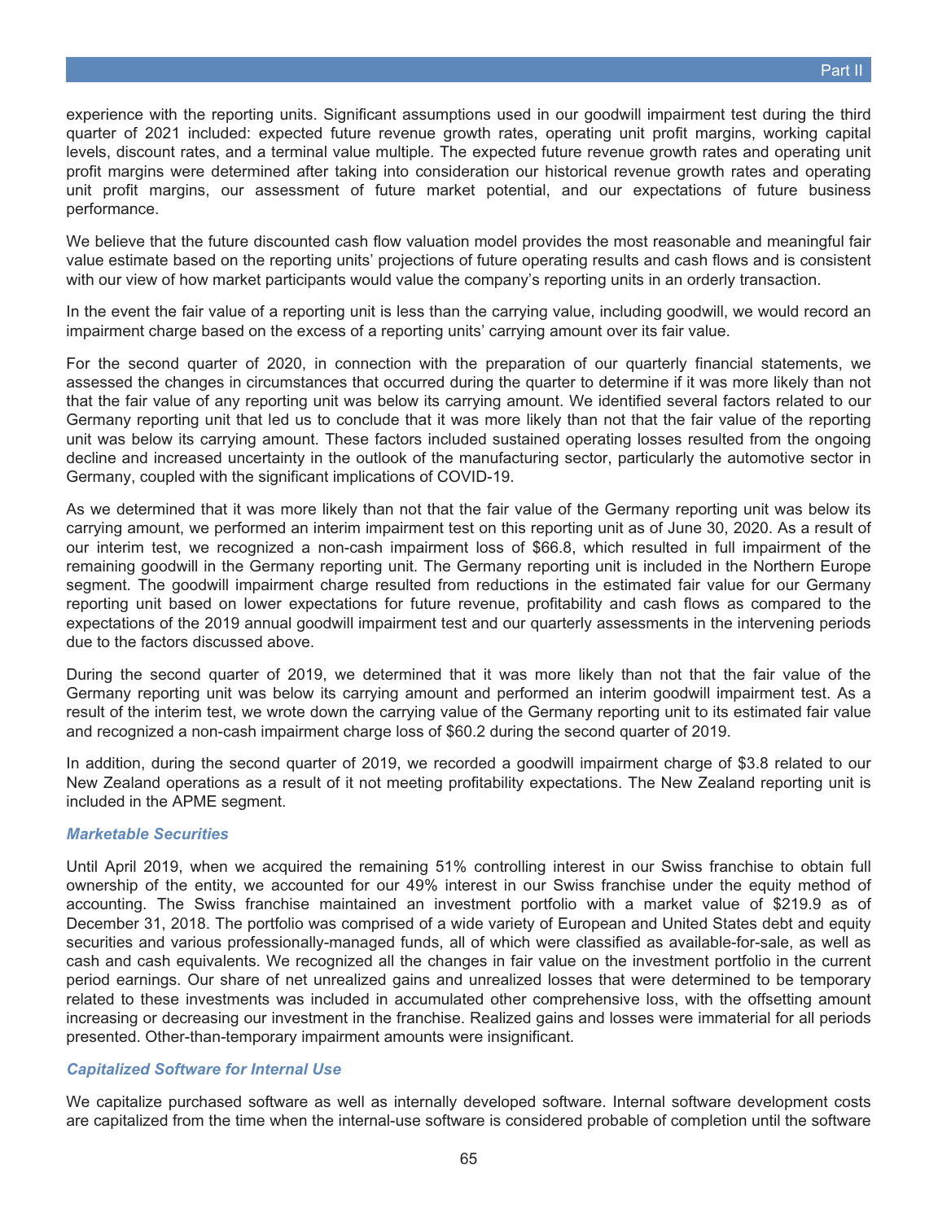experience with the reporting units. Significant assumptions used in our goodwill impairment test during the third quarter of 2021 included: expected future revenue growth rates, operating unit profit margins, working capital levels, discount rates, and a terminal value multiple. The expected future revenue growth rates and operating unit profit margins were determined after taking into consideration our historical revenue growth rates and operating unit profit margins, our assessment of future market potential, and our expectations of future business performance.

We believe that the future discounted cash flow valuation model provides the most reasonable and meaningful fair value estimate based on the reporting units' projections of future operating results and cash flows and is consistent with our view of how market participants would value the company's reporting units in an orderly transaction.

In the event the fair value of a reporting unit is less than the carrying value, including goodwill, we would record an impairment charge based on the excess of a reporting units' carrying amount over its fair value.

For the second quarter of 2020, in connection with the preparation of our quarterly financial statements, we assessed the changes in circumstances that occurred during the quarter to determine if it was more likely than not that the fair value of any reporting unit was below its carrying amount. We identified several factors related to our Germany reporting unit that led us to conclude that it was more likely than not that the fair value of the reporting unit was below its carrying amount. These factors included sustained operating losses resulted from the ongoing decline and increased uncertainty in the outlook of the manufacturing sector, particularly the automotive sector in Germany, coupled with the significant implications of COVID-19.

As we determined that it was more likely than not that the fair value of the Germany reporting unit was below its carrying amount, we performed an interim impairment test on this reporting unit as of June 30, 2020. As a result of our interim test, we recognized a non-cash impairment loss of $66.8, which resulted in full impairment of the remaining goodwill in the Germany reporting unit. The Germany reporting unit is included in the Northern Europe segment. The goodwill impairment charge resulted from reductions in the estimated fair value for our Germany reporting unit based on lower expectations for future revenue, profitability and cash flows as compared to the expectations of the 2019 annual goodwill impairment test and our quarterly assessments in the intervening periods due to the factors discussed above.

During the second quarter of 2019, we determined that it was more likely than not that the fair value of the Germany reporting unit was below its carrying amount and performed an interim goodwill impairment test. As a result of the interim test, we wrote down the carrying value of the Germany reporting unit to its estimated fair value and recognized a non-cash impairment charge loss of $60.2 during the second quarter of 2019.

In addition, during the second quarter of 2019, we recorded a goodwill impairment charge of $3.8 related to our New Zealand operations as a result of it not meeting profitability expectations. The New Zealand reporting unit is included in the APME segment.

### *Marketable Securities*

Until April 2019, when we acquired the remaining 51% controlling interest in our Swiss franchise to obtain full ownership of the entity, we accounted for our 49% interest in our Swiss franchise under the equity method of accounting. The Swiss franchise maintained an investment portfolio with a market value of $219.9 as of December 31, 2018. The portfolio was comprised of a wide variety of European and United States debt and equity securities and various professionally-managed funds, all of which were classified as available-for-sale, as well as cash and cash equivalents. We recognized all the changes in fair value on the investment portfolio in the current period earnings. Our share of net unrealized gains and unrealized losses that were determined to be temporary related to these investments was included in accumulated other comprehensive loss, with the offsetting amount increasing or decreasing our investment in the franchise. Realized gains and losses were immaterial for all periods presented. Other-than-temporary impairment amounts were insignificant.

### *Capitalized Software for Internal Use*

We capitalize purchased software as well as internally developed software. Internal software development costs are capitalized from the time when the internal-use software is considered probable of completion until the software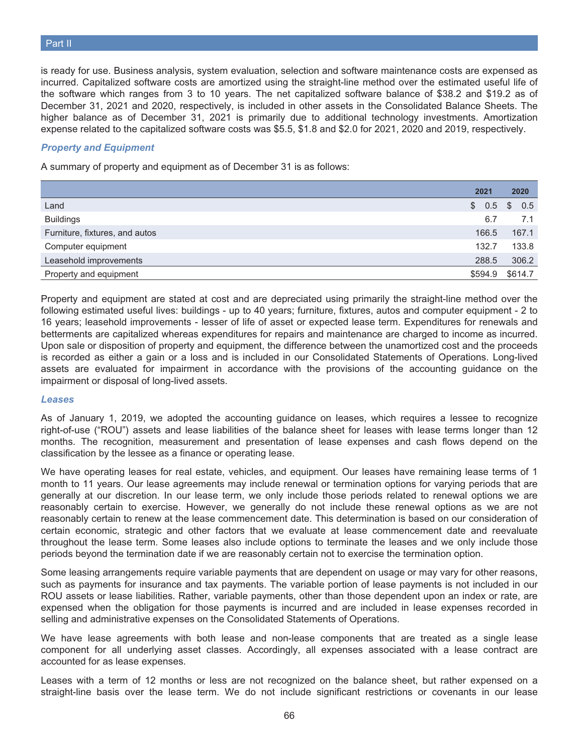is ready for use. Business analysis, system evaluation, selection and software maintenance costs are expensed as incurred. Capitalized software costs are amortized using the straight-line method over the estimated useful life of the software which ranges from 3 to 10 years. The net capitalized software balance of $38.2 and $19.2 as of December 31, 2021 and 2020, respectively, is included in other assets in the Consolidated Balance Sheets. The higher balance as of December 31, 2021 is primarily due to additional technology investments. Amortization expense related to the capitalized software costs was $5.5, $1.8 and $2.0 for 2021, 2020 and 2019, respectively.

### *Property and Equipment*

A summary of property and equipment as of December 31 is as follows:

| | 2021 | 2020 |
|---|---|---|
| Land | $ 0.5 | $ 0.5 |
| Buildings | 6.7 | 7.1 |
| Furniture, fixtures, and autos | 166.5 | 167.1 |
| Computer equipment | 132.7 | 133.8 |
| Leasehold improvements | 288.5 | 306.2 |
| Property and equipment | $594.9 | $614.7 |

Property and equipment are stated at cost and are depreciated using primarily the straight-line method over the following estimated useful lives: buildings - up to 40 years; furniture, fixtures, autos and computer equipment - 2 to 16 years; leasehold improvements - lesser of life of asset or expected lease term. Expenditures for renewals and betterments are capitalized whereas expenditures for repairs and maintenance are charged to income as incurred. Upon sale or disposition of property and equipment, the difference between the unamortized cost and the proceeds is recorded as either a gain or a loss and is included in our Consolidated Statements of Operations. Long-lived assets are evaluated for impairment in accordance with the provisions of the accounting guidance on the impairment or disposal of long-lived assets.

### *Leases*

As of January 1, 2019, we adopted the accounting guidance on leases, which requires a lessee to recognize right-of-use ("ROU") assets and lease liabilities of the balance sheet for leases with lease terms longer than 12 months. The recognition, measurement and presentation of lease expenses and cash flows depend on the classification by the lessee as a finance or operating lease.

We have operating leases for real estate, vehicles, and equipment. Our leases have remaining lease terms of 1 month to 11 years. Our lease agreements may include renewal or termination options for varying periods that are generally at our discretion. In our lease term, we only include those periods related to renewal options we are reasonably certain to exercise. However, we generally do not include these renewal options as we are not reasonably certain to renew at the lease commencement date. This determination is based on our consideration of certain economic, strategic and other factors that we evaluate at lease commencement date and reevaluate throughout the lease term. Some leases also include options to terminate the leases and we only include those periods beyond the termination date if we are reasonably certain not to exercise the termination option.

Some leasing arrangements require variable payments that are dependent on usage or may vary for other reasons, such as payments for insurance and tax payments. The variable portion of lease payments is not included in our ROU assets or lease liabilities. Rather, variable payments, other than those dependent upon an index or rate, are expensed when the obligation for those payments is incurred and are included in lease expenses recorded in selling and administrative expenses on the Consolidated Statements of Operations.

We have lease agreements with both lease and non-lease components that are treated as a single lease component for all underlying asset classes. Accordingly, all expenses associated with a lease contract are accounted for as lease expenses.

Leases with a term of 12 months or less are not recognized on the balance sheet, but rather expensed on a straight-line basis over the lease term. We do not include significant restrictions or covenants in our lease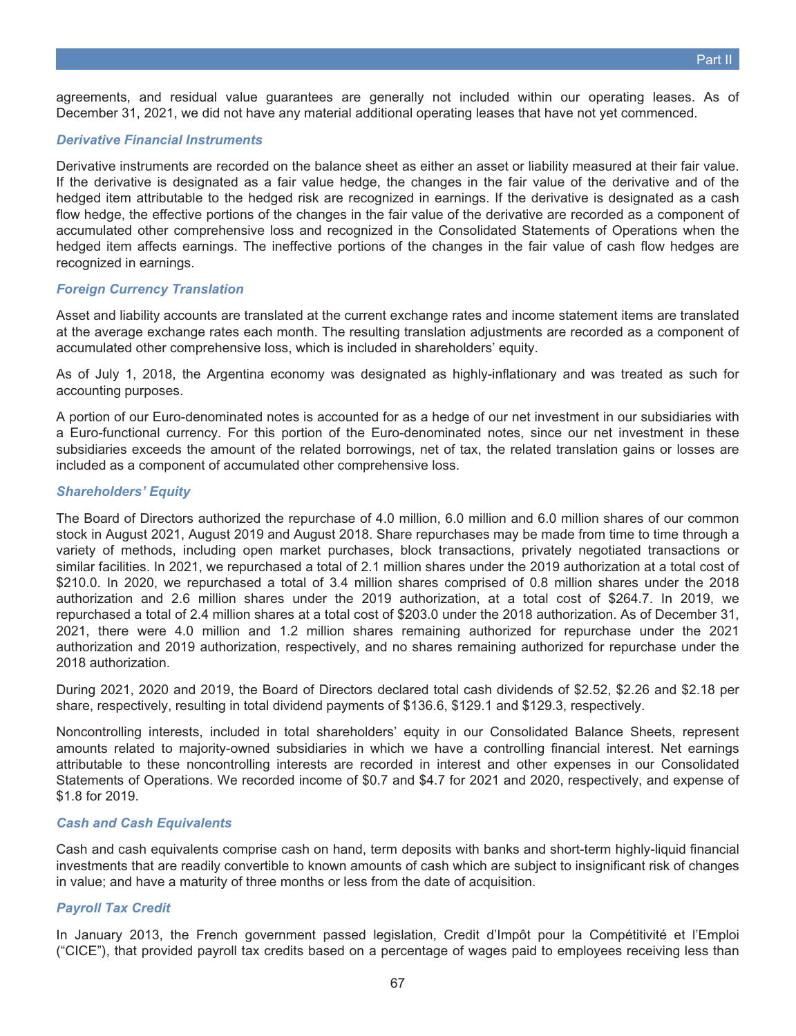agreements, and residual value guarantees are generally not included within our operating leases. As of December 31, 2021, we did not have any material additional operating leases that have not yet commenced.

### *Derivative Financial Instruments*

Derivative instruments are recorded on the balance sheet as either an asset or liability measured at their fair value. If the derivative is designated as a fair value hedge, the changes in the fair value of the derivative and of the hedged item attributable to the hedged risk are recognized in earnings. If the derivative is designated as a cash flow hedge, the effective portions of the changes in the fair value of the derivative are recorded as a component of accumulated other comprehensive loss and recognized in the Consolidated Statements of Operations when the hedged item affects earnings. The ineffective portions of the changes in the fair value of cash flow hedges are recognized in earnings.

### *Foreign Currency Translation*

Asset and liability accounts are translated at the current exchange rates and income statement items are translated at the average exchange rates each month. The resulting translation adjustments are recorded as a component of accumulated other comprehensive loss, which is included in shareholders' equity.

As of July 1, 2018, the Argentina economy was designated as highly-inflationary and was treated as such for accounting purposes.

A portion of our Euro-denominated notes is accounted for as a hedge of our net investment in our subsidiaries with a Euro-functional currency. For this portion of the Euro-denominated notes, since our net investment in these subsidiaries exceeds the amount of the related borrowings, net of tax, the related translation gains or losses are included as a component of accumulated other comprehensive loss.

### *Shareholders' Equity*

The Board of Directors authorized the repurchase of 4.0 million, 6.0 million and 6.0 million shares of our common stock in August 2021, August 2019 and August 2018. Share repurchases may be made from time to time through a variety of methods, including open market purchases, block transactions, privately negotiated transactions or similar facilities. In 2021, we repurchased a total of 2.1 million shares under the 2019 authorization at a total cost of $210.0. In 2020, we repurchased a total of 3.4 million shares comprised of 0.8 million shares under the 2018 authorization and 2.6 million shares under the 2019 authorization, at a total cost of $264.7. In 2019, we repurchased a total of 2.4 million shares at a total cost of $203.0 under the 2018 authorization. As of December 31, 2021, there were 4.0 million and 1.2 million shares remaining authorized for repurchase under the 2021 authorization and 2019 authorization, respectively, and no shares remaining authorized for repurchase under the 2018 authorization.

During 2021, 2020 and 2019, the Board of Directors declared total cash dividends of $2.52, $2.26 and $2.18 per share, respectively, resulting in total dividend payments of $136.6, $129.1 and $129.3, respectively.

Noncontrolling interests, included in total shareholders' equity in our Consolidated Balance Sheets, represent amounts related to majority-owned subsidiaries in which we have a controlling financial interest. Net earnings attributable to these noncontrolling interests are recorded in interest and other expenses in our Consolidated Statements of Operations. We recorded income of $0.7 and $4.7 for 2021 and 2020, respectively, and expense of $1.8 for 2019.

### *Cash and Cash Equivalents*

Cash and cash equivalents comprise cash on hand, term deposits with banks and short-term highly-liquid financial investments that are readily convertible to known amounts of cash which are subject to insignificant risk of changes in value; and have a maturity of three months or less from the date of acquisition.

### *Payroll Tax Credit*

In January 2013, the French government passed legislation, Credit d'Impôt pour la Compétitivité et l'Emploi ("CICE"), that provided payroll tax credits based on a percentage of wages paid to employees receiving less than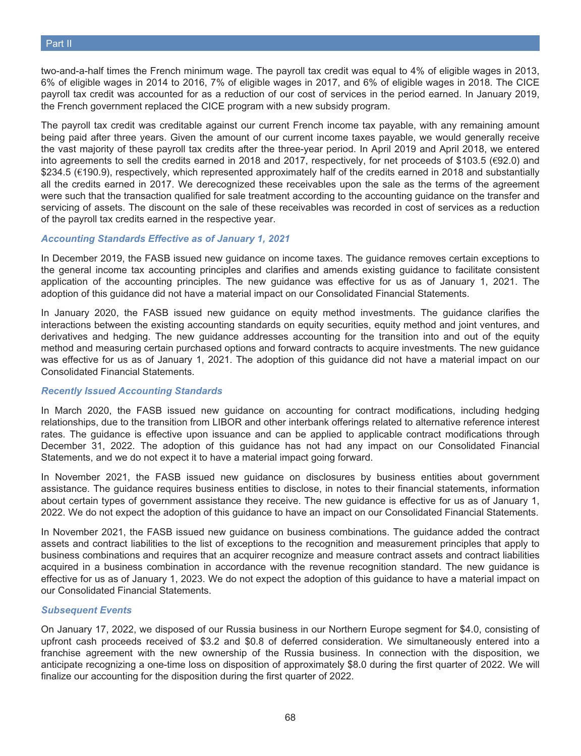two-and-a-half times the French minimum wage. The payroll tax credit was equal to 4% of eligible wages in 2013, 6% of eligible wages in 2014 to 2016, 7% of eligible wages in 2017, and 6% of eligible wages in 2018. The CICE payroll tax credit was accounted for as a reduction of our cost of services in the period earned. In January 2019, the French government replaced the CICE program with a new subsidy program.

The payroll tax credit was creditable against our current French income tax payable, with any remaining amount being paid after three years. Given the amount of our current income taxes payable, we would generally receive the vast majority of these payroll tax credits after the three-year period. In April 2019 and April 2018, we entered into agreements to sell the credits earned in 2018 and 2017, respectively, for net proceeds of $103.5 (€92.0) and $234.5 (€190.9), respectively, which represented approximately half of the credits earned in 2018 and substantially all the credits earned in 2017. We derecognized these receivables upon the sale as the terms of the agreement were such that the transaction qualified for sale treatment according to the accounting guidance on the transfer and servicing of assets. The discount on the sale of these receivables was recorded in cost of services as a reduction of the payroll tax credits earned in the respective year.

### *Accounting Standards Effective as of January 1, 2021*

In December 2019, the FASB issued new guidance on income taxes. The guidance removes certain exceptions to the general income tax accounting principles and clarifies and amends existing guidance to facilitate consistent application of the accounting principles. The new guidance was effective for us as of January 1, 2021. The adoption of this guidance did not have a material impact on our Consolidated Financial Statements.

In January 2020, the FASB issued new guidance on equity method investments. The guidance clarifies the interactions between the existing accounting standards on equity securities, equity method and joint ventures, and derivatives and hedging. The new guidance addresses accounting for the transition into and out of the equity method and measuring certain purchased options and forward contracts to acquire investments. The new guidance was effective for us as of January 1, 2021. The adoption of this guidance did not have a material impact on our Consolidated Financial Statements.

### *Recently Issued Accounting Standards*

In March 2020, the FASB issued new guidance on accounting for contract modifications, including hedging relationships, due to the transition from LIBOR and other interbank offerings related to alternative reference interest rates. The guidance is effective upon issuance and can be applied to applicable contract modifications through December 31, 2022. The adoption of this guidance has not had any impact on our Consolidated Financial Statements, and we do not expect it to have a material impact going forward.

In November 2021, the FASB issued new guidance on disclosures by business entities about government assistance. The guidance requires business entities to disclose, in notes to their financial statements, information about certain types of government assistance they receive. The new guidance is effective for us as of January 1, 2022. We do not expect the adoption of this guidance to have an impact on our Consolidated Financial Statements.

In November 2021, the FASB issued new guidance on business combinations. The guidance added the contract assets and contract liabilities to the list of exceptions to the recognition and measurement principles that apply to business combinations and requires that an acquirer recognize and measure contract assets and contract liabilities acquired in a business combination in accordance with the revenue recognition standard. The new guidance is effective for us as of January 1, 2023. We do not expect the adoption of this guidance to have a material impact on our Consolidated Financial Statements.

### *Subsequent Events*

On January 17, 2022, we disposed of our Russia business in our Northern Europe segment for $4.0, consisting of upfront cash proceeds received of $3.2 and $0.8 of deferred consideration. We simultaneously entered into a franchise agreement with the new ownership of the Russia business. In connection with the disposition, we anticipate recognizing a one-time loss on disposition of approximately $8.0 during the first quarter of 2022. We will finalize our accounting for the disposition during the first quarter of 2022.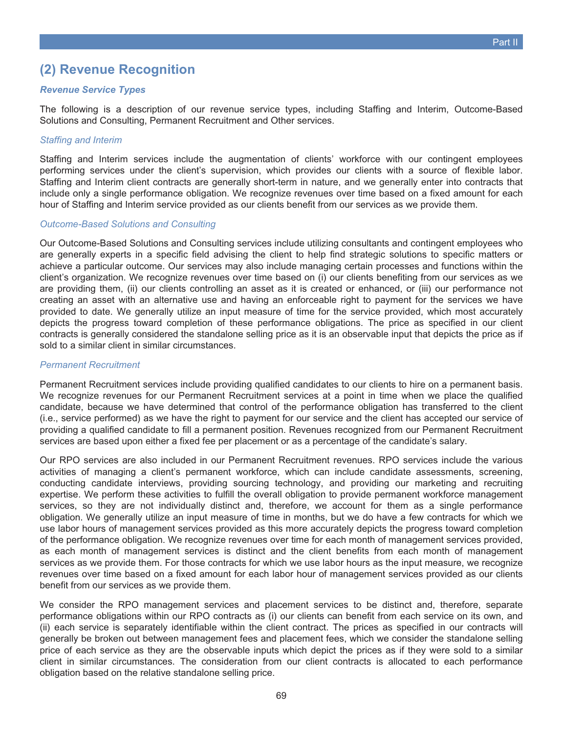## (2) Revenue Recognition

### *Revenue Service Types*

The following is a description of our revenue service types, including Staffing and Interim, Outcome-Based Solutions and Consulting, Permanent Recruitment and Other services.

#### *Staffing and Interim*

Staffing and Interim services include the augmentation of clients' workforce with our contingent employees performing services under the client's supervision, which provides our clients with a source of flexible labor. Staffing and Interim client contracts are generally short-term in nature, and we generally enter into contracts that include only a single performance obligation. We recognize revenues over time based on a fixed amount for each hour of Staffing and Interim service provided as our clients benefit from our services as we provide them.

#### *Outcome-Based Solutions and Consulting*

Our Outcome-Based Solutions and Consulting services include utilizing consultants and contingent employees who are generally experts in a specific field advising the client to help find strategic solutions to specific matters or achieve a particular outcome. Our services may also include managing certain processes and functions within the client's organization. We recognize revenues over time based on (i) our clients benefiting from our services as we are providing them, (ii) our clients controlling an asset as it is created or enhanced, or (iii) our performance not creating an asset with an alternative use and having an enforceable right to payment for the services we have provided to date. We generally utilize an input measure of time for the service provided, which most accurately depicts the progress toward completion of these performance obligations. The price as specified in our client contracts is generally considered the standalone selling price as it is an observable input that depicts the price as if sold to a similar client in similar circumstances.

#### *Permanent Recruitment*

Permanent Recruitment services include providing qualified candidates to our clients to hire on a permanent basis. We recognize revenues for our Permanent Recruitment services at a point in time when we place the qualified candidate, because we have determined that control of the performance obligation has transferred to the client (i.e., service performed) as we have the right to payment for our service and the client has accepted our service of providing a qualified candidate to fill a permanent position. Revenues recognized from our Permanent Recruitment services are based upon either a fixed fee per placement or as a percentage of the candidate's salary.

Our RPO services are also included in our Permanent Recruitment revenues. RPO services include the various activities of managing a client's permanent workforce, which can include candidate assessments, screening, conducting candidate interviews, providing sourcing technology, and providing our marketing and recruiting expertise. We perform these activities to fulfill the overall obligation to provide permanent workforce management services, so they are not individually distinct and, therefore, we account for them as a single performance obligation. We generally utilize an input measure of time in months, but we do have a few contracts for which we use labor hours of management services provided as this more accurately depicts the progress toward completion of the performance obligation. We recognize revenues over time for each month of management services provided, as each month of management services is distinct and the client benefits from each month of management services as we provide them. For those contracts for which we use labor hours as the input measure, we recognize revenues over time based on a fixed amount for each labor hour of management services provided as our clients benefit from our services as we provide them.

We consider the RPO management services and placement services to be distinct and, therefore, separate performance obligations within our RPO contracts as (i) our clients can benefit from each service on its own, and (ii) each service is separately identifiable within the client contract. The prices as specified in our contracts will generally be broken out between management fees and placement fees, which we consider the standalone selling price of each service as they are the observable inputs which depict the prices as if they were sold to a similar client in similar circumstances. The consideration from our client contracts is allocated to each performance obligation based on the relative standalone selling price.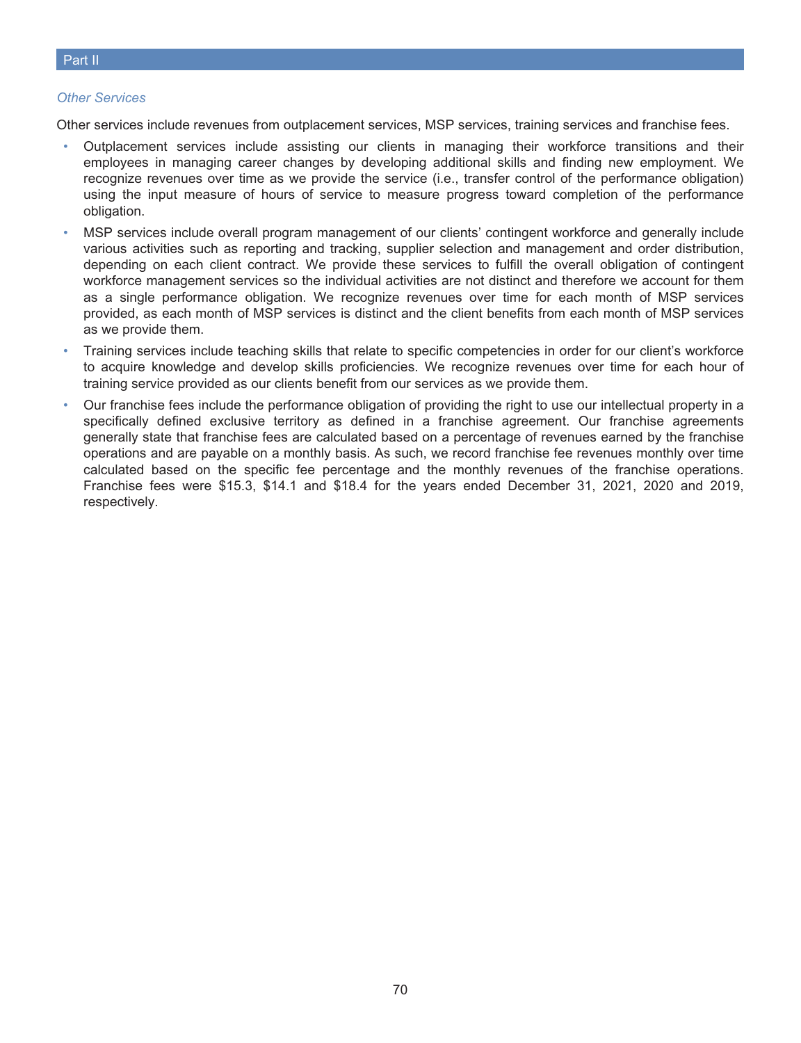*Other Services*

Other services include revenues from outplacement services, MSP services, training services and franchise fees.

- Outplacement services include assisting our clients in managing their workforce transitions and their employees in managing career changes by developing additional skills and finding new employment. We recognize revenues over time as we provide the service (i.e., transfer control of the performance obligation) using the input measure of hours of service to measure progress toward completion of the performance obligation.
- MSP services include overall program management of our clients' contingent workforce and generally include various activities such as reporting and tracking, supplier selection and management and order distribution, depending on each client contract. We provide these services to fulfill the overall obligation of contingent workforce management services so the individual activities are not distinct and therefore we account for them as a single performance obligation. We recognize revenues over time for each month of MSP services provided, as each month of MSP services is distinct and the client benefits from each month of MSP services as we provide them.
- Training services include teaching skills that relate to specific competencies in order for our client's workforce to acquire knowledge and develop skills proficiencies. We recognize revenues over time for each hour of training service provided as our clients benefit from our services as we provide them.
- Our franchise fees include the performance obligation of providing the right to use our intellectual property in a specifically defined exclusive territory as defined in a franchise agreement. Our franchise agreements generally state that franchise fees are calculated based on a percentage of revenues earned by the franchise operations and are payable on a monthly basis. As such, we record franchise fee revenues monthly over time calculated based on the specific fee percentage and the monthly revenues of the franchise operations. Franchise fees were $15.3, $14.1 and $18.4 for the years ended December 31, 2021, 2020 and 2019, respectively.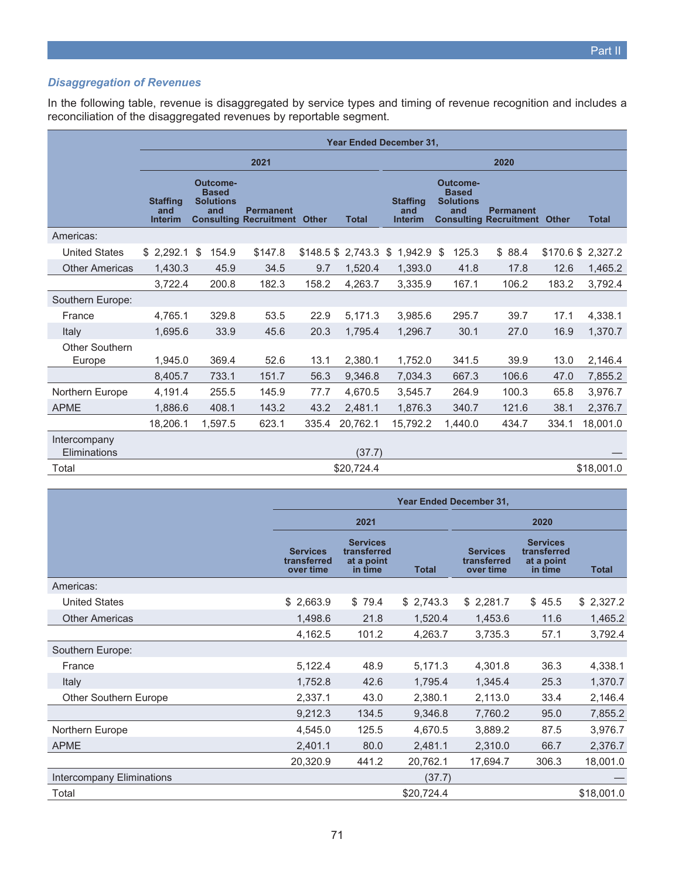### *Disaggregation of Revenues*

In the following table, revenue is disaggregated by service types and timing of revenue recognition and includes a reconciliation of the disaggregated revenues by reportable segment.

| | Year Ended December 31, | | | | | | | | | |
|---|---|---|---|---|---|---|---|---|---|---|
| | 2021 | | | | | 2020 | | | | |
| | Staffing and Interim | Outcome-Based Solutions and Consulting | Permanent Recruitment | Other | Total | Staffing and Interim | Outcome-Based Solutions and Consulting | Permanent Recruitment | Other | Total |
| Americas: | | | | | | | | | | |
| United States | $ 2,292.1 | $ 154.9 | $147.8 | $148.5 | $ 2,743.3 | $ 1,942.9 | $ 125.3 | $ 88.4 | $170.6 | $ 2,327.2 |
| Other Americas | 1,430.3 | 45.9 | 34.5 | 9.7 | 1,520.4 | 1,393.0 | 41.8 | 17.8 | 12.6 | 1,465.2 |
| | 3,722.4 | 200.8 | 182.3 | 158.2 | 4,263.7 | 3,335.9 | 167.1 | 106.2 | 183.2 | 3,792.4 |
| Southern Europe: | | | | | | | | | | |
| France | 4,765.1 | 329.8 | 53.5 | 22.9 | 5,171.3 | 3,985.6 | 295.7 | 39.7 | 17.1 | 4,338.1 |
| Italy | 1,695.6 | 33.9 | 45.6 | 20.3 | 1,795.4 | 1,296.7 | 30.1 | 27.0 | 16.9 | 1,370.7 |
| Other Southern Europe | 1,945.0 | 369.4 | 52.6 | 13.1 | 2,380.1 | 1,752.0 | 341.5 | 39.9 | 13.0 | 2,146.4 |
| | 8,405.7 | 733.1 | 151.7 | 56.3 | 9,346.8 | 7,034.3 | 667.3 | 106.6 | 47.0 | 7,855.2 |
| Northern Europe | 4,191.4 | 255.5 | 145.9 | 77.7 | 4,670.5 | 3,545.7 | 264.9 | 100.3 | 65.8 | 3,976.7 |
| APME | 1,886.6 | 408.1 | 143.2 | 43.2 | 2,481.1 | 1,876.3 | 340.7 | 121.6 | 38.1 | 2,376.7 |
| | 18,206.1 | 1,597.5 | 623.1 | 335.4 | 20,762.1 | 15,792.2 | 1,440.0 | 434.7 | 334.1 | 18,001.0 |
| Intercompany Eliminations | | | | | (37.7) | | | | | — |
| Total | | | | | $20,724.4 | | | | | $18,001.0 |

| | Year Ended December 31, | | | | | |
|---|---|---|---|---|---|---|
| | 2021 | | | 2020 | | |
| | Services transferred over time | Services transferred at a point in time | Total | Services transferred over time | Services transferred at a point in time | Total |
| Americas: | | | | | | |
| United States | $ 2,663.9 | $ 79.4 | $ 2,743.3 | $ 2,281.7 | $ 45.5 | $ 2,327.2 |
| Other Americas | 1,498.6 | 21.8 | 1,520.4 | 1,453.6 | 11.6 | 1,465.2 |
| | 4,162.5 | 101.2 | 4,263.7 | 3,735.3 | 57.1 | 3,792.4 |
| Southern Europe: | | | | | | |
| France | 5,122.4 | 48.9 | 5,171.3 | 4,301.8 | 36.3 | 4,338.1 |
| Italy | 1,752.8 | 42.6 | 1,795.4 | 1,345.4 | 25.3 | 1,370.7 |
| Other Southern Europe | 2,337.1 | 43.0 | 2,380.1 | 2,113.0 | 33.4 | 2,146.4 |
| | 9,212.3 | 134.5 | 9,346.8 | 7,760.2 | 95.0 | 7,855.2 |
| Northern Europe | 4,545.0 | 125.5 | 4,670.5 | 3,889.2 | 87.5 | 3,976.7 |
| APME | 2,401.1 | 80.0 | 2,481.1 | 2,310.0 | 66.7 | 2,376.7 |
| | 20,320.9 | 441.2 | 20,762.1 | 17,694.7 | 306.3 | 18,001.0 |
| Intercompany Eliminations | | | (37.7) | | | — |
| Total | | | $20,724.4 | | | $18,001.0 |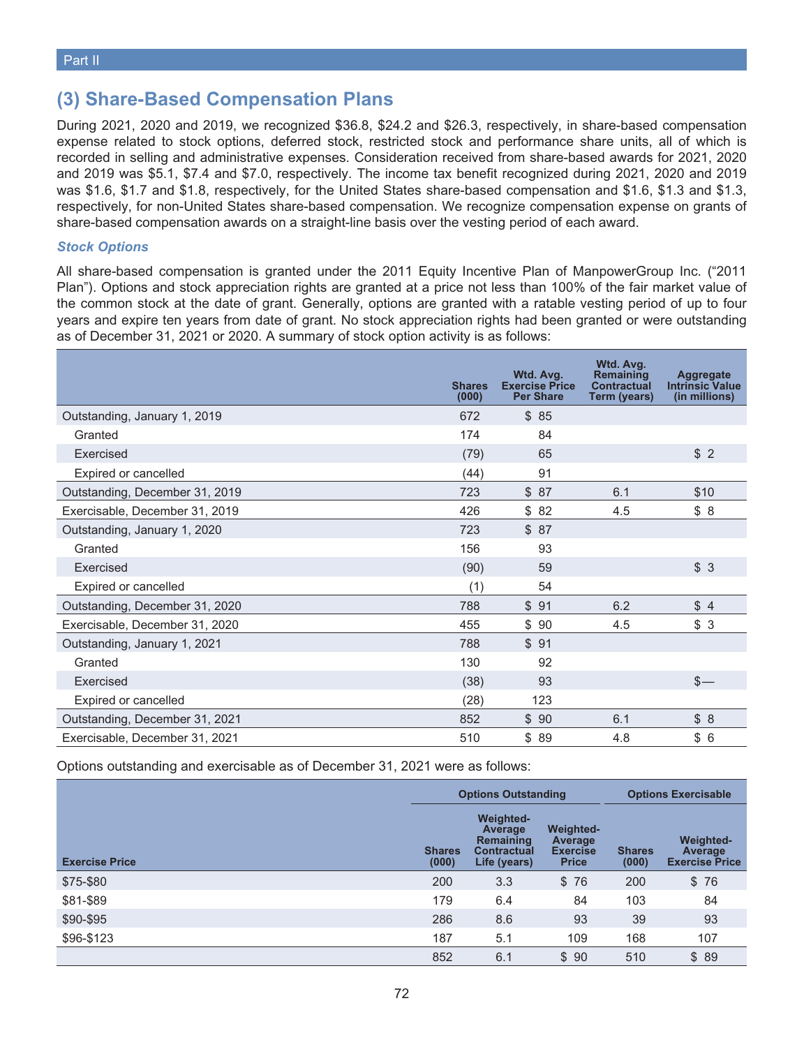## (3) Share-Based Compensation Plans

During 2021, 2020 and 2019, we recognized $36.8, $24.2 and $26.3, respectively, in share-based compensation expense related to stock options, deferred stock, restricted stock and performance share units, all of which is recorded in selling and administrative expenses. Consideration received from share-based awards for 2021, 2020 and 2019 was $5.1, $7.4 and $7.0, respectively. The income tax benefit recognized during 2021, 2020 and 2019 was $1.6, $1.7 and $1.8, respectively, for the United States share-based compensation and $1.6, $1.3 and $1.3, respectively, for non-United States share-based compensation. We recognize compensation expense on grants of share-based compensation awards on a straight-line basis over the vesting period of each award.

### *Stock Options*

All share-based compensation is granted under the 2011 Equity Incentive Plan of ManpowerGroup Inc. ("2011 Plan"). Options and stock appreciation rights are granted at a price not less than 100% of the fair market value of the common stock at the date of grant. Generally, options are granted with a ratable vesting period of up to four years and expire ten years from date of grant. No stock appreciation rights had been granted or were outstanding as of December 31, 2021 or 2020. A summary of stock option activity is as follows:

| | Shares (000) | Wtd. Avg. Exercise Price Per Share | Wtd. Avg. Remaining Contractual Term (years) | Aggregate Intrinsic Value (in millions) |
|---|---|---|---|---|
| Outstanding, January 1, 2019 | 672 | $ 85 | | |
| Granted | 174 | 84 | | |
| Exercised | (79) | 65 | | $ 2 |
| Expired or cancelled | (44) | 91 | | |
| Outstanding, December 31, 2019 | 723 | $ 87 | 6.1 | $10 |
| Exercisable, December 31, 2019 | 426 | $ 82 | 4.5 | $ 8 |
| Outstanding, January 1, 2020 | 723 | $ 87 | | |
| Granted | 156 | 93 | | |
| Exercised | (90) | 59 | | $ 3 |
| Expired or cancelled | (1) | 54 | | |
| Outstanding, December 31, 2020 | 788 | $ 91 | 6.2 | $ 4 |
| Exercisable, December 31, 2020 | 455 | $ 90 | 4.5 | $ 3 |
| Outstanding, January 1, 2021 | 788 | $ 91 | | |
| Granted | 130 | 92 | | |
| Exercised | (38) | 93 | | $— |
| Expired or cancelled | (28) | 123 | | |
| Outstanding, December 31, 2021 | 852 | $ 90 | 6.1 | $ 8 |
| Exercisable, December 31, 2021 | 510 | $ 89 | 4.8 | $ 6 |

Options outstanding and exercisable as of December 31, 2021 were as follows:

| | Options Outstanding | | | Options Exercisable | |
|---|---|---|---|---|---|
| Exercise Price | Shares (000) | Weighted-Average Remaining Contractual Life (years) | Weighted-Average Exercise Price | Shares (000) | Weighted-Average Exercise Price |
| $75-$80 | 200 | 3.3 | $ 76 | 200 | $ 76 |
| $81-$89 | 179 | 6.4 | 84 | 103 | 84 |
| $90-$95 | 286 | 8.6 | 93 | 39 | 93 |
| $96-$123 | 187 | 5.1 | 109 | 168 | 107 |
| | 852 | 6.1 | $ 90 | 510 | $ 89 |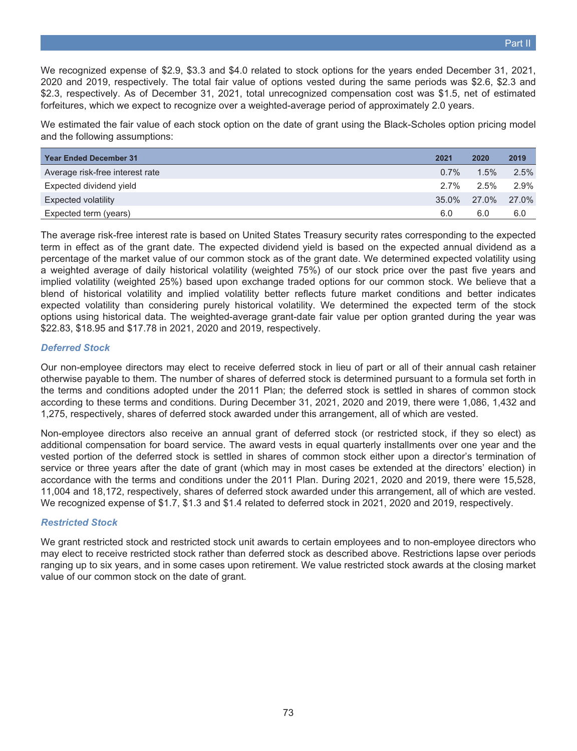We recognized expense of $2.9, $3.3 and $4.0 related to stock options for the years ended December 31, 2021, 2020 and 2019, respectively. The total fair value of options vested during the same periods was $2.6, $2.3 and $2.3, respectively. As of December 31, 2021, total unrecognized compensation cost was $1.5, net of estimated forfeitures, which we expect to recognize over a weighted-average period of approximately 2.0 years.

We estimated the fair value of each stock option on the date of grant using the Black-Scholes option pricing model and the following assumptions:

| Year Ended December 31 | 2021 | 2020 | 2019 |
|---|---|---|---|
| Average risk-free interest rate | 0.7% | 1.5% | 2.5% |
| Expected dividend yield | 2.7% | 2.5% | 2.9% |
| Expected volatility | 35.0% | 27.0% | 27.0% |
| Expected term (years) | 6.0 | 6.0 | 6.0 |

The average risk-free interest rate is based on United States Treasury security rates corresponding to the expected term in effect as of the grant date. The expected dividend yield is based on the expected annual dividend as a percentage of the market value of our common stock as of the grant date. We determined expected volatility using a weighted average of daily historical volatility (weighted 75%) of our stock price over the past five years and implied volatility (weighted 25%) based upon exchange traded options for our common stock. We believe that a blend of historical volatility and implied volatility better reflects future market conditions and better indicates expected volatility than considering purely historical volatility. We determined the expected term of the stock options using historical data. The weighted-average grant-date fair value per option granted during the year was $22.83, $18.95 and $17.78 in 2021, 2020 and 2019, respectively.

### *Deferred Stock*

Our non-employee directors may elect to receive deferred stock in lieu of part or all of their annual cash retainer otherwise payable to them. The number of shares of deferred stock is determined pursuant to a formula set forth in the terms and conditions adopted under the 2011 Plan; the deferred stock is settled in shares of common stock according to these terms and conditions. During December 31, 2021, 2020 and 2019, there were 1,086, 1,432 and 1,275, respectively, shares of deferred stock awarded under this arrangement, all of which are vested.

Non-employee directors also receive an annual grant of deferred stock (or restricted stock, if they so elect) as additional compensation for board service. The award vests in equal quarterly installments over one year and the vested portion of the deferred stock is settled in shares of common stock either upon a director's termination of service or three years after the date of grant (which may in most cases be extended at the directors' election) in accordance with the terms and conditions under the 2011 Plan. During 2021, 2020 and 2019, there were 15,528, 11,004 and 18,172, respectively, shares of deferred stock awarded under this arrangement, all of which are vested. We recognized expense of $1.7, $1.3 and $1.4 related to deferred stock in 2021, 2020 and 2019, respectively.

### *Restricted Stock*

We grant restricted stock and restricted stock unit awards to certain employees and to non-employee directors who may elect to receive restricted stock rather than deferred stock as described above. Restrictions lapse over periods ranging up to six years, and in some cases upon retirement. We value restricted stock awards at the closing market value of our common stock on the date of grant.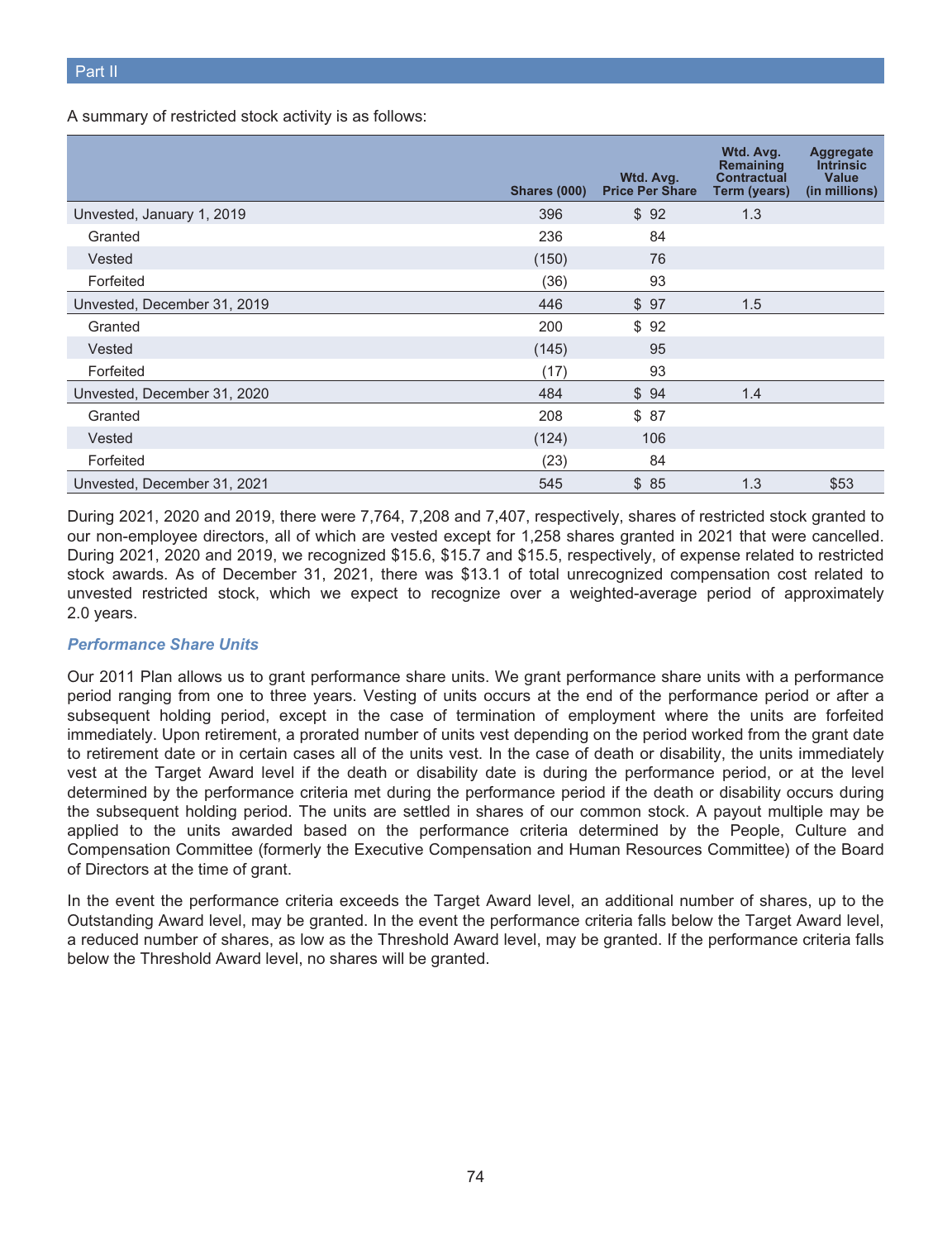A summary of restricted stock activity is as follows:

| | Shares (000) | Wtd. Avg. Price Per Share | Wtd. Avg. Remaining Contractual Term (years) | Aggregate Intrinsic Value (in millions) |
|---|---|---|---|---|
| Unvested, January 1, 2019 | 396 | $ 92 | 1.3 | |
| Granted | 236 | 84 | | |
| Vested | (150) | 76 | | |
| Forfeited | (36) | 93 | | |
| Unvested, December 31, 2019 | 446 | $ 97 | 1.5 | |
| Granted | 200 | $ 92 | | |
| Vested | (145) | 95 | | |
| Forfeited | (17) | 93 | | |
| Unvested, December 31, 2020 | 484 | $ 94 | 1.4 | |
| Granted | 208 | $ 87 | | |
| Vested | (124) | 106 | | |
| Forfeited | (23) | 84 | | |
| Unvested, December 31, 2021 | 545 | $ 85 | 1.3 | $53 |

During 2021, 2020 and 2019, there were 7,764, 7,208 and 7,407, respectively, shares of restricted stock granted to our non-employee directors, all of which are vested except for 1,258 shares granted in 2021 that were cancelled. During 2021, 2020 and 2019, we recognized $15.6, $15.7 and $15.5, respectively, of expense related to restricted stock awards. As of December 31, 2021, there was $13.1 of total unrecognized compensation cost related to unvested restricted stock, which we expect to recognize over a weighted-average period of approximately 2.0 years.

### *Performance Share Units*

Our 2011 Plan allows us to grant performance share units. We grant performance share units with a performance period ranging from one to three years. Vesting of units occurs at the end of the performance period or after a subsequent holding period, except in the case of termination of employment where the units are forfeited immediately. Upon retirement, a prorated number of units vest depending on the period worked from the grant date to retirement date or in certain cases all of the units vest. In the case of death or disability, the units immediately vest at the Target Award level if the death or disability date is during the performance period, or at the level determined by the performance criteria met during the performance period if the death or disability occurs during the subsequent holding period. The units are settled in shares of our common stock. A payout multiple may be applied to the units awarded based on the performance criteria determined by the People, Culture and Compensation Committee (formerly the Executive Compensation and Human Resources Committee) of the Board of Directors at the time of grant.

In the event the performance criteria exceeds the Target Award level, an additional number of shares, up to the Outstanding Award level, may be granted. In the event the performance criteria falls below the Target Award level, a reduced number of shares, as low as the Threshold Award level, may be granted. If the performance criteria falls below the Threshold Award level, no shares will be granted.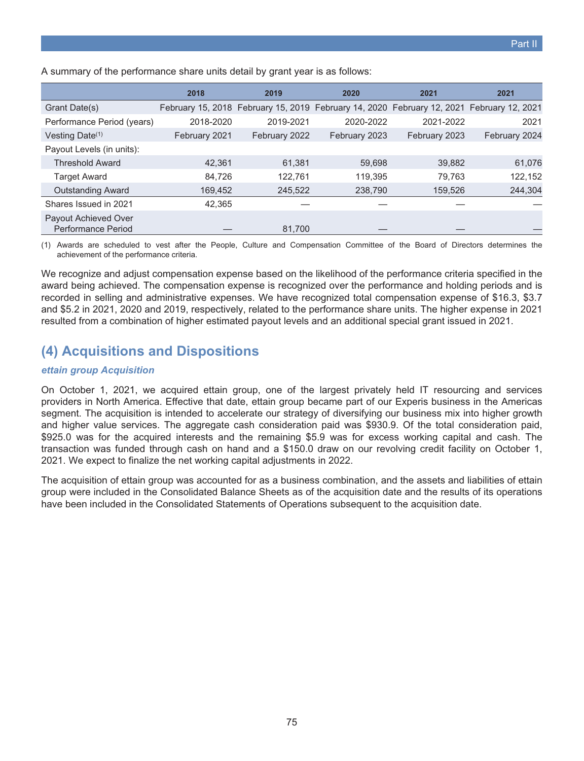A summary of the performance share units detail by grant year is as follows:

| | 2018 | 2019 | 2020 | 2021 | 2021 |
|---|---|---|---|---|---|
| Grant Date(s) | February 15, 2018 | February 15, 2019 | February 14, 2020 | February 12, 2021 | February 12, 2021 |
| Performance Period (years) | 2018-2020 | 2019-2021 | 2020-2022 | 2021-2022 | 2021 |
| Vesting Date[(1)] | February 2021 | February 2022 | February 2023 | February 2023 | February 2024 |
| Payout Levels (in units): | | | | | |
| Threshold Award | 42,361 | 61,381 | 59,698 | 39,882 | 61,076 |
| Target Award | 84,726 | 122,761 | 119,395 | 79,763 | 122,152 |
| Outstanding Award | 169,452 | 245,522 | 238,790 | 159,526 | 244,304 |
| Shares Issued in 2021 | 42,365 | — | — | — | — |
| Payout Achieved Over Performance Period | — | 81,700 | — | — | — |

(1) Awards are scheduled to vest after the People, Culture and Compensation Committee of the Board of Directors determines the achievement of the performance criteria.

We recognize and adjust compensation expense based on the likelihood of the performance criteria specified in the award being achieved. The compensation expense is recognized over the performance and holding periods and is recorded in selling and administrative expenses. We have recognized total compensation expense of $16.3, $3.7 and $5.2 in 2021, 2020 and 2019, respectively, related to the performance share units. The higher expense in 2021 resulted from a combination of higher estimated payout levels and an additional special grant issued in 2021.

## (4) Acquisitions and Dispositions

### *ettain group Acquisition*

On October 1, 2021, we acquired ettain group, one of the largest privately held IT resourcing and services providers in North America. Effective that date, ettain group became part of our Experis business in the Americas segment. The acquisition is intended to accelerate our strategy of diversifying our business mix into higher growth and higher value services. The aggregate cash consideration paid was $930.9. Of the total consideration paid, $925.0 was for the acquired interests and the remaining $5.9 was for excess working capital and cash. The transaction was funded through cash on hand and a $150.0 draw on our revolving credit facility on October 1, 2021. We expect to finalize the net working capital adjustments in 2022.

The acquisition of ettain group was accounted for as a business combination, and the assets and liabilities of ettain group were included in the Consolidated Balance Sheets as of the acquisition date and the results of its operations have been included in the Consolidated Statements of Operations subsequent to the acquisition date.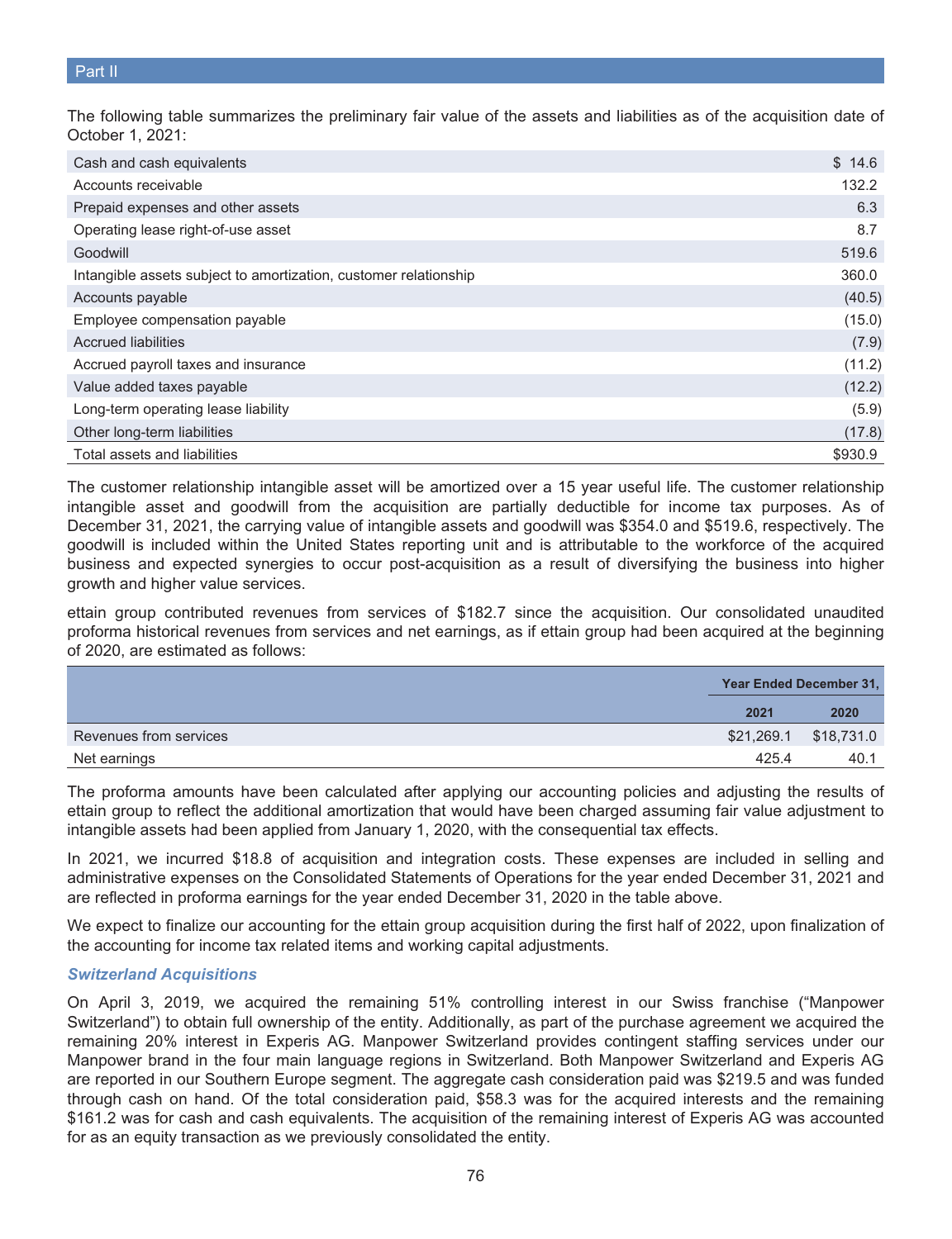The following table summarizes the preliminary fair value of the assets and liabilities as of the acquisition date of October 1, 2021:

| | |
|---|---|
| Cash and cash equivalents | $ 14.6 |
| Accounts receivable | 132.2 |
| Prepaid expenses and other assets | 6.3 |
| Operating lease right-of-use asset | 8.7 |
| Goodwill | 519.6 |
| Intangible assets subject to amortization, customer relationship | 360.0 |
| Accounts payable | (40.5) |
| Employee compensation payable | (15.0) |
| Accrued liabilities | (7.9) |
| Accrued payroll taxes and insurance | (11.2) |
| Value added taxes payable | (12.2) |
| Long-term operating lease liability | (5.9) |
| Other long-term liabilities | (17.8) |
| Total assets and liabilities | $930.9 |

The customer relationship intangible asset will be amortized over a 15 year useful life. The customer relationship intangible asset and goodwill from the acquisition are partially deductible for income tax purposes. As of December 31, 2021, the carrying value of intangible assets and goodwill was $354.0 and $519.6, respectively. The goodwill is included within the United States reporting unit and is attributable to the workforce of the acquired business and expected synergies to occur post-acquisition as a result of diversifying the business into higher growth and higher value services.

ettain group contributed revenues from services of $182.7 since the acquisition. Our consolidated unaudited proforma historical revenues from services and net earnings, as if ettain group had been acquired at the beginning of 2020, are estimated as follows:

| | Year Ended December 31, | |
|---|---|---|
| | 2021 | 2020 |
| Revenues from services | $21,269.1 | $18,731.0 |
| Net earnings | 425.4 | 40.1 |

The proforma amounts have been calculated after applying our accounting policies and adjusting the results of ettain group to reflect the additional amortization that would have been charged assuming fair value adjustment to intangible assets had been applied from January 1, 2020, with the consequential tax effects.

In 2021, we incurred $18.8 of acquisition and integration costs. These expenses are included in selling and administrative expenses on the Consolidated Statements of Operations for the year ended December 31, 2021 and are reflected in proforma earnings for the year ended December 31, 2020 in the table above.

We expect to finalize our accounting for the ettain group acquisition during the first half of 2022, upon finalization of the accounting for income tax related items and working capital adjustments.

### *Switzerland Acquisitions*

On April 3, 2019, we acquired the remaining 51% controlling interest in our Swiss franchise ("Manpower Switzerland") to obtain full ownership of the entity. Additionally, as part of the purchase agreement we acquired the remaining 20% interest in Experis AG. Manpower Switzerland provides contingent staffing services under our Manpower brand in the four main language regions in Switzerland. Both Manpower Switzerland and Experis AG are reported in our Southern Europe segment. The aggregate cash consideration paid was $219.5 and was funded through cash on hand. Of the total consideration paid, $58.3 was for the acquired interests and the remaining $161.2 was for cash and cash equivalents. The acquisition of the remaining interest of Experis AG was accounted for as an equity transaction as we previously consolidated the entity.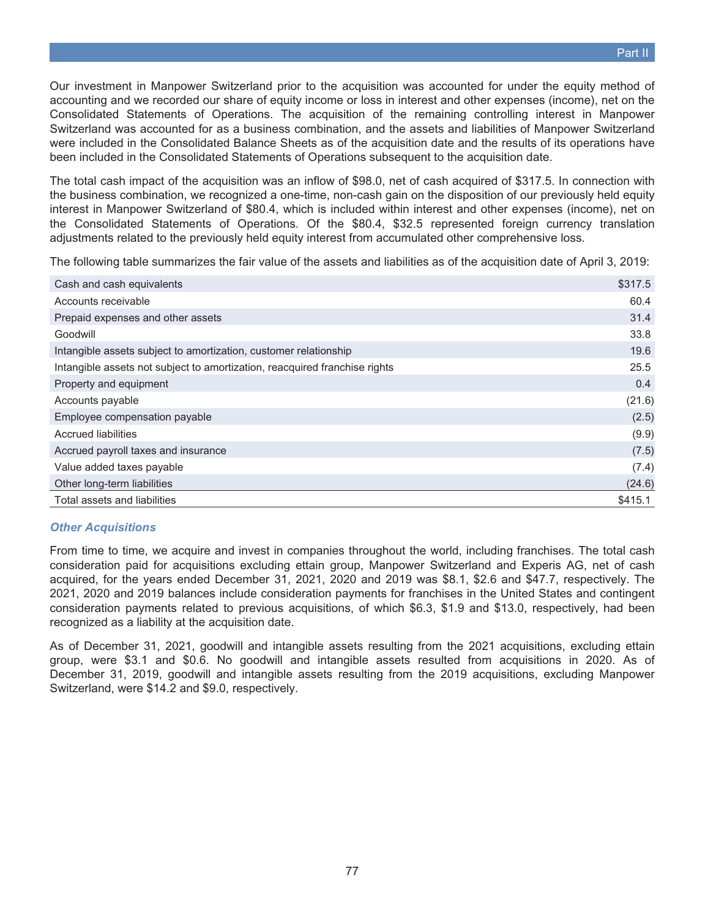Our investment in Manpower Switzerland prior to the acquisition was accounted for under the equity method of accounting and we recorded our share of equity income or loss in interest and other expenses (income), net on the Consolidated Statements of Operations. The acquisition of the remaining controlling interest in Manpower Switzerland was accounted for as a business combination, and the assets and liabilities of Manpower Switzerland were included in the Consolidated Balance Sheets as of the acquisition date and the results of its operations have been included in the Consolidated Statements of Operations subsequent to the acquisition date.

The total cash impact of the acquisition was an inflow of $98.0, net of cash acquired of $317.5. In connection with the business combination, we recognized a one-time, non-cash gain on the disposition of our previously held equity interest in Manpower Switzerland of $80.4, which is included within interest and other expenses (income), net on the Consolidated Statements of Operations. Of the $80.4, $32.5 represented foreign currency translation adjustments related to the previously held equity interest from accumulated other comprehensive loss.

The following table summarizes the fair value of the assets and liabilities as of the acquisition date of April 3, 2019:

| | |
|---|---|
| Cash and cash equivalents | $317.5 |
| Accounts receivable | 60.4 |
| Prepaid expenses and other assets | 31.4 |
| Goodwill | 33.8 |
| Intangible assets subject to amortization, customer relationship | 19.6 |
| Intangible assets not subject to amortization, reacquired franchise rights | 25.5 |
| Property and equipment | 0.4 |
| Accounts payable | (21.6) |
| Employee compensation payable | (2.5) |
| Accrued liabilities | (9.9) |
| Accrued payroll taxes and insurance | (7.5) |
| Value added taxes payable | (7.4) |
| Other long-term liabilities | (24.6) |
| Total assets and liabilities | $415.1 |

### *Other Acquisitions*

From time to time, we acquire and invest in companies throughout the world, including franchises. The total cash consideration paid for acquisitions excluding ettain group, Manpower Switzerland and Experis AG, net of cash acquired, for the years ended December 31, 2021, 2020 and 2019 was $8.1, $2.6 and $47.7, respectively. The 2021, 2020 and 2019 balances include consideration payments for franchises in the United States and contingent consideration payments related to previous acquisitions, of which $6.3, $1.9 and $13.0, respectively, had been recognized as a liability at the acquisition date.

As of December 31, 2021, goodwill and intangible assets resulting from the 2021 acquisitions, excluding ettain group, were $3.1 and $0.6. No goodwill and intangible assets resulted from acquisitions in 2020. As of December 31, 2019, goodwill and intangible assets resulting from the 2019 acquisitions, excluding Manpower Switzerland, were $14.2 and $9.0, respectively.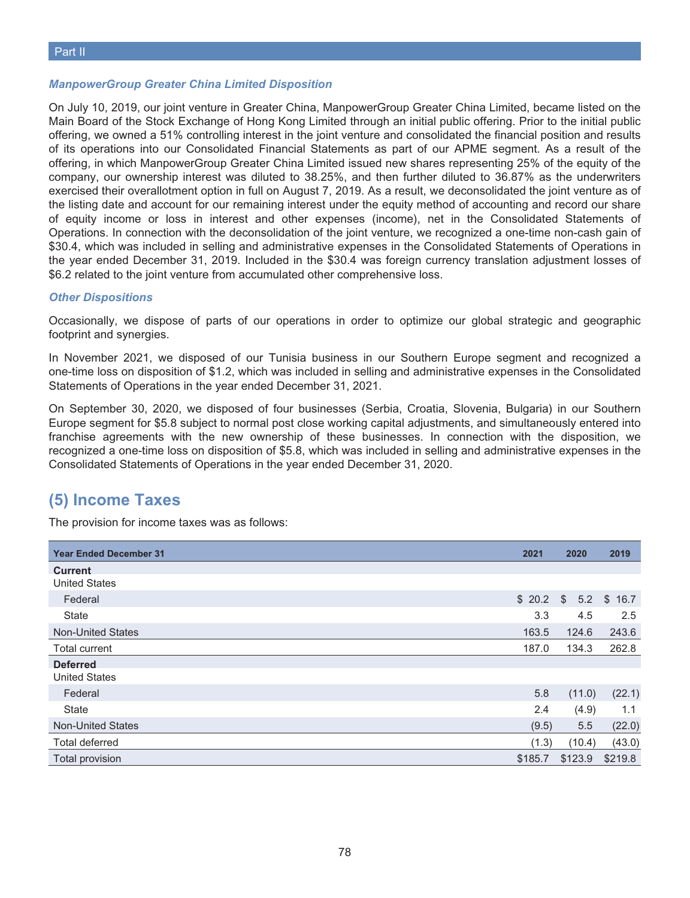### *ManpowerGroup Greater China Limited Disposition*

On July 10, 2019, our joint venture in Greater China, ManpowerGroup Greater China Limited, became listed on the Main Board of the Stock Exchange of Hong Kong Limited through an initial public offering. Prior to the initial public offering, we owned a 51% controlling interest in the joint venture and consolidated the financial position and results of its operations into our Consolidated Financial Statements as part of our APME segment. As a result of the offering, in which ManpowerGroup Greater China Limited issued new shares representing 25% of the equity of the company, our ownership interest was diluted to 38.25%, and then further diluted to 36.87% as the underwriters exercised their overallotment option in full on August 7, 2019. As a result, we deconsolidated the joint venture as of the listing date and account for our remaining interest under the equity method of accounting and record our share of equity income or loss in interest and other expenses (income), net in the Consolidated Statements of Operations. In connection with the deconsolidation of the joint venture, we recognized a one-time non-cash gain of $30.4, which was included in selling and administrative expenses in the Consolidated Statements of Operations in the year ended December 31, 2019. Included in the $30.4 was foreign currency translation adjustment losses of $6.2 related to the joint venture from accumulated other comprehensive loss.

### *Other Dispositions*

Occasionally, we dispose of parts of our operations in order to optimize our global strategic and geographic footprint and synergies.

In November 2021, we disposed of our Tunisia business in our Southern Europe segment and recognized a one-time loss on disposition of $1.2, which was included in selling and administrative expenses in the Consolidated Statements of Operations in the year ended December 31, 2021.

On September 30, 2020, we disposed of four businesses (Serbia, Croatia, Slovenia, Bulgaria) in our Southern Europe segment for $5.8 subject to normal post close working capital adjustments, and simultaneously entered into franchise agreements with the new ownership of these businesses. In connection with the disposition, we recognized a one-time loss on disposition of $5.8, which was included in selling and administrative expenses in the Consolidated Statements of Operations in the year ended December 31, 2020.

## (5) Income Taxes

The provision for income taxes was as follows:

| Year Ended December 31 | 2021 | 2020 | 2019 |
|---|---|---|---|
| **Current** | | | |
| United States | | | |
| Federal | $ 20.2 | $ 5.2 | $ 16.7 |
| State | 3.3 | 4.5 | 2.5 |
| Non-United States | 163.5 | 124.6 | 243.6 |
| Total current | 187.0 | 134.3 | 262.8 |
| **Deferred** | | | |
| United States | | | |
| Federal | 5.8 | (11.0) | (22.1) |
| State | 2.4 | (4.9) | 1.1 |
| Non-United States | (9.5) | 5.5 | (22.0) |
| Total deferred | (1.3) | (10.4) | (43.0) |
| Total provision | $185.7 | $123.9 | $219.8 |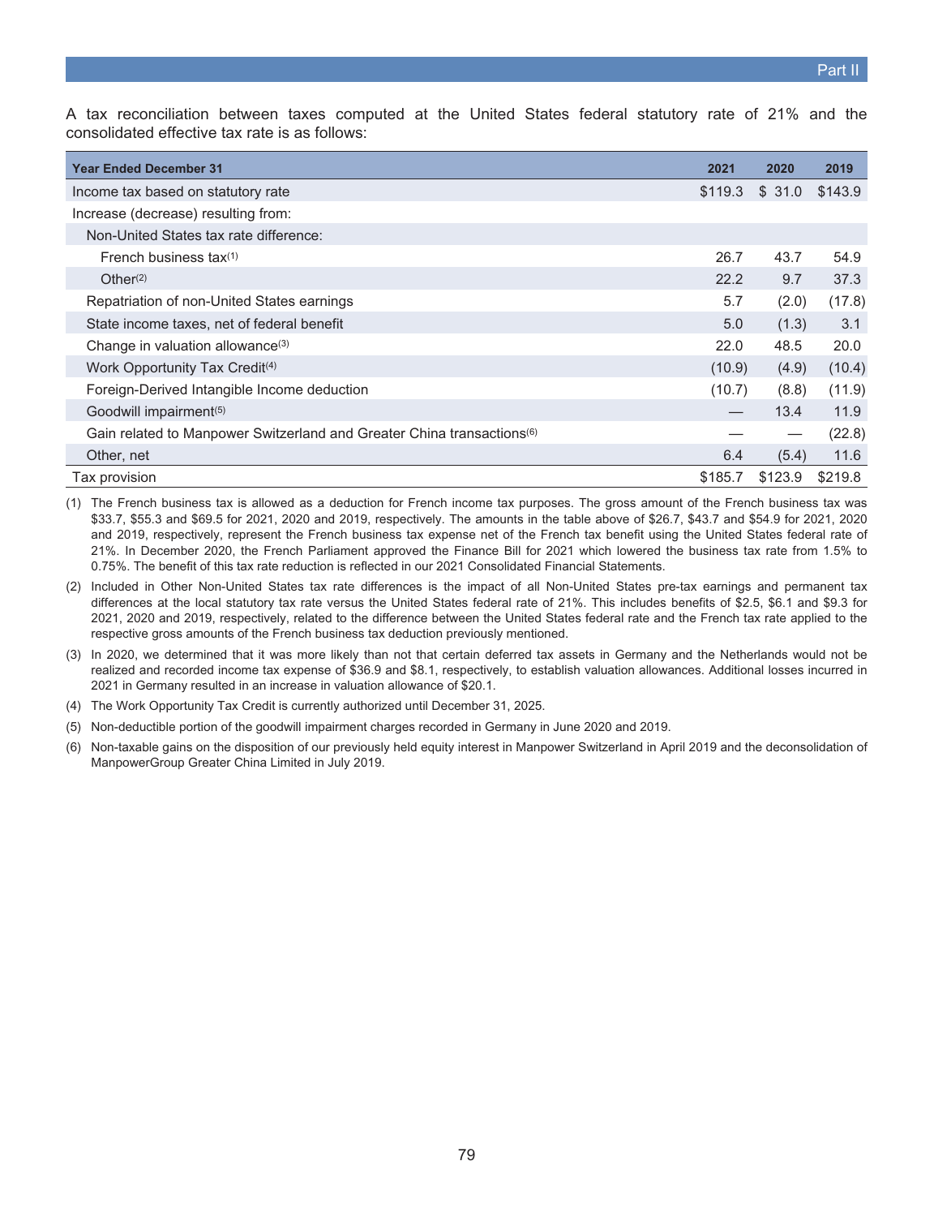A tax reconciliation between taxes computed at the United States federal statutory rate of 21% and the consolidated effective tax rate is as follows:

| Year Ended December 31 | 2021 | 2020 | 2019 |
|---|---|---|---|
| Income tax based on statutory rate | $119.3 | $ 31.0 | $143.9 |
| Increase (decrease) resulting from: | | | |
| Non-United States tax rate difference: | | | |
| French business tax[(1)] | 26.7 | 43.7 | 54.9 |
| Other[(2)] | 22.2 | 9.7 | 37.3 |
| Repatriation of non-United States earnings | 5.7 | (2.0) | (17.8) |
| State income taxes, net of federal benefit | 5.0 | (1.3) | 3.1 |
| Change in valuation allowance[(3)] | 22.0 | 48.5 | 20.0 |
| Work Opportunity Tax Credit[(4)] | (10.9) | (4.9) | (10.4) |
| Foreign-Derived Intangible Income deduction | (10.7) | (8.8) | (11.9) |
| Goodwill impairment[(5)] | — | 13.4 | 11.9 |
| Gain related to Manpower Switzerland and Greater China transactions[(6)] | — | — | (22.8) |
| Other, net | 6.4 | (5.4) | 11.6 |
| Tax provision | $185.7 | $123.9 | $219.8 |

(1) The French business tax is allowed as a deduction for French income tax purposes. The gross amount of the French business tax was $33.7, $55.3 and $69.5 for 2021, 2020 and 2019, respectively. The amounts in the table above of $26.7, $43.7 and $54.9 for 2021, 2020 and 2019, respectively, represent the French business tax expense net of the French tax benefit using the United States federal rate of 21%. In December 2020, the French Parliament approved the Finance Bill for 2021 which lowered the business tax rate from 1.5% to 0.75%. The benefit of this tax rate reduction is reflected in our 2021 Consolidated Financial Statements.

(2) Included in Other Non-United States tax rate differences is the impact of all Non-United States pre-tax earnings and permanent tax differences at the local statutory tax rate versus the United States federal rate of 21%. This includes benefits of $2.5, $6.1 and $9.3 for 2021, 2020 and 2019, respectively, related to the difference between the United States federal rate and the French tax rate applied to the respective gross amounts of the French business tax deduction previously mentioned.

(3) In 2020, we determined that it was more likely than not that certain deferred tax assets in Germany and the Netherlands would not be realized and recorded income tax expense of $36.9 and $8.1, respectively, to establish valuation allowances. Additional losses incurred in 2021 in Germany resulted in an increase in valuation allowance of $20.1.

(4) The Work Opportunity Tax Credit is currently authorized until December 31, 2025.

(5) Non-deductible portion of the goodwill impairment charges recorded in Germany in June 2020 and 2019.

(6) Non-taxable gains on the disposition of our previously held equity interest in Manpower Switzerland in April 2019 and the deconsolidation of ManpowerGroup Greater China Limited in July 2019.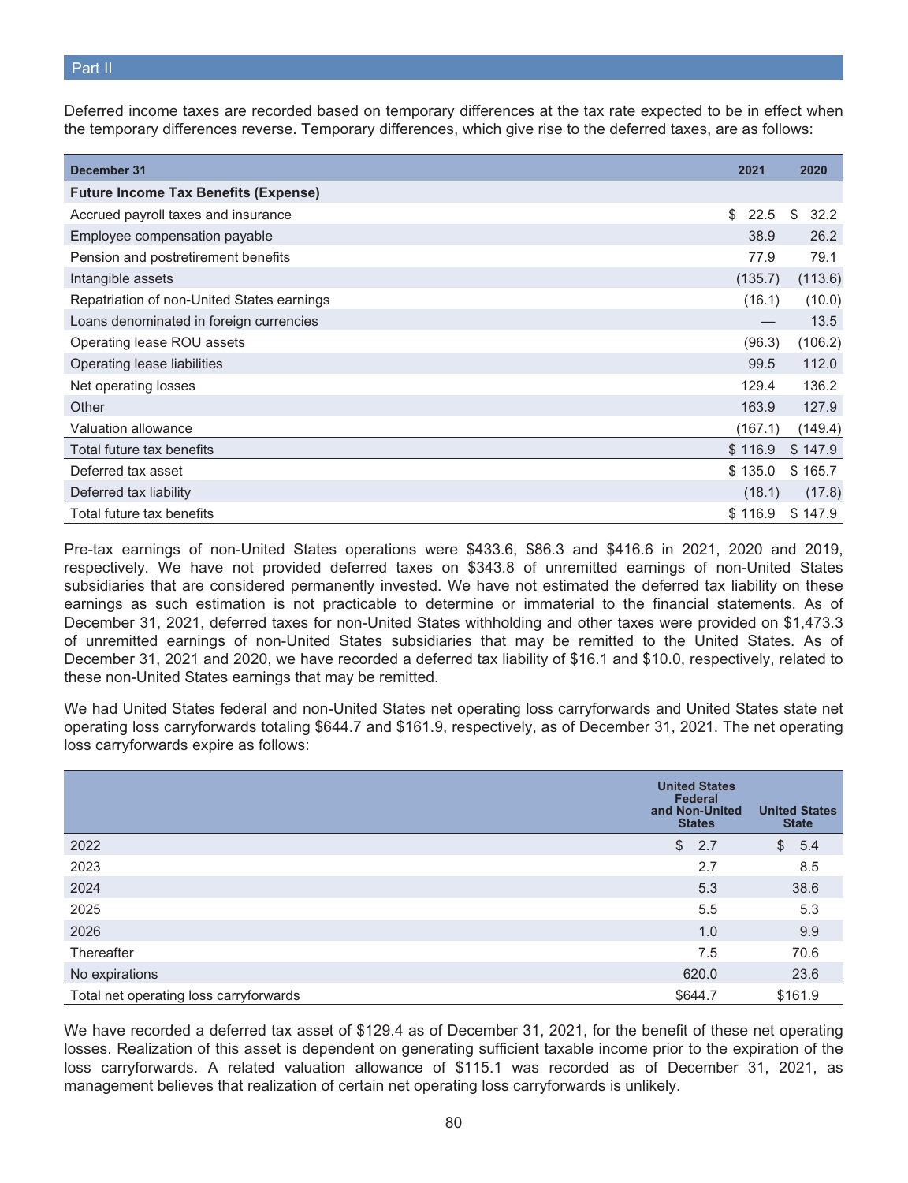Deferred income taxes are recorded based on temporary differences at the tax rate expected to be in effect when the temporary differences reverse. Temporary differences, which give rise to the deferred taxes, are as follows:

| December 31 | 2021 | 2020 |
|---|---|---|
| **Future Income Tax Benefits (Expense)** | | |
| Accrued payroll taxes and insurance | $ 22.5 | $ 32.2 |
| Employee compensation payable | 38.9 | 26.2 |
| Pension and postretirement benefits | 77.9 | 79.1 |
| Intangible assets | (135.7) | (113.6) |
| Repatriation of non-United States earnings | (16.1) | (10.0) |
| Loans denominated in foreign currencies | — | 13.5 |
| Operating lease ROU assets | (96.3) | (106.2) |
| Operating lease liabilities | 99.5 | 112.0 |
| Net operating losses | 129.4 | 136.2 |
| Other | 163.9 | 127.9 |
| Valuation allowance | (167.1) | (149.4) |
| Total future tax benefits | $ 116.9 | $ 147.9 |
| Deferred tax asset | $ 135.0 | $ 165.7 |
| Deferred tax liability | (18.1) | (17.8) |
| Total future tax benefits | $ 116.9 | $ 147.9 |

Pre-tax earnings of non-United States operations were $433.6, $86.3 and $416.6 in 2021, 2020 and 2019, respectively. We have not provided deferred taxes on $343.8 of unremitted earnings of non-United States subsidiaries that are considered permanently invested. We have not estimated the deferred tax liability on these earnings as such estimation is not practicable to determine or immaterial to the financial statements. As of December 31, 2021, deferred taxes for non-United States withholding and other taxes were provided on $1,473.3 of unremitted earnings of non-United States subsidiaries that may be remitted to the United States. As of December 31, 2021 and 2020, we have recorded a deferred tax liability of $16.1 and $10.0, respectively, related to these non-United States earnings that may be remitted.

We had United States federal and non-United States net operating loss carryforwards and United States state net operating loss carryforwards totaling $644.7 and $161.9, respectively, as of December 31, 2021. The net operating loss carryforwards expire as follows:

| | United States Federal and Non-United States | United States State |
|---|---|---|
| 2022 | $ 2.7 | $ 5.4 |
| 2023 | 2.7 | 8.5 |
| 2024 | 5.3 | 38.6 |
| 2025 | 5.5 | 5.3 |
| 2026 | 1.0 | 9.9 |
| Thereafter | 7.5 | 70.6 |
| No expirations | 620.0 | 23.6 |
| Total net operating loss carryforwards | $644.7 | $161.9 |

We have recorded a deferred tax asset of $129.4 as of December 31, 2021, for the benefit of these net operating losses. Realization of this asset is dependent on generating sufficient taxable income prior to the expiration of the loss carryforwards. A related valuation allowance of $115.1 was recorded as of December 31, 2021, as management believes that realization of certain net operating loss carryforwards is unlikely.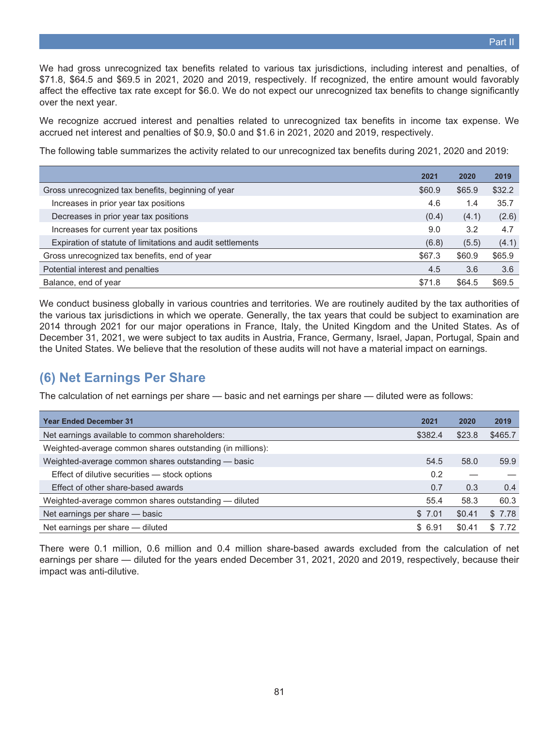We had gross unrecognized tax benefits related to various tax jurisdictions, including interest and penalties, of $71.8, $64.5 and $69.5 in 2021, 2020 and 2019, respectively. If recognized, the entire amount would favorably affect the effective tax rate except for $6.0. We do not expect our unrecognized tax benefits to change significantly over the next year.

We recognize accrued interest and penalties related to unrecognized tax benefits in income tax expense. We accrued net interest and penalties of $0.9, $0.0 and $1.6 in 2021, 2020 and 2019, respectively.

The following table summarizes the activity related to our unrecognized tax benefits during 2021, 2020 and 2019:

| | 2021 | 2020 | 2019 |
|---|---|---|---|
| Gross unrecognized tax benefits, beginning of year | $60.9 | $65.9 | $32.2 |
| Increases in prior year tax positions | 4.6 | 1.4 | 35.7 |
| Decreases in prior year tax positions | (0.4) | (4.1) | (2.6) |
| Increases for current year tax positions | 9.0 | 3.2 | 4.7 |
| Expiration of statute of limitations and audit settlements | (6.8) | (5.5) | (4.1) |
| Gross unrecognized tax benefits, end of year | $67.3 | $60.9 | $65.9 |
| Potential interest and penalties | 4.5 | 3.6 | 3.6 |
| Balance, end of year | $71.8 | $64.5 | $69.5 |

We conduct business globally in various countries and territories. We are routinely audited by the tax authorities of the various tax jurisdictions in which we operate. Generally, the tax years that could be subject to examination are 2014 through 2021 for our major operations in France, Italy, the United Kingdom and the United States. As of December 31, 2021, we were subject to tax audits in Austria, France, Germany, Israel, Japan, Portugal, Spain and the United States. We believe that the resolution of these audits will not have a material impact on earnings.

## (6) Net Earnings Per Share

The calculation of net earnings per share — basic and net earnings per share — diluted were as follows:

| Year Ended December 31 | 2021 | 2020 | 2019 |
|---|---|---|---|
| Net earnings available to common shareholders: | $382.4 | $23.8 | $465.7 |
| Weighted-average common shares outstanding (in millions): | | | |
| Weighted-average common shares outstanding — basic | 54.5 | 58.0 | 59.9 |
| Effect of dilutive securities — stock options | 0.2 | — | — |
| Effect of other share-based awards | 0.7 | 0.3 | 0.4 |
| Weighted-average common shares outstanding — diluted | 55.4 | 58.3 | 60.3 |
| Net earnings per share — basic | $ 7.01 | $0.41 | $ 7.78 |
| Net earnings per share — diluted | $ 6.91 | $0.41 | $ 7.72 |

There were 0.1 million, 0.6 million and 0.4 million share-based awards excluded from the calculation of net earnings per share — diluted for the years ended December 31, 2021, 2020 and 2019, respectively, because their impact was anti-dilutive.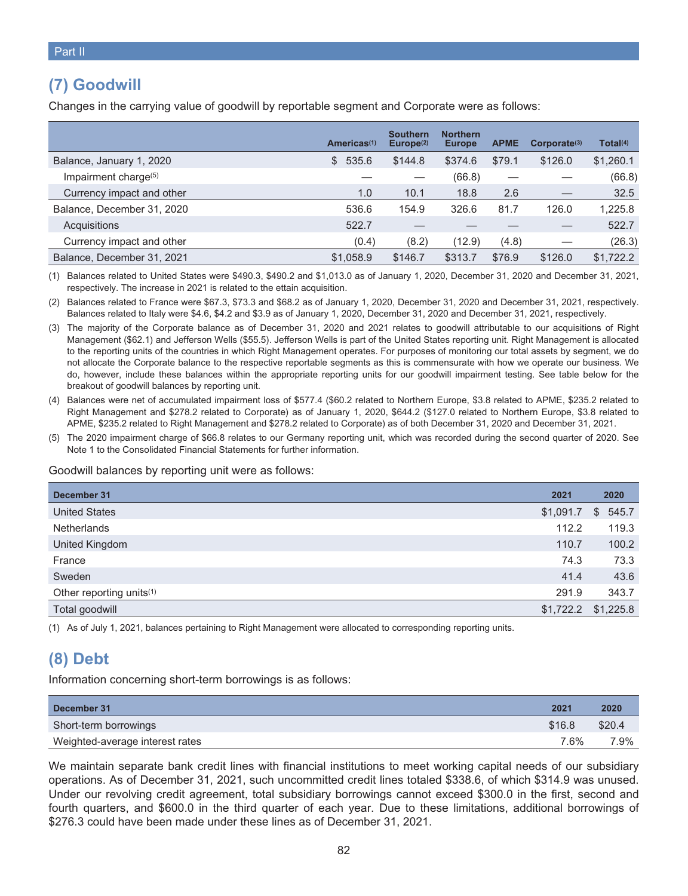Part II

## (7) Goodwill

Changes in the carrying value of goodwill by reportable segment and Corporate were as follows:

| | Americas(1) | Southern Europe(2) | Northern Europe | APME | Corporate(3) | Total(4) |
|---|---|---|---|---|---|---|
| Balance, January 1, 2020 | $ 535.6 | $144.8 | $374.6 | $79.1 | $126.0 | $1,260.1 |
| Impairment charge(5) | — | — | (66.8) | — | — | (66.8) |
| Currency impact and other | 1.0 | 10.1 | 18.8 | 2.6 | — | 32.5 |
| Balance, December 31, 2020 | 536.6 | 154.9 | 326.6 | 81.7 | 126.0 | 1,225.8 |
| Acquisitions | 522.7 | — | — | — | — | 522.7 |
| Currency impact and other | (0.4) | (8.2) | (12.9) | (4.8) | — | (26.3) |
| Balance, December 31, 2021 | $1,058.9 | $146.7 | $313.7 | $76.9 | $126.0 | $1,722.2 |

(1) Balances related to United States were $490.3, $490.2 and $1,013.0 as of January 1, 2020, December 31, 2020 and December 31, 2021, respectively. The increase in 2021 is related to the ettain acquisition.

(2) Balances related to France were $67.3, $73.3 and $68.2 as of January 1, 2020, December 31, 2020 and December 31, 2021, respectively. Balances related to Italy were $4.6, $4.2 and $3.9 as of January 1, 2020, December 31, 2020 and December 31, 2021, respectively.

(3) The majority of the Corporate balance as of December 31, 2020 and 2021 relates to goodwill attributable to our acquisitions of Right Management ($62.1) and Jefferson Wells ($55.5). Jefferson Wells is part of the United States reporting unit. Right Management is allocated to the reporting units of the countries in which Right Management operates. For purposes of monitoring our total assets by segment, we do not allocate the Corporate balance to the respective reportable segments as this is commensurate with how we operate our business. We do, however, include these balances within the appropriate reporting units for our goodwill impairment testing. See table below for the breakout of goodwill balances by reporting unit.

(4) Balances were net of accumulated impairment loss of $577.4 ($60.2 related to Northern Europe, $3.8 related to APME, $235.2 related to Right Management and $278.2 related to Corporate) as of January 1, 2020, $644.2 ($127.0 related to Northern Europe, $3.8 related to APME, $235.2 related to Right Management and $278.2 related to Corporate) as of both December 31, 2020 and December 31, 2021.

(5) The 2020 impairment charge of $66.8 relates to our Germany reporting unit, which was recorded during the second quarter of 2020. See Note 1 to the Consolidated Financial Statements for further information.

Goodwill balances by reporting unit were as follows:

| December 31 | 2021 | 2020 |
|---|---|---|
| United States | $1,091.7 | $ 545.7 |
| Netherlands | 112.2 | 119.3 |
| United Kingdom | 110.7 | 100.2 |
| France | 74.3 | 73.3 |
| Sweden | 41.4 | 43.6 |
| Other reporting units(1) | 291.9 | 343.7 |
| Total goodwill | $1,722.2 | $1,225.8 |

(1) As of July 1, 2021, balances pertaining to Right Management were allocated to corresponding reporting units.

## (8) Debt

Information concerning short-term borrowings is as follows:

| December 31 | 2021 | 2020 |
|---|---|---|
| Short-term borrowings | $16.8 | $20.4 |
| Weighted-average interest rates | 7.6% | 7.9% |

We maintain separate bank credit lines with financial institutions to meet working capital needs of our subsidiary operations. As of December 31, 2021, such uncommitted credit lines totaled $338.6, of which $314.9 was unused. Under our revolving credit agreement, total subsidiary borrowings cannot exceed $300.0 in the first, second and fourth quarters, and $600.0 in the third quarter of each year. Due to these limitations, additional borrowings of $276.3 could have been made under these lines as of December 31, 2021.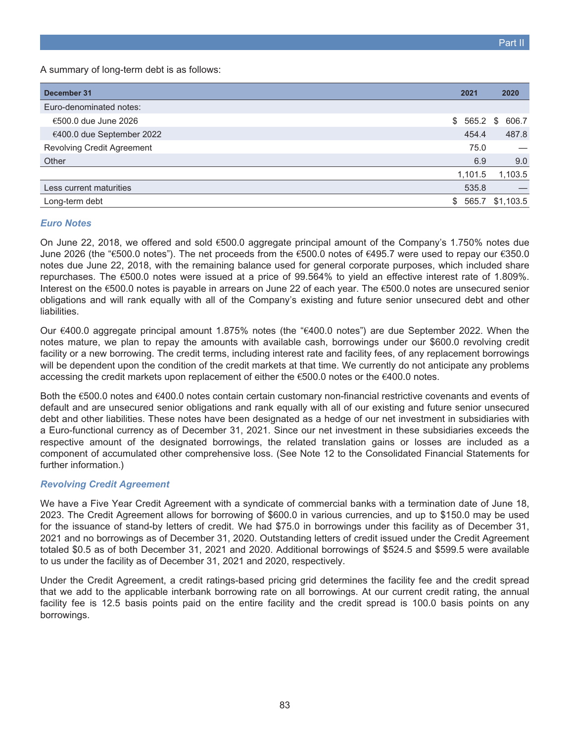A summary of long-term debt is as follows:

| December 31 | 2021 | 2020 |
| --- | --- | --- |
| Euro-denominated notes: | | |
| €500.0 due June 2026 | $ 565.2 | $ 606.7 |
| €400.0 due September 2022 | 454.4 | 487.8 |
| Revolving Credit Agreement | 75.0 | — |
| Other | 6.9 | 9.0 |
| | 1,101.5 | 1,103.5 |
| Less current maturities | 535.8 | — |
| Long-term debt | $ 565.7 | $1,103.5 |

### *Euro Notes*

On June 22, 2018, we offered and sold €500.0 aggregate principal amount of the Company's 1.750% notes due June 2026 (the "€500.0 notes"). The net proceeds from the €500.0 notes of €495.7 were used to repay our €350.0 notes due June 22, 2018, with the remaining balance used for general corporate purposes, which included share repurchases. The €500.0 notes were issued at a price of 99.564% to yield an effective interest rate of 1.809%. Interest on the €500.0 notes is payable in arrears on June 22 of each year. The €500.0 notes are unsecured senior obligations and will rank equally with all of the Company's existing and future senior unsecured debt and other liabilities.

Our €400.0 aggregate principal amount 1.875% notes (the "€400.0 notes") are due September 2022. When the notes mature, we plan to repay the amounts with available cash, borrowings under our $600.0 revolving credit facility or a new borrowing. The credit terms, including interest rate and facility fees, of any replacement borrowings will be dependent upon the condition of the credit markets at that time. We currently do not anticipate any problems accessing the credit markets upon replacement of either the €500.0 notes or the €400.0 notes.

Both the €500.0 notes and €400.0 notes contain certain customary non-financial restrictive covenants and events of default and are unsecured senior obligations and rank equally with all of our existing and future senior unsecured debt and other liabilities. These notes have been designated as a hedge of our net investment in subsidiaries with a Euro-functional currency as of December 31, 2021. Since our net investment in these subsidiaries exceeds the respective amount of the designated borrowings, the related translation gains or losses are included as a component of accumulated other comprehensive loss. (See Note 12 to the Consolidated Financial Statements for further information.)

### *Revolving Credit Agreement*

We have a Five Year Credit Agreement with a syndicate of commercial banks with a termination date of June 18, 2023. The Credit Agreement allows for borrowing of $600.0 in various currencies, and up to $150.0 may be used for the issuance of stand-by letters of credit. We had $75.0 in borrowings under this facility as of December 31, 2021 and no borrowings as of December 31, 2020. Outstanding letters of credit issued under the Credit Agreement totaled $0.5 as of both December 31, 2021 and 2020. Additional borrowings of $524.5 and $599.5 were available to us under the facility as of December 31, 2021 and 2020, respectively.

Under the Credit Agreement, a credit ratings-based pricing grid determines the facility fee and the credit spread that we add to the applicable interbank borrowing rate on all borrowings. At our current credit rating, the annual facility fee is 12.5 basis points paid on the entire facility and the credit spread is 100.0 basis points on any borrowings.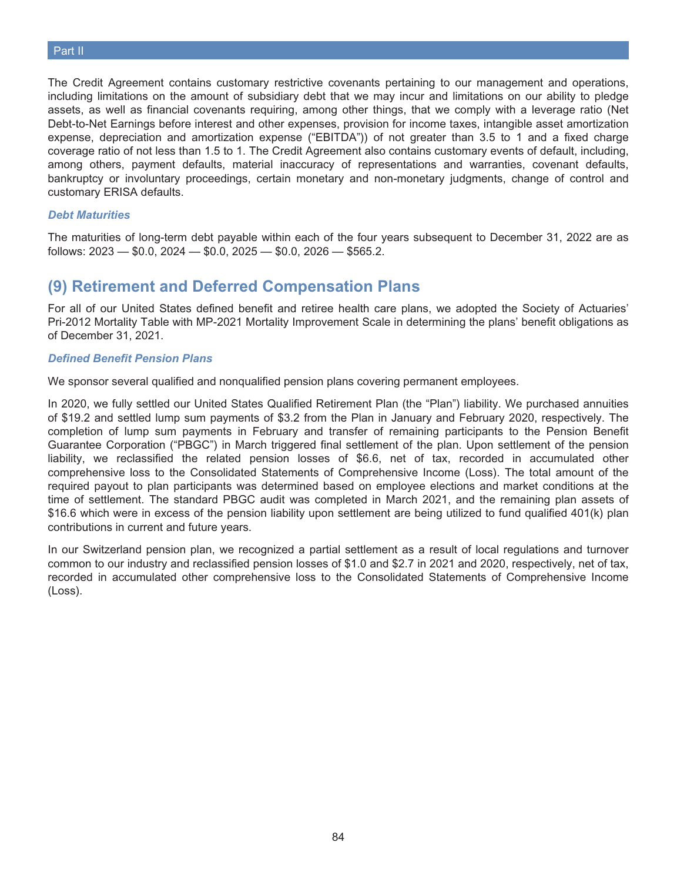The Credit Agreement contains customary restrictive covenants pertaining to our management and operations, including limitations on the amount of subsidiary debt that we may incur and limitations on our ability to pledge assets, as well as financial covenants requiring, among other things, that we comply with a leverage ratio (Net Debt-to-Net Earnings before interest and other expenses, provision for income taxes, intangible asset amortization expense, depreciation and amortization expense ("EBITDA")) of not greater than 3.5 to 1 and a fixed charge coverage ratio of not less than 1.5 to 1. The Credit Agreement also contains customary events of default, including, among others, payment defaults, material inaccuracy of representations and warranties, covenant defaults, bankruptcy or involuntary proceedings, certain monetary and non-monetary judgments, change of control and customary ERISA defaults.

### *Debt Maturities*

The maturities of long-term debt payable within each of the four years subsequent to December 31, 2022 are as follows: 2023 — $0.0, 2024 — $0.0, 2025 — $0.0, 2026 — $565.2.

## (9) Retirement and Deferred Compensation Plans

For all of our United States defined benefit and retiree health care plans, we adopted the Society of Actuaries' Pri-2012 Mortality Table with MP-2021 Mortality Improvement Scale in determining the plans' benefit obligations as of December 31, 2021.

### *Defined Benefit Pension Plans*

We sponsor several qualified and nonqualified pension plans covering permanent employees.

In 2020, we fully settled our United States Qualified Retirement Plan (the "Plan") liability. We purchased annuities of $19.2 and settled lump sum payments of $3.2 from the Plan in January and February 2020, respectively. The completion of lump sum payments in February and transfer of remaining participants to the Pension Benefit Guarantee Corporation ("PBGC") in March triggered final settlement of the plan. Upon settlement of the pension liability, we reclassified the related pension losses of $6.6, net of tax, recorded in accumulated other comprehensive loss to the Consolidated Statements of Comprehensive Income (Loss). The total amount of the required payout to plan participants was determined based on employee elections and market conditions at the time of settlement. The standard PBGC audit was completed in March 2021, and the remaining plan assets of $16.6 which were in excess of the pension liability upon settlement are being utilized to fund qualified 401(k) plan contributions in current and future years.

In our Switzerland pension plan, we recognized a partial settlement as a result of local regulations and turnover common to our industry and reclassified pension losses of $1.0 and $2.7 in 2021 and 2020, respectively, net of tax, recorded in accumulated other comprehensive loss to the Consolidated Statements of Comprehensive Income (Loss).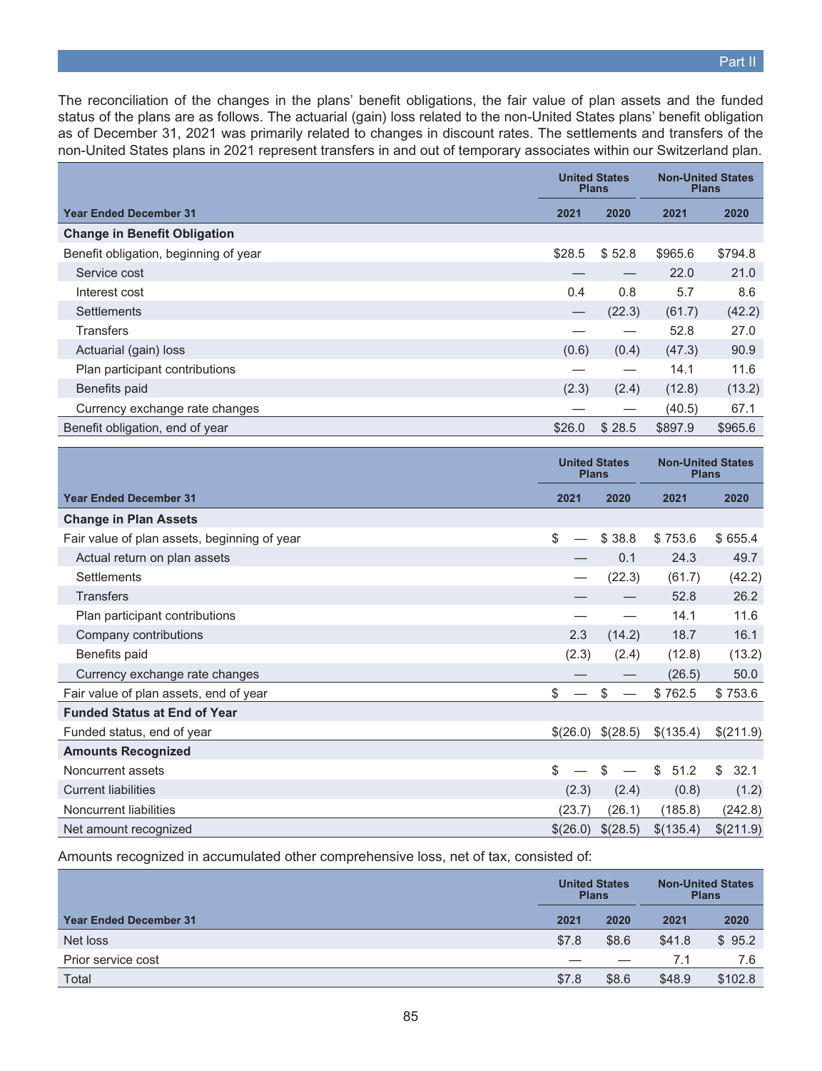The reconciliation of the changes in the plans' benefit obligations, the fair value of plan assets and the funded status of the plans are as follows. The actuarial (gain) loss related to the non-United States plans' benefit obligation as of December 31, 2021 was primarily related to changes in discount rates. The settlements and transfers of the non-United States plans in 2021 represent transfers in and out of temporary associates within our Switzerland plan.

| | United States Plans | | Non-United States Plans | |
|---|---|---|---|---|
| **Year Ended December 31** | **2021** | **2020** | **2021** | **2020** |
| **Change in Benefit Obligation** | | | | |
| Benefit obligation, beginning of year | $28.5 | $ 52.8 | $965.6 | $794.8 |
| Service cost | — | — | 22.0 | 21.0 |
| Interest cost | 0.4 | 0.8 | 5.7 | 8.6 |
| Settlements | — | (22.3) | (61.7) | (42.2) |
| Transfers | — | — | 52.8 | 27.0 |
| Actuarial (gain) loss | (0.6) | (0.4) | (47.3) | 90.9 |
| Plan participant contributions | — | — | 14.1 | 11.6 |
| Benefits paid | (2.3) | (2.4) | (12.8) | (13.2) |
| Currency exchange rate changes | — | — | (40.5) | 67.1 |
| Benefit obligation, end of year | $26.0 | $ 28.5 | $897.9 | $965.6 |

| | United States Plans | | Non-United States Plans | |
|---|---|---|---|---|
| **Year Ended December 31** | **2021** | **2020** | **2021** | **2020** |
| **Change in Plan Assets** | | | | |
| Fair value of plan assets, beginning of year | $ — | $ 38.8 | $ 753.6 | $ 655.4 |
| Actual return on plan assets | — | 0.1 | 24.3 | 49.7 |
| Settlements | — | (22.3) | (61.7) | (42.2) |
| Transfers | — | — | 52.8 | 26.2 |
| Plan participant contributions | — | — | 14.1 | 11.6 |
| Company contributions | 2.3 | (14.2) | 18.7 | 16.1 |
| Benefits paid | (2.3) | (2.4) | (12.8) | (13.2) |
| Currency exchange rate changes | — | — | (26.5) | 50.0 |
| Fair value of plan assets, end of year | $ — | $ — | $ 762.5 | $ 753.6 |
| **Funded Status at End of Year** | | | | |
| Funded status, end of year | $(26.0) | $(28.5) | $(135.4) | $(211.9) |
| **Amounts Recognized** | | | | |
| Noncurrent assets | $ — | $ — | $ 51.2 | $ 32.1 |
| Current liabilities | (2.3) | (2.4) | (0.8) | (1.2) |
| Noncurrent liabilities | (23.7) | (26.1) | (185.8) | (242.8) |
| Net amount recognized | $(26.0) | $(28.5) | $(135.4) | $(211.9) |

Amounts recognized in accumulated other comprehensive loss, net of tax, consisted of:

| | United States Plans | | Non-United States Plans | |
|---|---|---|---|---|
| **Year Ended December 31** | **2021** | **2020** | **2021** | **2020** |
| Net loss | $7.8 | $8.6 | $41.8 | $ 95.2 |
| Prior service cost | — | — | 7.1 | 7.6 |
| Total | $7.8 | $8.6 | $48.9 | $102.8 |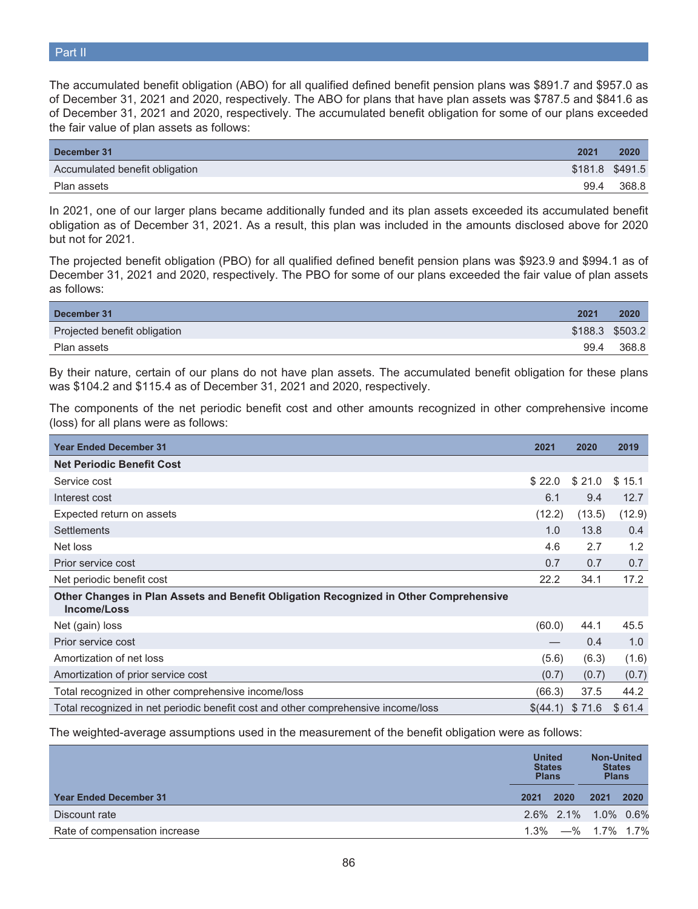The accumulated benefit obligation (ABO) for all qualified defined benefit pension plans was $891.7 and $957.0 as of December 31, 2021 and 2020, respectively. The ABO for plans that have plan assets was $787.5 and $841.6 as of December 31, 2021 and 2020, respectively. The accumulated benefit obligation for some of our plans exceeded the fair value of plan assets as follows:

| December 31 | 2021 | 2020 |
|---|---|---|
| Accumulated benefit obligation | $181.8 | $491.5 |
| Plan assets | 99.4 | 368.8 |

In 2021, one of our larger plans became additionally funded and its plan assets exceeded its accumulated benefit obligation as of December 31, 2021. As a result, this plan was included in the amounts disclosed above for 2020 but not for 2021.

The projected benefit obligation (PBO) for all qualified defined benefit pension plans was $923.9 and $994.1 as of December 31, 2021 and 2020, respectively. The PBO for some of our plans exceeded the fair value of plan assets as follows:

| December 31 | 2021 | 2020 |
|---|---|---|
| Projected benefit obligation | $188.3 | $503.2 |
| Plan assets | 99.4 | 368.8 |

By their nature, certain of our plans do not have plan assets. The accumulated benefit obligation for these plans was $104.2 and $115.4 as of December 31, 2021 and 2020, respectively.

The components of the net periodic benefit cost and other amounts recognized in other comprehensive income (loss) for all plans were as follows:

| Year Ended December 31 | 2021 | 2020 | 2019 |
|---|---|---|---|
| **Net Periodic Benefit Cost** | | | |
| Service cost | $ 22.0 | $ 21.0 | $ 15.1 |
| Interest cost | 6.1 | 9.4 | 12.7 |
| Expected return on assets | (12.2) | (13.5) | (12.9) |
| Settlements | 1.0 | 13.8 | 0.4 |
| Net loss | 4.6 | 2.7 | 1.2 |
| Prior service cost | 0.7 | 0.7 | 0.7 |
| Net periodic benefit cost | 22.2 | 34.1 | 17.2 |
| **Other Changes in Plan Assets and Benefit Obligation Recognized in Other Comprehensive Income/Loss** | | | |
| Net (gain) loss | (60.0) | 44.1 | 45.5 |
| Prior service cost | — | 0.4 | 1.0 |
| Amortization of net loss | (5.6) | (6.3) | (1.6) |
| Amortization of prior service cost | (0.7) | (0.7) | (0.7) |
| Total recognized in other comprehensive income/loss | (66.3) | 37.5 | 44.2 |
| Total recognized in net periodic benefit cost and other comprehensive income/loss | $(44.1) | $ 71.6 | $ 61.4 |

The weighted-average assumptions used in the measurement of the benefit obligation were as follows:

| | United States Plans | | Non-United States Plans | |
|---|---|---|---|---|
| Year Ended December 31 | 2021 | 2020 | 2021 | 2020 |
| Discount rate | 2.6% | 2.1% | 1.0% | 0.6% |
| Rate of compensation increase | 1.3% | —% | 1.7% | 1.7% |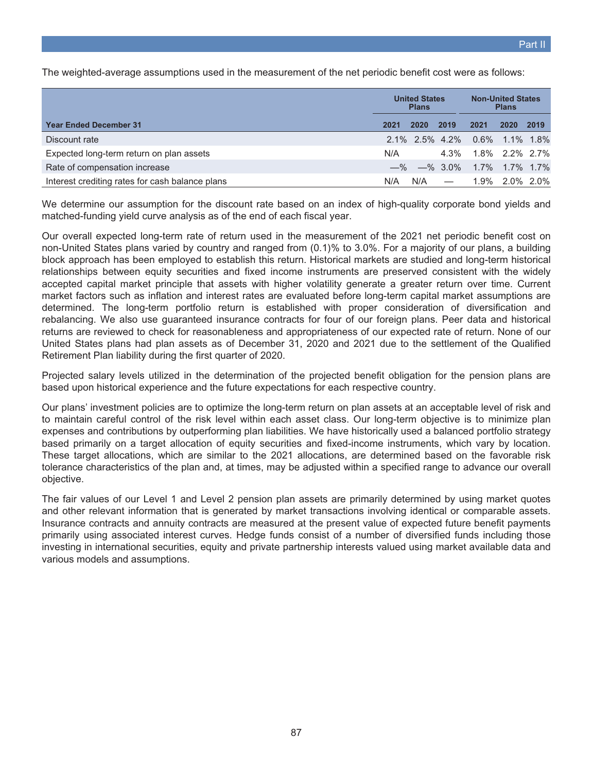The weighted-average assumptions used in the measurement of the net periodic benefit cost were as follows:

| | United States Plans | | | Non-United States Plans | | |
|---|---|---|---|---|---|---|
| **Year Ended December 31** | **2021** | **2020** | **2019** | **2021** | **2020** | **2019** |
| Discount rate | 2.1% | 2.5% | 4.2% | 0.6% | 1.1% | 1.8% |
| Expected long-term return on plan assets | N/A | | 4.3% | 1.8% | 2.2% | 2.7% |
| Rate of compensation increase | —% | —% | 3.0% | 1.7% | 1.7% | 1.7% |
| Interest crediting rates for cash balance plans | N/A | N/A | — | 1.9% | 2.0% | 2.0% |

We determine our assumption for the discount rate based on an index of high-quality corporate bond yields and matched-funding yield curve analysis as of the end of each fiscal year.

Our overall expected long-term rate of return used in the measurement of the 2021 net periodic benefit cost on non-United States plans varied by country and ranged from (0.1)% to 3.0%. For a majority of our plans, a building block approach has been employed to establish this return. Historical markets are studied and long-term historical relationships between equity securities and fixed income instruments are preserved consistent with the widely accepted capital market principle that assets with higher volatility generate a greater return over time. Current market factors such as inflation and interest rates are evaluated before long-term capital market assumptions are determined. The long-term portfolio return is established with proper consideration of diversification and rebalancing. We also use guaranteed insurance contracts for four of our foreign plans. Peer data and historical returns are reviewed to check for reasonableness and appropriateness of our expected rate of return. None of our United States plans had plan assets as of December 31, 2020 and 2021 due to the settlement of the Qualified Retirement Plan liability during the first quarter of 2020.

Projected salary levels utilized in the determination of the projected benefit obligation for the pension plans are based upon historical experience and the future expectations for each respective country.

Our plans' investment policies are to optimize the long-term return on plan assets at an acceptable level of risk and to maintain careful control of the risk level within each asset class. Our long-term objective is to minimize plan expenses and contributions by outperforming plan liabilities. We have historically used a balanced portfolio strategy based primarily on a target allocation of equity securities and fixed-income instruments, which vary by location. These target allocations, which are similar to the 2021 allocations, are determined based on the favorable risk tolerance characteristics of the plan and, at times, may be adjusted within a specified range to advance our overall objective.

The fair values of our Level 1 and Level 2 pension plan assets are primarily determined by using market quotes and other relevant information that is generated by market transactions involving identical or comparable assets. Insurance contracts and annuity contracts are measured at the present value of expected future benefit payments primarily using associated interest curves. Hedge funds consist of a number of diversified funds including those investing in international securities, equity and private partnership interests valued using market available data and various models and assumptions.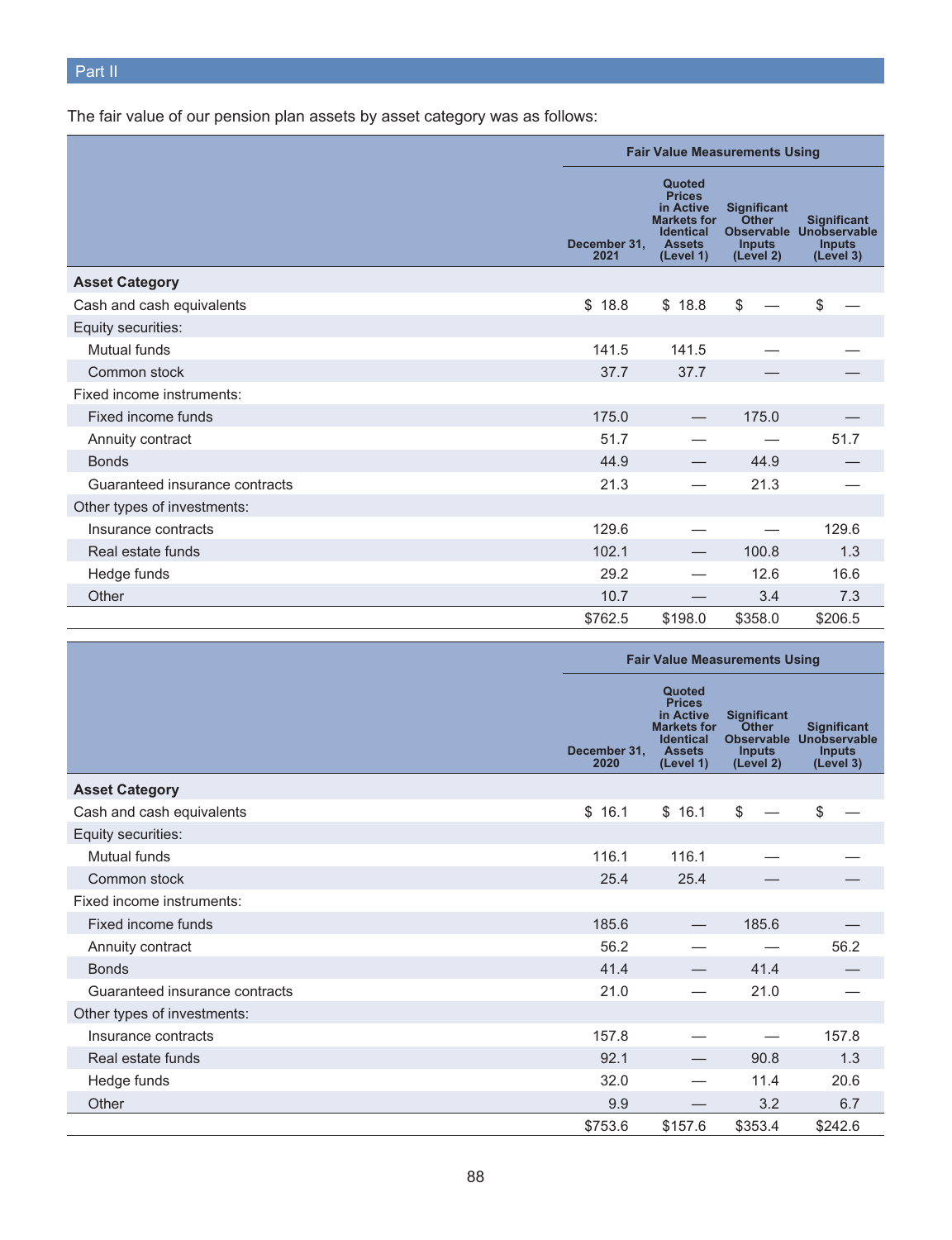Part II

The fair value of our pension plan assets by asset category was as follows:

| | | Fair Value Measurements Using | | |
|---|---|---|---|---|
| | December 31, 2021 | Quoted Prices in Active Markets for Identical Assets (Level 1) | Significant Other Observable Inputs (Level 2) | Significant Unobservable Inputs (Level 3) |
| **Asset Category** | | | | |
| Cash and cash equivalents | $ 18.8 | $ 18.8 | $ — | $ — |
| Equity securities: | | | | |
| Mutual funds | 141.5 | 141.5 | — | — |
| Common stock | 37.7 | 37.7 | — | — |
| Fixed income instruments: | | | | |
| Fixed income funds | 175.0 | — | 175.0 | — |
| Annuity contract | 51.7 | — | — | 51.7 |
| Bonds | 44.9 | — | 44.9 | — |
| Guaranteed insurance contracts | 21.3 | — | 21.3 | — |
| Other types of investments: | | | | |
| Insurance contracts | 129.6 | — | — | 129.6 |
| Real estate funds | 102.1 | — | 100.8 | 1.3 |
| Hedge funds | 29.2 | — | 12.6 | 16.6 |
| Other | 10.7 | — | 3.4 | 7.3 |
| | $762.5 | $198.0 | $358.0 | $206.5 |

| | | Fair Value Measurements Using | | |
|---|---|---|---|---|
| | December 31, 2020 | Quoted Prices in Active Markets for Identical Assets (Level 1) | Significant Other Observable Inputs (Level 2) | Significant Unobservable Inputs (Level 3) |
| **Asset Category** | | | | |
| Cash and cash equivalents | $ 16.1 | $ 16.1 | $ — | $ — |
| Equity securities: | | | | |
| Mutual funds | 116.1 | 116.1 | — | — |
| Common stock | 25.4 | 25.4 | — | — |
| Fixed income instruments: | | | | |
| Fixed income funds | 185.6 | — | 185.6 | — |
| Annuity contract | 56.2 | — | — | 56.2 |
| Bonds | 41.4 | — | 41.4 | — |
| Guaranteed insurance contracts | 21.0 | — | 21.0 | — |
| Other types of investments: | | | | |
| Insurance contracts | 157.8 | — | — | 157.8 |
| Real estate funds | 92.1 | — | 90.8 | 1.3 |
| Hedge funds | 32.0 | — | 11.4 | 20.6 |
| Other | 9.9 | — | 3.2 | 6.7 |
| | $753.6 | $157.6 | $353.4 | $242.6 |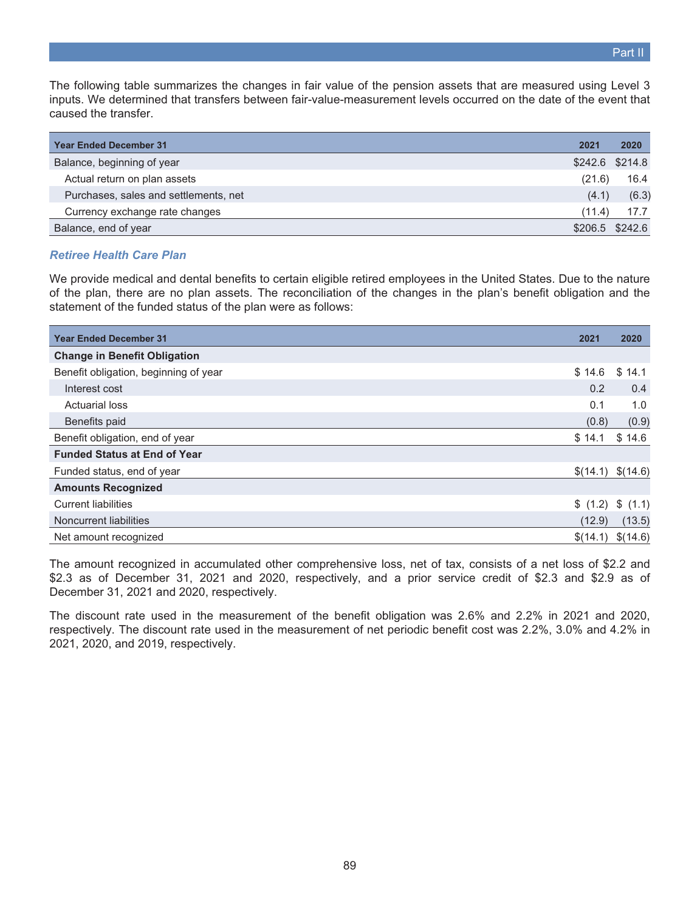The following table summarizes the changes in fair value of the pension assets that are measured using Level 3 inputs. We determined that transfers between fair-value-measurement levels occurred on the date of the event that caused the transfer.

| Year Ended December 31 | 2021 | 2020 |
|---|---|---|
| Balance, beginning of year | $242.6 | $214.8 |
| Actual return on plan assets | (21.6) | 16.4 |
| Purchases, sales and settlements, net | (4.1) | (6.3) |
| Currency exchange rate changes | (11.4) | 17.7 |
| Balance, end of year | $206.5 | $242.6 |

### *Retiree Health Care Plan*

We provide medical and dental benefits to certain eligible retired employees in the United States. Due to the nature of the plan, there are no plan assets. The reconciliation of the changes in the plan's benefit obligation and the statement of the funded status of the plan were as follows:

| Year Ended December 31 | 2021 | 2020 |
|---|---|---|
| **Change in Benefit Obligation** | | |
| Benefit obligation, beginning of year | $ 14.6 | $ 14.1 |
| Interest cost | 0.2 | 0.4 |
| Actuarial loss | 0.1 | 1.0 |
| Benefits paid | (0.8) | (0.9) |
| Benefit obligation, end of year | $ 14.1 | $ 14.6 |
| **Funded Status at End of Year** | | |
| Funded status, end of year | $(14.1) | $(14.6) |
| **Amounts Recognized** | | |
| Current liabilities | $ (1.2) | $ (1.1) |
| Noncurrent liabilities | (12.9) | (13.5) |
| Net amount recognized | $(14.1) | $(14.6) |

The amount recognized in accumulated other comprehensive loss, net of tax, consists of a net loss of $2.2 and $2.3 as of December 31, 2021 and 2020, respectively, and a prior service credit of $2.3 and $2.9 as of December 31, 2021 and 2020, respectively.

The discount rate used in the measurement of the benefit obligation was 2.6% and 2.2% in 2021 and 2020, respectively. The discount rate used in the measurement of net periodic benefit cost was 2.2%, 3.0% and 4.2% in 2021, 2020, and 2019, respectively.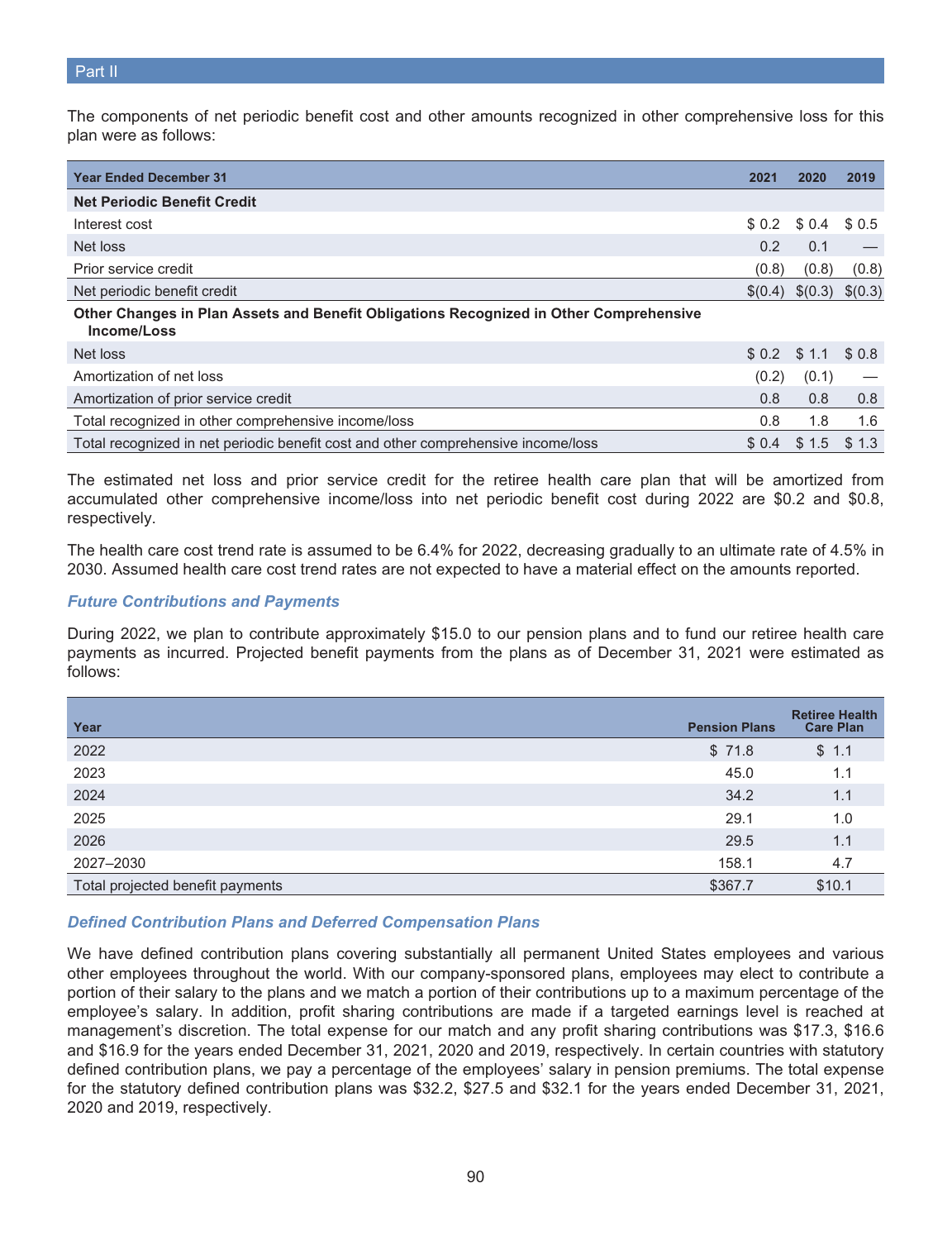The components of net periodic benefit cost and other amounts recognized in other comprehensive loss for this plan were as follows:

| Year Ended December 31 | 2021 | 2020 | 2019 |
|---|---|---|---|
| **Net Periodic Benefit Credit** | | | |
| Interest cost | $ 0.2 | $ 0.4 | $ 0.5 |
| Net loss | 0.2 | 0.1 | — |
| Prior service credit | (0.8) | (0.8) | (0.8) |
| Net periodic benefit credit | $(0.4) | $(0.3) | $(0.3) |
| **Other Changes in Plan Assets and Benefit Obligations Recognized in Other Comprehensive Income/Loss** | | | |
| Net loss | $ 0.2 | $ 1.1 | $ 0.8 |
| Amortization of net loss | (0.2) | (0.1) | — |
| Amortization of prior service credit | 0.8 | 0.8 | 0.8 |
| Total recognized in other comprehensive income/loss | 0.8 | 1.8 | 1.6 |
| Total recognized in net periodic benefit cost and other comprehensive income/loss | $ 0.4 | $ 1.5 | $ 1.3 |

The estimated net loss and prior service credit for the retiree health care plan that will be amortized from accumulated other comprehensive income/loss into net periodic benefit cost during 2022 are $0.2 and $0.8, respectively.

The health care cost trend rate is assumed to be 6.4% for 2022, decreasing gradually to an ultimate rate of 4.5% in 2030. Assumed health care cost trend rates are not expected to have a material effect on the amounts reported.

### *Future Contributions and Payments*

During 2022, we plan to contribute approximately $15.0 to our pension plans and to fund our retiree health care payments as incurred. Projected benefit payments from the plans as of December 31, 2021 were estimated as follows:

| Year | Pension Plans | Retiree Health Care Plan |
|---|---|---|
| 2022 | $ 71.8 | $ 1.1 |
| 2023 | 45.0 | 1.1 |
| 2024 | 34.2 | 1.1 |
| 2025 | 29.1 | 1.0 |
| 2026 | 29.5 | 1.1 |
| 2027–2030 | 158.1 | 4.7 |
| Total projected benefit payments | $367.7 | $10.1 |

### *Defined Contribution Plans and Deferred Compensation Plans*

We have defined contribution plans covering substantially all permanent United States employees and various other employees throughout the world. With our company-sponsored plans, employees may elect to contribute a portion of their salary to the plans and we match a portion of their contributions up to a maximum percentage of the employee's salary. In addition, profit sharing contributions are made if a targeted earnings level is reached at management's discretion. The total expense for our match and any profit sharing contributions was $17.3, $16.6 and $16.9 for the years ended December 31, 2021, 2020 and 2019, respectively. In certain countries with statutory defined contribution plans, we pay a percentage of the employees' salary in pension premiums. The total expense for the statutory defined contribution plans was $32.2, $27.5 and $32.1 for the years ended December 31, 2021, 2020 and 2019, respectively.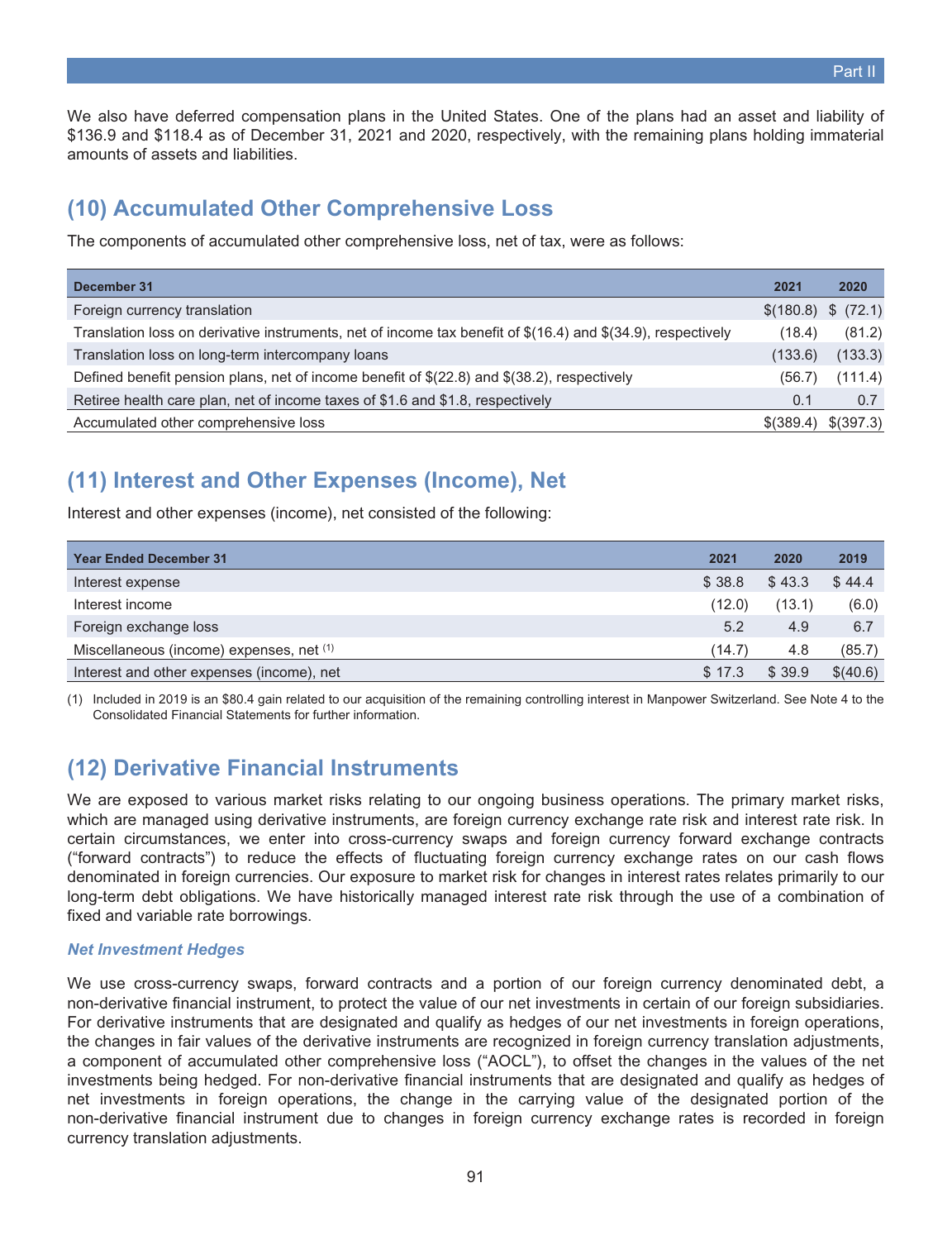We also have deferred compensation plans in the United States. One of the plans had an asset and liability of $136.9 and $118.4 as of December 31, 2021 and 2020, respectively, with the remaining plans holding immaterial amounts of assets and liabilities.

## (10) Accumulated Other Comprehensive Loss

The components of accumulated other comprehensive loss, net of tax, were as follows:

| December 31 | 2021 | 2020 |
|---|---|---|
| Foreign currency translation | $(180.8) | $ (72.1) |
| Translation loss on derivative instruments, net of income tax benefit of $(16.4) and $(34.9), respectively | (18.4) | (81.2) |
| Translation loss on long-term intercompany loans | (133.6) | (133.3) |
| Defined benefit pension plans, net of income benefit of $(22.8) and $(38.2), respectively | (56.7) | (111.4) |
| Retiree health care plan, net of income taxes of $1.6 and $1.8, respectively | 0.1 | 0.7 |
| Accumulated other comprehensive loss | $(389.4) | $(397.3) |

## (11) Interest and Other Expenses (Income), Net

Interest and other expenses (income), net consisted of the following:

| Year Ended December 31 | 2021 | 2020 | 2019 |
|---|---|---|---|
| Interest expense | $ 38.8 | $ 43.3 | $ 44.4 |
| Interest income | (12.0) | (13.1) | (6.0) |
| Foreign exchange loss | 5.2 | 4.9 | 6.7 |
| Miscellaneous (income) expenses, net [(1)] | (14.7) | 4.8 | (85.7) |
| Interest and other expenses (income), net | $ 17.3 | $ 39.9 | $(40.6) |

(1) Included in 2019 is an $80.4 gain related to our acquisition of the remaining controlling interest in Manpower Switzerland. See Note 4 to the Consolidated Financial Statements for further information.

## (12) Derivative Financial Instruments

We are exposed to various market risks relating to our ongoing business operations. The primary market risks, which are managed using derivative instruments, are foreign currency exchange rate risk and interest rate risk. In certain circumstances, we enter into cross-currency swaps and foreign currency forward exchange contracts ("forward contracts") to reduce the effects of fluctuating foreign currency exchange rates on our cash flows denominated in foreign currencies. Our exposure to market risk for changes in interest rates relates primarily to our long-term debt obligations. We have historically managed interest rate risk through the use of a combination of fixed and variable rate borrowings.

### *Net Investment Hedges*

We use cross-currency swaps, forward contracts and a portion of our foreign currency denominated debt, a non-derivative financial instrument, to protect the value of our net investments in certain of our foreign subsidiaries. For derivative instruments that are designated and qualify as hedges of our net investments in foreign operations, the changes in fair values of the derivative instruments are recognized in foreign currency translation adjustments, a component of accumulated other comprehensive loss ("AOCL"), to offset the changes in the values of the net investments being hedged. For non-derivative financial instruments that are designated and qualify as hedges of net investments in foreign operations, the change in the carrying value of the designated portion of the non-derivative financial instrument due to changes in foreign currency exchange rates is recorded in foreign currency translation adjustments.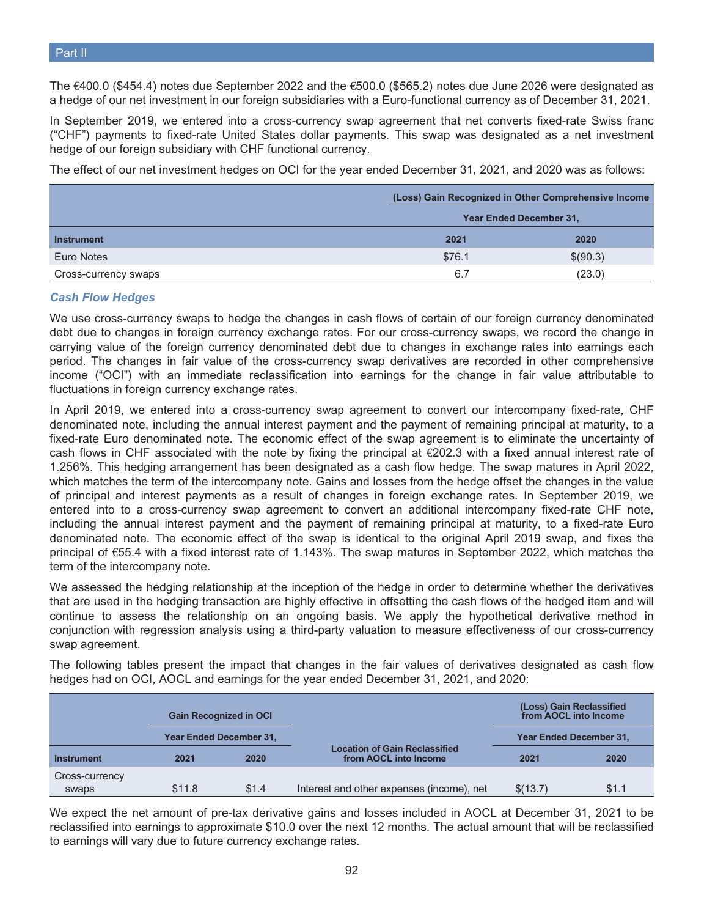The €400.0 ($454.4) notes due September 2022 and the €500.0 ($565.2) notes due June 2026 were designated as a hedge of our net investment in our foreign subsidiaries with a Euro-functional currency as of December 31, 2021.

In September 2019, we entered into a cross-currency swap agreement that net converts fixed-rate Swiss franc ("CHF") payments to fixed-rate United States dollar payments. This swap was designated as a net investment hedge of our foreign subsidiary with CHF functional currency.

The effect of our net investment hedges on OCI for the year ended December 31, 2021, and 2020 was as follows:

| | (Loss) Gain Recognized in Other Comprehensive Income | |
|---|---|---|
| | Year Ended December 31, | |
| Instrument | 2021 | 2020 |
| Euro Notes | $76.1 | $(90.3) |
| Cross-currency swaps | 6.7 | (23.0) |

### *Cash Flow Hedges*

We use cross-currency swaps to hedge the changes in cash flows of certain of our foreign currency denominated debt due to changes in foreign currency exchange rates. For our cross-currency swaps, we record the change in carrying value of the foreign currency denominated debt due to changes in exchange rates into earnings each period. The changes in fair value of the cross-currency swap derivatives are recorded in other comprehensive income ("OCI") with an immediate reclassification into earnings for the change in fair value attributable to fluctuations in foreign currency exchange rates.

In April 2019, we entered into a cross-currency swap agreement to convert our intercompany fixed-rate, CHF denominated note, including the annual interest payment and the payment of remaining principal at maturity, to a fixed-rate Euro denominated note. The economic effect of the swap agreement is to eliminate the uncertainty of cash flows in CHF associated with the note by fixing the principal at €202.3 with a fixed annual interest rate of 1.256%. This hedging arrangement has been designated as a cash flow hedge. The swap matures in April 2022, which matches the term of the intercompany note. Gains and losses from the hedge offset the changes in the value of principal and interest payments as a result of changes in foreign exchange rates. In September 2019, we entered into to a cross-currency swap agreement to convert an additional intercompany fixed-rate CHF note, including the annual interest payment and the payment of remaining principal at maturity, to a fixed-rate Euro denominated note. The economic effect of the swap is identical to the original April 2019 swap, and fixes the principal of €55.4 with a fixed interest rate of 1.143%. The swap matures in September 2022, which matches the term of the intercompany note.

We assessed the hedging relationship at the inception of the hedge in order to determine whether the derivatives that are used in the hedging transaction are highly effective in offsetting the cash flows of the hedged item and will continue to assess the relationship on an ongoing basis. We apply the hypothetical derivative method in conjunction with regression analysis using a third-party valuation to measure effectiveness of our cross-currency swap agreement.

The following tables present the impact that changes in the fair values of derivatives designated as cash flow hedges had on OCI, AOCL and earnings for the year ended December 31, 2021, and 2020:

| | Gain Recognized in OCI | | | (Loss) Gain Reclassified from AOCL into Income | |
|---|---|---|---|---|---|
| | Year Ended December 31, | | | Year Ended December 31, | |
| Instrument | 2021 | 2020 | Location of Gain Reclassified from AOCL into Income | 2021 | 2020 |
| Cross-currency swaps | $11.8 | $1.4 | Interest and other expenses (income), net | $(13.7) | $1.1 |

We expect the net amount of pre-tax derivative gains and losses included in AOCL at December 31, 2021 to be reclassified into earnings to approximate $10.0 over the next 12 months. The actual amount that will be reclassified to earnings will vary due to future currency exchange rates.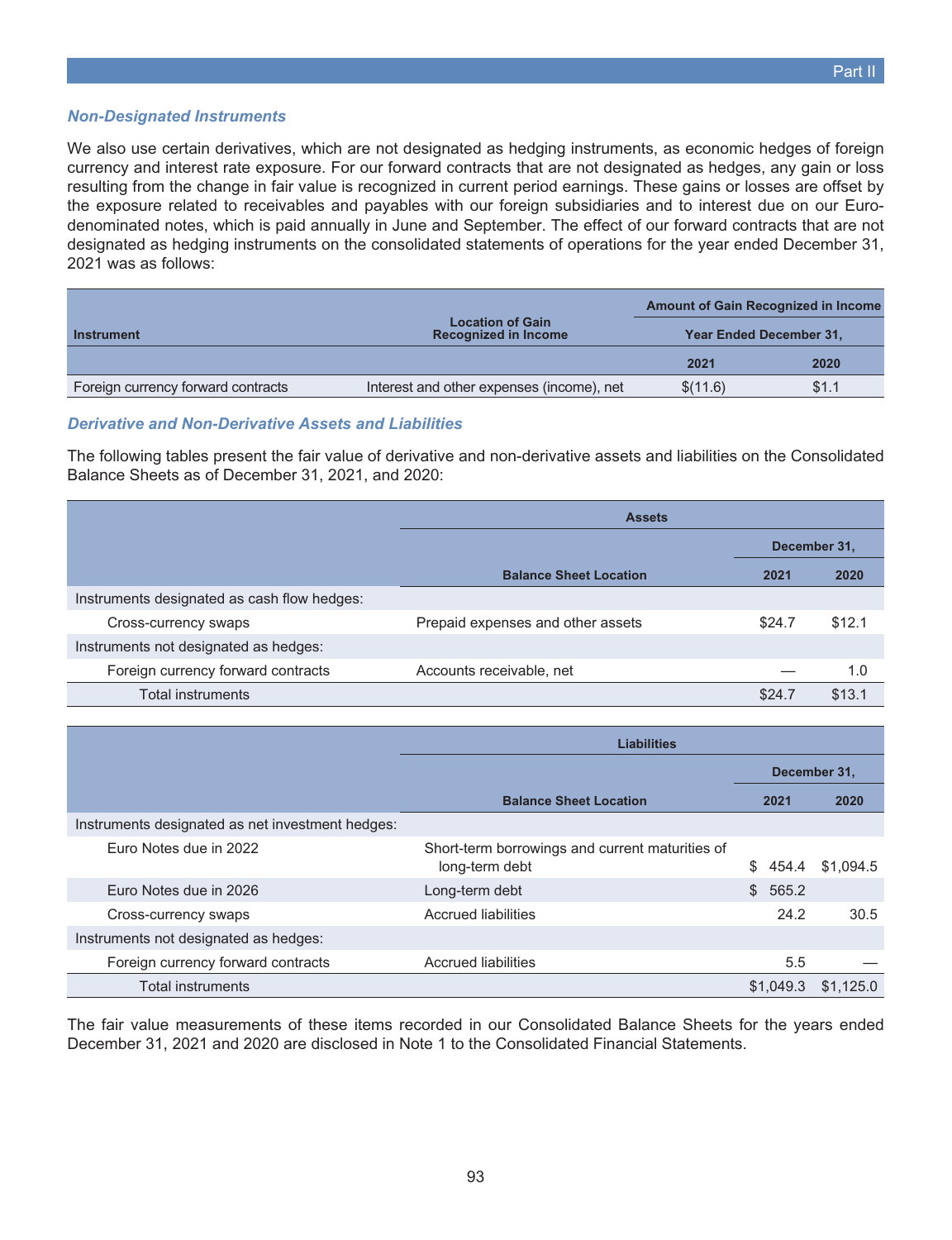### *Non-Designated Instruments*

We also use certain derivatives, which are not designated as hedging instruments, as economic hedges of foreign currency and interest rate exposure. For our forward contracts that are not designated as hedges, any gain or loss resulting from the change in fair value is recognized in current period earnings. These gains or losses are offset by the exposure related to receivables and payables with our foreign subsidiaries and to interest due on our Euro-denominated notes, which is paid annually in June and September. The effect of our forward contracts that are not designated as hedging instruments on the consolidated statements of operations for the year ended December 31, 2021 was as follows:

| Instrument | Location of Gain Recognized in Income | Amount of Gain Recognized in Income Year Ended December 31, | |
|---|---|---|---|
| | | 2021 | 2020 |
| Foreign currency forward contracts | Interest and other expenses (income), net | $(11.6) | $1.1 |

### *Derivative and Non-Derivative Assets and Liabilities*

The following tables present the fair value of derivative and non-derivative assets and liabilities on the Consolidated Balance Sheets as of December 31, 2021, and 2020:

| | Assets | | |
|---|---|---|---|
| | | December 31, | |
| | Balance Sheet Location | 2021 | 2020 |
| Instruments designated as cash flow hedges: | | | |
| Cross-currency swaps | Prepaid expenses and other assets | $24.7 | $12.1 |
| Instruments not designated as hedges: | | | |
| Foreign currency forward contracts | Accounts receivable, net | — | 1.0 |
| Total instruments | | $24.7 | $13.1 |

| | Liabilities | | |
|---|---|---|---|
| | | December 31, | |
| | Balance Sheet Location | 2021 | 2020 |
| Instruments designated as net investment hedges: | | | |
| Euro Notes due in 2022 | Short-term borrowings and current maturities of long-term debt | $ 454.4 | $1,094.5 |
| Euro Notes due in 2026 | Long-term debt | $ 565.2 | |
| Cross-currency swaps | Accrued liabilities | 24.2 | 30.5 |
| Instruments not designated as hedges: | | | |
| Foreign currency forward contracts | Accrued liabilities | 5.5 | — |
| Total instruments | | $1,049.3 | $1,125.0 |

The fair value measurements of these items recorded in our Consolidated Balance Sheets for the years ended December 31, 2021 and 2020 are disclosed in Note 1 to the Consolidated Financial Statements.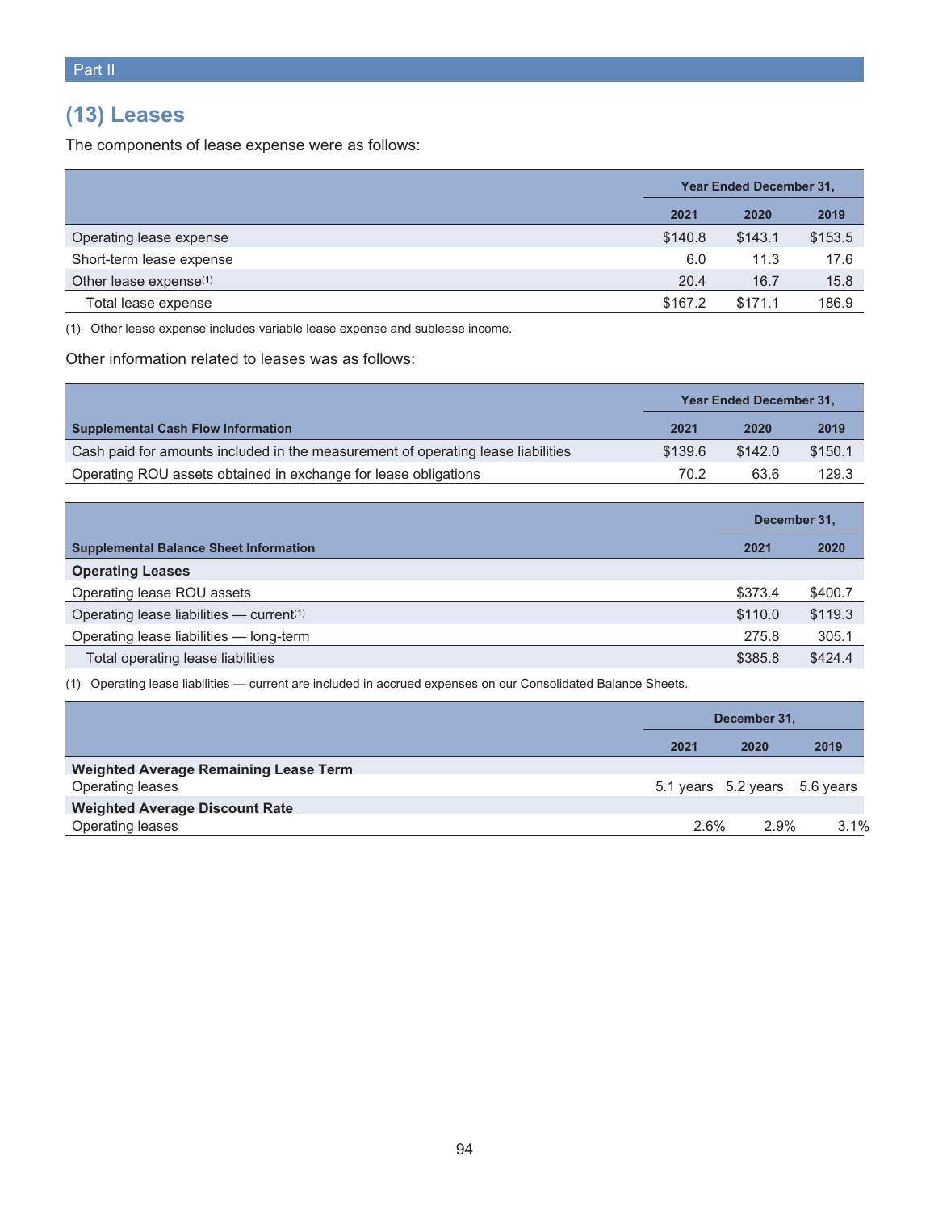## (13) Leases

The components of lease expense were as follows:

| | Year Ended December 31, | | |
|---|---|---|---|
| | 2021 | 2020 | 2019 |
| Operating lease expense | $140.8 | $143.1 | $153.5 |
| Short-term lease expense | 6.0 | 11.3 | 17.6 |
| Other lease expense[(1)] | 20.4 | 16.7 | 15.8 |
| Total lease expense | $167.2 | $171.1 | 186.9 |

(1) Other lease expense includes variable lease expense and sublease income.

Other information related to leases was as follows:

| | Year Ended December 31, | | |
|---|---|---|---|
| **Supplemental Cash Flow Information** | 2021 | 2020 | 2019 |
| Cash paid for amounts included in the measurement of operating lease liabilities | $139.6 | $142.0 | $150.1 |
| Operating ROU assets obtained in exchange for lease obligations | 70.2 | 63.6 | 129.3 |

| | December 31, | |
|---|---|---|
| **Supplemental Balance Sheet Information** | 2021 | 2020 |
| **Operating Leases** | | |
| Operating lease ROU assets | $373.4 | $400.7 |
| Operating lease liabilities — current[(1)] | $110.0 | $119.3 |
| Operating lease liabilities — long-term | 275.8 | 305.1 |
| Total operating lease liabilities | $385.8 | $424.4 |

(1) Operating lease liabilities — current are included in accrued expenses on our Consolidated Balance Sheets.

| | December 31, | | |
|---|---|---|---|
| | 2021 | 2020 | 2019 |
| **Weighted Average Remaining Lease Term** | | | |
| Operating leases | 5.1 years | 5.2 years | 5.6 years |
| **Weighted Average Discount Rate** | | | |
| Operating leases | 2.6% | 2.9% | 3.1% |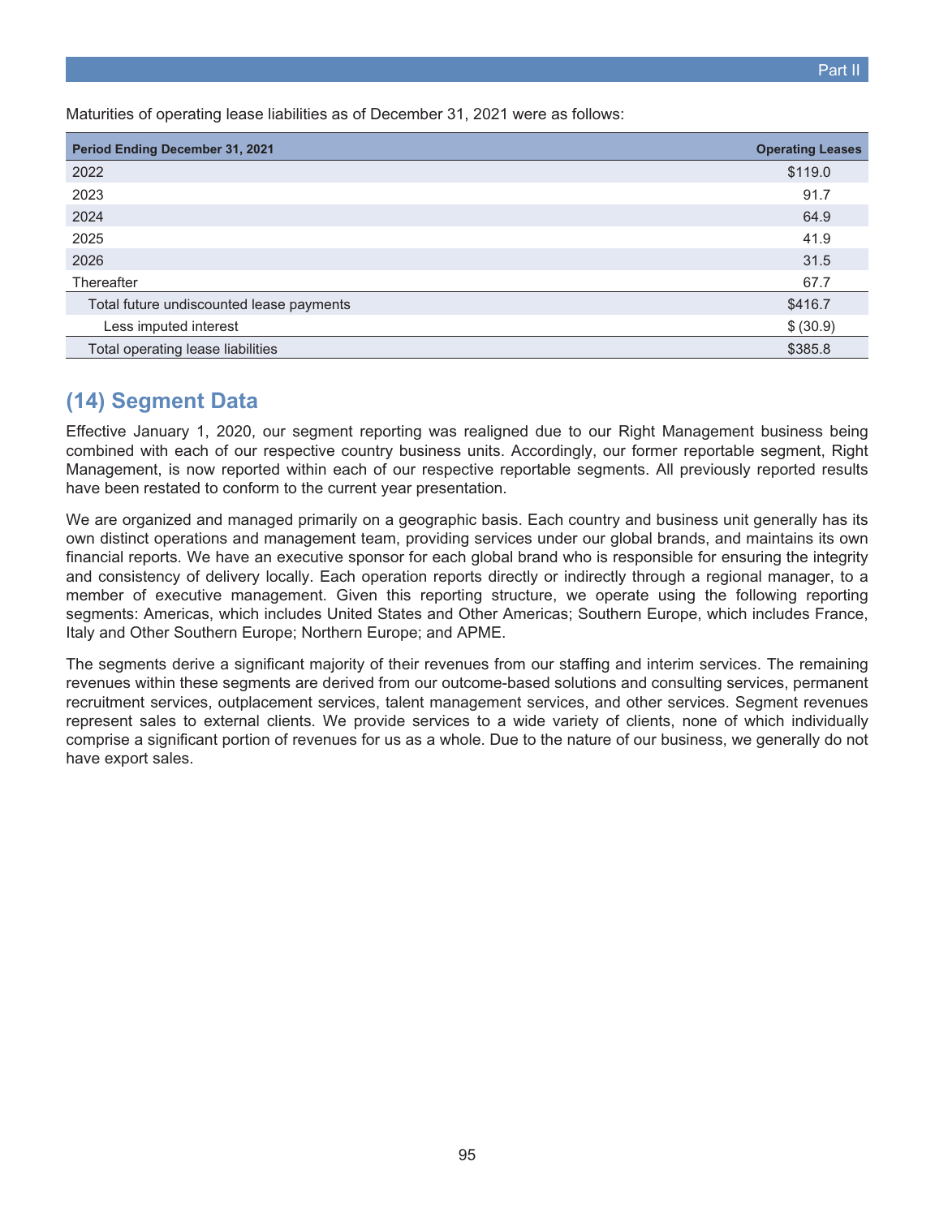Maturities of operating lease liabilities as of December 31, 2021 were as follows:

| Period Ending December 31, 2021 | Operating Leases |
|---|---|
| 2022 | $119.0 |
| 2023 | 91.7 |
| 2024 | 64.9 |
| 2025 | 41.9 |
| 2026 | 31.5 |
| Thereafter | 67.7 |
| Total future undiscounted lease payments | $416.7 |
| Less imputed interest | $ (30.9) |
| Total operating lease liabilities | $385.8 |

## (14) Segment Data

Effective January 1, 2020, our segment reporting was realigned due to our Right Management business being combined with each of our respective country business units. Accordingly, our former reportable segment, Right Management, is now reported within each of our respective reportable segments. All previously reported results have been restated to conform to the current year presentation.

We are organized and managed primarily on a geographic basis. Each country and business unit generally has its own distinct operations and management team, providing services under our global brands, and maintains its own financial reports. We have an executive sponsor for each global brand who is responsible for ensuring the integrity and consistency of delivery locally. Each operation reports directly or indirectly through a regional manager, to a member of executive management. Given this reporting structure, we operate using the following reporting segments: Americas, which includes United States and Other Americas; Southern Europe, which includes France, Italy and Other Southern Europe; Northern Europe; and APME.

The segments derive a significant majority of their revenues from our staffing and interim services. The remaining revenues within these segments are derived from our outcome-based solutions and consulting services, permanent recruitment services, outplacement services, talent management services, and other services. Segment revenues represent sales to external clients. We provide services to a wide variety of clients, none of which individually comprise a significant portion of revenues for us as a whole. Due to the nature of our business, we generally do not have export sales.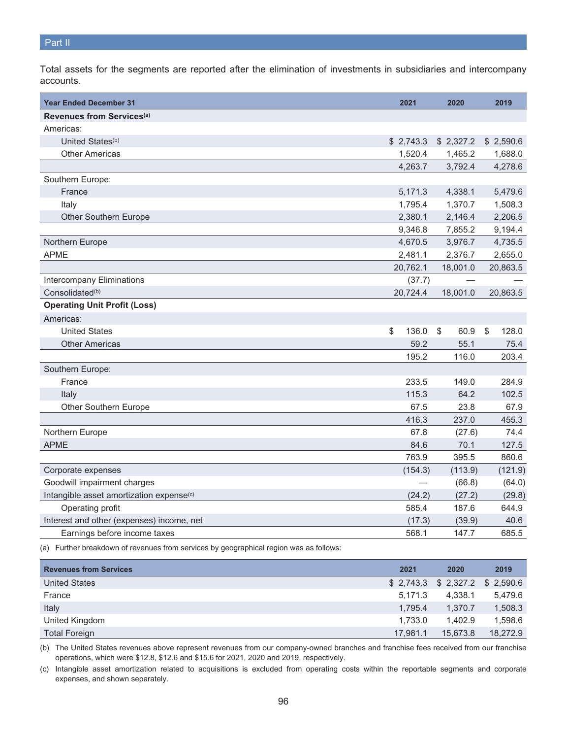Part II

Total assets for the segments are reported after the elimination of investments in subsidiaries and intercompany accounts.

| Year Ended December 31 | 2021 | 2020 | 2019 |
|---|---|---|---|
| **Revenues from Services**[(a)] | | | |
| Americas: | | | |
| United States[(b)] | $ 2,743.3 | $ 2,327.2 | $ 2,590.6 |
| Other Americas | 1,520.4 | 1,465.2 | 1,688.0 |
| | 4,263.7 | 3,792.4 | 4,278.6 |
| Southern Europe: | | | |
| France | 5,171.3 | 4,338.1 | 5,479.6 |
| Italy | 1,795.4 | 1,370.7 | 1,508.3 |
| Other Southern Europe | 2,380.1 | 2,146.4 | 2,206.5 |
| | 9,346.8 | 7,855.2 | 9,194.4 |
| Northern Europe | 4,670.5 | 3,976.7 | 4,735.5 |
| APME | 2,481.1 | 2,376.7 | 2,655.0 |
| | 20,762.1 | 18,001.0 | 20,863.5 |
| Intercompany Eliminations | (37.7) | — | — |
| Consolidated[(b)] | 20,724.4 | 18,001.0 | 20,863.5 |
| **Operating Unit Profit (Loss)** | | | |
| Americas: | | | |
| United States | $ 136.0 | $ 60.9 | $ 128.0 |
| Other Americas | 59.2 | 55.1 | 75.4 |
| | 195.2 | 116.0 | 203.4 |
| Southern Europe: | | | |
| France | 233.5 | 149.0 | 284.9 |
| Italy | 115.3 | 64.2 | 102.5 |
| Other Southern Europe | 67.5 | 23.8 | 67.9 |
| | 416.3 | 237.0 | 455.3 |
| Northern Europe | 67.8 | (27.6) | 74.4 |
| APME | 84.6 | 70.1 | 127.5 |
| | 763.9 | 395.5 | 860.6 |
| Corporate expenses | (154.3) | (113.9) | (121.9) |
| Goodwill impairment charges | — | (66.8) | (64.0) |
| Intangible asset amortization expense[(c)] | (24.2) | (27.2) | (29.8) |
| Operating profit | 585.4 | 187.6 | 644.9 |
| Interest and other (expenses) income, net | (17.3) | (39.9) | 40.6 |
| Earnings before income taxes | 568.1 | 147.7 | 685.5 |

(a) Further breakdown of revenues from services by geographical region was as follows:

| Revenues from Services | 2021 | 2020 | 2019 |
|---|---|---|---|
| United States | $ 2,743.3 | $ 2,327.2 | $ 2,590.6 |
| France | 5,171.3 | 4,338.1 | 5,479.6 |
| Italy | 1,795.4 | 1,370.7 | 1,508.3 |
| United Kingdom | 1,733.0 | 1,402.9 | 1,598.6 |
| Total Foreign | 17,981.1 | 15,673.8 | 18,272.9 |

(b) The United States revenues above represent revenues from our company-owned branches and franchise fees received from our franchise operations, which were $12.8, $12.6 and $15.6 for 2021, 2020 and 2019, respectively.

(c) Intangible asset amortization related to acquisitions is excluded from operating costs within the reportable segments and corporate expenses, and shown separately.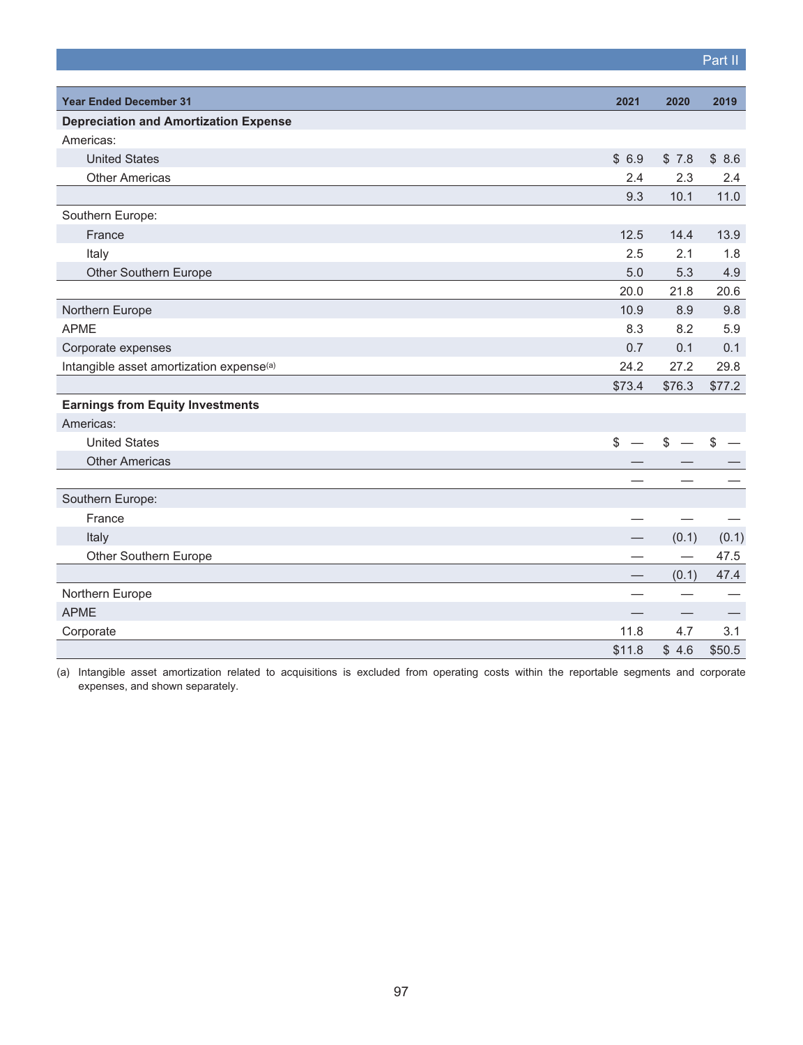| Year Ended December 31 | 2021 | 2020 | 2019 |
|---|---|---|---|
| **Depreciation and Amortization Expense** | | | |
| Americas: | | | |
| United States | $ 6.9 | $ 7.8 | $ 8.6 |
| Other Americas | 2.4 | 2.3 | 2.4 |
| | 9.3 | 10.1 | 11.0 |
| Southern Europe: | | | |
| France | 12.5 | 14.4 | 13.9 |
| Italy | 2.5 | 2.1 | 1.8 |
| Other Southern Europe | 5.0 | 5.3 | 4.9 |
| | 20.0 | 21.8 | 20.6 |
| Northern Europe | 10.9 | 8.9 | 9.8 |
| APME | 8.3 | 8.2 | 5.9 |
| Corporate expenses | 0.7 | 0.1 | 0.1 |
| Intangible asset amortization expense[(a)] | 24.2 | 27.2 | 29.8 |
| | $73.4 | $76.3 | $77.2 |
| **Earnings from Equity Investments** | | | |
| Americas: | | | |
| United States | $ — | $ — | $ — |
| Other Americas | — | — | — |
| | — | — | — |
| Southern Europe: | | | |
| France | — | — | — |
| Italy | — | (0.1) | (0.1) |
| Other Southern Europe | — | — | 47.5 |
| | — | (0.1) | 47.4 |
| Northern Europe | — | — | — |
| APME | — | — | — |
| Corporate | 11.8 | 4.7 | 3.1 |
| | $11.8 | $ 4.6 | $50.5 |

(a) Intangible asset amortization related to acquisitions is excluded from operating costs within the reportable segments and corporate expenses, and shown separately.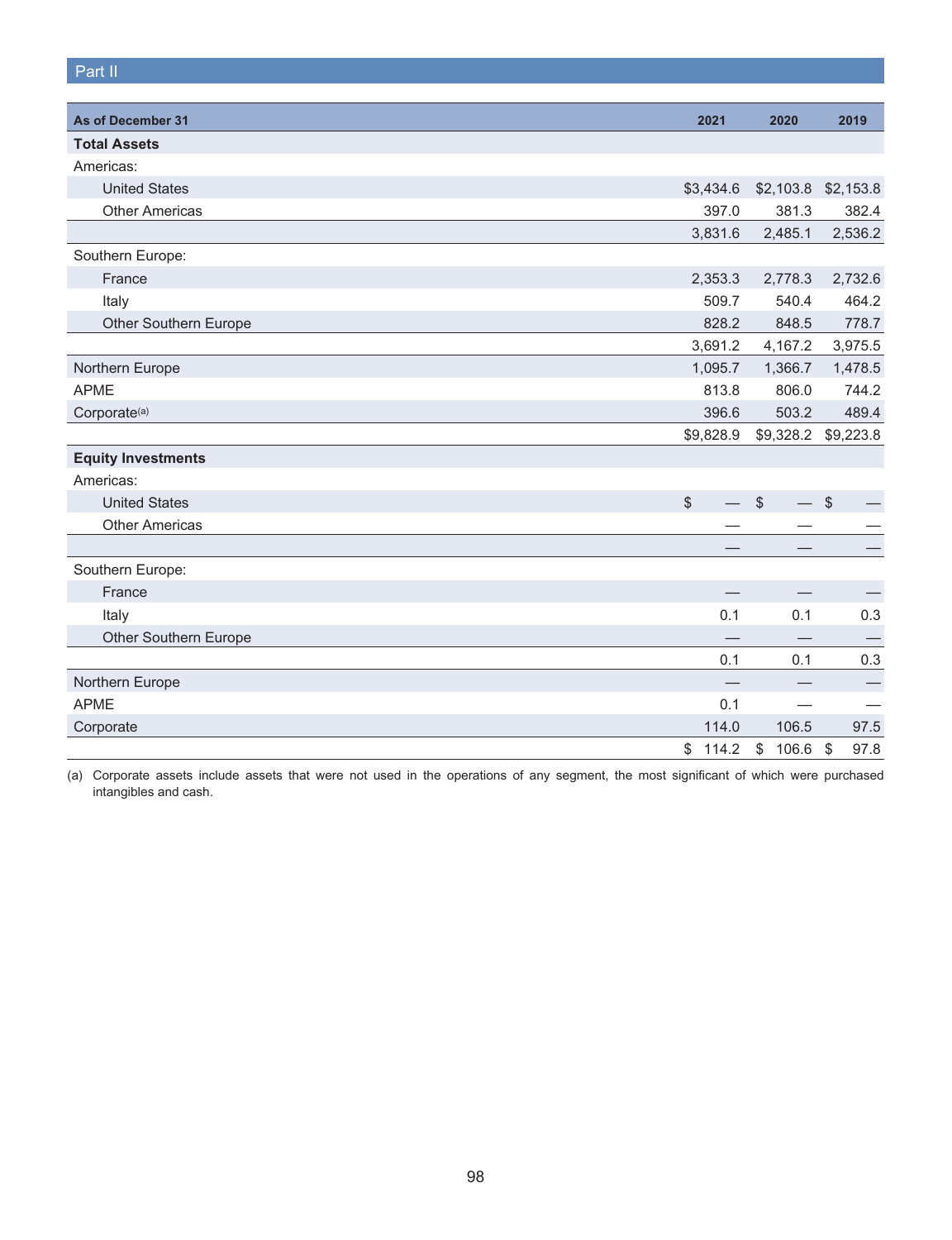Part II

| As of December 31 | 2021 | 2020 | 2019 |
|---|---|---|---|
| **Total Assets** | | | |
| Americas: | | | |
| United States | $3,434.6 | $2,103.8 | $2,153.8 |
| Other Americas | 397.0 | 381.3 | 382.4 |
| | 3,831.6 | 2,485.1 | 2,536.2 |
| Southern Europe: | | | |
| France | 2,353.3 | 2,778.3 | 2,732.6 |
| Italy | 509.7 | 540.4 | 464.2 |
| Other Southern Europe | 828.2 | 848.5 | 778.7 |
| | 3,691.2 | 4,167.2 | 3,975.5 |
| Northern Europe | 1,095.7 | 1,366.7 | 1,478.5 |
| APME | 813.8 | 806.0 | 744.2 |
| Corporate(a) | 396.6 | 503.2 | 489.4 |
| | $9,828.9 | $9,328.2 | $9,223.8 |
| **Equity Investments** | | | |
| Americas: | | | |
| United States | $ — | $ — | $ — |
| Other Americas | — | — | — |
| | — | — | — |
| Southern Europe: | | | |
| France | — | — | — |
| Italy | 0.1 | 0.1 | 0.3 |
| Other Southern Europe | — | — | — |
| | 0.1 | 0.1 | 0.3 |
| Northern Europe | — | — | — |
| APME | 0.1 | — | — |
| Corporate | 114.0 | 106.5 | 97.5 |
| | $ 114.2 | $ 106.6 | $ 97.8 |

(a) Corporate assets include assets that were not used in the operations of any segment, the most significant of which were purchased intangibles and cash.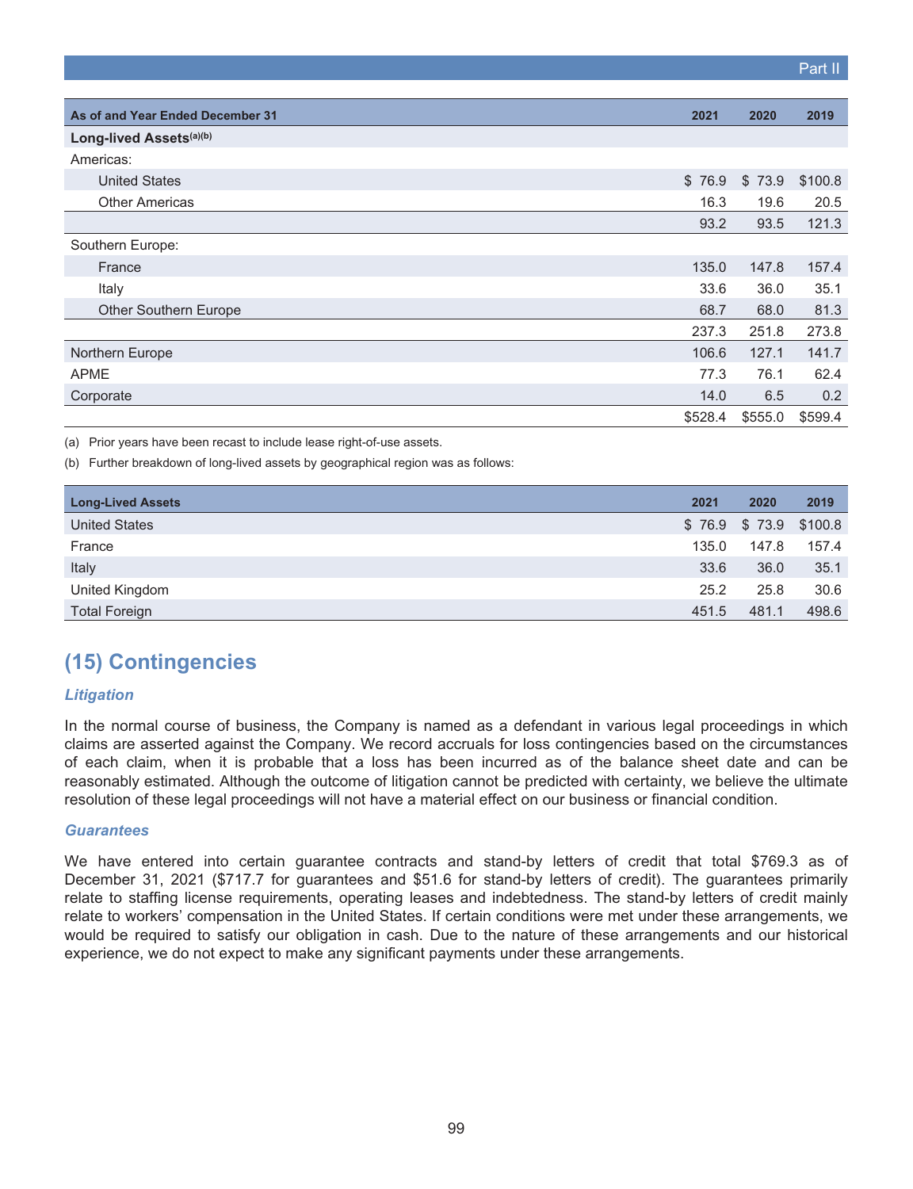| As of and Year Ended December 31 | 2021 | 2020 | 2019 |
|---|---|---|---|
| **Long-lived Assets**[(a)(b)] | | | |
| Americas: | | | |
| United States | $ 76.9 | $ 73.9 | $100.8 |
| Other Americas | 16.3 | 19.6 | 20.5 |
| | 93.2 | 93.5 | 121.3 |
| Southern Europe: | | | |
| France | 135.0 | 147.8 | 157.4 |
| Italy | 33.6 | 36.0 | 35.1 |
| Other Southern Europe | 68.7 | 68.0 | 81.3 |
| | 237.3 | 251.8 | 273.8 |
| Northern Europe | 106.6 | 127.1 | 141.7 |
| APME | 77.3 | 76.1 | 62.4 |
| Corporate | 14.0 | 6.5 | 0.2 |
| | $528.4 | $555.0 | $599.4 |

(a) Prior years have been recast to include lease right-of-use assets.

(b) Further breakdown of long-lived assets by geographical region was as follows:

| Long-Lived Assets | 2021 | 2020 | 2019 |
|---|---|---|---|
| United States | $ 76.9 | $ 73.9 | $100.8 |
| France | 135.0 | 147.8 | 157.4 |
| Italy | 33.6 | 36.0 | 35.1 |
| United Kingdom | 25.2 | 25.8 | 30.6 |
| Total Foreign | 451.5 | 481.1 | 498.6 |

## (15) Contingencies

### *Litigation*

In the normal course of business, the Company is named as a defendant in various legal proceedings in which claims are asserted against the Company. We record accruals for loss contingencies based on the circumstances of each claim, when it is probable that a loss has been incurred as of the balance sheet date and can be reasonably estimated. Although the outcome of litigation cannot be predicted with certainty, we believe the ultimate resolution of these legal proceedings will not have a material effect on our business or financial condition.

### *Guarantees*

We have entered into certain guarantee contracts and stand-by letters of credit that total $769.3 as of December 31, 2021 ($717.7 for guarantees and $51.6 for stand-by letters of credit). The guarantees primarily relate to staffing license requirements, operating leases and indebtedness. The stand-by letters of credit mainly relate to workers' compensation in the United States. If certain conditions were met under these arrangements, we would be required to satisfy our obligation in cash. Due to the nature of these arrangements and our historical experience, we do not expect to make any significant payments under these arrangements.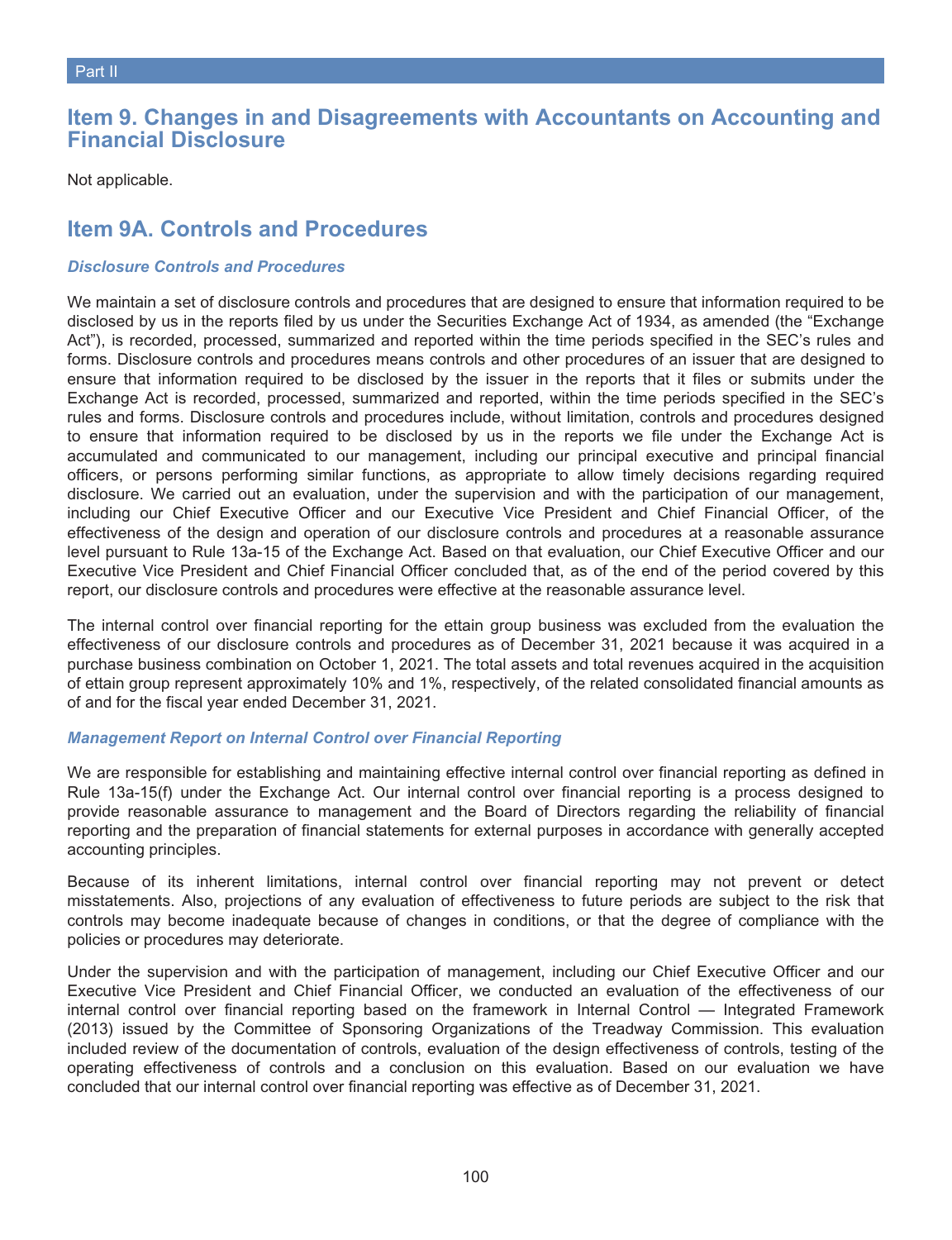## Item 9. Changes in and Disagreements with Accountants on Accounting and Financial Disclosure

Not applicable.

## Item 9A. Controls and Procedures

### *Disclosure Controls and Procedures*

We maintain a set of disclosure controls and procedures that are designed to ensure that information required to be disclosed by us in the reports filed by us under the Securities Exchange Act of 1934, as amended (the "Exchange Act"), is recorded, processed, summarized and reported within the time periods specified in the SEC's rules and forms. Disclosure controls and procedures means controls and other procedures of an issuer that are designed to ensure that information required to be disclosed by the issuer in the reports that it files or submits under the Exchange Act is recorded, processed, summarized and reported, within the time periods specified in the SEC's rules and forms. Disclosure controls and procedures include, without limitation, controls and procedures designed to ensure that information required to be disclosed by us in the reports we file under the Exchange Act is accumulated and communicated to our management, including our principal executive and principal financial officers, or persons performing similar functions, as appropriate to allow timely decisions regarding required disclosure. We carried out an evaluation, under the supervision and with the participation of our management, including our Chief Executive Officer and our Executive Vice President and Chief Financial Officer, of the effectiveness of the design and operation of our disclosure controls and procedures at a reasonable assurance level pursuant to Rule 13a-15 of the Exchange Act. Based on that evaluation, our Chief Executive Officer and our Executive Vice President and Chief Financial Officer concluded that, as of the end of the period covered by this report, our disclosure controls and procedures were effective at the reasonable assurance level.

The internal control over financial reporting for the ettain group business was excluded from the evaluation the effectiveness of our disclosure controls and procedures as of December 31, 2021 because it was acquired in a purchase business combination on October 1, 2021. The total assets and total revenues acquired in the acquisition of ettain group represent approximately 10% and 1%, respectively, of the related consolidated financial amounts as of and for the fiscal year ended December 31, 2021.

### *Management Report on Internal Control over Financial Reporting*

We are responsible for establishing and maintaining effective internal control over financial reporting as defined in Rule 13a-15(f) under the Exchange Act. Our internal control over financial reporting is a process designed to provide reasonable assurance to management and the Board of Directors regarding the reliability of financial reporting and the preparation of financial statements for external purposes in accordance with generally accepted accounting principles.

Because of its inherent limitations, internal control over financial reporting may not prevent or detect misstatements. Also, projections of any evaluation of effectiveness to future periods are subject to the risk that controls may become inadequate because of changes in conditions, or that the degree of compliance with the policies or procedures may deteriorate.

Under the supervision and with the participation of management, including our Chief Executive Officer and our Executive Vice President and Chief Financial Officer, we conducted an evaluation of the effectiveness of our internal control over financial reporting based on the framework in Internal Control — Integrated Framework (2013) issued by the Committee of Sponsoring Organizations of the Treadway Commission. This evaluation included review of the documentation of controls, evaluation of the design effectiveness of controls, testing of the operating effectiveness of controls and a conclusion on this evaluation. Based on our evaluation we have concluded that our internal control over financial reporting was effective as of December 31, 2021.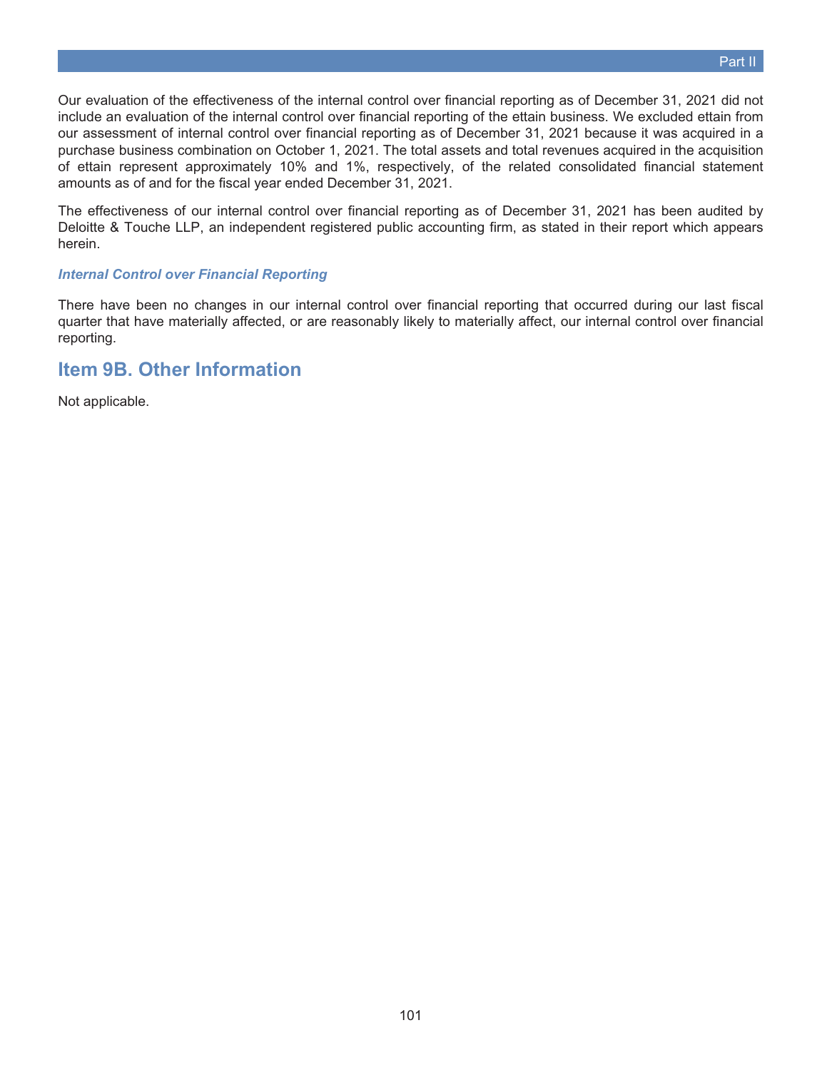Our evaluation of the effectiveness of the internal control over financial reporting as of December 31, 2021 did not include an evaluation of the internal control over financial reporting of the ettain business. We excluded ettain from our assessment of internal control over financial reporting as of December 31, 2021 because it was acquired in a purchase business combination on October 1, 2021. The total assets and total revenues acquired in the acquisition of ettain represent approximately 10% and 1%, respectively, of the related consolidated financial statement amounts as of and for the fiscal year ended December 31, 2021.

The effectiveness of our internal control over financial reporting as of December 31, 2021 has been audited by Deloitte & Touche LLP, an independent registered public accounting firm, as stated in their report which appears herein.

***Internal Control over Financial Reporting***

There have been no changes in our internal control over financial reporting that occurred during our last fiscal quarter that have materially affected, or are reasonably likely to materially affect, our internal control over financial reporting.

## Item 9B. Other Information

Not applicable.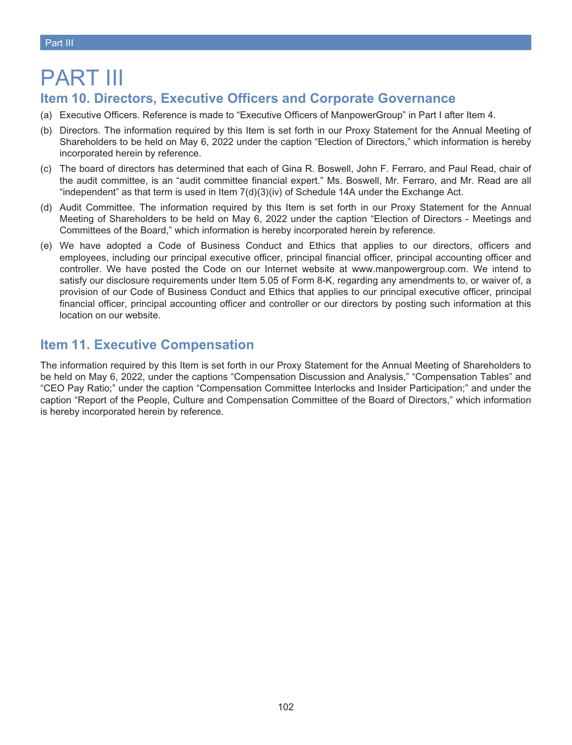# PART III

## Item 10. Directors, Executive Officers and Corporate Governance

(a) Executive Officers. Reference is made to “Executive Officers of ManpowerGroup” in Part I after Item 4.

(b) Directors. The information required by this Item is set forth in our Proxy Statement for the Annual Meeting of Shareholders to be held on May 6, 2022 under the caption “Election of Directors,” which information is hereby incorporated herein by reference.

(c) The board of directors has determined that each of Gina R. Boswell, John F. Ferraro, and Paul Read, chair of the audit committee, is an “audit committee financial expert.” Ms. Boswell, Mr. Ferraro, and Mr. Read are all “independent” as that term is used in Item 7(d)(3)(iv) of Schedule 14A under the Exchange Act.

(d) Audit Committee. The information required by this Item is set forth in our Proxy Statement for the Annual Meeting of Shareholders to be held on May 6, 2022 under the caption “Election of Directors - Meetings and Committees of the Board,” which information is hereby incorporated herein by reference.

(e) We have adopted a Code of Business Conduct and Ethics that applies to our directors, officers and employees, including our principal executive officer, principal financial officer, principal accounting officer and controller. We have posted the Code on our Internet website at www.manpowergroup.com. We intend to satisfy our disclosure requirements under Item 5.05 of Form 8-K, regarding any amendments to, or waiver of, a provision of our Code of Business Conduct and Ethics that applies to our principal executive officer, principal financial officer, principal accounting officer and controller or our directors by posting such information at this location on our website.

## Item 11. Executive Compensation

The information required by this Item is set forth in our Proxy Statement for the Annual Meeting of Shareholders to be held on May 6, 2022, under the captions “Compensation Discussion and Analysis,” “Compensation Tables” and “CEO Pay Ratio;” under the caption “Compensation Committee Interlocks and Insider Participation;” and under the caption “Report of the People, Culture and Compensation Committee of the Board of Directors,” which information is hereby incorporated herein by reference.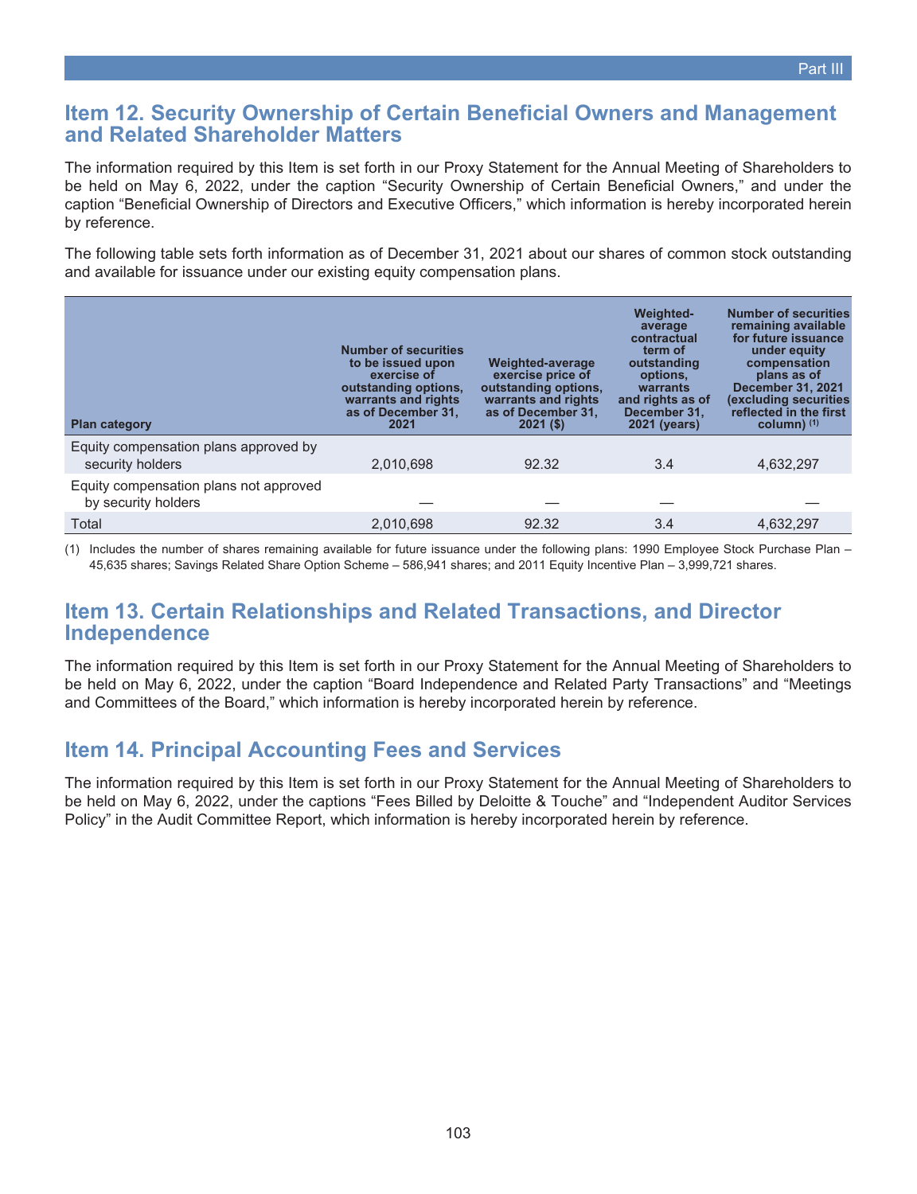## Item 12. Security Ownership of Certain Beneficial Owners and Management and Related Shareholder Matters

The information required by this Item is set forth in our Proxy Statement for the Annual Meeting of Shareholders to be held on May 6, 2022, under the caption "Security Ownership of Certain Beneficial Owners," and under the caption "Beneficial Ownership of Directors and Executive Officers," which information is hereby incorporated herein by reference.

The following table sets forth information as of December 31, 2021 about our shares of common stock outstanding and available for issuance under our existing equity compensation plans.

| Plan category | Number of securities to be issued upon exercise of outstanding options, warrants and rights as of December 31, 2021 | Weighted-average exercise price of outstanding options, warrants and rights as of December 31, 2021 ($) | Weighted-average contractual term of outstanding options, warrants and rights as of December 31, 2021 (years) | Number of securities remaining available for future issuance under equity compensation plans as of December 31, 2021 (excluding securities reflected in the first column) [(1)] |
|---|---|---|---|---|
| Equity compensation plans approved by security holders | 2,010,698 | 92.32 | 3.4 | 4,632,297 |
| Equity compensation plans not approved by security holders | — | — | — | — |
| Total | 2,010,698 | 92.32 | 3.4 | 4,632,297 |

(1) Includes the number of shares remaining available for future issuance under the following plans: 1990 Employee Stock Purchase Plan – 45,635 shares; Savings Related Share Option Scheme – 586,941 shares; and 2011 Equity Incentive Plan – 3,999,721 shares.

## Item 13. Certain Relationships and Related Transactions, and Director Independence

The information required by this Item is set forth in our Proxy Statement for the Annual Meeting of Shareholders to be held on May 6, 2022, under the caption "Board Independence and Related Party Transactions" and "Meetings and Committees of the Board," which information is hereby incorporated herein by reference.

## Item 14. Principal Accounting Fees and Services

The information required by this Item is set forth in our Proxy Statement for the Annual Meeting of Shareholders to be held on May 6, 2022, under the captions "Fees Billed by Deloitte & Touche" and "Independent Auditor Services Policy" in the Audit Committee Report, which information is hereby incorporated herein by reference.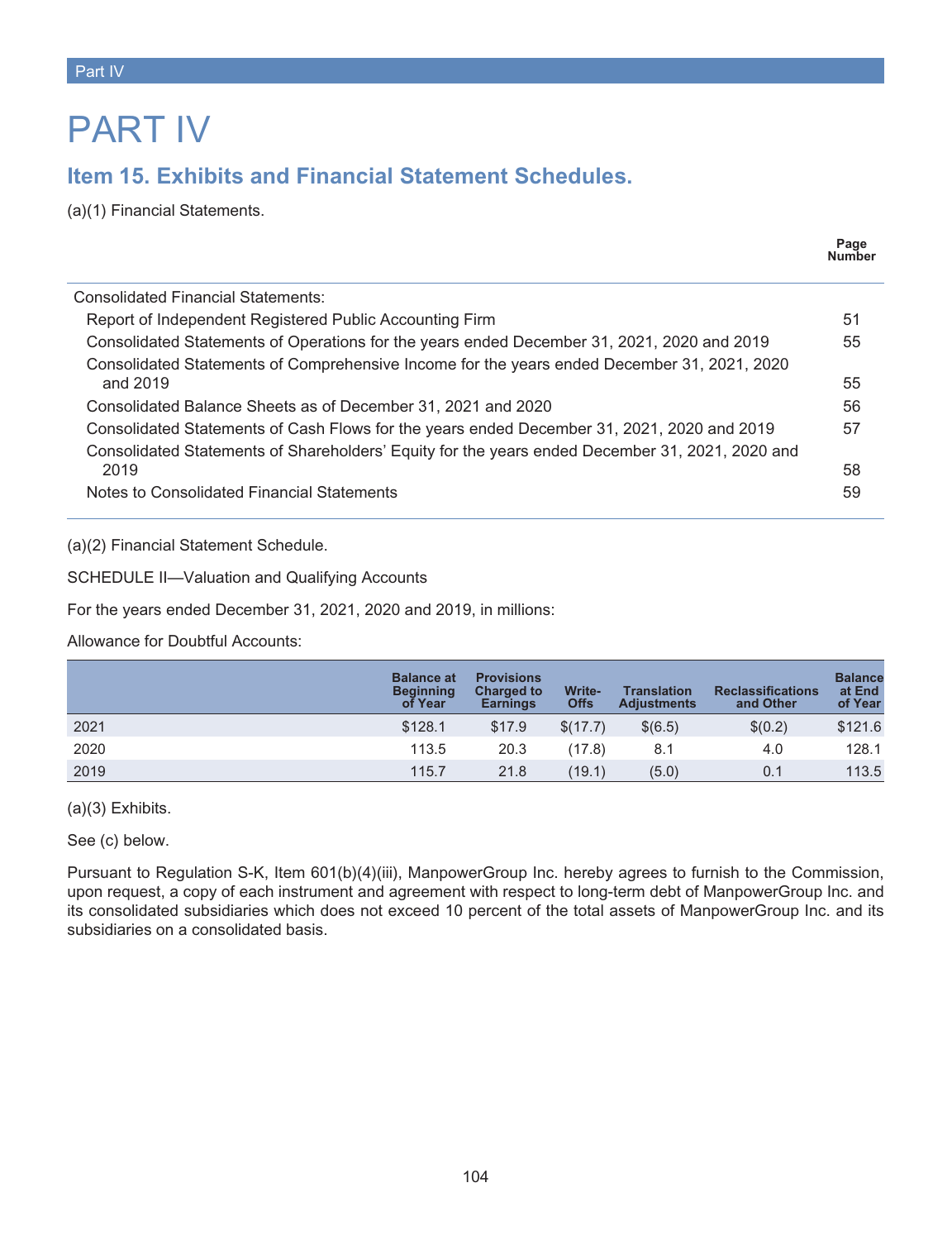# PART IV

## Item 15. Exhibits and Financial Statement Schedules.

(a)(1) Financial Statements.

| | Page Number |
|---|---|
| Consolidated Financial Statements: | |
| Report of Independent Registered Public Accounting Firm | 51 |
| Consolidated Statements of Operations for the years ended December 31, 2021, 2020 and 2019 | 55 |
| Consolidated Statements of Comprehensive Income for the years ended December 31, 2021, 2020 and 2019 | 55 |
| Consolidated Balance Sheets as of December 31, 2021 and 2020 | 56 |
| Consolidated Statements of Cash Flows for the years ended December 31, 2021, 2020 and 2019 | 57 |
| Consolidated Statements of Shareholders' Equity for the years ended December 31, 2021, 2020 and 2019 | 58 |
| Notes to Consolidated Financial Statements | 59 |

(a)(2) Financial Statement Schedule.

SCHEDULE II—Valuation and Qualifying Accounts

For the years ended December 31, 2021, 2020 and 2019, in millions:

Allowance for Doubtful Accounts:

| | Balance at Beginning of Year | Provisions Charged to Earnings | Write-Offs | Translation Adjustments | Reclassifications and Other | Balance at End of Year |
|---|---|---|---|---|---|---|
| 2021 | $128.1 | $17.9 | $(17.7) | $(6.5) | $(0.2) | $121.6 |
| 2020 | 113.5 | 20.3 | (17.8) | 8.1 | 4.0 | 128.1 |
| 2019 | 115.7 | 21.8 | (19.1) | (5.0) | 0.1 | 113.5 |

(a)(3) Exhibits.

See (c) below.

Pursuant to Regulation S-K, Item 601(b)(4)(iii), ManpowerGroup Inc. hereby agrees to furnish to the Commission, upon request, a copy of each instrument and agreement with respect to long-term debt of ManpowerGroup Inc. and its consolidated subsidiaries which does not exceed 10 percent of the total assets of ManpowerGroup Inc. and its subsidiaries on a consolidated basis.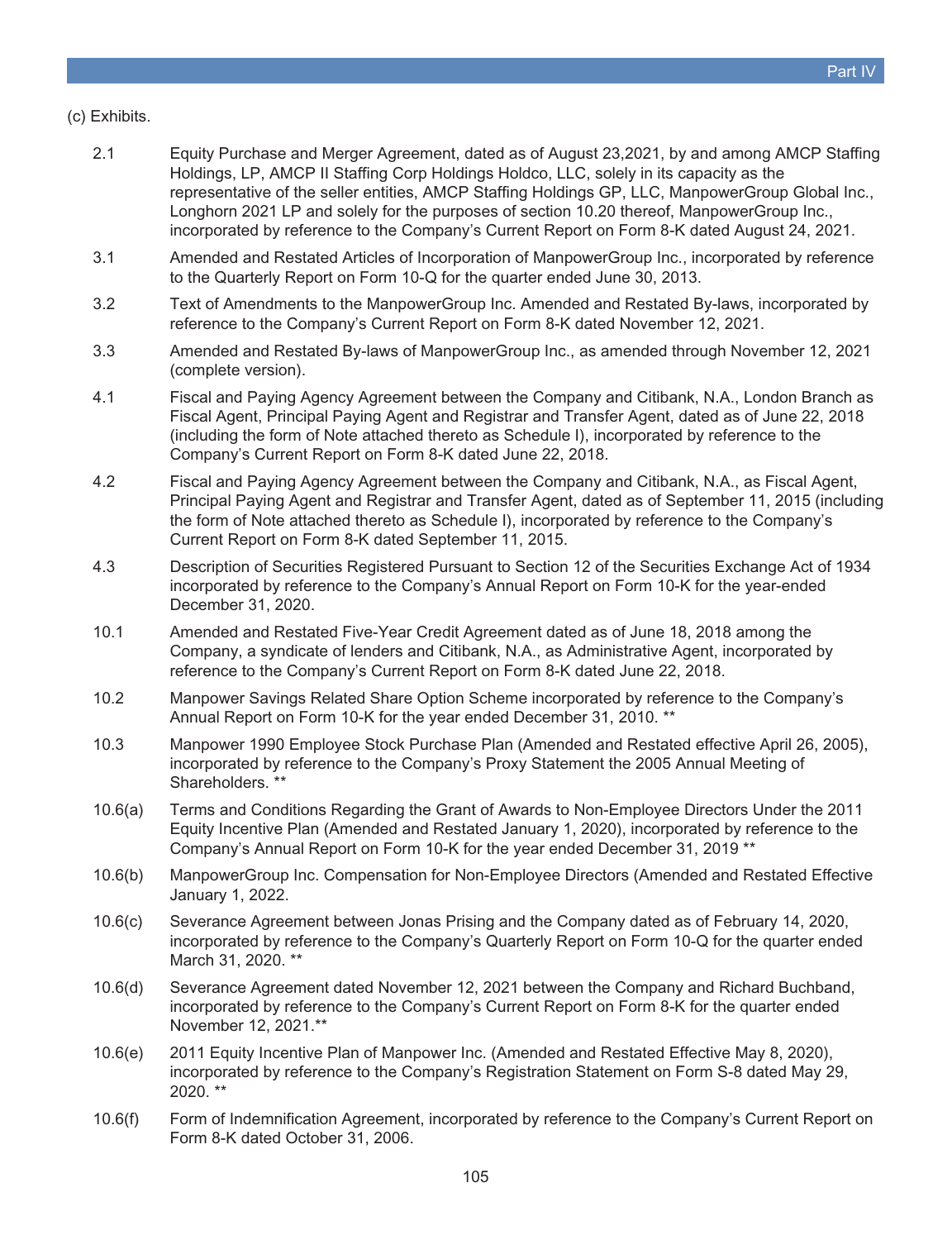(c) Exhibits.

| | |
|---|---|
| 2.1 | Equity Purchase and Merger Agreement, dated as of August 23,2021, by and among AMCP Staffing Holdings, LP, AMCP II Staffing Corp Holdings Holdco, LLC, solely in its capacity as the representative of the seller entities, AMCP Staffing Holdings GP, LLC, ManpowerGroup Global Inc., Longhorn 2021 LP and solely for the purposes of section 10.20 thereof, ManpowerGroup Inc., incorporated by reference to the Company's Current Report on Form 8-K dated August 24, 2021. |
| 3.1 | Amended and Restated Articles of Incorporation of ManpowerGroup Inc., incorporated by reference to the Quarterly Report on Form 10-Q for the quarter ended June 30, 2013. |
| 3.2 | Text of Amendments to the ManpowerGroup Inc. Amended and Restated By-laws, incorporated by reference to the Company's Current Report on Form 8-K dated November 12, 2021. |
| 3.3 | Amended and Restated By-laws of ManpowerGroup Inc., as amended through November 12, 2021 (complete version). |
| 4.1 | Fiscal and Paying Agency Agreement between the Company and Citibank, N.A., London Branch as Fiscal Agent, Principal Paying Agent and Registrar and Transfer Agent, dated as of June 22, 2018 (including the form of Note attached thereto as Schedule I), incorporated by reference to the Company's Current Report on Form 8-K dated June 22, 2018. |
| 4.2 | Fiscal and Paying Agency Agreement between the Company and Citibank, N.A., as Fiscal Agent, Principal Paying Agent and Registrar and Transfer Agent, dated as of September 11, 2015 (including the form of Note attached thereto as Schedule I), incorporated by reference to the Company's Current Report on Form 8-K dated September 11, 2015. |
| 4.3 | Description of Securities Registered Pursuant to Section 12 of the Securities Exchange Act of 1934 incorporated by reference to the Company's Annual Report on Form 10-K for the year-ended December 31, 2020. |
| 10.1 | Amended and Restated Five-Year Credit Agreement dated as of June 18, 2018 among the Company, a syndicate of lenders and Citibank, N.A., as Administrative Agent, incorporated by reference to the Company's Current Report on Form 8-K dated June 22, 2018. |
| 10.2 | Manpower Savings Related Share Option Scheme incorporated by reference to the Company's Annual Report on Form 10-K for the year ended December 31, 2010. ** |
| 10.3 | Manpower 1990 Employee Stock Purchase Plan (Amended and Restated effective April 26, 2005), incorporated by reference to the Company's Proxy Statement the 2005 Annual Meeting of Shareholders. ** |
| 10.6(a) | Terms and Conditions Regarding the Grant of Awards to Non-Employee Directors Under the 2011 Equity Incentive Plan (Amended and Restated January 1, 2020), incorporated by reference to the Company's Annual Report on Form 10-K for the year ended December 31, 2019 ** |
| 10.6(b) | ManpowerGroup Inc. Compensation for Non-Employee Directors (Amended and Restated Effective January 1, 2022. |
| 10.6(c) | Severance Agreement between Jonas Prising and the Company dated as of February 14, 2020, incorporated by reference to the Company's Quarterly Report on Form 10-Q for the quarter ended March 31, 2020. ** |
| 10.6(d) | Severance Agreement dated November 12, 2021 between the Company and Richard Buchband, incorporated by reference to the Company's Current Report on Form 8-K for the quarter ended November 12, 2021.** |
| 10.6(e) | 2011 Equity Incentive Plan of Manpower Inc. (Amended and Restated Effective May 8, 2020), incorporated by reference to the Company's Registration Statement on Form S-8 dated May 29, 2020. ** |
| 10.6(f) | Form of Indemnification Agreement, incorporated by reference to the Company's Current Report on Form 8-K dated October 31, 2006. |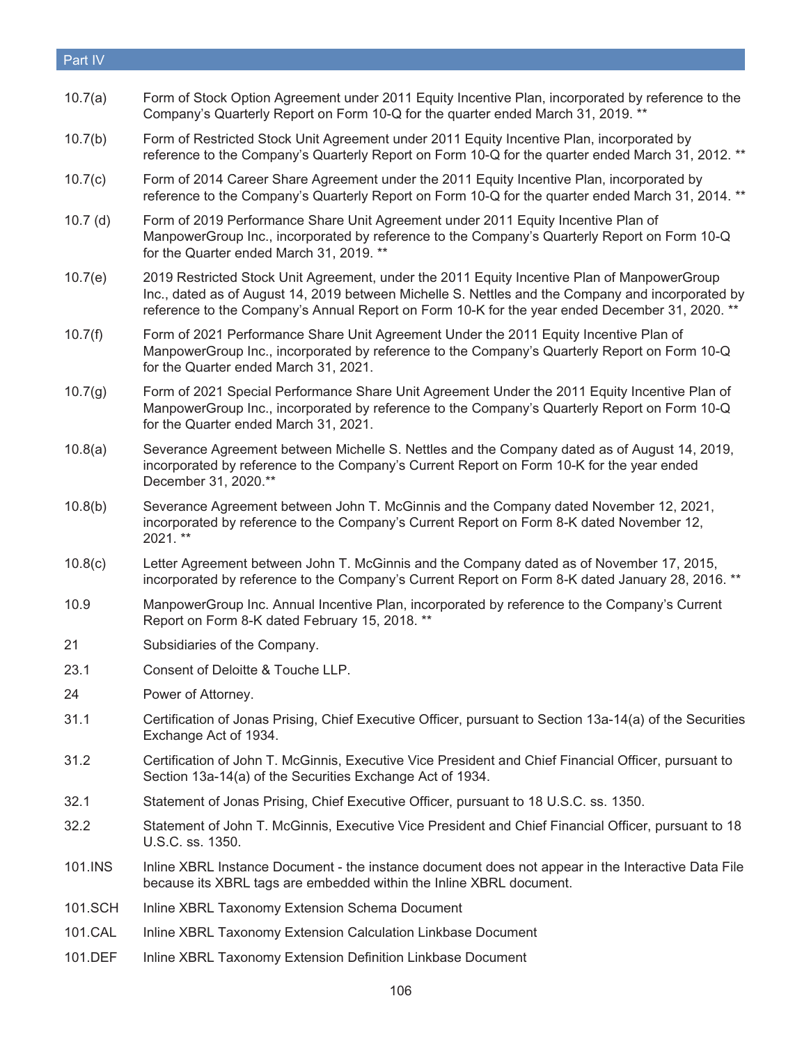| | |
|---|---|
| 10.7(a) | Form of Stock Option Agreement under 2011 Equity Incentive Plan, incorporated by reference to the Company's Quarterly Report on Form 10-Q for the quarter ended March 31, 2019. ** |
| 10.7(b) | Form of Restricted Stock Unit Agreement under 2011 Equity Incentive Plan, incorporated by reference to the Company's Quarterly Report on Form 10-Q for the quarter ended March 31, 2012. ** |
| 10.7(c) | Form of 2014 Career Share Agreement under the 2011 Equity Incentive Plan, incorporated by reference to the Company's Quarterly Report on Form 10-Q for the quarter ended March 31, 2014. ** |
| 10.7 (d) | Form of 2019 Performance Share Unit Agreement under 2011 Equity Incentive Plan of ManpowerGroup Inc., incorporated by reference to the Company's Quarterly Report on Form 10-Q for the Quarter ended March 31, 2019. ** |
| 10.7(e) | 2019 Restricted Stock Unit Agreement, under the 2011 Equity Incentive Plan of ManpowerGroup Inc., dated as of August 14, 2019 between Michelle S. Nettles and the Company and incorporated by reference to the Company's Annual Report on Form 10-K for the year ended December 31, 2020. ** |
| 10.7(f) | Form of 2021 Performance Share Unit Agreement Under the 2011 Equity Incentive Plan of ManpowerGroup Inc., incorporated by reference to the Company's Quarterly Report on Form 10-Q for the Quarter ended March 31, 2021. |
| 10.7(g) | Form of 2021 Special Performance Share Unit Agreement Under the 2011 Equity Incentive Plan of ManpowerGroup Inc., incorporated by reference to the Company's Quarterly Report on Form 10-Q for the Quarter ended March 31, 2021. |
| 10.8(a) | Severance Agreement between Michelle S. Nettles and the Company dated as of August 14, 2019, incorporated by reference to the Company's Current Report on Form 10-K for the year ended December 31, 2020.** |
| 10.8(b) | Severance Agreement between John T. McGinnis and the Company dated November 12, 2021, incorporated by reference to the Company's Current Report on Form 8-K dated November 12, 2021. ** |
| 10.8(c) | Letter Agreement between John T. McGinnis and the Company dated as of November 17, 2015, incorporated by reference to the Company's Current Report on Form 8-K dated January 28, 2016. ** |
| 10.9 | ManpowerGroup Inc. Annual Incentive Plan, incorporated by reference to the Company's Current Report on Form 8-K dated February 15, 2018. ** |
| 21 | Subsidiaries of the Company. |
| 23.1 | Consent of Deloitte & Touche LLP. |
| 24 | Power of Attorney. |
| 31.1 | Certification of Jonas Prising, Chief Executive Officer, pursuant to Section 13a-14(a) of the Securities Exchange Act of 1934. |
| 31.2 | Certification of John T. McGinnis, Executive Vice President and Chief Financial Officer, pursuant to Section 13a-14(a) of the Securities Exchange Act of 1934. |
| 32.1 | Statement of Jonas Prising, Chief Executive Officer, pursuant to 18 U.S.C. ss. 1350. |
| 32.2 | Statement of John T. McGinnis, Executive Vice President and Chief Financial Officer, pursuant to 18 U.S.C. ss. 1350. |
| 101.INS | Inline XBRL Instance Document - the instance document does not appear in the Interactive Data File because its XBRL tags are embedded within the Inline XBRL document. |
| 101.SCH | Inline XBRL Taxonomy Extension Schema Document |
| 101.CAL | Inline XBRL Taxonomy Extension Calculation Linkbase Document |
| 101.DEF | Inline XBRL Taxonomy Extension Definition Linkbase Document |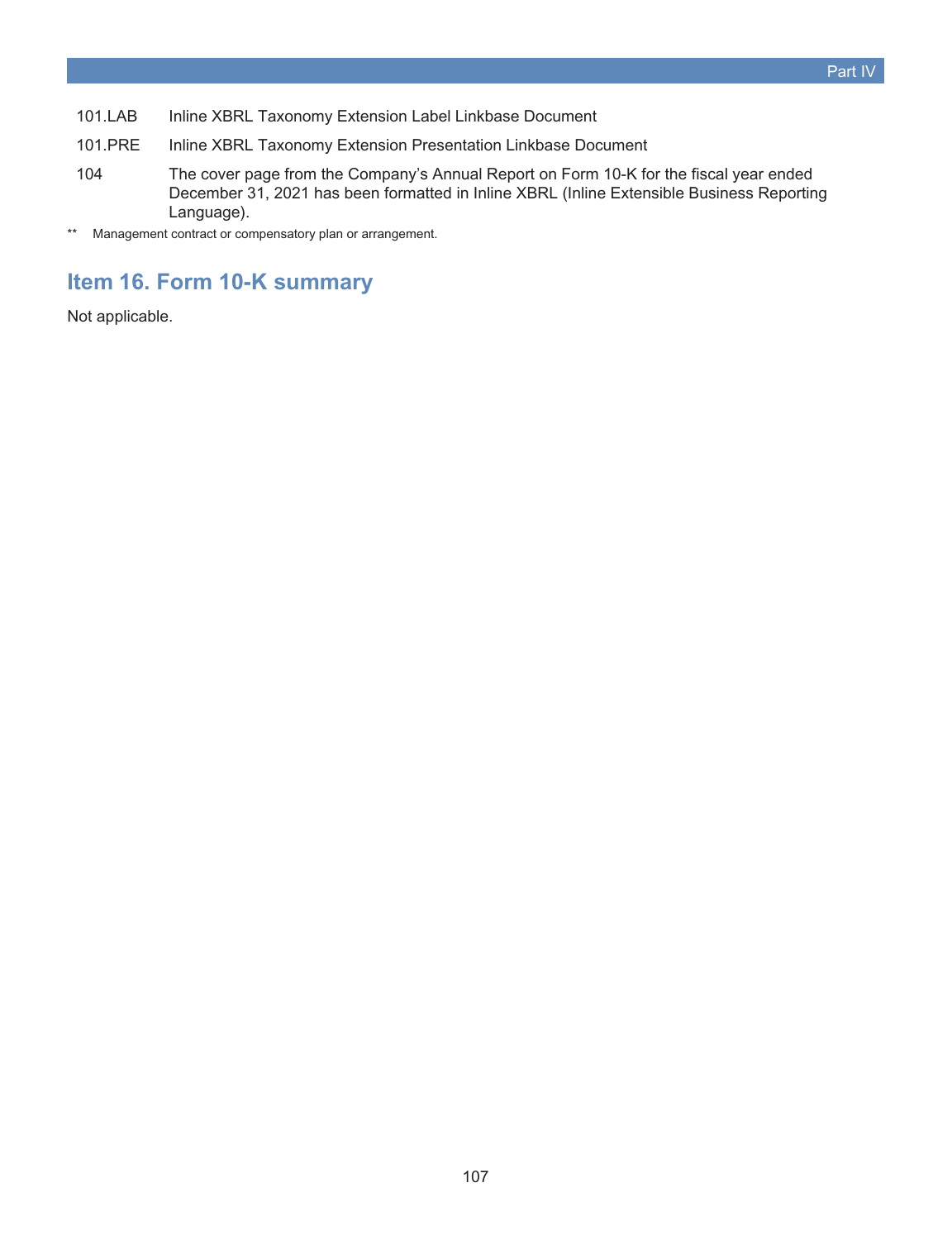| | |
|---|---|
| 101.LAB | Inline XBRL Taxonomy Extension Label Linkbase Document |
| 101.PRE | Inline XBRL Taxonomy Extension Presentation Linkbase Document |
| 104 | The cover page from the Company's Annual Report on Form 10-K for the fiscal year ended December 31, 2021 has been formatted in Inline XBRL (Inline Extensible Business Reporting Language). |

** Management contract or compensatory plan or arrangement.

## Item 16. Form 10-K summary

Not applicable.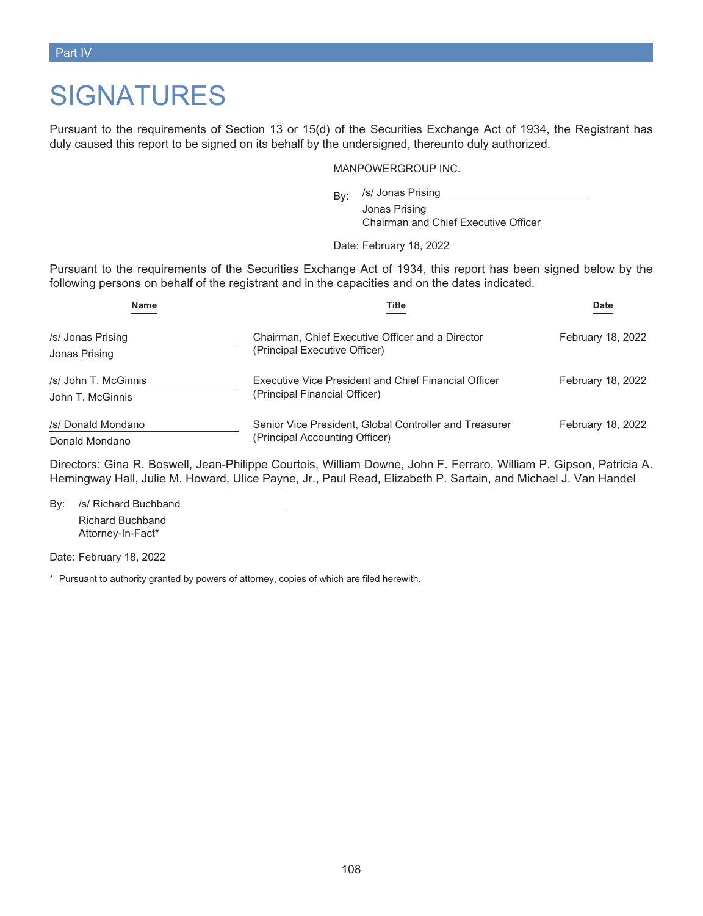Part IV

# SIGNATURES

Pursuant to the requirements of Section 13 or 15(d) of the Securities Exchange Act of 1934, the Registrant has duly caused this report to be signed on its behalf by the undersigned, thereunto duly authorized.

MANPOWERGROUP INC.

By: /s/ Jonas Prising
Jonas Prising
Chairman and Chief Executive Officer

Date: February 18, 2022

Pursuant to the requirements of the Securities Exchange Act of 1934, this report has been signed below by the following persons on behalf of the registrant and in the capacities and on the dates indicated.

| Name | Title | Date |
|---|---|---|
| /s/ Jonas Prising<br>Jonas Prising | Chairman, Chief Executive Officer and a Director<br>(Principal Executive Officer) | February 18, 2022 |
| /s/ John T. McGinnis<br>John T. McGinnis | Executive Vice President and Chief Financial Officer<br>(Principal Financial Officer) | February 18, 2022 |
| /s/ Donald Mondano<br>Donald Mondano | Senior Vice President, Global Controller and Treasurer<br>(Principal Accounting Officer) | February 18, 2022 |

Directors: Gina R. Boswell, Jean-Philippe Courtois, William Downe, John F. Ferraro, William P. Gipson, Patricia A. Hemingway Hall, Julie M. Howard, Ulice Payne, Jr., Paul Read, Elizabeth P. Sartain, and Michael J. Van Handel

By: /s/ Richard Buchband
Richard Buchband
Attorney-In-Fact*

Date: February 18, 2022

* Pursuant to authority granted by powers of attorney, copies of which are filed herewith.